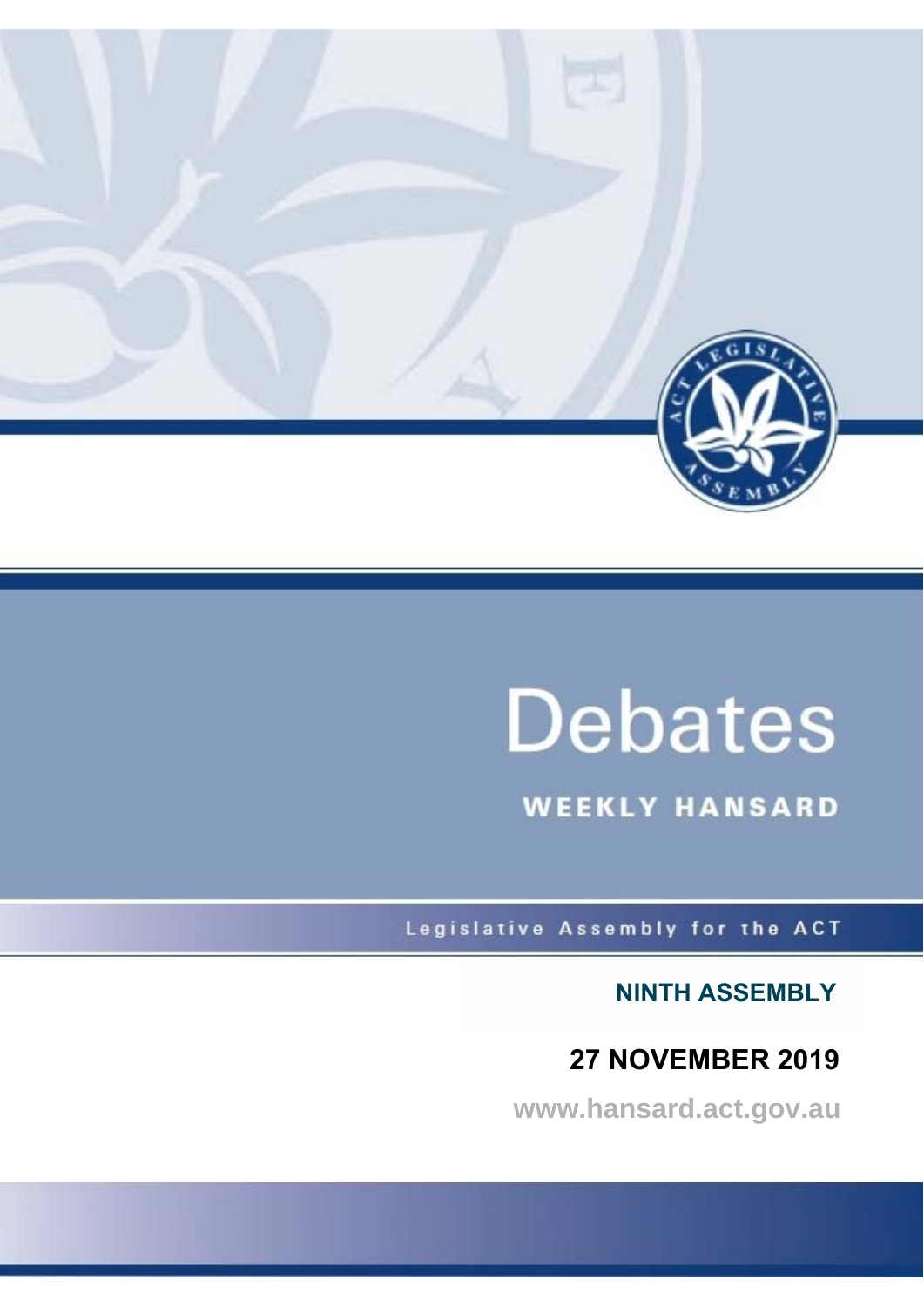# Debates

## WEEKLY HANSARD

Legislative Assembly for the ACT

**NINTH ASSEMBLY**

**27 NOVEMBER 2019**

www.hansard.act.gov.au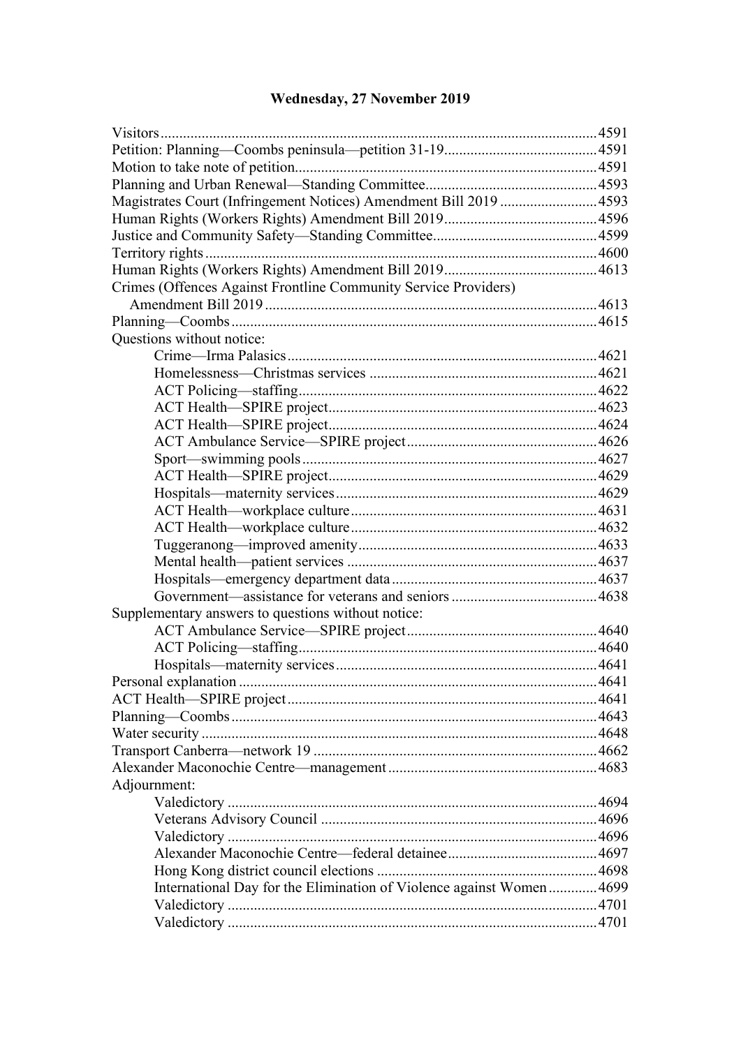# Wednesday, 27 November 2019

Visitors ....................................................................................................................4591
Petition: Planning—Coombs peninsula—petition 31-19.........................................4591
Motion to take note of petition................................................................................4591
Planning and Urban Renewal—Standing Committee.............................................4593
Magistrates Court (Infringement Notices) Amendment Bill 2019 ..........................4593
Human Rights (Workers Rights) Amendment Bill 2019.........................................4596
Justice and Community Safety—Standing Committee............................................4599
Territory rights ........................................................................................................4600
Human Rights (Workers Rights) Amendment Bill 2019.........................................4613
Crimes (Offences Against Frontline Community Service Providers)
  Amendment Bill 2019 .......................................................................................4613
Planning—Coombs .................................................................................................4615
Questions without notice:
  Crime—Irma Palasics ..................................................................................4621
  Homelessness—Christmas services ............................................................4621
  ACT Policing—staffing ...............................................................................4622
  ACT Health—SPIRE project .......................................................................4623
  ACT Health—SPIRE project .......................................................................4624
  ACT Ambulance Service—SPIRE project ..................................................4626
  Sport—swimming pools ..............................................................................4627
  ACT Health—SPIRE project .......................................................................4629
  Hospitals—maternity services .....................................................................4629
  ACT Health—workplace culture .................................................................4631
  ACT Health—workplace culture .................................................................4632
  Tuggeranong—improved amenity ...............................................................4633
  Mental health—patient services ..................................................................4637
  Hospitals—emergency department data .......................................................4637
  Government—assistance for veterans and seniors .......................................4638
Supplementary answers to questions without notice:
  ACT Ambulance Service—SPIRE project ..................................................4640
  ACT Policing—staffing ...............................................................................4640
  Hospitals—maternity services .....................................................................4641
Personal explanation ...............................................................................................4641
ACT Health—SPIRE project ..................................................................................4641
Planning—Coombs .................................................................................................4643
Water security .........................................................................................................4648
Transport Canberra—network 19 ...........................................................................4662
Alexander Maconochie Centre—management ........................................................4683
Adjournment:
  Valedictory ..................................................................................................4694
  Veterans Advisory Council .........................................................................4696
  Valedictory ..................................................................................................4696
  Alexander Maconochie Centre—federal detainee ........................................4697
  Hong Kong district council elections ...........................................................4698
  International Day for the Elimination of Violence against Women .............4699
  Valedictory ..................................................................................................4701
  Valedictory ..................................................................................................4701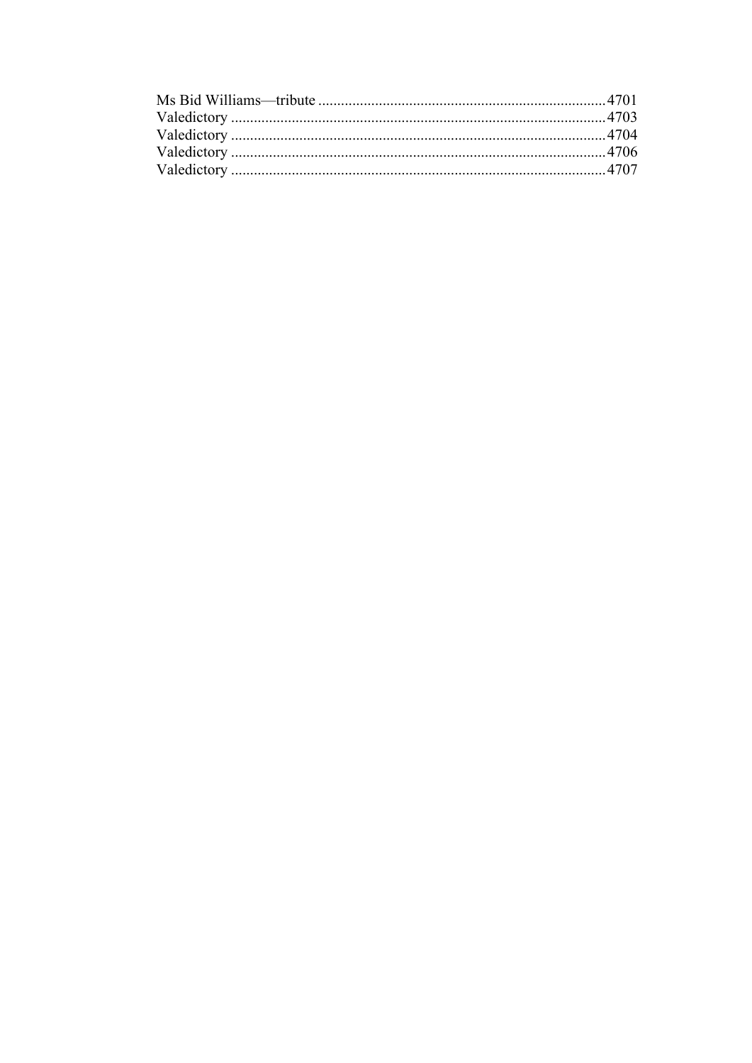Ms Bid Williams—tribute ........................................................................... 4701
Valedictory .................................................................................................. 4703
Valedictory .................................................................................................. 4704
Valedictory .................................................................................................. 4706
Valedictory .................................................................................................. 4707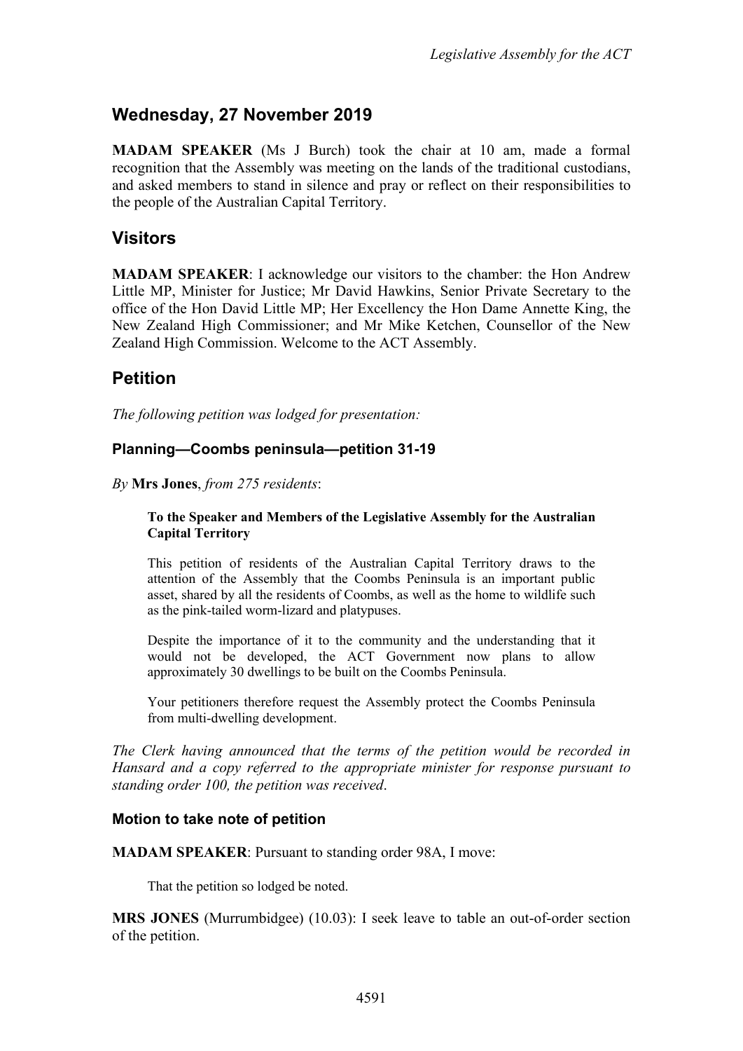## Wednesday, 27 November 2019

**MADAM SPEAKER** (Ms J Burch) took the chair at 10 am, made a formal recognition that the Assembly was meeting on the lands of the traditional custodians, and asked members to stand in silence and pray or reflect on their responsibilities to the people of the Australian Capital Territory.

## Visitors

**MADAM SPEAKER**: I acknowledge our visitors to the chamber: the Hon Andrew Little MP, Minister for Justice; Mr David Hawkins, Senior Private Secretary to the office of the Hon David Little MP; Her Excellency the Hon Dame Annette King, the New Zealand High Commissioner; and Mr Mike Ketchen, Counsellor of the New Zealand High Commission. Welcome to the ACT Assembly.

## Petition

*The following petition was lodged for presentation:*

### Planning—Coombs peninsula—petition 31-19

*By* **Mrs Jones**, *from 275 residents*:

> **To the Speaker and Members of the Legislative Assembly for the Australian Capital Territory**
>
> This petition of residents of the Australian Capital Territory draws to the attention of the Assembly that the Coombs Peninsula is an important public asset, shared by all the residents of Coombs, as well as the home to wildlife such as the pink-tailed worm-lizard and platypuses.
>
> Despite the importance of it to the community and the understanding that it would not be developed, the ACT Government now plans to allow approximately 30 dwellings to be built on the Coombs Peninsula.
>
> Your petitioners therefore request the Assembly protect the Coombs Peninsula from multi-dwelling development.

*The Clerk having announced that the terms of the petition would be recorded in Hansard and a copy referred to the appropriate minister for response pursuant to standing order 100, the petition was received*.

### Motion to take note of petition

**MADAM SPEAKER**: Pursuant to standing order 98A, I move:

> That the petition so lodged be noted.

**MRS JONES** (Murrumbidgee) (10.03): I seek leave to table an out-of-order section of the petition.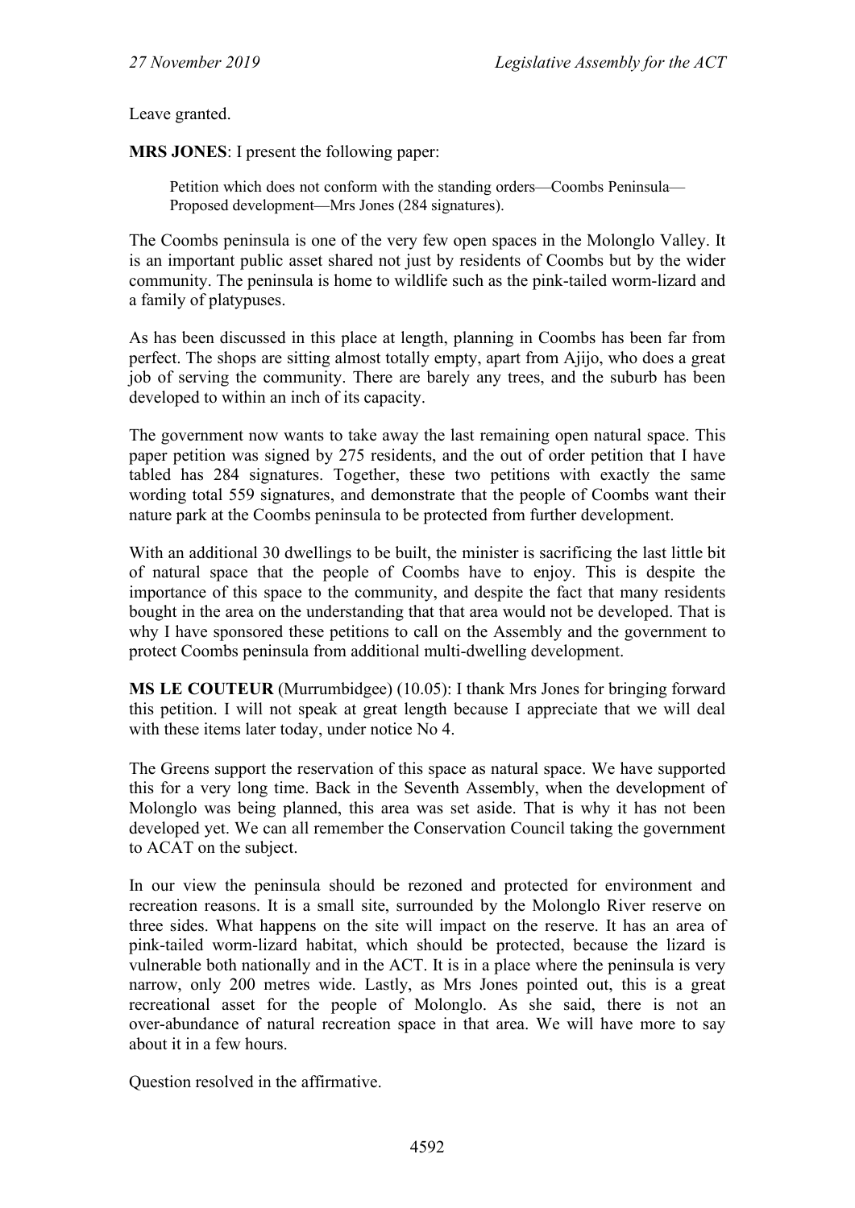Leave granted.

**MRS JONES**: I present the following paper:

> Petition which does not conform with the standing orders—Coombs Peninsula—Proposed development—Mrs Jones (284 signatures).

The Coombs peninsula is one of the very few open spaces in the Molonglo Valley. It is an important public asset shared not just by residents of Coombs but by the wider community. The peninsula is home to wildlife such as the pink-tailed worm-lizard and a family of platypuses.

As has been discussed in this place at length, planning in Coombs has been far from perfect. The shops are sitting almost totally empty, apart from Ajijo, who does a great job of serving the community. There are barely any trees, and the suburb has been developed to within an inch of its capacity.

The government now wants to take away the last remaining open natural space. This paper petition was signed by 275 residents, and the out of order petition that I have tabled has 284 signatures. Together, these two petitions with exactly the same wording total 559 signatures, and demonstrate that the people of Coombs want their nature park at the Coombs peninsula to be protected from further development.

With an additional 30 dwellings to be built, the minister is sacrificing the last little bit of natural space that the people of Coombs have to enjoy. This is despite the importance of this space to the community, and despite the fact that many residents bought in the area on the understanding that that area would not be developed. That is why I have sponsored these petitions to call on the Assembly and the government to protect Coombs peninsula from additional multi-dwelling development.

**MS LE COUTEUR** (Murrumbidgee) (10.05): I thank Mrs Jones for bringing forward this petition. I will not speak at great length because I appreciate that we will deal with these items later today, under notice No 4.

The Greens support the reservation of this space as natural space. We have supported this for a very long time. Back in the Seventh Assembly, when the development of Molonglo was being planned, this area was set aside. That is why it has not been developed yet. We can all remember the Conservation Council taking the government to ACAT on the subject.

In our view the peninsula should be rezoned and protected for environment and recreation reasons. It is a small site, surrounded by the Molonglo River reserve on three sides. What happens on the site will impact on the reserve. It has an area of pink-tailed worm-lizard habitat, which should be protected, because the lizard is vulnerable both nationally and in the ACT. It is in a place where the peninsula is very narrow, only 200 metres wide. Lastly, as Mrs Jones pointed out, this is a great recreational asset for the people of Molonglo. As she said, there is not an over-abundance of natural recreation space in that area. We will have more to say about it in a few hours.

Question resolved in the affirmative.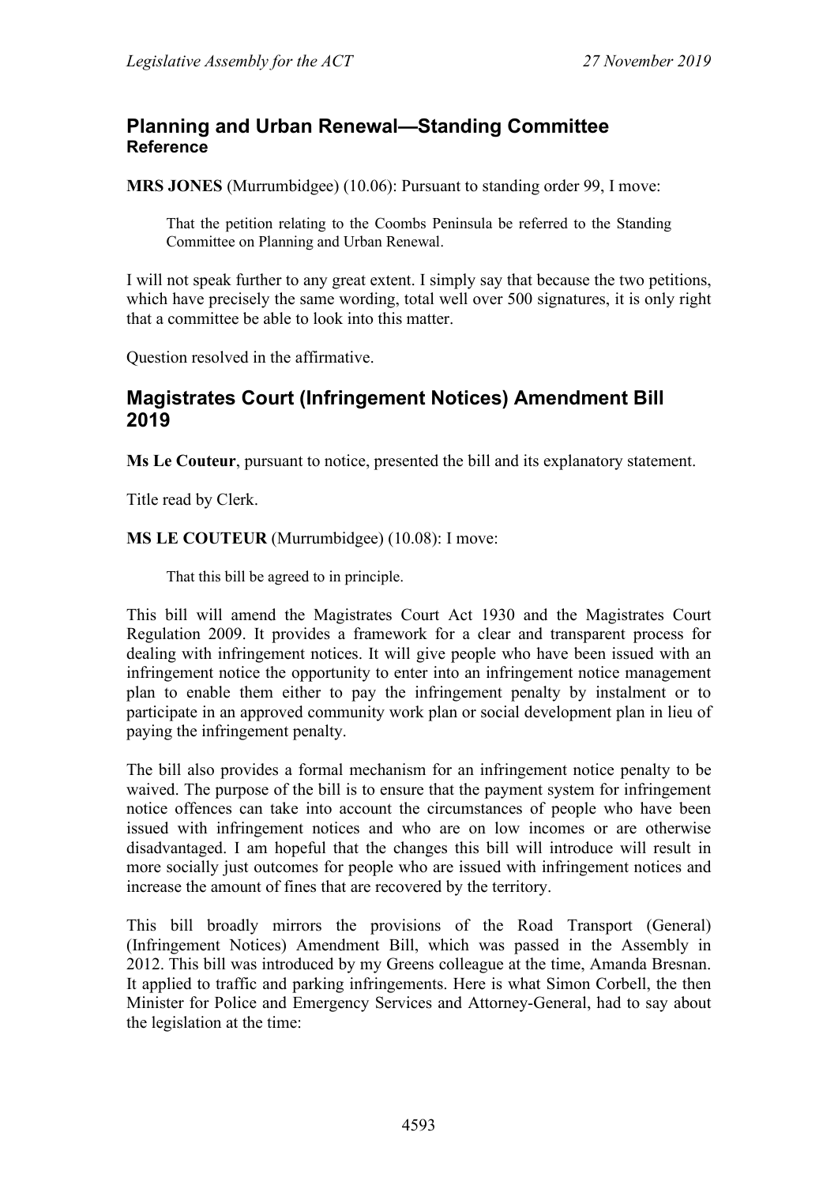## Planning and Urban Renewal—Standing Committee
### Reference

**MRS JONES** (Murrumbidgee) (10.06): Pursuant to standing order 99, I move:

> That the petition relating to the Coombs Peninsula be referred to the Standing Committee on Planning and Urban Renewal.

I will not speak further to any great extent. I simply say that because the two petitions, which have precisely the same wording, total well over 500 signatures, it is only right that a committee be able to look into this matter.

Question resolved in the affirmative.

## Magistrates Court (Infringement Notices) Amendment Bill 2019

**Ms Le Couteur**, pursuant to notice, presented the bill and its explanatory statement.

Title read by Clerk.

**MS LE COUTEUR** (Murrumbidgee) (10.08): I move:

> That this bill be agreed to in principle.

This bill will amend the Magistrates Court Act 1930 and the Magistrates Court Regulation 2009. It provides a framework for a clear and transparent process for dealing with infringement notices. It will give people who have been issued with an infringement notice the opportunity to enter into an infringement notice management plan to enable them either to pay the infringement penalty by instalment or to participate in an approved community work plan or social development plan in lieu of paying the infringement penalty.

The bill also provides a formal mechanism for an infringement notice penalty to be waived. The purpose of the bill is to ensure that the payment system for infringement notice offences can take into account the circumstances of people who have been issued with infringement notices and who are on low incomes or are otherwise disadvantaged. I am hopeful that the changes this bill will introduce will result in more socially just outcomes for people who are issued with infringement notices and increase the amount of fines that are recovered by the territory.

This bill broadly mirrors the provisions of the Road Transport (General) (Infringement Notices) Amendment Bill, which was passed in the Assembly in 2012. This bill was introduced by my Greens colleague at the time, Amanda Bresnan. It applied to traffic and parking infringements. Here is what Simon Corbell, the then Minister for Police and Emergency Services and Attorney-General, had to say about the legislation at the time: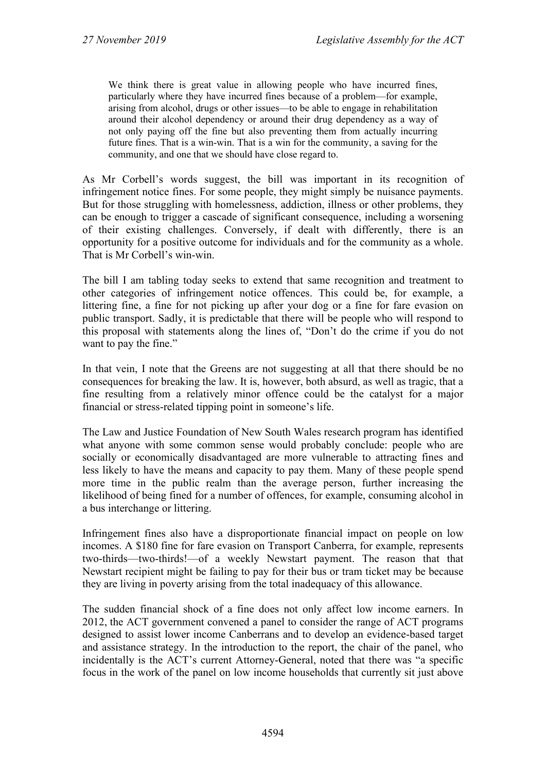> We think there is great value in allowing people who have incurred fines, particularly where they have incurred fines because of a problem—for example, arising from alcohol, drugs or other issues—to be able to engage in rehabilitation around their alcohol dependency or around their drug dependency as a way of not only paying off the fine but also preventing them from actually incurring future fines. That is a win-win. That is a win for the community, a saving for the community, and one that we should have close regard to.

As Mr Corbell's words suggest, the bill was important in its recognition of infringement notice fines. For some people, they might simply be nuisance payments. But for those struggling with homelessness, addiction, illness or other problems, they can be enough to trigger a cascade of significant consequence, including a worsening of their existing challenges. Conversely, if dealt with differently, there is an opportunity for a positive outcome for individuals and for the community as a whole. That is Mr Corbell's win-win.

The bill I am tabling today seeks to extend that same recognition and treatment to other categories of infringement notice offences. This could be, for example, a littering fine, a fine for not picking up after your dog or a fine for fare evasion on public transport. Sadly, it is predictable that there will be people who will respond to this proposal with statements along the lines of, "Don't do the crime if you do not want to pay the fine."

In that vein, I note that the Greens are not suggesting at all that there should be no consequences for breaking the law. It is, however, both absurd, as well as tragic, that a fine resulting from a relatively minor offence could be the catalyst for a major financial or stress-related tipping point in someone's life.

The Law and Justice Foundation of New South Wales research program has identified what anyone with some common sense would probably conclude: people who are socially or economically disadvantaged are more vulnerable to attracting fines and less likely to have the means and capacity to pay them. Many of these people spend more time in the public realm than the average person, further increasing the likelihood of being fined for a number of offences, for example, consuming alcohol in a bus interchange or littering.

Infringement fines also have a disproportionate financial impact on people on low incomes. A $180 fine for fare evasion on Transport Canberra, for example, represents two-thirds—two-thirds!—of a weekly Newstart payment. The reason that that Newstart recipient might be failing to pay for their bus or tram ticket may be because they are living in poverty arising from the total inadequacy of this allowance.

The sudden financial shock of a fine does not only affect low income earners. In 2012, the ACT government convened a panel to consider the range of ACT programs designed to assist lower income Canberrans and to develop an evidence-based target and assistance strategy. In the introduction to the report, the chair of the panel, who incidentally is the ACT's current Attorney-General, noted that there was "a specific focus in the work of the panel on low income households that currently sit just above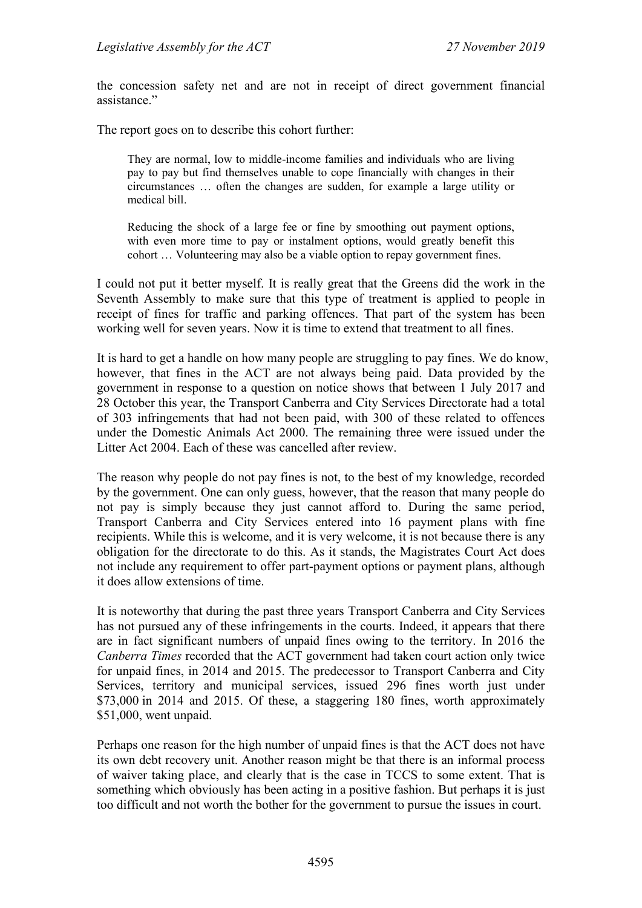the concession safety net and are not in receipt of direct government financial assistance."

The report goes on to describe this cohort further:

> They are normal, low to middle-income families and individuals who are living pay to pay but find themselves unable to cope financially with changes in their circumstances … often the changes are sudden, for example a large utility or medical bill.
>
> Reducing the shock of a large fee or fine by smoothing out payment options, with even more time to pay or instalment options, would greatly benefit this cohort … Volunteering may also be a viable option to repay government fines.

I could not put it better myself. It is really great that the Greens did the work in the Seventh Assembly to make sure that this type of treatment is applied to people in receipt of fines for traffic and parking offences. That part of the system has been working well for seven years. Now it is time to extend that treatment to all fines.

It is hard to get a handle on how many people are struggling to pay fines. We do know, however, that fines in the ACT are not always being paid. Data provided by the government in response to a question on notice shows that between 1 July 2017 and 28 October this year, the Transport Canberra and City Services Directorate had a total of 303 infringements that had not been paid, with 300 of these related to offences under the Domestic Animals Act 2000. The remaining three were issued under the Litter Act 2004. Each of these was cancelled after review.

The reason why people do not pay fines is not, to the best of my knowledge, recorded by the government. One can only guess, however, that the reason that many people do not pay is simply because they just cannot afford to. During the same period, Transport Canberra and City Services entered into 16 payment plans with fine recipients. While this is welcome, and it is very welcome, it is not because there is any obligation for the directorate to do this. As it stands, the Magistrates Court Act does not include any requirement to offer part-payment options or payment plans, although it does allow extensions of time.

It is noteworthy that during the past three years Transport Canberra and City Services has not pursued any of these infringements in the courts. Indeed, it appears that there are in fact significant numbers of unpaid fines owing to the territory. In 2016 the *Canberra Times* recorded that the ACT government had taken court action only twice for unpaid fines, in 2014 and 2015. The predecessor to Transport Canberra and City Services, territory and municipal services, issued 296 fines worth just under \$73,000 in 2014 and 2015. Of these, a staggering 180 fines, worth approximately \$51,000, went unpaid.

Perhaps one reason for the high number of unpaid fines is that the ACT does not have its own debt recovery unit. Another reason might be that there is an informal process of waiver taking place, and clearly that is the case in TCCS to some extent. That is something which obviously has been acting in a positive fashion. But perhaps it is just too difficult and not worth the bother for the government to pursue the issues in court.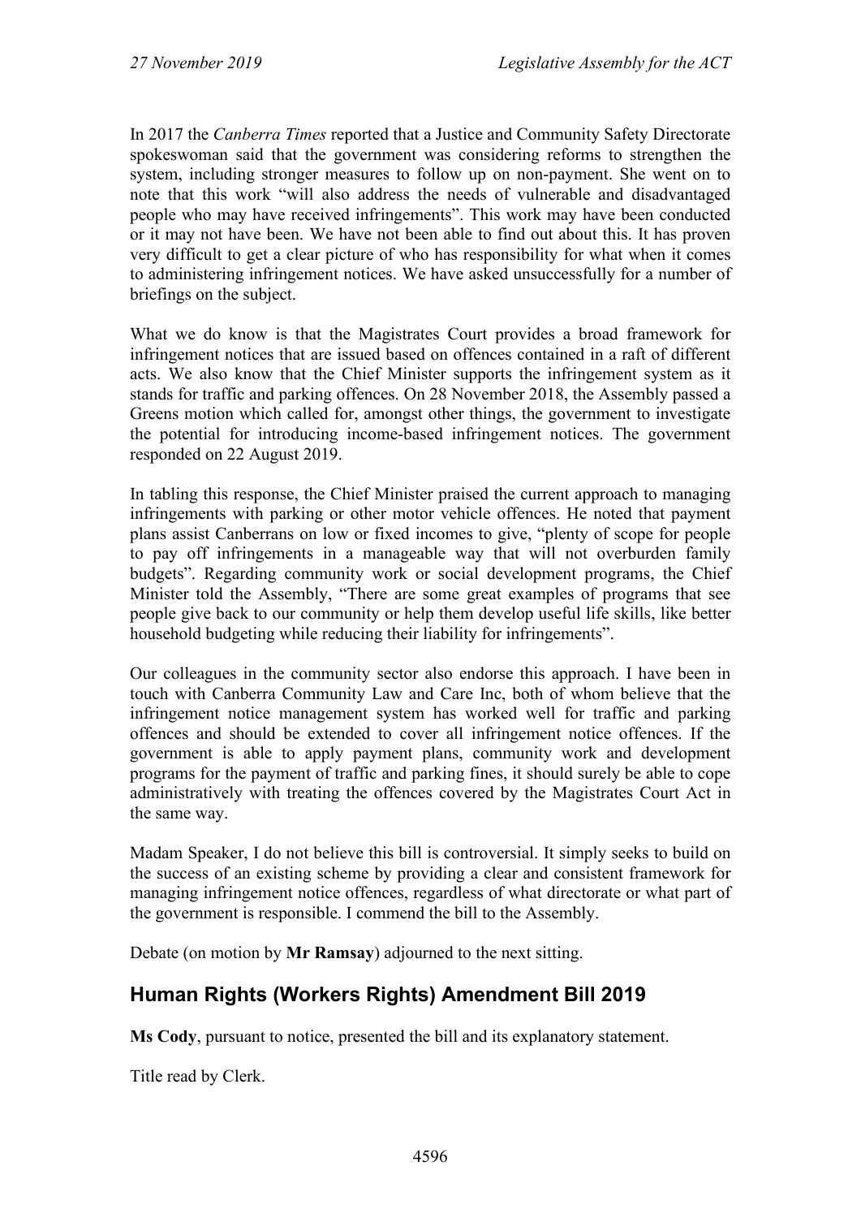In 2017 the *Canberra Times* reported that a Justice and Community Safety Directorate spokeswoman said that the government was considering reforms to strengthen the system, including stronger measures to follow up on non-payment. She went on to note that this work "will also address the needs of vulnerable and disadvantaged people who may have received infringements". This work may have been conducted or it may not have been. We have not been able to find out about this. It has proven very difficult to get a clear picture of who has responsibility for what when it comes to administering infringement notices. We have asked unsuccessfully for a number of briefings on the subject.

What we do know is that the Magistrates Court provides a broad framework for infringement notices that are issued based on offences contained in a raft of different acts. We also know that the Chief Minister supports the infringement system as it stands for traffic and parking offences. On 28 November 2018, the Assembly passed a Greens motion which called for, amongst other things, the government to investigate the potential for introducing income-based infringement notices. The government responded on 22 August 2019.

In tabling this response, the Chief Minister praised the current approach to managing infringements with parking or other motor vehicle offences. He noted that payment plans assist Canberrans on low or fixed incomes to give, "plenty of scope for people to pay off infringements in a manageable way that will not overburden family budgets". Regarding community work or social development programs, the Chief Minister told the Assembly, "There are some great examples of programs that see people give back to our community or help them develop useful life skills, like better household budgeting while reducing their liability for infringements".

Our colleagues in the community sector also endorse this approach. I have been in touch with Canberra Community Law and Care Inc, both of whom believe that the infringement notice management system has worked well for traffic and parking offences and should be extended to cover all infringement notice offences. If the government is able to apply payment plans, community work and development programs for the payment of traffic and parking fines, it should surely be able to cope administratively with treating the offences covered by the Magistrates Court Act in the same way.

Madam Speaker, I do not believe this bill is controversial. It simply seeks to build on the success of an existing scheme by providing a clear and consistent framework for managing infringement notice offences, regardless of what directorate or what part of the government is responsible. I commend the bill to the Assembly.

Debate (on motion by **Mr Ramsay**) adjourned to the next sitting.

## Human Rights (Workers Rights) Amendment Bill 2019

**Ms Cody**, pursuant to notice, presented the bill and its explanatory statement.

Title read by Clerk.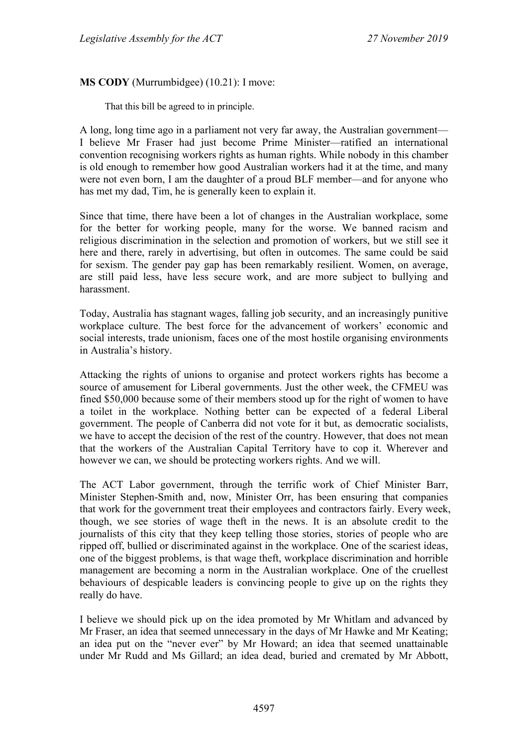**MS CODY** (Murrumbidgee) (10.21): I move:

That this bill be agreed to in principle.

A long, long time ago in a parliament not very far away, the Australian government—I believe Mr Fraser had just become Prime Minister—ratified an international convention recognising workers rights as human rights. While nobody in this chamber is old enough to remember how good Australian workers had it at the time, and many were not even born, I am the daughter of a proud BLF member—and for anyone who has met my dad, Tim, he is generally keen to explain it.

Since that time, there have been a lot of changes in the Australian workplace, some for the better for working people, many for the worse. We banned racism and religious discrimination in the selection and promotion of workers, but we still see it here and there, rarely in advertising, but often in outcomes. The same could be said for sexism. The gender pay gap has been remarkably resilient. Women, on average, are still paid less, have less secure work, and are more subject to bullying and harassment.

Today, Australia has stagnant wages, falling job security, and an increasingly punitive workplace culture. The best force for the advancement of workers' economic and social interests, trade unionism, faces one of the most hostile organising environments in Australia's history.

Attacking the rights of unions to organise and protect workers rights has become a source of amusement for Liberal governments. Just the other week, the CFMEU was fined $50,000 because some of their members stood up for the right of women to have a toilet in the workplace. Nothing better can be expected of a federal Liberal government. The people of Canberra did not vote for it but, as democratic socialists, we have to accept the decision of the rest of the country. However, that does not mean that the workers of the Australian Capital Territory have to cop it. Wherever and however we can, we should be protecting workers rights. And we will.

The ACT Labor government, through the terrific work of Chief Minister Barr, Minister Stephen-Smith and, now, Minister Orr, has been ensuring that companies that work for the government treat their employees and contractors fairly. Every week, though, we see stories of wage theft in the news. It is an absolute credit to the journalists of this city that they keep telling those stories, stories of people who are ripped off, bullied or discriminated against in the workplace. One of the scariest ideas, one of the biggest problems, is that wage theft, workplace discrimination and horrible management are becoming a norm in the Australian workplace. One of the cruellest behaviours of despicable leaders is convincing people to give up on the rights they really do have.

I believe we should pick up on the idea promoted by Mr Whitlam and advanced by Mr Fraser, an idea that seemed unnecessary in the days of Mr Hawke and Mr Keating; an idea put on the "never ever" by Mr Howard; an idea that seemed unattainable under Mr Rudd and Ms Gillard; an idea dead, buried and cremated by Mr Abbott,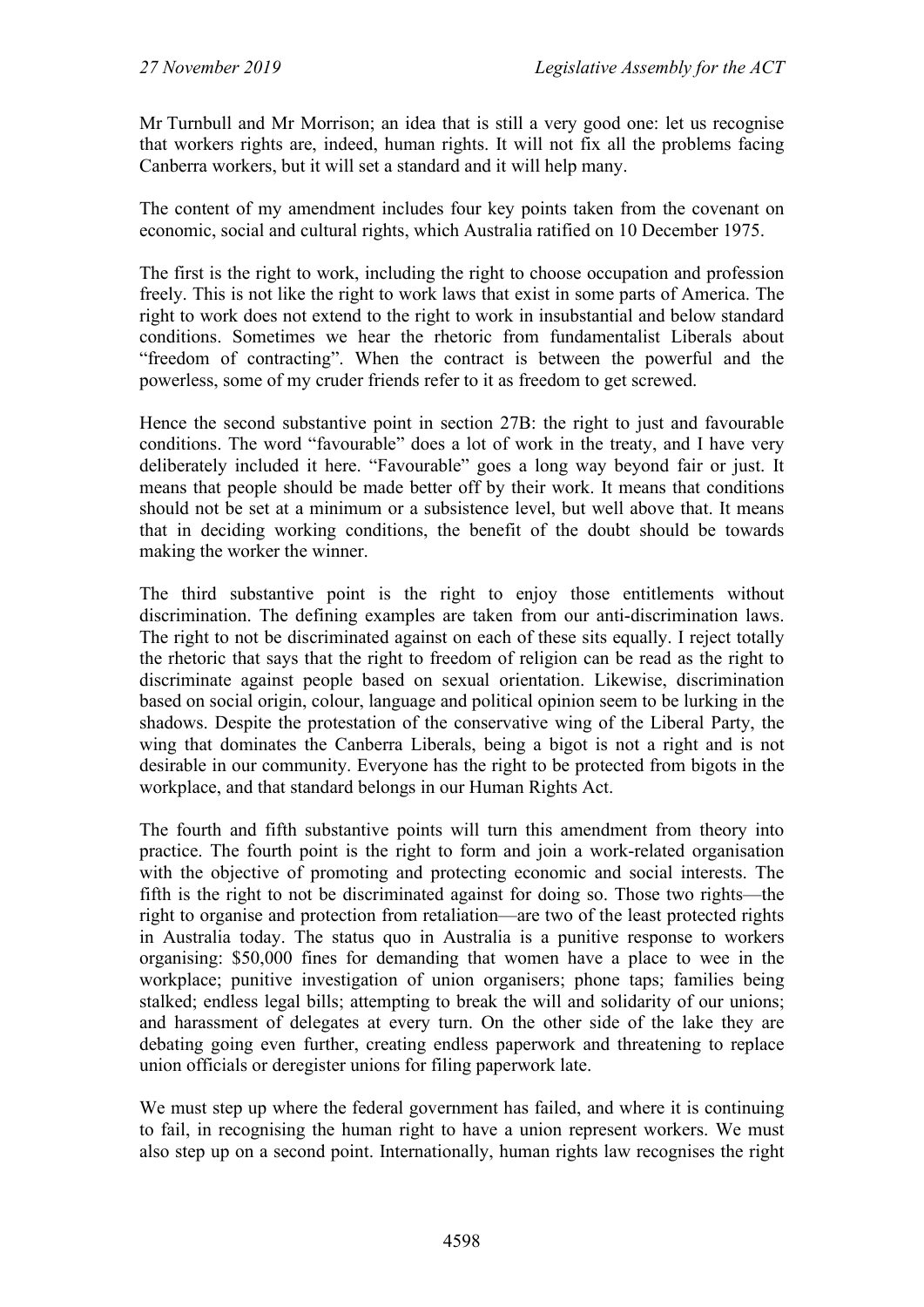Mr Turnbull and Mr Morrison; an idea that is still a very good one: let us recognise that workers rights are, indeed, human rights. It will not fix all the problems facing Canberra workers, but it will set a standard and it will help many.

The content of my amendment includes four key points taken from the covenant on economic, social and cultural rights, which Australia ratified on 10 December 1975.

The first is the right to work, including the right to choose occupation and profession freely. This is not like the right to work laws that exist in some parts of America. The right to work does not extend to the right to work in insubstantial and below standard conditions. Sometimes we hear the rhetoric from fundamentalist Liberals about "freedom of contracting". When the contract is between the powerful and the powerless, some of my cruder friends refer to it as freedom to get screwed.

Hence the second substantive point in section 27B: the right to just and favourable conditions. The word "favourable" does a lot of work in the treaty, and I have very deliberately included it here. "Favourable" goes a long way beyond fair or just. It means that people should be made better off by their work. It means that conditions should not be set at a minimum or a subsistence level, but well above that. It means that in deciding working conditions, the benefit of the doubt should be towards making the worker the winner.

The third substantive point is the right to enjoy those entitlements without discrimination. The defining examples are taken from our anti-discrimination laws. The right to not be discriminated against on each of these sits equally. I reject totally the rhetoric that says that the right to freedom of religion can be read as the right to discriminate against people based on sexual orientation. Likewise, discrimination based on social origin, colour, language and political opinion seem to be lurking in the shadows. Despite the protestation of the conservative wing of the Liberal Party, the wing that dominates the Canberra Liberals, being a bigot is not a right and is not desirable in our community. Everyone has the right to be protected from bigots in the workplace, and that standard belongs in our Human Rights Act.

The fourth and fifth substantive points will turn this amendment from theory into practice. The fourth point is the right to form and join a work-related organisation with the objective of promoting and protecting economic and social interests. The fifth is the right to not be discriminated against for doing so. Those two rights—the right to organise and protection from retaliation—are two of the least protected rights in Australia today. The status quo in Australia is a punitive response to workers organising: $50,000 fines for demanding that women have a place to wee in the workplace; punitive investigation of union organisers; phone taps; families being stalked; endless legal bills; attempting to break the will and solidarity of our unions; and harassment of delegates at every turn. On the other side of the lake they are debating going even further, creating endless paperwork and threatening to replace union officials or deregister unions for filing paperwork late.

We must step up where the federal government has failed, and where it is continuing to fail, in recognising the human right to have a union represent workers. We must also step up on a second point. Internationally, human rights law recognises the right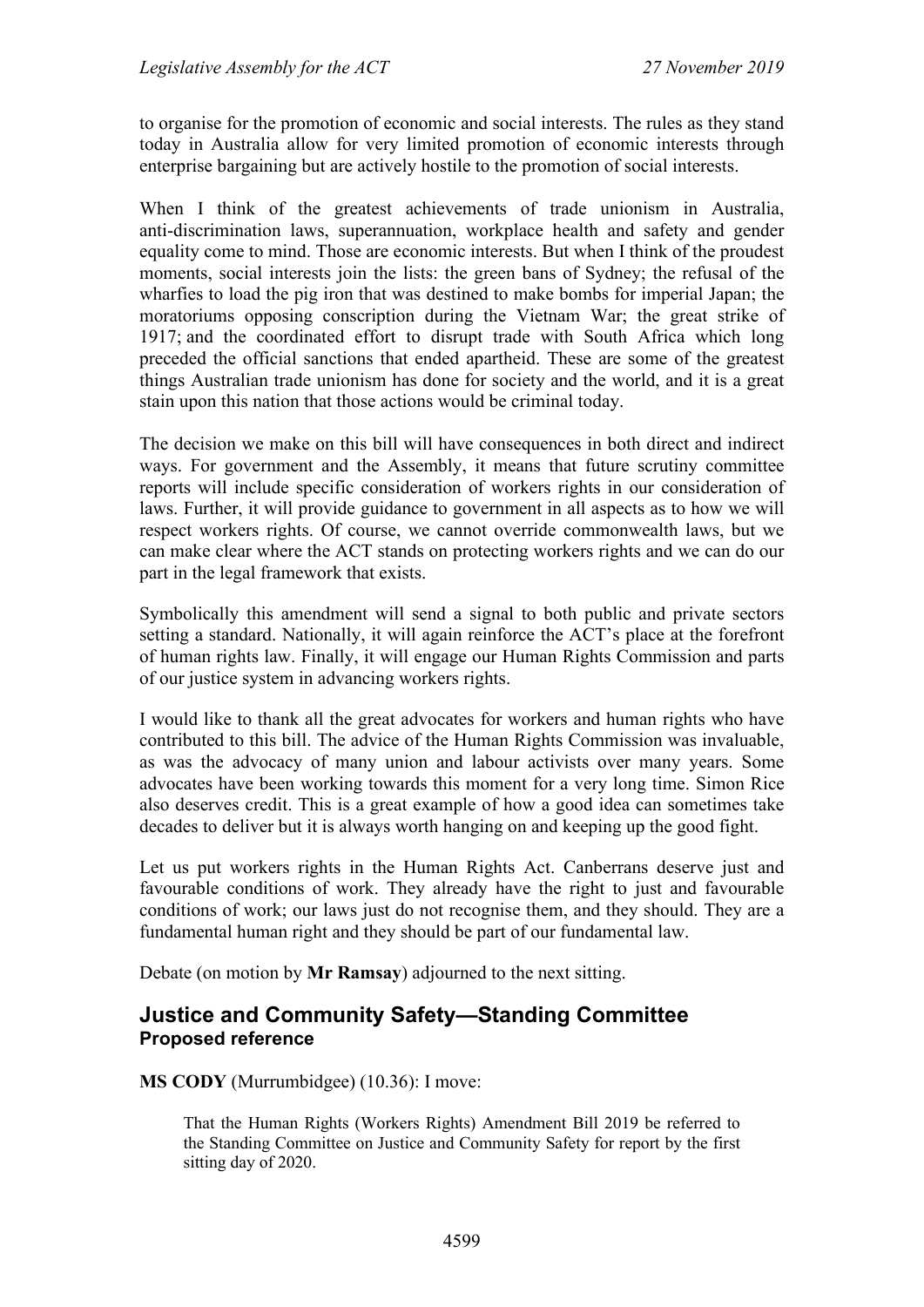to organise for the promotion of economic and social interests. The rules as they stand today in Australia allow for very limited promotion of economic interests through enterprise bargaining but are actively hostile to the promotion of social interests.

When I think of the greatest achievements of trade unionism in Australia, anti-discrimination laws, superannuation, workplace health and safety and gender equality come to mind. Those are economic interests. But when I think of the proudest moments, social interests join the lists: the green bans of Sydney; the refusal of the wharfies to load the pig iron that was destined to make bombs for imperial Japan; the moratoriums opposing conscription during the Vietnam War; the great strike of 1917; and the coordinated effort to disrupt trade with South Africa which long preceded the official sanctions that ended apartheid. These are some of the greatest things Australian trade unionism has done for society and the world, and it is a great stain upon this nation that those actions would be criminal today.

The decision we make on this bill will have consequences in both direct and indirect ways. For government and the Assembly, it means that future scrutiny committee reports will include specific consideration of workers rights in our consideration of laws. Further, it will provide guidance to government in all aspects as to how we will respect workers rights. Of course, we cannot override commonwealth laws, but we can make clear where the ACT stands on protecting workers rights and we can do our part in the legal framework that exists.

Symbolically this amendment will send a signal to both public and private sectors setting a standard. Nationally, it will again reinforce the ACT's place at the forefront of human rights law. Finally, it will engage our Human Rights Commission and parts of our justice system in advancing workers rights.

I would like to thank all the great advocates for workers and human rights who have contributed to this bill. The advice of the Human Rights Commission was invaluable, as was the advocacy of many union and labour activists over many years. Some advocates have been working towards this moment for a very long time. Simon Rice also deserves credit. This is a great example of how a good idea can sometimes take decades to deliver but it is always worth hanging on and keeping up the good fight.

Let us put workers rights in the Human Rights Act. Canberrans deserve just and favourable conditions of work. They already have the right to just and favourable conditions of work; our laws just do not recognise them, and they should. They are a fundamental human right and they should be part of our fundamental law.

Debate (on motion by **Mr Ramsay**) adjourned to the next sitting.

## Justice and Community Safety—Standing Committee
### Proposed reference

**MS CODY** (Murrumbidgee) (10.36): I move:

> That the Human Rights (Workers Rights) Amendment Bill 2019 be referred to the Standing Committee on Justice and Community Safety for report by the first sitting day of 2020.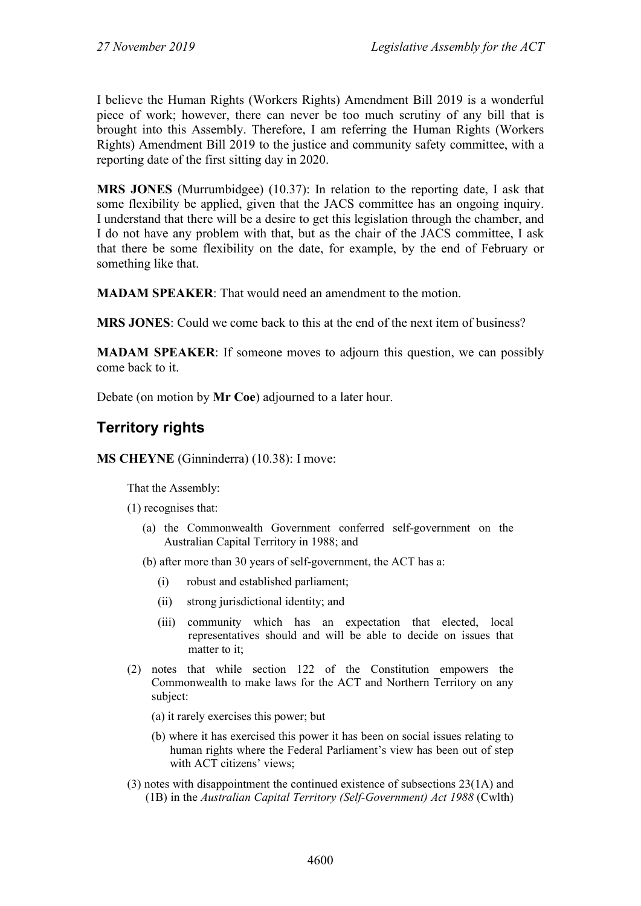I believe the Human Rights (Workers Rights) Amendment Bill 2019 is a wonderful piece of work; however, there can never be too much scrutiny of any bill that is brought into this Assembly. Therefore, I am referring the Human Rights (Workers Rights) Amendment Bill 2019 to the justice and community safety committee, with a reporting date of the first sitting day in 2020.

**MRS JONES** (Murrumbidgee) (10.37): In relation to the reporting date, I ask that some flexibility be applied, given that the JACS committee has an ongoing inquiry. I understand that there will be a desire to get this legislation through the chamber, and I do not have any problem with that, but as the chair of the JACS committee, I ask that there be some flexibility on the date, for example, by the end of February or something like that.

**MADAM SPEAKER**: That would need an amendment to the motion.

**MRS JONES**: Could we come back to this at the end of the next item of business?

**MADAM SPEAKER**: If someone moves to adjourn this question, we can possibly come back to it.

Debate (on motion by **Mr Coe**) adjourned to a later hour.

## Territory rights

**MS CHEYNE** (Ginninderra) (10.38): I move:

> That the Assembly:
>
> (1) recognises that:
>
> (a) the Commonwealth Government conferred self-government on the Australian Capital Territory in 1988; and
>
> (b) after more than 30 years of self-government, the ACT has a:
>
> (i) robust and established parliament;
>
> (ii) strong jurisdictional identity; and
>
> (iii) community which has an expectation that elected, local representatives should and will be able to decide on issues that matter to it;
>
> (2) notes that while section 122 of the Constitution empowers the Commonwealth to make laws for the ACT and Northern Territory on any subject:
>
> (a) it rarely exercises this power; but
>
> (b) where it has exercised this power it has been on social issues relating to human rights where the Federal Parliament's view has been out of step with ACT citizens' views;
>
> (3) notes with disappointment the continued existence of subsections 23(1A) and (1B) in the *Australian Capital Territory (Self-Government) Act 1988* (Cwlth)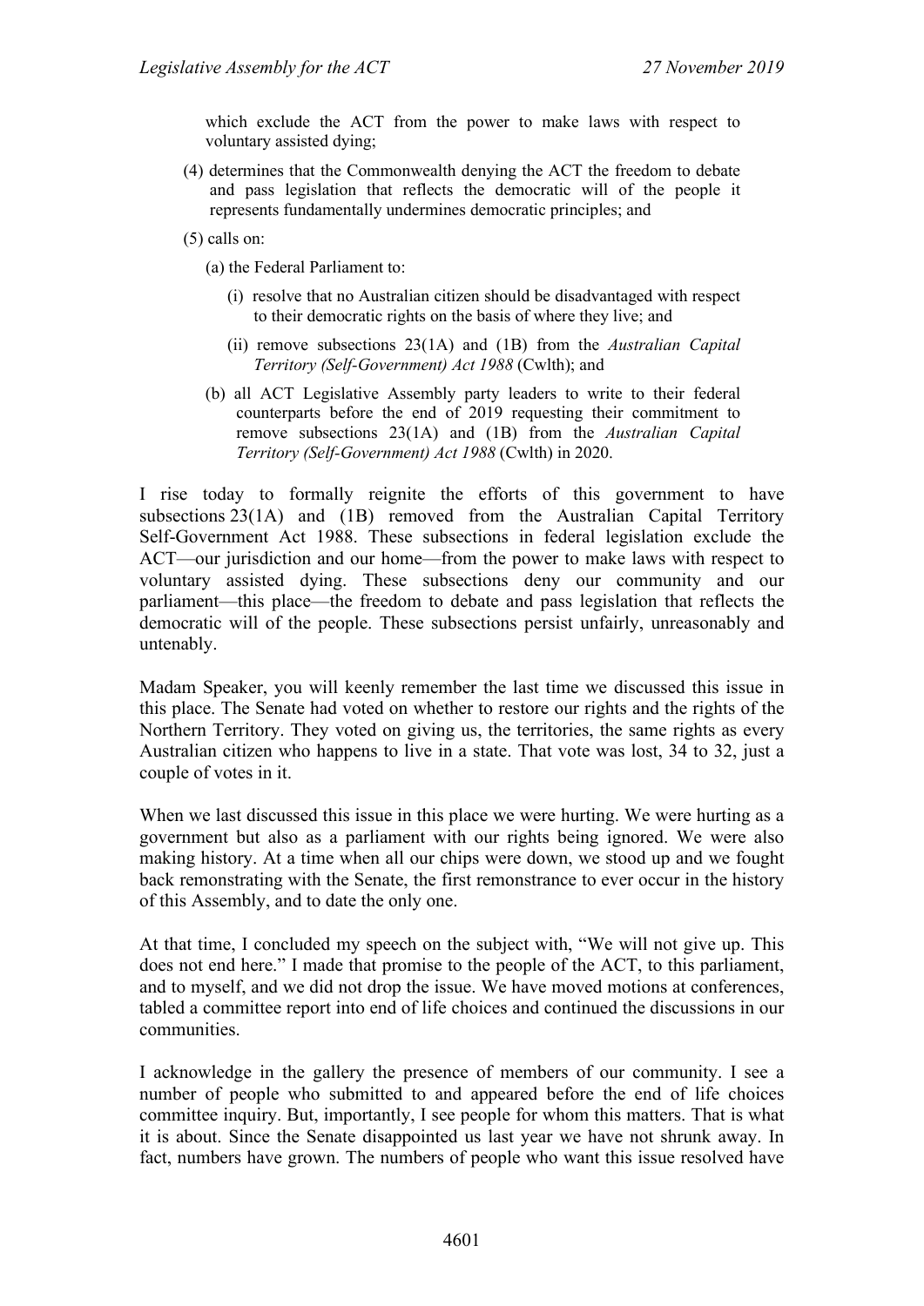which exclude the ACT from the power to make laws with respect to voluntary assisted dying;

(4) determines that the Commonwealth denying the ACT the freedom to debate and pass legislation that reflects the democratic will of the people it represents fundamentally undermines democratic principles; and

(5) calls on:

(a) the Federal Parliament to:

(i) resolve that no Australian citizen should be disadvantaged with respect to their democratic rights on the basis of where they live; and

(ii) remove subsections 23(1A) and (1B) from the *Australian Capital Territory (Self-Government) Act 1988* (Cwlth); and

(b) all ACT Legislative Assembly party leaders to write to their federal counterparts before the end of 2019 requesting their commitment to remove subsections 23(1A) and (1B) from the *Australian Capital Territory (Self-Government) Act 1988* (Cwlth) in 2020.

I rise today to formally reignite the efforts of this government to have subsections 23(1A) and (1B) removed from the Australian Capital Territory Self-Government Act 1988. These subsections in federal legislation exclude the ACT—our jurisdiction and our home—from the power to make laws with respect to voluntary assisted dying. These subsections deny our community and our parliament—this place—the freedom to debate and pass legislation that reflects the democratic will of the people. These subsections persist unfairly, unreasonably and untenably.

Madam Speaker, you will keenly remember the last time we discussed this issue in this place. The Senate had voted on whether to restore our rights and the rights of the Northern Territory. They voted on giving us, the territories, the same rights as every Australian citizen who happens to live in a state. That vote was lost, 34 to 32, just a couple of votes in it.

When we last discussed this issue in this place we were hurting. We were hurting as a government but also as a parliament with our rights being ignored. We were also making history. At a time when all our chips were down, we stood up and we fought back remonstrating with the Senate, the first remonstrance to ever occur in the history of this Assembly, and to date the only one.

At that time, I concluded my speech on the subject with, "We will not give up. This does not end here." I made that promise to the people of the ACT, to this parliament, and to myself, and we did not drop the issue. We have moved motions at conferences, tabled a committee report into end of life choices and continued the discussions in our communities.

I acknowledge in the gallery the presence of members of our community. I see a number of people who submitted to and appeared before the end of life choices committee inquiry. But, importantly, I see people for whom this matters. That is what it is about. Since the Senate disappointed us last year we have not shrunk away. In fact, numbers have grown. The numbers of people who want this issue resolved have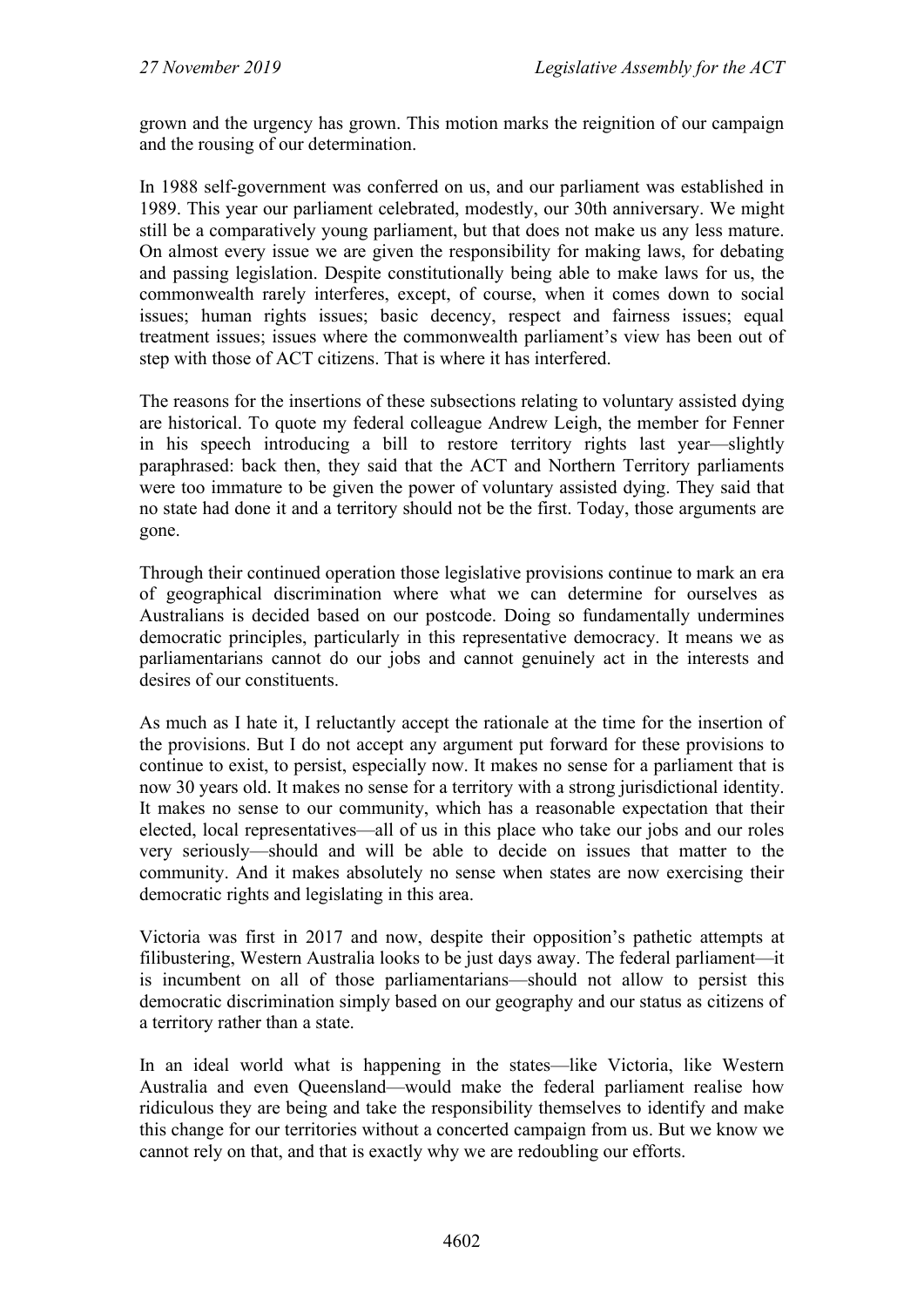grown and the urgency has grown. This motion marks the reignition of our campaign and the rousing of our determination.

In 1988 self-government was conferred on us, and our parliament was established in 1989. This year our parliament celebrated, modestly, our 30th anniversary. We might still be a comparatively young parliament, but that does not make us any less mature. On almost every issue we are given the responsibility for making laws, for debating and passing legislation. Despite constitutionally being able to make laws for us, the commonwealth rarely interferes, except, of course, when it comes down to social issues; human rights issues; basic decency, respect and fairness issues; equal treatment issues; issues where the commonwealth parliament's view has been out of step with those of ACT citizens. That is where it has interfered.

The reasons for the insertions of these subsections relating to voluntary assisted dying are historical. To quote my federal colleague Andrew Leigh, the member for Fenner in his speech introducing a bill to restore territory rights last year—slightly paraphrased: back then, they said that the ACT and Northern Territory parliaments were too immature to be given the power of voluntary assisted dying. They said that no state had done it and a territory should not be the first. Today, those arguments are gone.

Through their continued operation those legislative provisions continue to mark an era of geographical discrimination where what we can determine for ourselves as Australians is decided based on our postcode. Doing so fundamentally undermines democratic principles, particularly in this representative democracy. It means we as parliamentarians cannot do our jobs and cannot genuinely act in the interests and desires of our constituents.

As much as I hate it, I reluctantly accept the rationale at the time for the insertion of the provisions. But I do not accept any argument put forward for these provisions to continue to exist, to persist, especially now. It makes no sense for a parliament that is now 30 years old. It makes no sense for a territory with a strong jurisdictional identity. It makes no sense to our community, which has a reasonable expectation that their elected, local representatives—all of us in this place who take our jobs and our roles very seriously—should and will be able to decide on issues that matter to the community. And it makes absolutely no sense when states are now exercising their democratic rights and legislating in this area.

Victoria was first in 2017 and now, despite their opposition's pathetic attempts at filibustering, Western Australia looks to be just days away. The federal parliament—it is incumbent on all of those parliamentarians—should not allow to persist this democratic discrimination simply based on our geography and our status as citizens of a territory rather than a state.

In an ideal world what is happening in the states—like Victoria, like Western Australia and even Queensland—would make the federal parliament realise how ridiculous they are being and take the responsibility themselves to identify and make this change for our territories without a concerted campaign from us. But we know we cannot rely on that, and that is exactly why we are redoubling our efforts.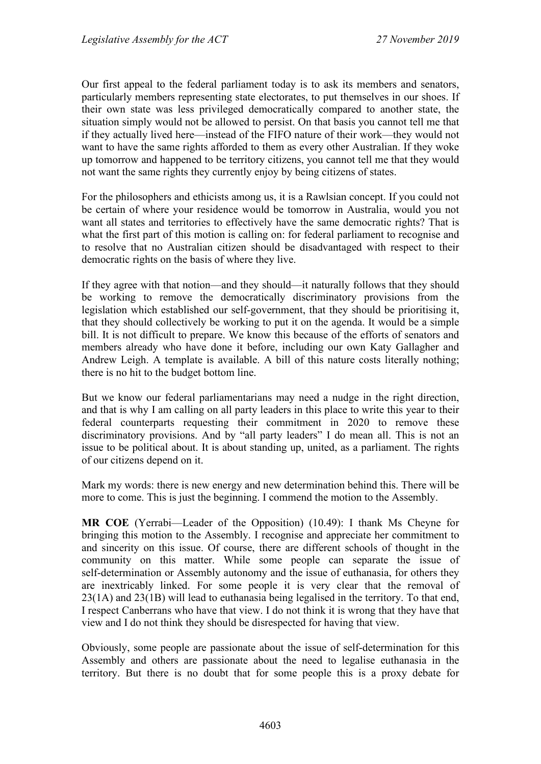Our first appeal to the federal parliament today is to ask its members and senators, particularly members representing state electorates, to put themselves in our shoes. If their own state was less privileged democratically compared to another state, the situation simply would not be allowed to persist. On that basis you cannot tell me that if they actually lived here—instead of the FIFO nature of their work—they would not want to have the same rights afforded to them as every other Australian. If they woke up tomorrow and happened to be territory citizens, you cannot tell me that they would not want the same rights they currently enjoy by being citizens of states.

For the philosophers and ethicists among us, it is a Rawlsian concept. If you could not be certain of where your residence would be tomorrow in Australia, would you not want all states and territories to effectively have the same democratic rights? That is what the first part of this motion is calling on: for federal parliament to recognise and to resolve that no Australian citizen should be disadvantaged with respect to their democratic rights on the basis of where they live.

If they agree with that notion—and they should—it naturally follows that they should be working to remove the democratically discriminatory provisions from the legislation which established our self-government, that they should be prioritising it, that they should collectively be working to put it on the agenda. It would be a simple bill. It is not difficult to prepare. We know this because of the efforts of senators and members already who have done it before, including our own Katy Gallagher and Andrew Leigh. A template is available. A bill of this nature costs literally nothing; there is no hit to the budget bottom line.

But we know our federal parliamentarians may need a nudge in the right direction, and that is why I am calling on all party leaders in this place to write this year to their federal counterparts requesting their commitment in 2020 to remove these discriminatory provisions. And by "all party leaders" I do mean all. This is not an issue to be political about. It is about standing up, united, as a parliament. The rights of our citizens depend on it.

Mark my words: there is new energy and new determination behind this. There will be more to come. This is just the beginning. I commend the motion to the Assembly.

**MR COE** (Yerrabi—Leader of the Opposition) (10.49): I thank Ms Cheyne for bringing this motion to the Assembly. I recognise and appreciate her commitment to and sincerity on this issue. Of course, there are different schools of thought in the community on this matter. While some people can separate the issue of self-determination or Assembly autonomy and the issue of euthanasia, for others they are inextricably linked. For some people it is very clear that the removal of 23(1A) and 23(1B) will lead to euthanasia being legalised in the territory. To that end, I respect Canberrans who have that view. I do not think it is wrong that they have that view and I do not think they should be disrespected for having that view.

Obviously, some people are passionate about the issue of self-determination for this Assembly and others are passionate about the need to legalise euthanasia in the territory. But there is no doubt that for some people this is a proxy debate for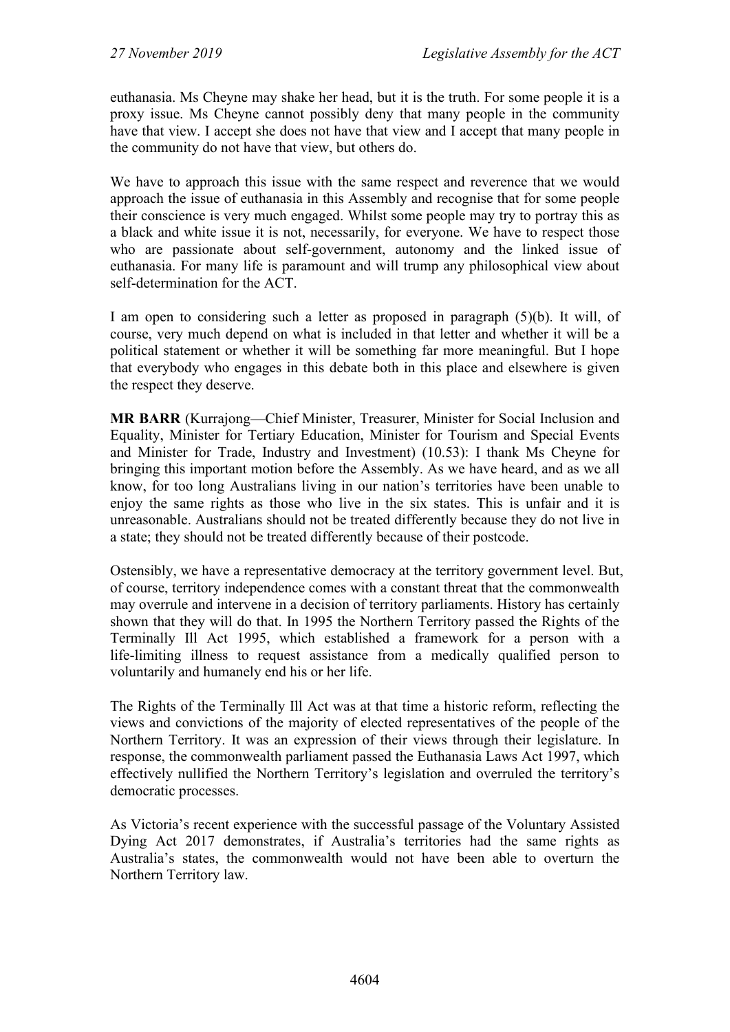euthanasia. Ms Cheyne may shake her head, but it is the truth. For some people it is a proxy issue. Ms Cheyne cannot possibly deny that many people in the community have that view. I accept she does not have that view and I accept that many people in the community do not have that view, but others do.

We have to approach this issue with the same respect and reverence that we would approach the issue of euthanasia in this Assembly and recognise that for some people their conscience is very much engaged. Whilst some people may try to portray this as a black and white issue it is not, necessarily, for everyone. We have to respect those who are passionate about self-government, autonomy and the linked issue of euthanasia. For many life is paramount and will trump any philosophical view about self-determination for the ACT.

I am open to considering such a letter as proposed in paragraph (5)(b). It will, of course, very much depend on what is included in that letter and whether it will be a political statement or whether it will be something far more meaningful. But I hope that everybody who engages in this debate both in this place and elsewhere is given the respect they deserve.

**MR BARR** (Kurrajong—Chief Minister, Treasurer, Minister for Social Inclusion and Equality, Minister for Tertiary Education, Minister for Tourism and Special Events and Minister for Trade, Industry and Investment) (10.53): I thank Ms Cheyne for bringing this important motion before the Assembly. As we have heard, and as we all know, for too long Australians living in our nation's territories have been unable to enjoy the same rights as those who live in the six states. This is unfair and it is unreasonable. Australians should not be treated differently because they do not live in a state; they should not be treated differently because of their postcode.

Ostensibly, we have a representative democracy at the territory government level. But, of course, territory independence comes with a constant threat that the commonwealth may overrule and intervene in a decision of territory parliaments. History has certainly shown that they will do that. In 1995 the Northern Territory passed the Rights of the Terminally Ill Act 1995, which established a framework for a person with a life-limiting illness to request assistance from a medically qualified person to voluntarily and humanely end his or her life.

The Rights of the Terminally Ill Act was at that time a historic reform, reflecting the views and convictions of the majority of elected representatives of the people of the Northern Territory. It was an expression of their views through their legislature. In response, the commonwealth parliament passed the Euthanasia Laws Act 1997, which effectively nullified the Northern Territory's legislation and overruled the territory's democratic processes.

As Victoria's recent experience with the successful passage of the Voluntary Assisted Dying Act 2017 demonstrates, if Australia's territories had the same rights as Australia's states, the commonwealth would not have been able to overturn the Northern Territory law.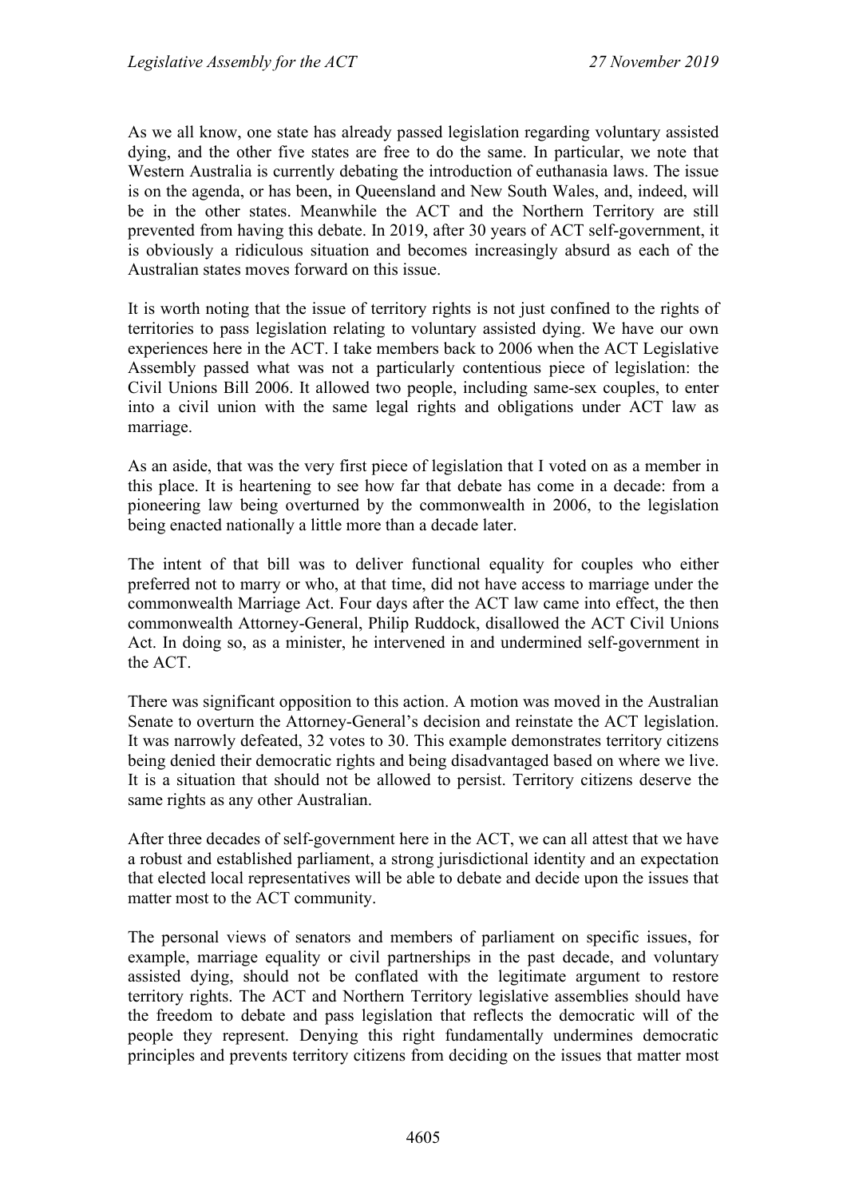As we all know, one state has already passed legislation regarding voluntary assisted dying, and the other five states are free to do the same. In particular, we note that Western Australia is currently debating the introduction of euthanasia laws. The issue is on the agenda, or has been, in Queensland and New South Wales, and, indeed, will be in the other states. Meanwhile the ACT and the Northern Territory are still prevented from having this debate. In 2019, after 30 years of ACT self-government, it is obviously a ridiculous situation and becomes increasingly absurd as each of the Australian states moves forward on this issue.

It is worth noting that the issue of territory rights is not just confined to the rights of territories to pass legislation relating to voluntary assisted dying. We have our own experiences here in the ACT. I take members back to 2006 when the ACT Legislative Assembly passed what was not a particularly contentious piece of legislation: the Civil Unions Bill 2006. It allowed two people, including same-sex couples, to enter into a civil union with the same legal rights and obligations under ACT law as marriage.

As an aside, that was the very first piece of legislation that I voted on as a member in this place. It is heartening to see how far that debate has come in a decade: from a pioneering law being overturned by the commonwealth in 2006, to the legislation being enacted nationally a little more than a decade later.

The intent of that bill was to deliver functional equality for couples who either preferred not to marry or who, at that time, did not have access to marriage under the commonwealth Marriage Act. Four days after the ACT law came into effect, the then commonwealth Attorney-General, Philip Ruddock, disallowed the ACT Civil Unions Act. In doing so, as a minister, he intervened in and undermined self-government in the ACT.

There was significant opposition to this action. A motion was moved in the Australian Senate to overturn the Attorney-General's decision and reinstate the ACT legislation. It was narrowly defeated, 32 votes to 30. This example demonstrates territory citizens being denied their democratic rights and being disadvantaged based on where we live. It is a situation that should not be allowed to persist. Territory citizens deserve the same rights as any other Australian.

After three decades of self-government here in the ACT, we can all attest that we have a robust and established parliament, a strong jurisdictional identity and an expectation that elected local representatives will be able to debate and decide upon the issues that matter most to the ACT community.

The personal views of senators and members of parliament on specific issues, for example, marriage equality or civil partnerships in the past decade, and voluntary assisted dying, should not be conflated with the legitimate argument to restore territory rights. The ACT and Northern Territory legislative assemblies should have the freedom to debate and pass legislation that reflects the democratic will of the people they represent. Denying this right fundamentally undermines democratic principles and prevents territory citizens from deciding on the issues that matter most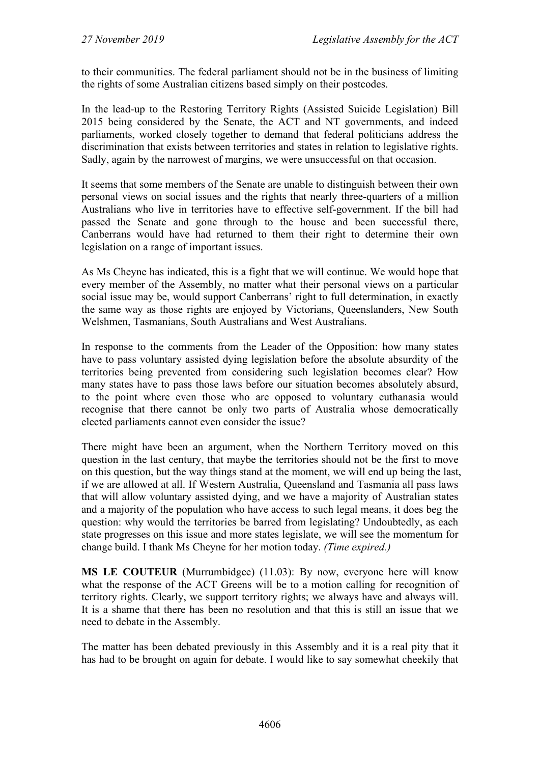to their communities. The federal parliament should not be in the business of limiting the rights of some Australian citizens based simply on their postcodes.

In the lead-up to the Restoring Territory Rights (Assisted Suicide Legislation) Bill 2015 being considered by the Senate, the ACT and NT governments, and indeed parliaments, worked closely together to demand that federal politicians address the discrimination that exists between territories and states in relation to legislative rights. Sadly, again by the narrowest of margins, we were unsuccessful on that occasion.

It seems that some members of the Senate are unable to distinguish between their own personal views on social issues and the rights that nearly three-quarters of a million Australians who live in territories have to effective self-government. If the bill had passed the Senate and gone through to the house and been successful there, Canberrans would have had returned to them their right to determine their own legislation on a range of important issues.

As Ms Cheyne has indicated, this is a fight that we will continue. We would hope that every member of the Assembly, no matter what their personal views on a particular social issue may be, would support Canberrans' right to full determination, in exactly the same way as those rights are enjoyed by Victorians, Queenslanders, New South Welshmen, Tasmanians, South Australians and West Australians.

In response to the comments from the Leader of the Opposition: how many states have to pass voluntary assisted dying legislation before the absolute absurdity of the territories being prevented from considering such legislation becomes clear? How many states have to pass those laws before our situation becomes absolutely absurd, to the point where even those who are opposed to voluntary euthanasia would recognise that there cannot be only two parts of Australia whose democratically elected parliaments cannot even consider the issue?

There might have been an argument, when the Northern Territory moved on this question in the last century, that maybe the territories should not be the first to move on this question, but the way things stand at the moment, we will end up being the last, if we are allowed at all. If Western Australia, Queensland and Tasmania all pass laws that will allow voluntary assisted dying, and we have a majority of Australian states and a majority of the population who have access to such legal means, it does beg the question: why would the territories be barred from legislating? Undoubtedly, as each state progresses on this issue and more states legislate, we will see the momentum for change build. I thank Ms Cheyne for her motion today. *(Time expired.)*

**MS LE COUTEUR** (Murrumbidgee) (11.03): By now, everyone here will know what the response of the ACT Greens will be to a motion calling for recognition of territory rights. Clearly, we support territory rights; we always have and always will. It is a shame that there has been no resolution and that this is still an issue that we need to debate in the Assembly.

The matter has been debated previously in this Assembly and it is a real pity that it has had to be brought on again for debate. I would like to say somewhat cheekily that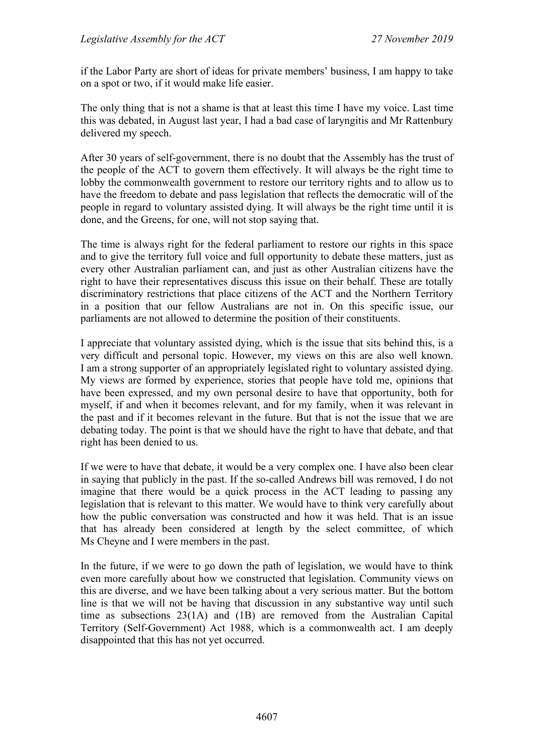if the Labor Party are short of ideas for private members' business, I am happy to take on a spot or two, if it would make life easier.

The only thing that is not a shame is that at least this time I have my voice. Last time this was debated, in August last year, I had a bad case of laryngitis and Mr Rattenbury delivered my speech.

After 30 years of self-government, there is no doubt that the Assembly has the trust of the people of the ACT to govern them effectively. It will always be the right time to lobby the commonwealth government to restore our territory rights and to allow us to have the freedom to debate and pass legislation that reflects the democratic will of the people in regard to voluntary assisted dying. It will always be the right time until it is done, and the Greens, for one, will not stop saying that.

The time is always right for the federal parliament to restore our rights in this space and to give the territory full voice and full opportunity to debate these matters, just as every other Australian parliament can, and just as other Australian citizens have the right to have their representatives discuss this issue on their behalf. These are totally discriminatory restrictions that place citizens of the ACT and the Northern Territory in a position that our fellow Australians are not in. On this specific issue, our parliaments are not allowed to determine the position of their constituents.

I appreciate that voluntary assisted dying, which is the issue that sits behind this, is a very difficult and personal topic. However, my views on this are also well known. I am a strong supporter of an appropriately legislated right to voluntary assisted dying. My views are formed by experience, stories that people have told me, opinions that have been expressed, and my own personal desire to have that opportunity, both for myself, if and when it becomes relevant, and for my family, when it was relevant in the past and if it becomes relevant in the future. But that is not the issue that we are debating today. The point is that we should have the right to have that debate, and that right has been denied to us.

If we were to have that debate, it would be a very complex one. I have also been clear in saying that publicly in the past. If the so-called Andrews bill was removed, I do not imagine that there would be a quick process in the ACT leading to passing any legislation that is relevant to this matter. We would have to think very carefully about how the public conversation was constructed and how it was held. That is an issue that has already been considered at length by the select committee, of which Ms Cheyne and I were members in the past.

In the future, if we were to go down the path of legislation, we would have to think even more carefully about how we constructed that legislation. Community views on this are diverse, and we have been talking about a very serious matter. But the bottom line is that we will not be having that discussion in any substantive way until such time as subsections 23(1A) and (1B) are removed from the Australian Capital Territory (Self-Government) Act 1988, which is a commonwealth act. I am deeply disappointed that this has not yet occurred.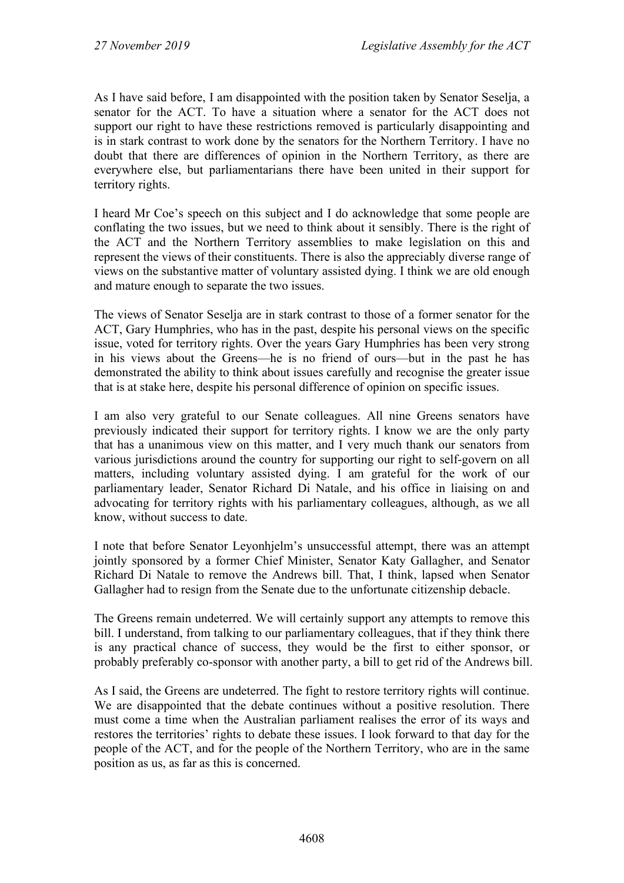As I have said before, I am disappointed with the position taken by Senator Seselja, a senator for the ACT. To have a situation where a senator for the ACT does not support our right to have these restrictions removed is particularly disappointing and is in stark contrast to work done by the senators for the Northern Territory. I have no doubt that there are differences of opinion in the Northern Territory, as there are everywhere else, but parliamentarians there have been united in their support for territory rights.

I heard Mr Coe's speech on this subject and I do acknowledge that some people are conflating the two issues, but we need to think about it sensibly. There is the right of the ACT and the Northern Territory assemblies to make legislation on this and represent the views of their constituents. There is also the appreciably diverse range of views on the substantive matter of voluntary assisted dying. I think we are old enough and mature enough to separate the two issues.

The views of Senator Seselja are in stark contrast to those of a former senator for the ACT, Gary Humphries, who has in the past, despite his personal views on the specific issue, voted for territory rights. Over the years Gary Humphries has been very strong in his views about the Greens—he is no friend of ours—but in the past he has demonstrated the ability to think about issues carefully and recognise the greater issue that is at stake here, despite his personal difference of opinion on specific issues.

I am also very grateful to our Senate colleagues. All nine Greens senators have previously indicated their support for territory rights. I know we are the only party that has a unanimous view on this matter, and I very much thank our senators from various jurisdictions around the country for supporting our right to self-govern on all matters, including voluntary assisted dying. I am grateful for the work of our parliamentary leader, Senator Richard Di Natale, and his office in liaising on and advocating for territory rights with his parliamentary colleagues, although, as we all know, without success to date.

I note that before Senator Leyonhjelm's unsuccessful attempt, there was an attempt jointly sponsored by a former Chief Minister, Senator Katy Gallagher, and Senator Richard Di Natale to remove the Andrews bill. That, I think, lapsed when Senator Gallagher had to resign from the Senate due to the unfortunate citizenship debacle.

The Greens remain undeterred. We will certainly support any attempts to remove this bill. I understand, from talking to our parliamentary colleagues, that if they think there is any practical chance of success, they would be the first to either sponsor, or probably preferably co-sponsor with another party, a bill to get rid of the Andrews bill.

As I said, the Greens are undeterred. The fight to restore territory rights will continue. We are disappointed that the debate continues without a positive resolution. There must come a time when the Australian parliament realises the error of its ways and restores the territories' rights to debate these issues. I look forward to that day for the people of the ACT, and for the people of the Northern Territory, who are in the same position as us, as far as this is concerned.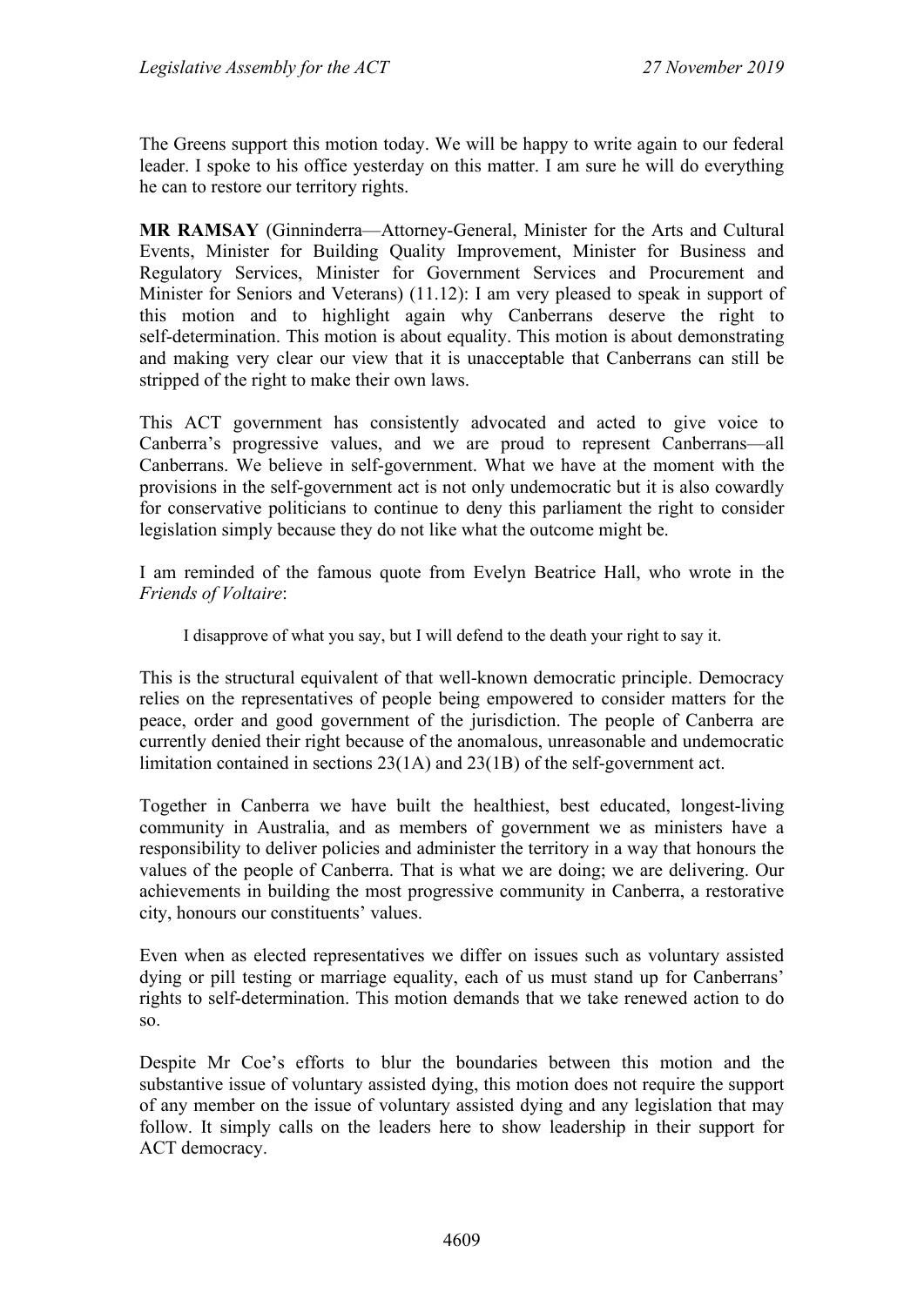The Greens support this motion today. We will be happy to write again to our federal leader. I spoke to his office yesterday on this matter. I am sure he will do everything he can to restore our territory rights.

**MR RAMSAY** (Ginninderra—Attorney-General, Minister for the Arts and Cultural Events, Minister for Building Quality Improvement, Minister for Business and Regulatory Services, Minister for Government Services and Procurement and Minister for Seniors and Veterans) (11.12): I am very pleased to speak in support of this motion and to highlight again why Canberrans deserve the right to self-determination. This motion is about equality. This motion is about demonstrating and making very clear our view that it is unacceptable that Canberrans can still be stripped of the right to make their own laws.

This ACT government has consistently advocated and acted to give voice to Canberra's progressive values, and we are proud to represent Canberrans—all Canberrans. We believe in self-government. What we have at the moment with the provisions in the self-government act is not only undemocratic but it is also cowardly for conservative politicians to continue to deny this parliament the right to consider legislation simply because they do not like what the outcome might be.

I am reminded of the famous quote from Evelyn Beatrice Hall, who wrote in the *Friends of Voltaire*:

> I disapprove of what you say, but I will defend to the death your right to say it.

This is the structural equivalent of that well-known democratic principle. Democracy relies on the representatives of people being empowered to consider matters for the peace, order and good government of the jurisdiction. The people of Canberra are currently denied their right because of the anomalous, unreasonable and undemocratic limitation contained in sections 23(1A) and 23(1B) of the self-government act.

Together in Canberra we have built the healthiest, best educated, longest-living community in Australia, and as members of government we as ministers have a responsibility to deliver policies and administer the territory in a way that honours the values of the people of Canberra. That is what we are doing; we are delivering. Our achievements in building the most progressive community in Canberra, a restorative city, honours our constituents' values.

Even when as elected representatives we differ on issues such as voluntary assisted dying or pill testing or marriage equality, each of us must stand up for Canberrans' rights to self-determination. This motion demands that we take renewed action to do so.

Despite Mr Coe's efforts to blur the boundaries between this motion and the substantive issue of voluntary assisted dying, this motion does not require the support of any member on the issue of voluntary assisted dying and any legislation that may follow. It simply calls on the leaders here to show leadership in their support for ACT democracy.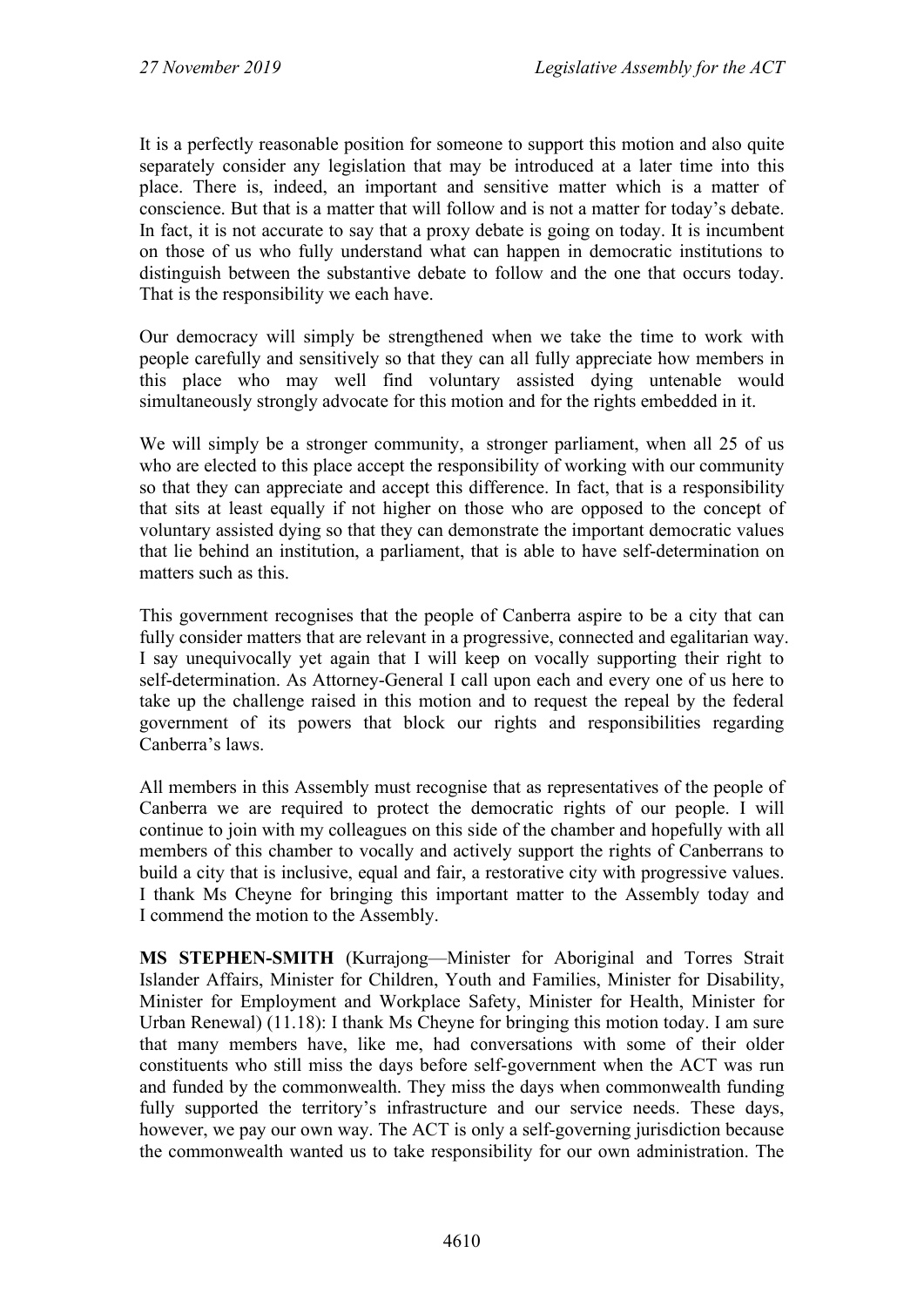It is a perfectly reasonable position for someone to support this motion and also quite separately consider any legislation that may be introduced at a later time into this place. There is, indeed, an important and sensitive matter which is a matter of conscience. But that is a matter that will follow and is not a matter for today's debate. In fact, it is not accurate to say that a proxy debate is going on today. It is incumbent on those of us who fully understand what can happen in democratic institutions to distinguish between the substantive debate to follow and the one that occurs today. That is the responsibility we each have.

Our democracy will simply be strengthened when we take the time to work with people carefully and sensitively so that they can all fully appreciate how members in this place who may well find voluntary assisted dying untenable would simultaneously strongly advocate for this motion and for the rights embedded in it.

We will simply be a stronger community, a stronger parliament, when all 25 of us who are elected to this place accept the responsibility of working with our community so that they can appreciate and accept this difference. In fact, that is a responsibility that sits at least equally if not higher on those who are opposed to the concept of voluntary assisted dying so that they can demonstrate the important democratic values that lie behind an institution, a parliament, that is able to have self-determination on matters such as this.

This government recognises that the people of Canberra aspire to be a city that can fully consider matters that are relevant in a progressive, connected and egalitarian way. I say unequivocally yet again that I will keep on vocally supporting their right to self-determination. As Attorney-General I call upon each and every one of us here to take up the challenge raised in this motion and to request the repeal by the federal government of its powers that block our rights and responsibilities regarding Canberra's laws.

All members in this Assembly must recognise that as representatives of the people of Canberra we are required to protect the democratic rights of our people. I will continue to join with my colleagues on this side of the chamber and hopefully with all members of this chamber to vocally and actively support the rights of Canberrans to build a city that is inclusive, equal and fair, a restorative city with progressive values. I thank Ms Cheyne for bringing this important matter to the Assembly today and I commend the motion to the Assembly.

**MS STEPHEN-SMITH** (Kurrajong—Minister for Aboriginal and Torres Strait Islander Affairs, Minister for Children, Youth and Families, Minister for Disability, Minister for Employment and Workplace Safety, Minister for Health, Minister for Urban Renewal) (11.18): I thank Ms Cheyne for bringing this motion today. I am sure that many members have, like me, had conversations with some of their older constituents who still miss the days before self-government when the ACT was run and funded by the commonwealth. They miss the days when commonwealth funding fully supported the territory's infrastructure and our service needs. These days, however, we pay our own way. The ACT is only a self-governing jurisdiction because the commonwealth wanted us to take responsibility for our own administration. The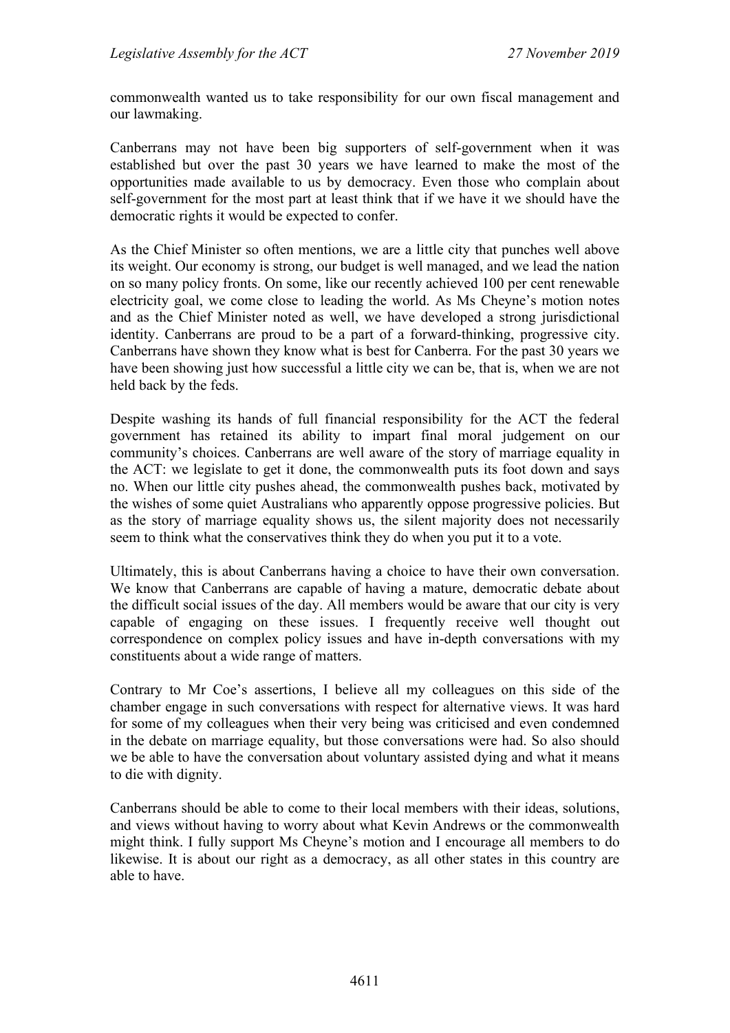commonwealth wanted us to take responsibility for our own fiscal management and our lawmaking.

Canberrans may not have been big supporters of self-government when it was established but over the past 30 years we have learned to make the most of the opportunities made available to us by democracy. Even those who complain about self-government for the most part at least think that if we have it we should have the democratic rights it would be expected to confer.

As the Chief Minister so often mentions, we are a little city that punches well above its weight. Our economy is strong, our budget is well managed, and we lead the nation on so many policy fronts. On some, like our recently achieved 100 per cent renewable electricity goal, we come close to leading the world. As Ms Cheyne's motion notes and as the Chief Minister noted as well, we have developed a strong jurisdictional identity. Canberrans are proud to be a part of a forward-thinking, progressive city. Canberrans have shown they know what is best for Canberra. For the past 30 years we have been showing just how successful a little city we can be, that is, when we are not held back by the feds.

Despite washing its hands of full financial responsibility for the ACT the federal government has retained its ability to impart final moral judgement on our community's choices. Canberrans are well aware of the story of marriage equality in the ACT: we legislate to get it done, the commonwealth puts its foot down and says no. When our little city pushes ahead, the commonwealth pushes back, motivated by the wishes of some quiet Australians who apparently oppose progressive policies. But as the story of marriage equality shows us, the silent majority does not necessarily seem to think what the conservatives think they do when you put it to a vote.

Ultimately, this is about Canberrans having a choice to have their own conversation. We know that Canberrans are capable of having a mature, democratic debate about the difficult social issues of the day. All members would be aware that our city is very capable of engaging on these issues. I frequently receive well thought out correspondence on complex policy issues and have in-depth conversations with my constituents about a wide range of matters.

Contrary to Mr Coe's assertions, I believe all my colleagues on this side of the chamber engage in such conversations with respect for alternative views. It was hard for some of my colleagues when their very being was criticised and even condemned in the debate on marriage equality, but those conversations were had. So also should we be able to have the conversation about voluntary assisted dying and what it means to die with dignity.

Canberrans should be able to come to their local members with their ideas, solutions, and views without having to worry about what Kevin Andrews or the commonwealth might think. I fully support Ms Cheyne's motion and I encourage all members to do likewise. It is about our right as a democracy, as all other states in this country are able to have.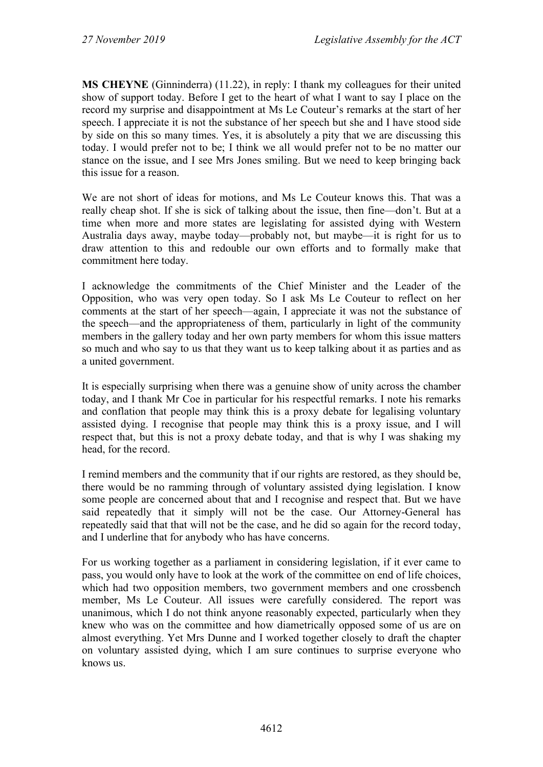**MS CHEYNE** (Ginninderra) (11.22), in reply: I thank my colleagues for their united show of support today. Before I get to the heart of what I want to say I place on the record my surprise and disappointment at Ms Le Couteur's remarks at the start of her speech. I appreciate it is not the substance of her speech but she and I have stood side by side on this so many times. Yes, it is absolutely a pity that we are discussing this today. I would prefer not to be; I think we all would prefer not to be no matter our stance on the issue, and I see Mrs Jones smiling. But we need to keep bringing back this issue for a reason.

We are not short of ideas for motions, and Ms Le Couteur knows this. That was a really cheap shot. If she is sick of talking about the issue, then fine—don't. But at a time when more and more states are legislating for assisted dying with Western Australia days away, maybe today—probably not, but maybe—it is right for us to draw attention to this and redouble our own efforts and to formally make that commitment here today.

I acknowledge the commitments of the Chief Minister and the Leader of the Opposition, who was very open today. So I ask Ms Le Couteur to reflect on her comments at the start of her speech—again, I appreciate it was not the substance of the speech—and the appropriateness of them, particularly in light of the community members in the gallery today and her own party members for whom this issue matters so much and who say to us that they want us to keep talking about it as parties and as a united government.

It is especially surprising when there was a genuine show of unity across the chamber today, and I thank Mr Coe in particular for his respectful remarks. I note his remarks and conflation that people may think this is a proxy debate for legalising voluntary assisted dying. I recognise that people may think this is a proxy issue, and I will respect that, but this is not a proxy debate today, and that is why I was shaking my head, for the record.

I remind members and the community that if our rights are restored, as they should be, there would be no ramming through of voluntary assisted dying legislation. I know some people are concerned about that and I recognise and respect that. But we have said repeatedly that it simply will not be the case. Our Attorney-General has repeatedly said that that will not be the case, and he did so again for the record today, and I underline that for anybody who has have concerns.

For us working together as a parliament in considering legislation, if it ever came to pass, you would only have to look at the work of the committee on end of life choices, which had two opposition members, two government members and one crossbench member, Ms Le Couteur. All issues were carefully considered. The report was unanimous, which I do not think anyone reasonably expected, particularly when they knew who was on the committee and how diametrically opposed some of us are on almost everything. Yet Mrs Dunne and I worked together closely to draft the chapter on voluntary assisted dying, which I am sure continues to surprise everyone who knows us.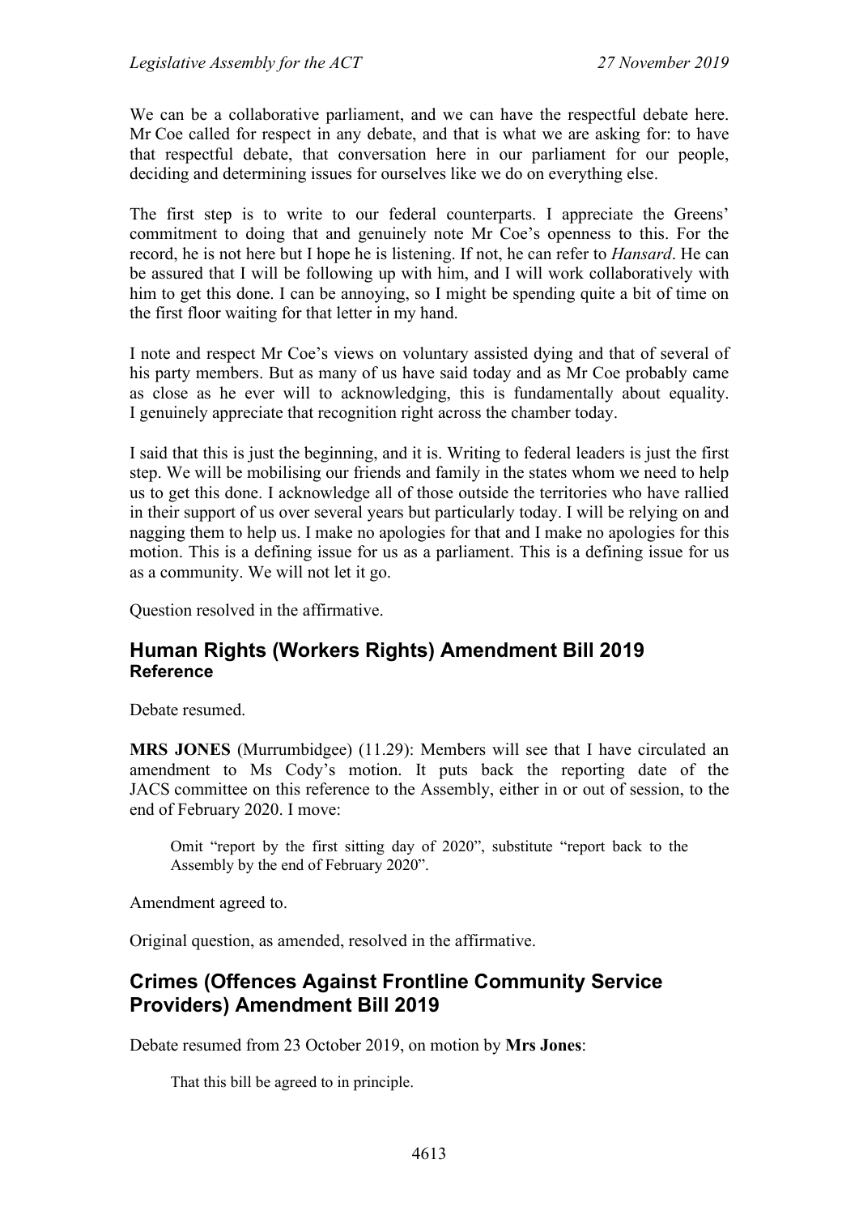We can be a collaborative parliament, and we can have the respectful debate here. Mr Coe called for respect in any debate, and that is what we are asking for: to have that respectful debate, that conversation here in our parliament for our people, deciding and determining issues for ourselves like we do on everything else.

The first step is to write to our federal counterparts. I appreciate the Greens' commitment to doing that and genuinely note Mr Coe's openness to this. For the record, he is not here but I hope he is listening. If not, he can refer to *Hansard*. He can be assured that I will be following up with him, and I will work collaboratively with him to get this done. I can be annoying, so I might be spending quite a bit of time on the first floor waiting for that letter in my hand.

I note and respect Mr Coe's views on voluntary assisted dying and that of several of his party members. But as many of us have said today and as Mr Coe probably came as close as he ever will to acknowledging, this is fundamentally about equality. I genuinely appreciate that recognition right across the chamber today.

I said that this is just the beginning, and it is. Writing to federal leaders is just the first step. We will be mobilising our friends and family in the states whom we need to help us to get this done. I acknowledge all of those outside the territories who have rallied in their support of us over several years but particularly today. I will be relying on and nagging them to help us. I make no apologies for that and I make no apologies for this motion. This is a defining issue for us as a parliament. This is a defining issue for us as a community. We will not let it go.

Question resolved in the affirmative.

## Human Rights (Workers Rights) Amendment Bill 2019
### Reference

Debate resumed.

**MRS JONES** (Murrumbidgee) (11.29): Members will see that I have circulated an amendment to Ms Cody's motion. It puts back the reporting date of the JACS committee on this reference to the Assembly, either in or out of session, to the end of February 2020. I move:

> Omit "report by the first sitting day of 2020", substitute "report back to the Assembly by the end of February 2020".

Amendment agreed to.

Original question, as amended, resolved in the affirmative.

## Crimes (Offences Against Frontline Community Service Providers) Amendment Bill 2019

Debate resumed from 23 October 2019, on motion by **Mrs Jones**:

> That this bill be agreed to in principle.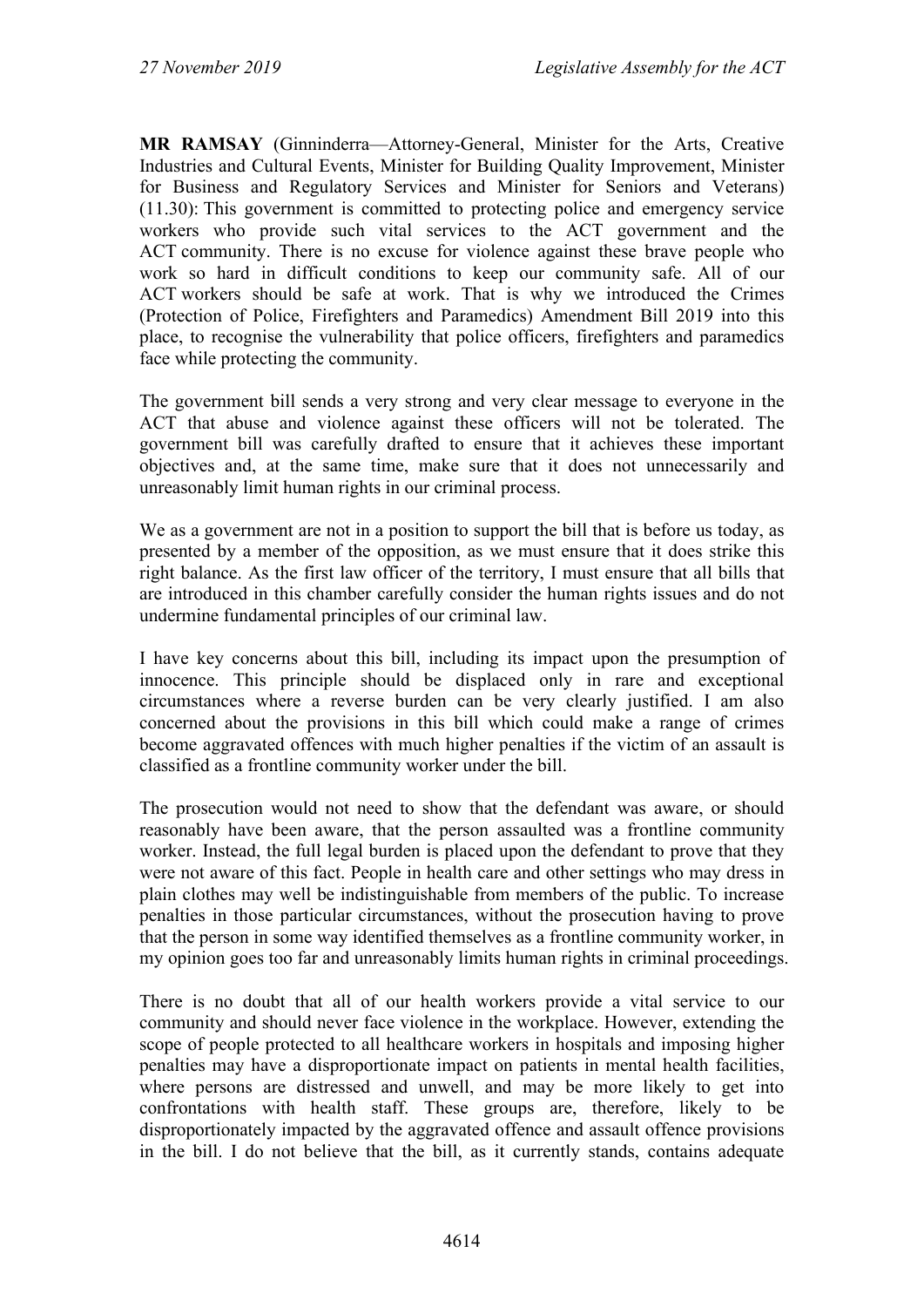**MR RAMSAY** (Ginninderra—Attorney-General, Minister for the Arts, Creative Industries and Cultural Events, Minister for Building Quality Improvement, Minister for Business and Regulatory Services and Minister for Seniors and Veterans) (11.30): This government is committed to protecting police and emergency service workers who provide such vital services to the ACT government and the ACT community. There is no excuse for violence against these brave people who work so hard in difficult conditions to keep our community safe. All of our ACT workers should be safe at work. That is why we introduced the Crimes (Protection of Police, Firefighters and Paramedics) Amendment Bill 2019 into this place, to recognise the vulnerability that police officers, firefighters and paramedics face while protecting the community.

The government bill sends a very strong and very clear message to everyone in the ACT that abuse and violence against these officers will not be tolerated. The government bill was carefully drafted to ensure that it achieves these important objectives and, at the same time, make sure that it does not unnecessarily and unreasonably limit human rights in our criminal process.

We as a government are not in a position to support the bill that is before us today, as presented by a member of the opposition, as we must ensure that it does strike this right balance. As the first law officer of the territory, I must ensure that all bills that are introduced in this chamber carefully consider the human rights issues and do not undermine fundamental principles of our criminal law.

I have key concerns about this bill, including its impact upon the presumption of innocence. This principle should be displaced only in rare and exceptional circumstances where a reverse burden can be very clearly justified. I am also concerned about the provisions in this bill which could make a range of crimes become aggravated offences with much higher penalties if the victim of an assault is classified as a frontline community worker under the bill.

The prosecution would not need to show that the defendant was aware, or should reasonably have been aware, that the person assaulted was a frontline community worker. Instead, the full legal burden is placed upon the defendant to prove that they were not aware of this fact. People in health care and other settings who may dress in plain clothes may well be indistinguishable from members of the public. To increase penalties in those particular circumstances, without the prosecution having to prove that the person in some way identified themselves as a frontline community worker, in my opinion goes too far and unreasonably limits human rights in criminal proceedings.

There is no doubt that all of our health workers provide a vital service to our community and should never face violence in the workplace. However, extending the scope of people protected to all healthcare workers in hospitals and imposing higher penalties may have a disproportionate impact on patients in mental health facilities, where persons are distressed and unwell, and may be more likely to get into confrontations with health staff. These groups are, therefore, likely to be disproportionately impacted by the aggravated offence and assault offence provisions in the bill. I do not believe that the bill, as it currently stands, contains adequate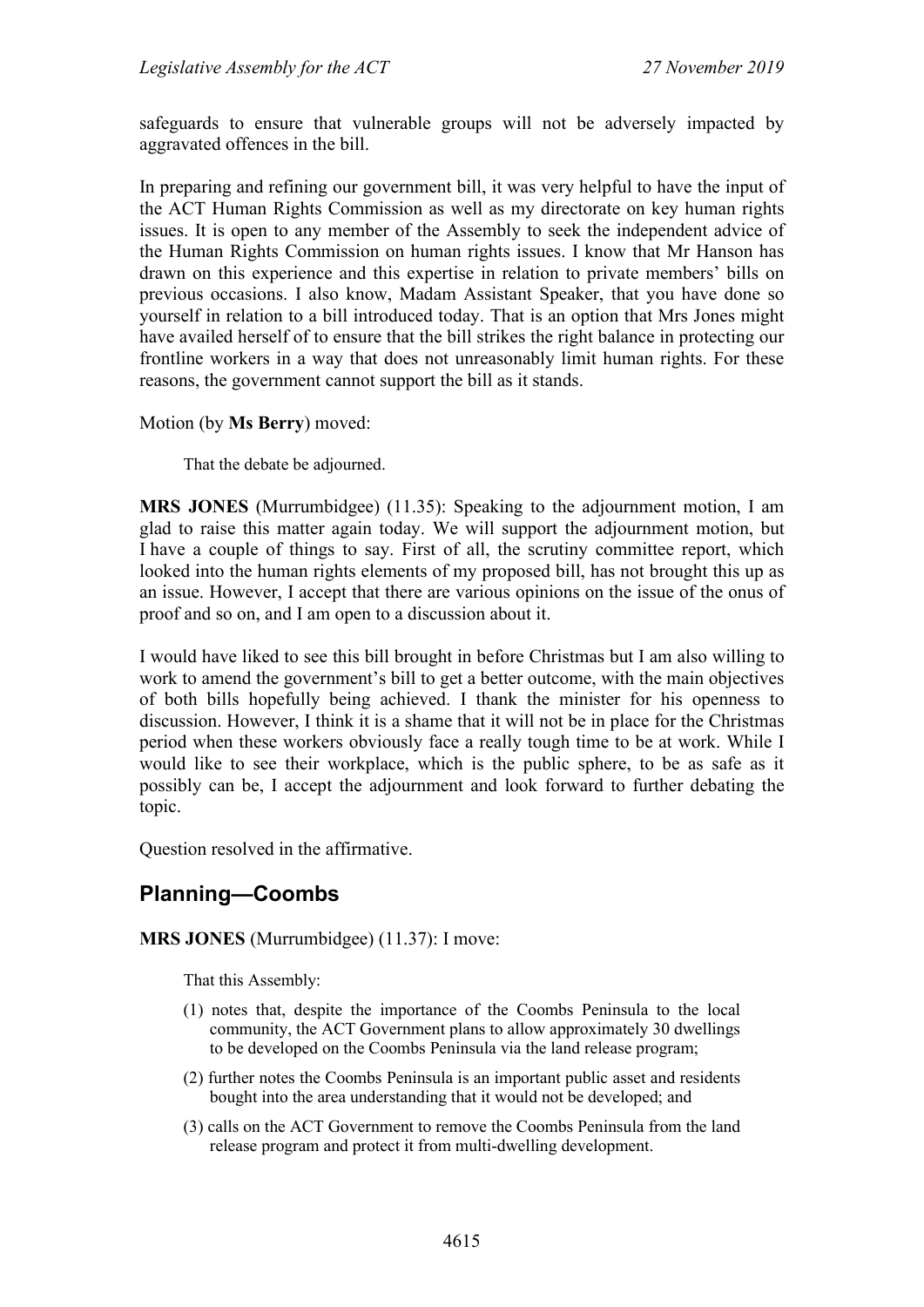safeguards to ensure that vulnerable groups will not be adversely impacted by aggravated offences in the bill.

In preparing and refining our government bill, it was very helpful to have the input of the ACT Human Rights Commission as well as my directorate on key human rights issues. It is open to any member of the Assembly to seek the independent advice of the Human Rights Commission on human rights issues. I know that Mr Hanson has drawn on this experience and this expertise in relation to private members' bills on previous occasions. I also know, Madam Assistant Speaker, that you have done so yourself in relation to a bill introduced today. That is an option that Mrs Jones might have availed herself of to ensure that the bill strikes the right balance in protecting our frontline workers in a way that does not unreasonably limit human rights. For these reasons, the government cannot support the bill as it stands.

Motion (by **Ms Berry**) moved:

> That the debate be adjourned.

**MRS JONES** (Murrumbidgee) (11.35): Speaking to the adjournment motion, I am glad to raise this matter again today. We will support the adjournment motion, but I have a couple of things to say. First of all, the scrutiny committee report, which looked into the human rights elements of my proposed bill, has not brought this up as an issue. However, I accept that there are various opinions on the issue of the onus of proof and so on, and I am open to a discussion about it.

I would have liked to see this bill brought in before Christmas but I am also willing to work to amend the government's bill to get a better outcome, with the main objectives of both bills hopefully being achieved. I thank the minister for his openness to discussion. However, I think it is a shame that it will not be in place for the Christmas period when these workers obviously face a really tough time to be at work. While I would like to see their workplace, which is the public sphere, to be as safe as it possibly can be, I accept the adjournment and look forward to further debating the topic.

Question resolved in the affirmative.

## Planning—Coombs

**MRS JONES** (Murrumbidgee) (11.37): I move:

> That this Assembly:
>
> (1) notes that, despite the importance of the Coombs Peninsula to the local community, the ACT Government plans to allow approximately 30 dwellings to be developed on the Coombs Peninsula via the land release program;
>
> (2) further notes the Coombs Peninsula is an important public asset and residents bought into the area understanding that it would not be developed; and
>
> (3) calls on the ACT Government to remove the Coombs Peninsula from the land release program and protect it from multi-dwelling development.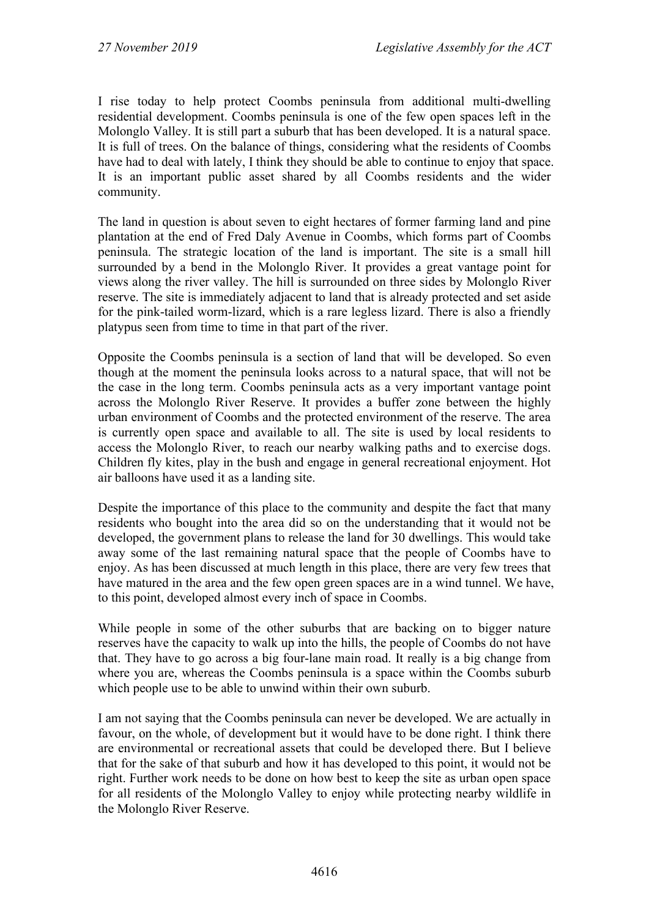I rise today to help protect Coombs peninsula from additional multi-dwelling residential development. Coombs peninsula is one of the few open spaces left in the Molonglo Valley. It is still part a suburb that has been developed. It is a natural space. It is full of trees. On the balance of things, considering what the residents of Coombs have had to deal with lately, I think they should be able to continue to enjoy that space. It is an important public asset shared by all Coombs residents and the wider community.

The land in question is about seven to eight hectares of former farming land and pine plantation at the end of Fred Daly Avenue in Coombs, which forms part of Coombs peninsula. The strategic location of the land is important. The site is a small hill surrounded by a bend in the Molonglo River. It provides a great vantage point for views along the river valley. The hill is surrounded on three sides by Molonglo River reserve. The site is immediately adjacent to land that is already protected and set aside for the pink-tailed worm-lizard, which is a rare legless lizard. There is also a friendly platypus seen from time to time in that part of the river.

Opposite the Coombs peninsula is a section of land that will be developed. So even though at the moment the peninsula looks across to a natural space, that will not be the case in the long term. Coombs peninsula acts as a very important vantage point across the Molonglo River Reserve. It provides a buffer zone between the highly urban environment of Coombs and the protected environment of the reserve. The area is currently open space and available to all. The site is used by local residents to access the Molonglo River, to reach our nearby walking paths and to exercise dogs. Children fly kites, play in the bush and engage in general recreational enjoyment. Hot air balloons have used it as a landing site.

Despite the importance of this place to the community and despite the fact that many residents who bought into the area did so on the understanding that it would not be developed, the government plans to release the land for 30 dwellings. This would take away some of the last remaining natural space that the people of Coombs have to enjoy. As has been discussed at much length in this place, there are very few trees that have matured in the area and the few open green spaces are in a wind tunnel. We have, to this point, developed almost every inch of space in Coombs.

While people in some of the other suburbs that are backing on to bigger nature reserves have the capacity to walk up into the hills, the people of Coombs do not have that. They have to go across a big four-lane main road. It really is a big change from where you are, whereas the Coombs peninsula is a space within the Coombs suburb which people use to be able to unwind within their own suburb.

I am not saying that the Coombs peninsula can never be developed. We are actually in favour, on the whole, of development but it would have to be done right. I think there are environmental or recreational assets that could be developed there. But I believe that for the sake of that suburb and how it has developed to this point, it would not be right. Further work needs to be done on how best to keep the site as urban open space for all residents of the Molonglo Valley to enjoy while protecting nearby wildlife in the Molonglo River Reserve.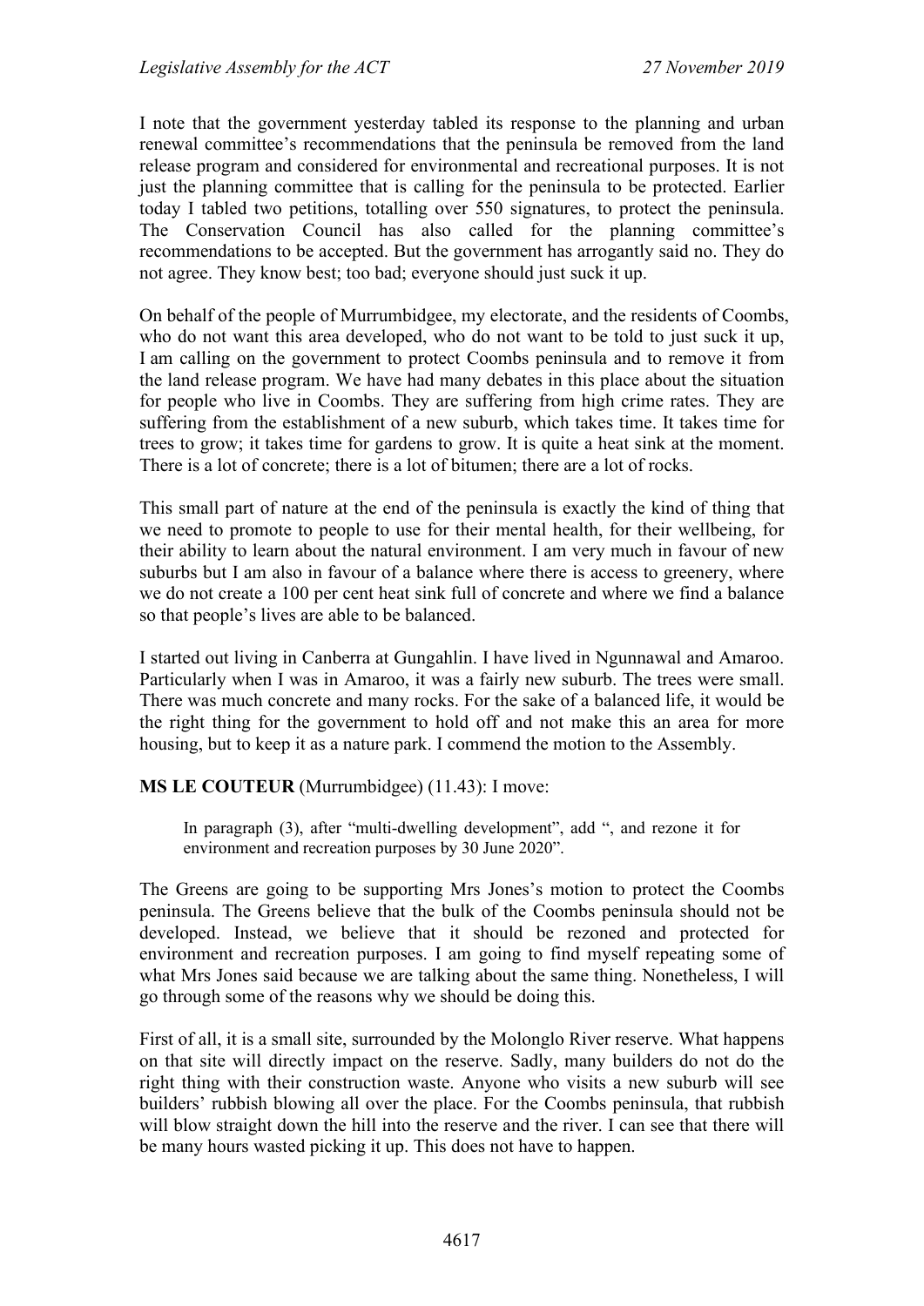I note that the government yesterday tabled its response to the planning and urban renewal committee's recommendations that the peninsula be removed from the land release program and considered for environmental and recreational purposes. It is not just the planning committee that is calling for the peninsula to be protected. Earlier today I tabled two petitions, totalling over 550 signatures, to protect the peninsula. The Conservation Council has also called for the planning committee's recommendations to be accepted. But the government has arrogantly said no. They do not agree. They know best; too bad; everyone should just suck it up.

On behalf of the people of Murrumbidgee, my electorate, and the residents of Coombs, who do not want this area developed, who do not want to be told to just suck it up, I am calling on the government to protect Coombs peninsula and to remove it from the land release program. We have had many debates in this place about the situation for people who live in Coombs. They are suffering from high crime rates. They are suffering from the establishment of a new suburb, which takes time. It takes time for trees to grow; it takes time for gardens to grow. It is quite a heat sink at the moment. There is a lot of concrete; there is a lot of bitumen; there are a lot of rocks.

This small part of nature at the end of the peninsula is exactly the kind of thing that we need to promote to people to use for their mental health, for their wellbeing, for their ability to learn about the natural environment. I am very much in favour of new suburbs but I am also in favour of a balance where there is access to greenery, where we do not create a 100 per cent heat sink full of concrete and where we find a balance so that people's lives are able to be balanced.

I started out living in Canberra at Gungahlin. I have lived in Ngunnawal and Amaroo. Particularly when I was in Amaroo, it was a fairly new suburb. The trees were small. There was much concrete and many rocks. For the sake of a balanced life, it would be the right thing for the government to hold off and not make this an area for more housing, but to keep it as a nature park. I commend the motion to the Assembly.

**MS LE COUTEUR** (Murrumbidgee) (11.43): I move:

> In paragraph (3), after "multi-dwelling development", add ", and rezone it for environment and recreation purposes by 30 June 2020".

The Greens are going to be supporting Mrs Jones's motion to protect the Coombs peninsula. The Greens believe that the bulk of the Coombs peninsula should not be developed. Instead, we believe that it should be rezoned and protected for environment and recreation purposes. I am going to find myself repeating some of what Mrs Jones said because we are talking about the same thing. Nonetheless, I will go through some of the reasons why we should be doing this.

First of all, it is a small site, surrounded by the Molonglo River reserve. What happens on that site will directly impact on the reserve. Sadly, many builders do not do the right thing with their construction waste. Anyone who visits a new suburb will see builders' rubbish blowing all over the place. For the Coombs peninsula, that rubbish will blow straight down the hill into the reserve and the river. I can see that there will be many hours wasted picking it up. This does not have to happen.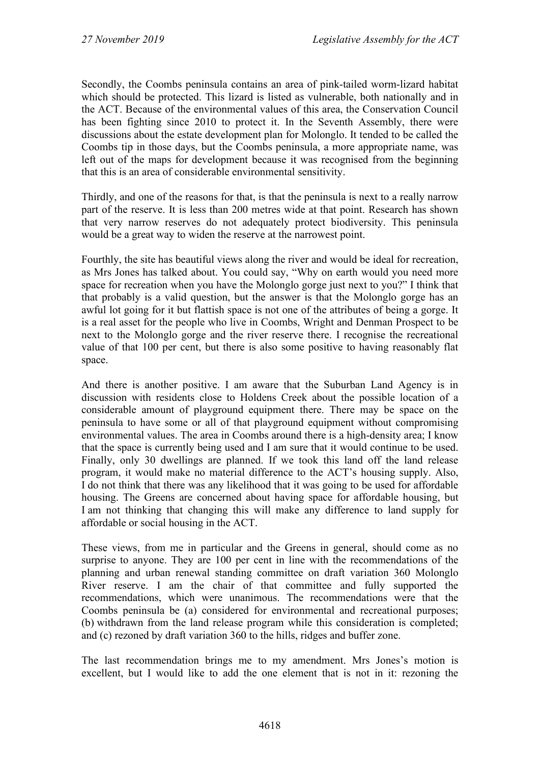Secondly, the Coombs peninsula contains an area of pink-tailed worm-lizard habitat which should be protected. This lizard is listed as vulnerable, both nationally and in the ACT. Because of the environmental values of this area, the Conservation Council has been fighting since 2010 to protect it. In the Seventh Assembly, there were discussions about the estate development plan for Molonglo. It tended to be called the Coombs tip in those days, but the Coombs peninsula, a more appropriate name, was left out of the maps for development because it was recognised from the beginning that this is an area of considerable environmental sensitivity.

Thirdly, and one of the reasons for that, is that the peninsula is next to a really narrow part of the reserve. It is less than 200 metres wide at that point. Research has shown that very narrow reserves do not adequately protect biodiversity. This peninsula would be a great way to widen the reserve at the narrowest point.

Fourthly, the site has beautiful views along the river and would be ideal for recreation, as Mrs Jones has talked about. You could say, "Why on earth would you need more space for recreation when you have the Molonglo gorge just next to you?" I think that that probably is a valid question, but the answer is that the Molonglo gorge has an awful lot going for it but flattish space is not one of the attributes of being a gorge. It is a real asset for the people who live in Coombs, Wright and Denman Prospect to be next to the Molonglo gorge and the river reserve there. I recognise the recreational value of that 100 per cent, but there is also some positive to having reasonably flat space.

And there is another positive. I am aware that the Suburban Land Agency is in discussion with residents close to Holdens Creek about the possible location of a considerable amount of playground equipment there. There may be space on the peninsula to have some or all of that playground equipment without compromising environmental values. The area in Coombs around there is a high-density area; I know that the space is currently being used and I am sure that it would continue to be used. Finally, only 30 dwellings are planned. If we took this land off the land release program, it would make no material difference to the ACT's housing supply. Also, I do not think that there was any likelihood that it was going to be used for affordable housing. The Greens are concerned about having space for affordable housing, but I am not thinking that changing this will make any difference to land supply for affordable or social housing in the ACT.

These views, from me in particular and the Greens in general, should come as no surprise to anyone. They are 100 per cent in line with the recommendations of the planning and urban renewal standing committee on draft variation 360 Molonglo River reserve. I am the chair of that committee and fully supported the recommendations, which were unanimous. The recommendations were that the Coombs peninsula be (a) considered for environmental and recreational purposes; (b) withdrawn from the land release program while this consideration is completed; and (c) rezoned by draft variation 360 to the hills, ridges and buffer zone.

The last recommendation brings me to my amendment. Mrs Jones's motion is excellent, but I would like to add the one element that is not in it: rezoning the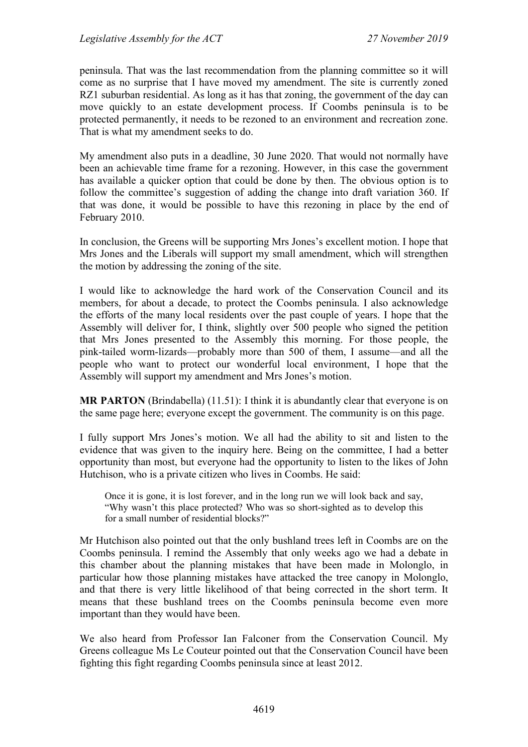peninsula. That was the last recommendation from the planning committee so it will come as no surprise that I have moved my amendment. The site is currently zoned RZ1 suburban residential. As long as it has that zoning, the government of the day can move quickly to an estate development process. If Coombs peninsula is to be protected permanently, it needs to be rezoned to an environment and recreation zone. That is what my amendment seeks to do.

My amendment also puts in a deadline, 30 June 2020. That would not normally have been an achievable time frame for a rezoning. However, in this case the government has available a quicker option that could be done by then. The obvious option is to follow the committee's suggestion of adding the change into draft variation 360. If that was done, it would be possible to have this rezoning in place by the end of February 2010.

In conclusion, the Greens will be supporting Mrs Jones's excellent motion. I hope that Mrs Jones and the Liberals will support my small amendment, which will strengthen the motion by addressing the zoning of the site.

I would like to acknowledge the hard work of the Conservation Council and its members, for about a decade, to protect the Coombs peninsula. I also acknowledge the efforts of the many local residents over the past couple of years. I hope that the Assembly will deliver for, I think, slightly over 500 people who signed the petition that Mrs Jones presented to the Assembly this morning. For those people, the pink-tailed worm-lizards—probably more than 500 of them, I assume—and all the people who want to protect our wonderful local environment, I hope that the Assembly will support my amendment and Mrs Jones's motion.

**MR PARTON** (Brindabella) (11.51): I think it is abundantly clear that everyone is on the same page here; everyone except the government. The community is on this page.

I fully support Mrs Jones's motion. We all had the ability to sit and listen to the evidence that was given to the inquiry here. Being on the committee, I had a better opportunity than most, but everyone had the opportunity to listen to the likes of John Hutchison, who is a private citizen who lives in Coombs. He said:

> Once it is gone, it is lost forever, and in the long run we will look back and say, "Why wasn't this place protected? Who was so short-sighted as to develop this for a small number of residential blocks?"

Mr Hutchison also pointed out that the only bushland trees left in Coombs are on the Coombs peninsula. I remind the Assembly that only weeks ago we had a debate in this chamber about the planning mistakes that have been made in Molonglo, in particular how those planning mistakes have attacked the tree canopy in Molonglo, and that there is very little likelihood of that being corrected in the short term. It means that these bushland trees on the Coombs peninsula become even more important than they would have been.

We also heard from Professor Ian Falconer from the Conservation Council. My Greens colleague Ms Le Couteur pointed out that the Conservation Council have been fighting this fight regarding Coombs peninsula since at least 2012.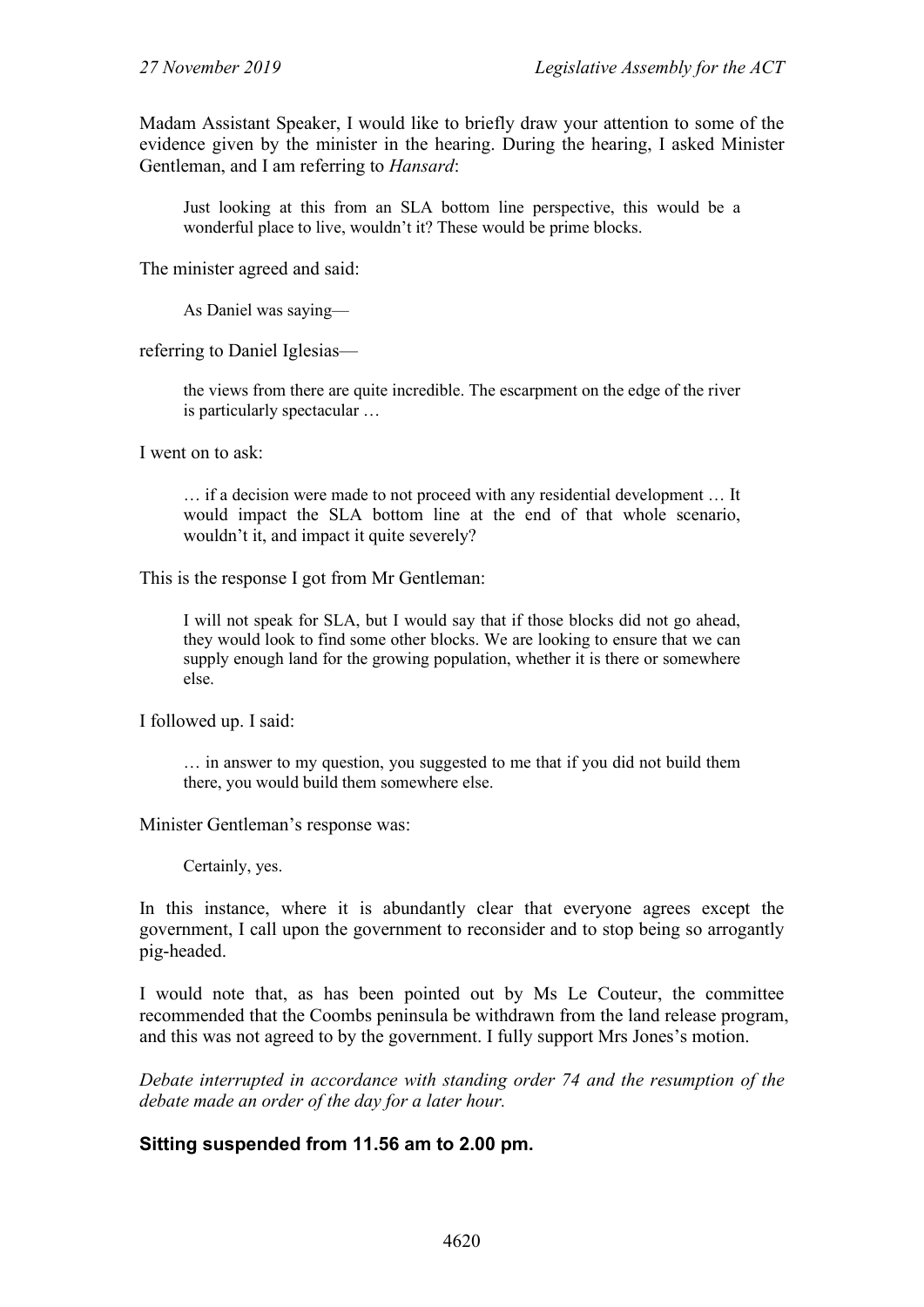Madam Assistant Speaker, I would like to briefly draw your attention to some of the evidence given by the minister in the hearing. During the hearing, I asked Minister Gentleman, and I am referring to *Hansard*:

> Just looking at this from an SLA bottom line perspective, this would be a wonderful place to live, wouldn't it? These would be prime blocks.

The minister agreed and said:

> As Daniel was saying—

referring to Daniel Iglesias—

> the views from there are quite incredible. The escarpment on the edge of the river is particularly spectacular …

I went on to ask:

> … if a decision were made to not proceed with any residential development … It would impact the SLA bottom line at the end of that whole scenario, wouldn't it, and impact it quite severely?

This is the response I got from Mr Gentleman:

> I will not speak for SLA, but I would say that if those blocks did not go ahead, they would look to find some other blocks. We are looking to ensure that we can supply enough land for the growing population, whether it is there or somewhere else.

I followed up. I said:

> … in answer to my question, you suggested to me that if you did not build them there, you would build them somewhere else.

Minister Gentleman's response was:

> Certainly, yes.

In this instance, where it is abundantly clear that everyone agrees except the government, I call upon the government to reconsider and to stop being so arrogantly pig-headed.

I would note that, as has been pointed out by Ms Le Couteur, the committee recommended that the Coombs peninsula be withdrawn from the land release program, and this was not agreed to by the government. I fully support Mrs Jones's motion.

*Debate interrupted in accordance with standing order 74 and the resumption of the debate made an order of the day for a later hour.*

**Sitting suspended from 11.56 am to 2.00 pm.**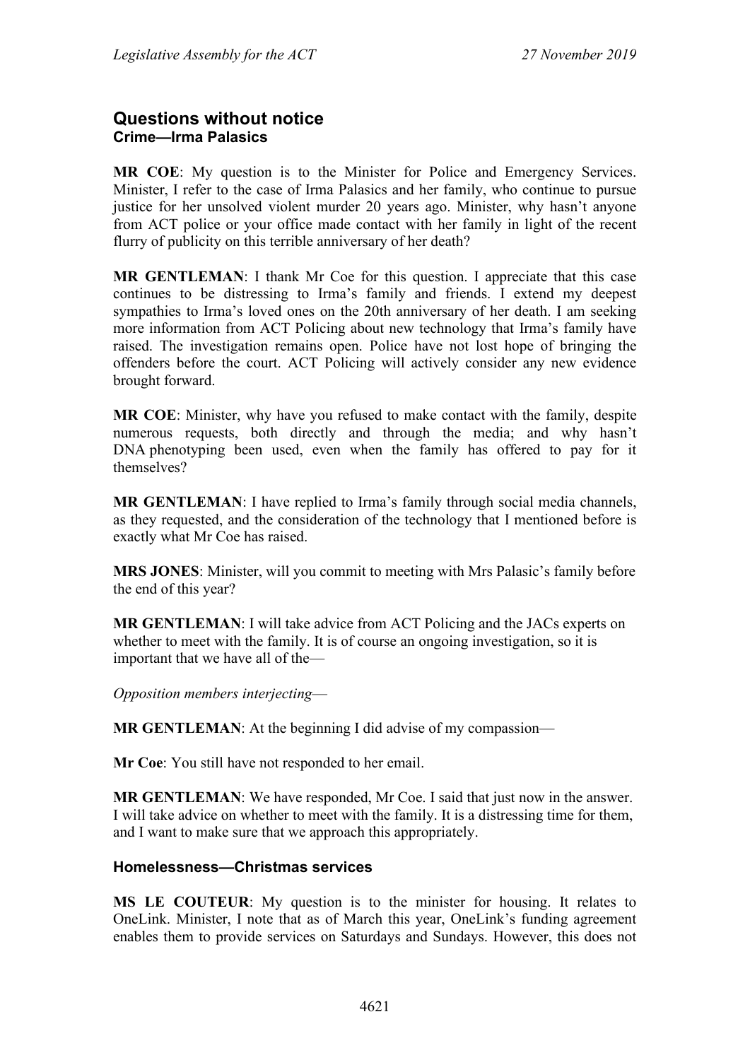## Questions without notice

### Crime—Irma Palasics

**MR COE**: My question is to the Minister for Police and Emergency Services. Minister, I refer to the case of Irma Palasics and her family, who continue to pursue justice for her unsolved violent murder 20 years ago. Minister, why hasn't anyone from ACT police or your office made contact with her family in light of the recent flurry of publicity on this terrible anniversary of her death?

**MR GENTLEMAN**: I thank Mr Coe for this question. I appreciate that this case continues to be distressing to Irma's family and friends. I extend my deepest sympathies to Irma's loved ones on the 20th anniversary of her death. I am seeking more information from ACT Policing about new technology that Irma's family have raised. The investigation remains open. Police have not lost hope of bringing the offenders before the court. ACT Policing will actively consider any new evidence brought forward.

**MR COE**: Minister, why have you refused to make contact with the family, despite numerous requests, both directly and through the media; and why hasn't DNA phenotyping been used, even when the family has offered to pay for it themselves?

**MR GENTLEMAN**: I have replied to Irma's family through social media channels, as they requested, and the consideration of the technology that I mentioned before is exactly what Mr Coe has raised.

**MRS JONES**: Minister, will you commit to meeting with Mrs Palasic's family before the end of this year?

**MR GENTLEMAN**: I will take advice from ACT Policing and the JACs experts on whether to meet with the family. It is of course an ongoing investigation, so it is important that we have all of the—

*Opposition members interjecting*—

**MR GENTLEMAN**: At the beginning I did advise of my compassion—

**Mr Coe**: You still have not responded to her email.

**MR GENTLEMAN**: We have responded, Mr Coe. I said that just now in the answer. I will take advice on whether to meet with the family. It is a distressing time for them, and I want to make sure that we approach this appropriately.

### Homelessness—Christmas services

**MS LE COUTEUR**: My question is to the minister for housing. It relates to OneLink. Minister, I note that as of March this year, OneLink's funding agreement enables them to provide services on Saturdays and Sundays. However, this does not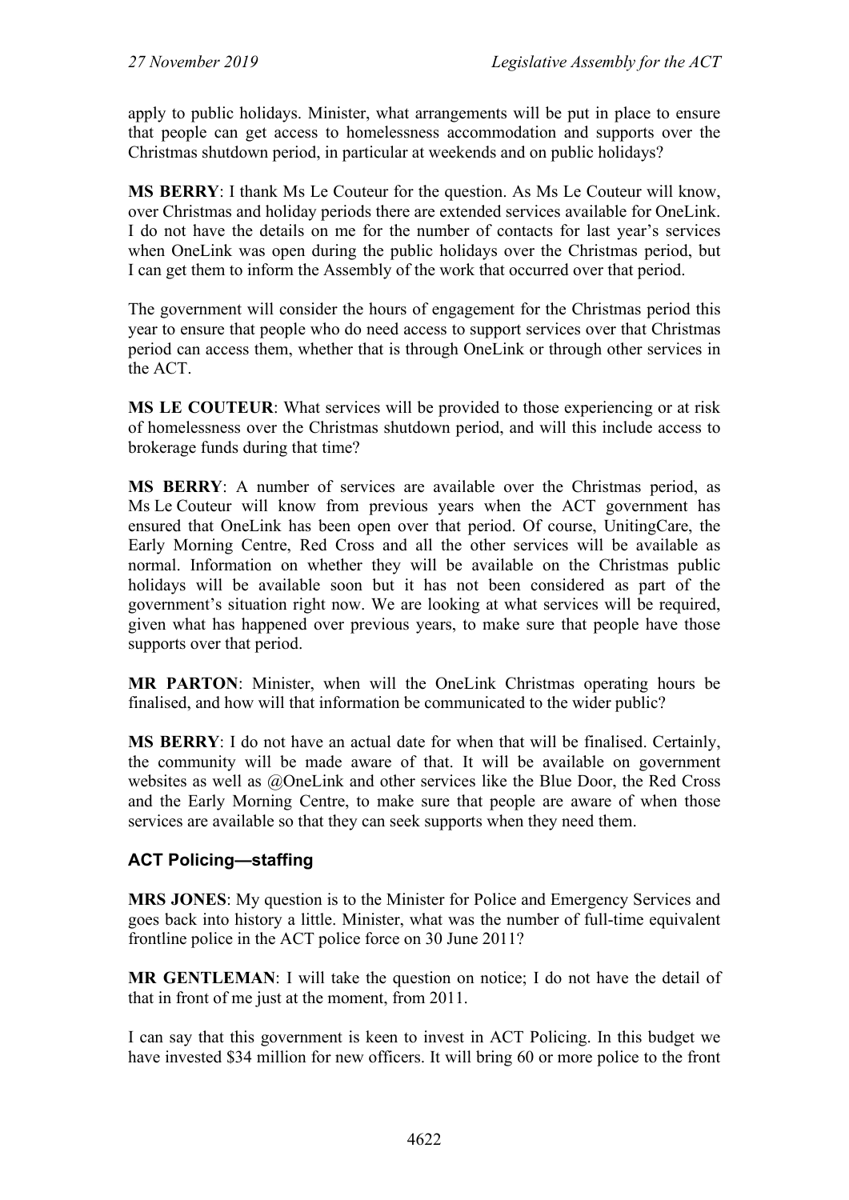apply to public holidays. Minister, what arrangements will be put in place to ensure that people can get access to homelessness accommodation and supports over the Christmas shutdown period, in particular at weekends and on public holidays?

**MS BERRY**: I thank Ms Le Couteur for the question. As Ms Le Couteur will know, over Christmas and holiday periods there are extended services available for OneLink. I do not have the details on me for the number of contacts for last year's services when OneLink was open during the public holidays over the Christmas period, but I can get them to inform the Assembly of the work that occurred over that period.

The government will consider the hours of engagement for the Christmas period this year to ensure that people who do need access to support services over that Christmas period can access them, whether that is through OneLink or through other services in the ACT.

**MS LE COUTEUR**: What services will be provided to those experiencing or at risk of homelessness over the Christmas shutdown period, and will this include access to brokerage funds during that time?

**MS BERRY**: A number of services are available over the Christmas period, as Ms Le Couteur will know from previous years when the ACT government has ensured that OneLink has been open over that period. Of course, UnitingCare, the Early Morning Centre, Red Cross and all the other services will be available as normal. Information on whether they will be available on the Christmas public holidays will be available soon but it has not been considered as part of the government's situation right now. We are looking at what services will be required, given what has happened over previous years, to make sure that people have those supports over that period.

**MR PARTON**: Minister, when will the OneLink Christmas operating hours be finalised, and how will that information be communicated to the wider public?

**MS BERRY**: I do not have an actual date for when that will be finalised. Certainly, the community will be made aware of that. It will be available on government websites as well as @OneLink and other services like the Blue Door, the Red Cross and the Early Morning Centre, to make sure that people are aware of when those services are available so that they can seek supports when they need them.

### ACT Policing—staffing

**MRS JONES**: My question is to the Minister for Police and Emergency Services and goes back into history a little. Minister, what was the number of full-time equivalent frontline police in the ACT police force on 30 June 2011?

**MR GENTLEMAN**: I will take the question on notice; I do not have the detail of that in front of me just at the moment, from 2011.

I can say that this government is keen to invest in ACT Policing. In this budget we have invested $34 million for new officers. It will bring 60 or more police to the front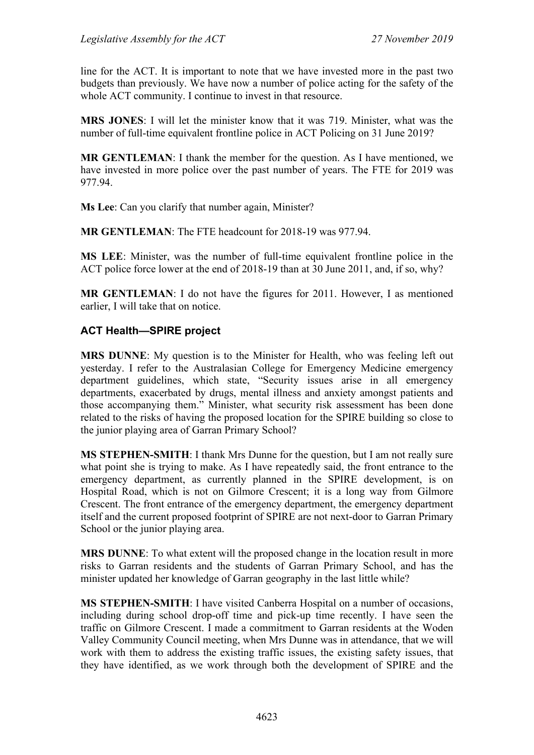line for the ACT. It is important to note that we have invested more in the past two budgets than previously. We have now a number of police acting for the safety of the whole ACT community. I continue to invest in that resource.

**MRS JONES**: I will let the minister know that it was 719. Minister, what was the number of full-time equivalent frontline police in ACT Policing on 31 June 2019?

**MR GENTLEMAN**: I thank the member for the question. As I have mentioned, we have invested in more police over the past number of years. The FTE for 2019 was 977.94.

**Ms Lee**: Can you clarify that number again, Minister?

**MR GENTLEMAN**: The FTE headcount for 2018-19 was 977.94.

**MS LEE**: Minister, was the number of full-time equivalent frontline police in the ACT police force lower at the end of 2018-19 than at 30 June 2011, and, if so, why?

**MR GENTLEMAN**: I do not have the figures for 2011. However, I as mentioned earlier, I will take that on notice.

### ACT Health—SPIRE project

**MRS DUNNE**: My question is to the Minister for Health, who was feeling left out yesterday. I refer to the Australasian College for Emergency Medicine emergency department guidelines, which state, "Security issues arise in all emergency departments, exacerbated by drugs, mental illness and anxiety amongst patients and those accompanying them." Minister, what security risk assessment has been done related to the risks of having the proposed location for the SPIRE building so close to the junior playing area of Garran Primary School?

**MS STEPHEN-SMITH**: I thank Mrs Dunne for the question, but I am not really sure what point she is trying to make. As I have repeatedly said, the front entrance to the emergency department, as currently planned in the SPIRE development, is on Hospital Road, which is not on Gilmore Crescent; it is a long way from Gilmore Crescent. The front entrance of the emergency department, the emergency department itself and the current proposed footprint of SPIRE are not next-door to Garran Primary School or the junior playing area.

**MRS DUNNE**: To what extent will the proposed change in the location result in more risks to Garran residents and the students of Garran Primary School, and has the minister updated her knowledge of Garran geography in the last little while?

**MS STEPHEN-SMITH**: I have visited Canberra Hospital on a number of occasions, including during school drop-off time and pick-up time recently. I have seen the traffic on Gilmore Crescent. I made a commitment to Garran residents at the Woden Valley Community Council meeting, when Mrs Dunne was in attendance, that we will work with them to address the existing traffic issues, the existing safety issues, that they have identified, as we work through both the development of SPIRE and the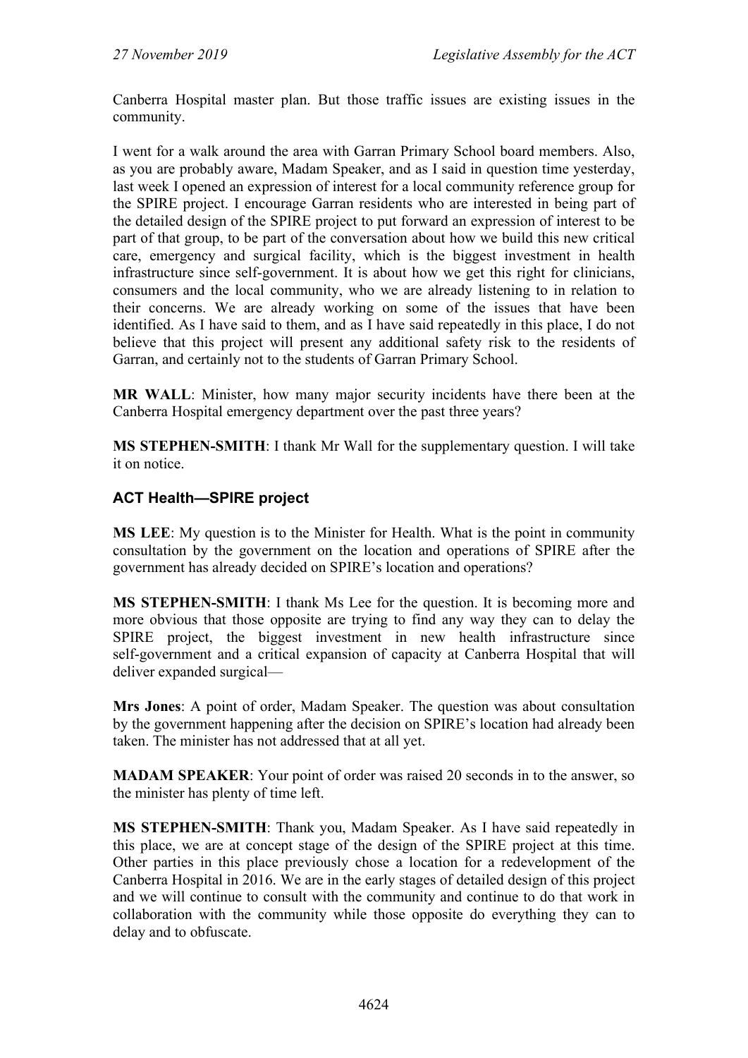Canberra Hospital master plan. But those traffic issues are existing issues in the community.

I went for a walk around the area with Garran Primary School board members. Also, as you are probably aware, Madam Speaker, and as I said in question time yesterday, last week I opened an expression of interest for a local community reference group for the SPIRE project. I encourage Garran residents who are interested in being part of the detailed design of the SPIRE project to put forward an expression of interest to be part of that group, to be part of the conversation about how we build this new critical care, emergency and surgical facility, which is the biggest investment in health infrastructure since self-government. It is about how we get this right for clinicians, consumers and the local community, who we are already listening to in relation to their concerns. We are already working on some of the issues that have been identified. As I have said to them, and as I have said repeatedly in this place, I do not believe that this project will present any additional safety risk to the residents of Garran, and certainly not to the students of Garran Primary School.

**MR WALL**: Minister, how many major security incidents have there been at the Canberra Hospital emergency department over the past three years?

**MS STEPHEN-SMITH**: I thank Mr Wall for the supplementary question. I will take it on notice.

### ACT Health—SPIRE project

**MS LEE**: My question is to the Minister for Health. What is the point in community consultation by the government on the location and operations of SPIRE after the government has already decided on SPIRE's location and operations?

**MS STEPHEN-SMITH**: I thank Ms Lee for the question. It is becoming more and more obvious that those opposite are trying to find any way they can to delay the SPIRE project, the biggest investment in new health infrastructure since self-government and a critical expansion of capacity at Canberra Hospital that will deliver expanded surgical—

**Mrs Jones**: A point of order, Madam Speaker. The question was about consultation by the government happening after the decision on SPIRE's location had already been taken. The minister has not addressed that at all yet.

**MADAM SPEAKER**: Your point of order was raised 20 seconds in to the answer, so the minister has plenty of time left.

**MS STEPHEN-SMITH**: Thank you, Madam Speaker. As I have said repeatedly in this place, we are at concept stage of the design of the SPIRE project at this time. Other parties in this place previously chose a location for a redevelopment of the Canberra Hospital in 2016. We are in the early stages of detailed design of this project and we will continue to consult with the community and continue to do that work in collaboration with the community while those opposite do everything they can to delay and to obfuscate.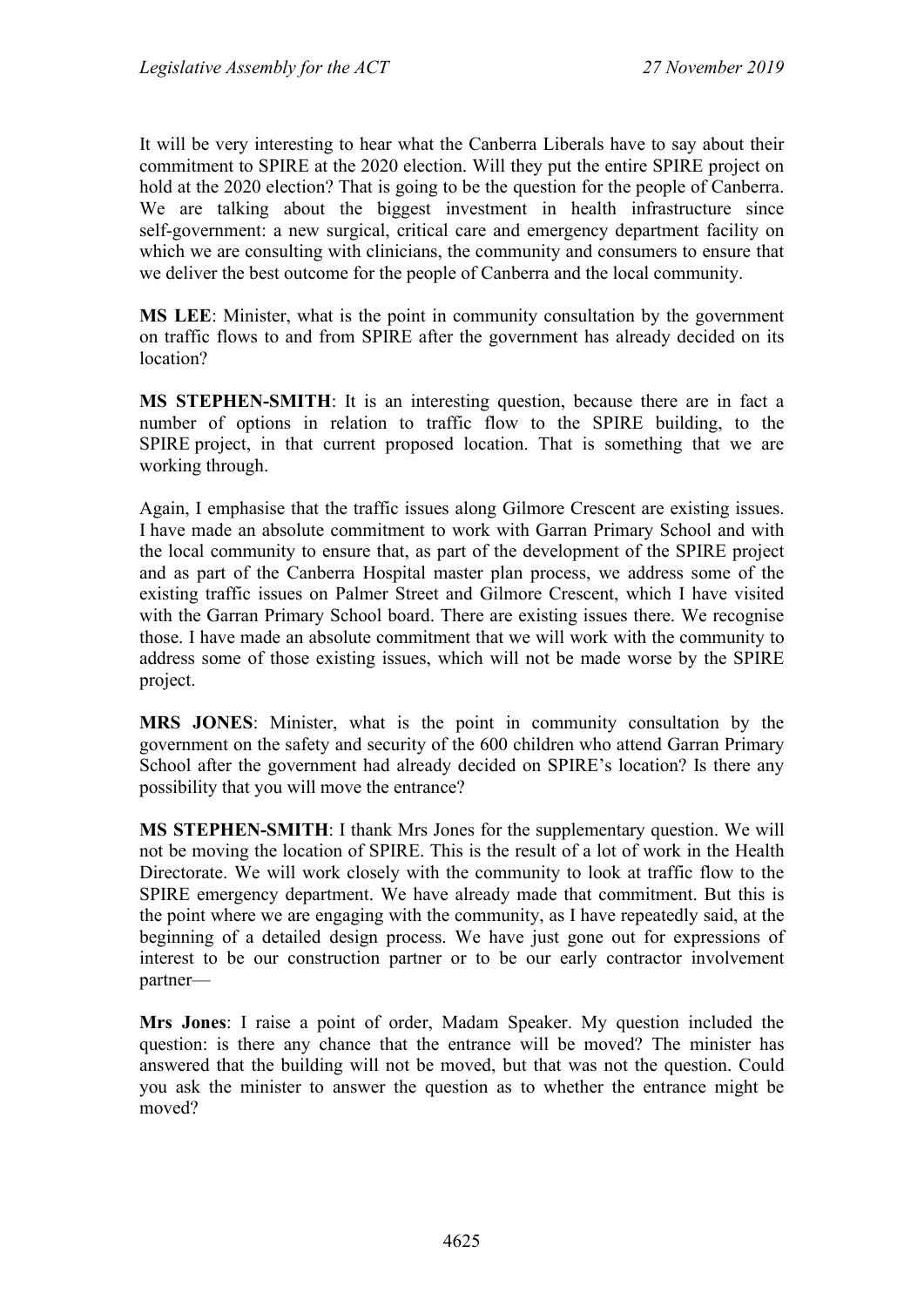It will be very interesting to hear what the Canberra Liberals have to say about their commitment to SPIRE at the 2020 election. Will they put the entire SPIRE project on hold at the 2020 election? That is going to be the question for the people of Canberra. We are talking about the biggest investment in health infrastructure since self-government: a new surgical, critical care and emergency department facility on which we are consulting with clinicians, the community and consumers to ensure that we deliver the best outcome for the people of Canberra and the local community.

**MS LEE**: Minister, what is the point in community consultation by the government on traffic flows to and from SPIRE after the government has already decided on its location?

**MS STEPHEN-SMITH**: It is an interesting question, because there are in fact a number of options in relation to traffic flow to the SPIRE building, to the SPIRE project, in that current proposed location. That is something that we are working through.

Again, I emphasise that the traffic issues along Gilmore Crescent are existing issues. I have made an absolute commitment to work with Garran Primary School and with the local community to ensure that, as part of the development of the SPIRE project and as part of the Canberra Hospital master plan process, we address some of the existing traffic issues on Palmer Street and Gilmore Crescent, which I have visited with the Garran Primary School board. There are existing issues there. We recognise those. I have made an absolute commitment that we will work with the community to address some of those existing issues, which will not be made worse by the SPIRE project.

**MRS JONES**: Minister, what is the point in community consultation by the government on the safety and security of the 600 children who attend Garran Primary School after the government had already decided on SPIRE's location? Is there any possibility that you will move the entrance?

**MS STEPHEN-SMITH**: I thank Mrs Jones for the supplementary question. We will not be moving the location of SPIRE. This is the result of a lot of work in the Health Directorate. We will work closely with the community to look at traffic flow to the SPIRE emergency department. We have already made that commitment. But this is the point where we are engaging with the community, as I have repeatedly said, at the beginning of a detailed design process. We have just gone out for expressions of interest to be our construction partner or to be our early contractor involvement partner—

**Mrs Jones**: I raise a point of order, Madam Speaker. My question included the question: is there any chance that the entrance will be moved? The minister has answered that the building will not be moved, but that was not the question. Could you ask the minister to answer the question as to whether the entrance might be moved?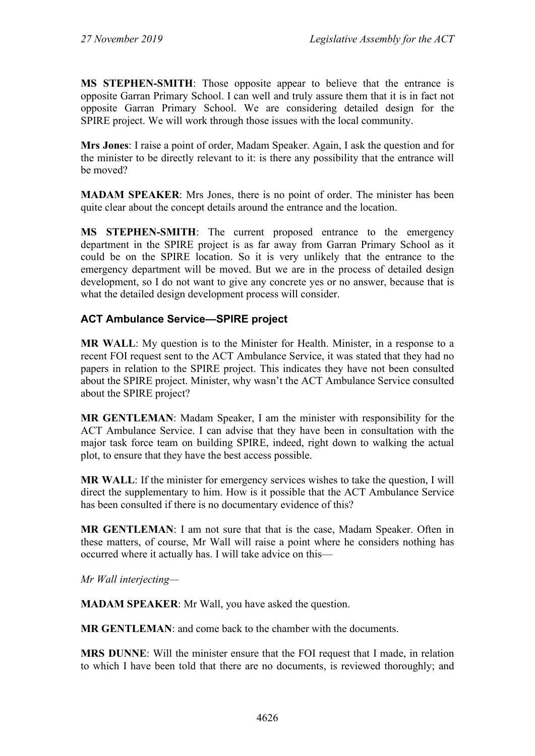**MS STEPHEN-SMITH**: Those opposite appear to believe that the entrance is opposite Garran Primary School. I can well and truly assure them that it is in fact not opposite Garran Primary School. We are considering detailed design for the SPIRE project. We will work through those issues with the local community.

**Mrs Jones**: I raise a point of order, Madam Speaker. Again, I ask the question and for the minister to be directly relevant to it: is there any possibility that the entrance will be moved?

**MADAM SPEAKER**: Mrs Jones, there is no point of order. The minister has been quite clear about the concept details around the entrance and the location.

**MS STEPHEN-SMITH**: The current proposed entrance to the emergency department in the SPIRE project is as far away from Garran Primary School as it could be on the SPIRE location. So it is very unlikely that the entrance to the emergency department will be moved. But we are in the process of detailed design development, so I do not want to give any concrete yes or no answer, because that is what the detailed design development process will consider.

### ACT Ambulance Service—SPIRE project

**MR WALL**: My question is to the Minister for Health. Minister, in a response to a recent FOI request sent to the ACT Ambulance Service, it was stated that they had no papers in relation to the SPIRE project. This indicates they have not been consulted about the SPIRE project. Minister, why wasn't the ACT Ambulance Service consulted about the SPIRE project?

**MR GENTLEMAN**: Madam Speaker, I am the minister with responsibility for the ACT Ambulance Service. I can advise that they have been in consultation with the major task force team on building SPIRE, indeed, right down to walking the actual plot, to ensure that they have the best access possible.

**MR WALL**: If the minister for emergency services wishes to take the question, I will direct the supplementary to him. How is it possible that the ACT Ambulance Service has been consulted if there is no documentary evidence of this?

**MR GENTLEMAN**: I am not sure that that is the case, Madam Speaker. Often in these matters, of course, Mr Wall will raise a point where he considers nothing has occurred where it actually has. I will take advice on this—

*Mr Wall interjecting*—

**MADAM SPEAKER**: Mr Wall, you have asked the question.

**MR GENTLEMAN**: and come back to the chamber with the documents.

**MRS DUNNE**: Will the minister ensure that the FOI request that I made, in relation to which I have been told that there are no documents, is reviewed thoroughly; and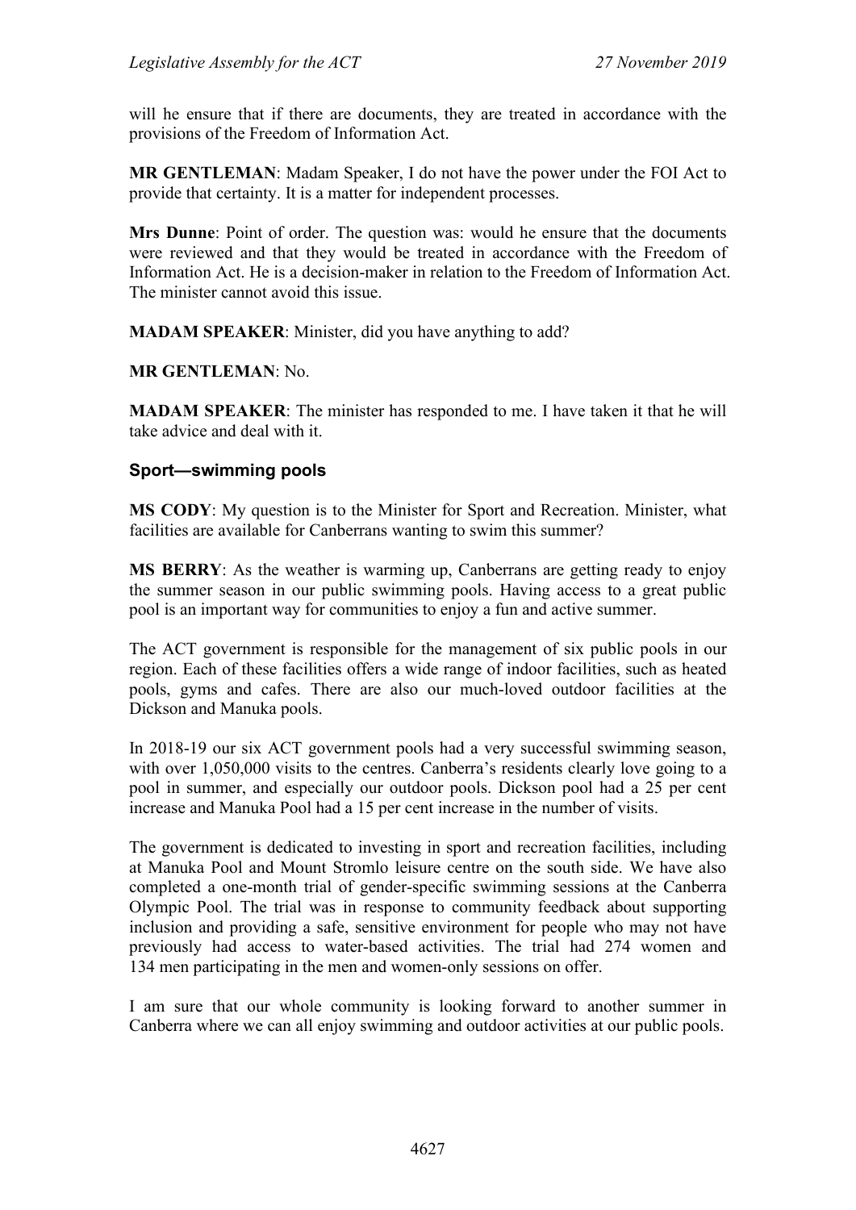will he ensure that if there are documents, they are treated in accordance with the provisions of the Freedom of Information Act.

**MR GENTLEMAN**: Madam Speaker, I do not have the power under the FOI Act to provide that certainty. It is a matter for independent processes.

**Mrs Dunne**: Point of order. The question was: would he ensure that the documents were reviewed and that they would be treated in accordance with the Freedom of Information Act. He is a decision-maker in relation to the Freedom of Information Act. The minister cannot avoid this issue.

**MADAM SPEAKER**: Minister, did you have anything to add?

**MR GENTLEMAN**: No.

**MADAM SPEAKER**: The minister has responded to me. I have taken it that he will take advice and deal with it.

### Sport—swimming pools

**MS CODY**: My question is to the Minister for Sport and Recreation. Minister, what facilities are available for Canberrans wanting to swim this summer?

**MS BERRY**: As the weather is warming up, Canberrans are getting ready to enjoy the summer season in our public swimming pools. Having access to a great public pool is an important way for communities to enjoy a fun and active summer.

The ACT government is responsible for the management of six public pools in our region. Each of these facilities offers a wide range of indoor facilities, such as heated pools, gyms and cafes. There are also our much-loved outdoor facilities at the Dickson and Manuka pools.

In 2018-19 our six ACT government pools had a very successful swimming season, with over 1,050,000 visits to the centres. Canberra's residents clearly love going to a pool in summer, and especially our outdoor pools. Dickson pool had a 25 per cent increase and Manuka Pool had a 15 per cent increase in the number of visits.

The government is dedicated to investing in sport and recreation facilities, including at Manuka Pool and Mount Stromlo leisure centre on the south side. We have also completed a one-month trial of gender-specific swimming sessions at the Canberra Olympic Pool. The trial was in response to community feedback about supporting inclusion and providing a safe, sensitive environment for people who may not have previously had access to water-based activities. The trial had 274 women and 134 men participating in the men and women-only sessions on offer.

I am sure that our whole community is looking forward to another summer in Canberra where we can all enjoy swimming and outdoor activities at our public pools.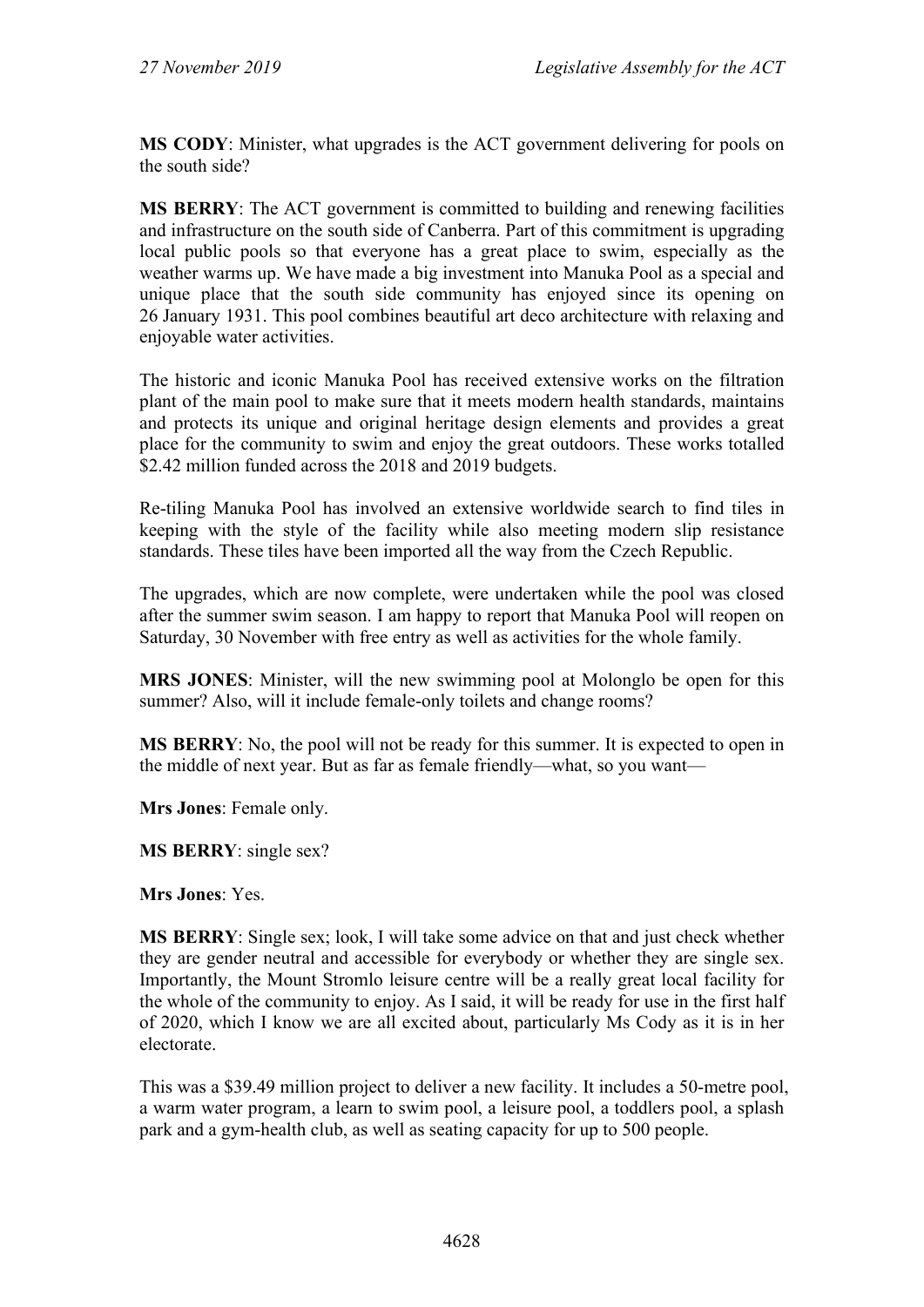**MS CODY**: Minister, what upgrades is the ACT government delivering for pools on the south side?

**MS BERRY**: The ACT government is committed to building and renewing facilities and infrastructure on the south side of Canberra. Part of this commitment is upgrading local public pools so that everyone has a great place to swim, especially as the weather warms up. We have made a big investment into Manuka Pool as a special and unique place that the south side community has enjoyed since its opening on 26 January 1931. This pool combines beautiful art deco architecture with relaxing and enjoyable water activities.

The historic and iconic Manuka Pool has received extensive works on the filtration plant of the main pool to make sure that it meets modern health standards, maintains and protects its unique and original heritage design elements and provides a great place for the community to swim and enjoy the great outdoors. These works totalled $2.42 million funded across the 2018 and 2019 budgets.

Re-tiling Manuka Pool has involved an extensive worldwide search to find tiles in keeping with the style of the facility while also meeting modern slip resistance standards. These tiles have been imported all the way from the Czech Republic.

The upgrades, which are now complete, were undertaken while the pool was closed after the summer swim season. I am happy to report that Manuka Pool will reopen on Saturday, 30 November with free entry as well as activities for the whole family.

**MRS JONES**: Minister, will the new swimming pool at Molonglo be open for this summer? Also, will it include female-only toilets and change rooms?

**MS BERRY**: No, the pool will not be ready for this summer. It is expected to open in the middle of next year. But as far as female friendly—what, so you want—

**Mrs Jones**: Female only.

**MS BERRY**: single sex?

**Mrs Jones**: Yes.

**MS BERRY**: Single sex; look, I will take some advice on that and just check whether they are gender neutral and accessible for everybody or whether they are single sex. Importantly, the Mount Stromlo leisure centre will be a really great local facility for the whole of the community to enjoy. As I said, it will be ready for use in the first half of 2020, which I know we are all excited about, particularly Ms Cody as it is in her electorate.

This was a $39.49 million project to deliver a new facility. It includes a 50-metre pool, a warm water program, a learn to swim pool, a leisure pool, a toddlers pool, a splash park and a gym-health club, as well as seating capacity for up to 500 people.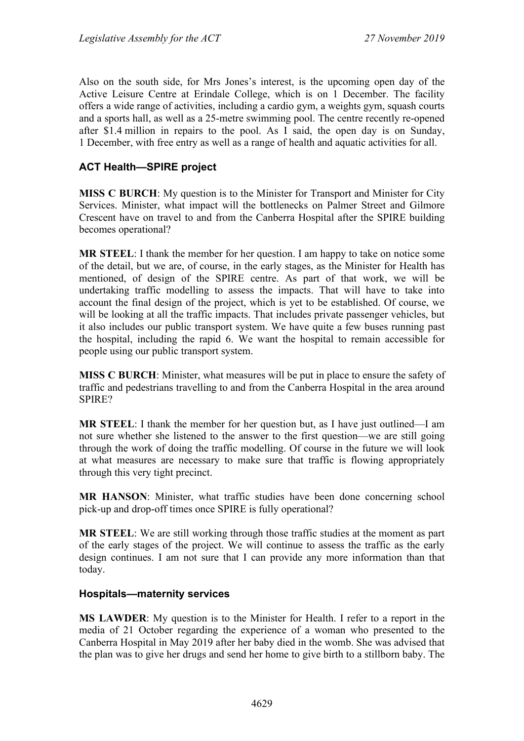Also on the south side, for Mrs Jones's interest, is the upcoming open day of the Active Leisure Centre at Erindale College, which is on 1 December. The facility offers a wide range of activities, including a cardio gym, a weights gym, squash courts and a sports hall, as well as a 25-metre swimming pool. The centre recently re-opened after $1.4 million in repairs to the pool. As I said, the open day is on Sunday, 1 December, with free entry as well as a range of health and aquatic activities for all.

### ACT Health—SPIRE project

**MISS C BURCH**: My question is to the Minister for Transport and Minister for City Services. Minister, what impact will the bottlenecks on Palmer Street and Gilmore Crescent have on travel to and from the Canberra Hospital after the SPIRE building becomes operational?

**MR STEEL**: I thank the member for her question. I am happy to take on notice some of the detail, but we are, of course, in the early stages, as the Minister for Health has mentioned, of design of the SPIRE centre. As part of that work, we will be undertaking traffic modelling to assess the impacts. That will have to take into account the final design of the project, which is yet to be established. Of course, we will be looking at all the traffic impacts. That includes private passenger vehicles, but it also includes our public transport system. We have quite a few buses running past the hospital, including the rapid 6. We want the hospital to remain accessible for people using our public transport system.

**MISS C BURCH**: Minister, what measures will be put in place to ensure the safety of traffic and pedestrians travelling to and from the Canberra Hospital in the area around SPIRE?

**MR STEEL**: I thank the member for her question but, as I have just outlined—I am not sure whether she listened to the answer to the first question—we are still going through the work of doing the traffic modelling. Of course in the future we will look at what measures are necessary to make sure that traffic is flowing appropriately through this very tight precinct.

**MR HANSON**: Minister, what traffic studies have been done concerning school pick-up and drop-off times once SPIRE is fully operational?

**MR STEEL**: We are still working through those traffic studies at the moment as part of the early stages of the project. We will continue to assess the traffic as the early design continues. I am not sure that I can provide any more information than that today.

### Hospitals—maternity services

**MS LAWDER**: My question is to the Minister for Health. I refer to a report in the media of 21 October regarding the experience of a woman who presented to the Canberra Hospital in May 2019 after her baby died in the womb. She was advised that the plan was to give her drugs and send her home to give birth to a stillborn baby. The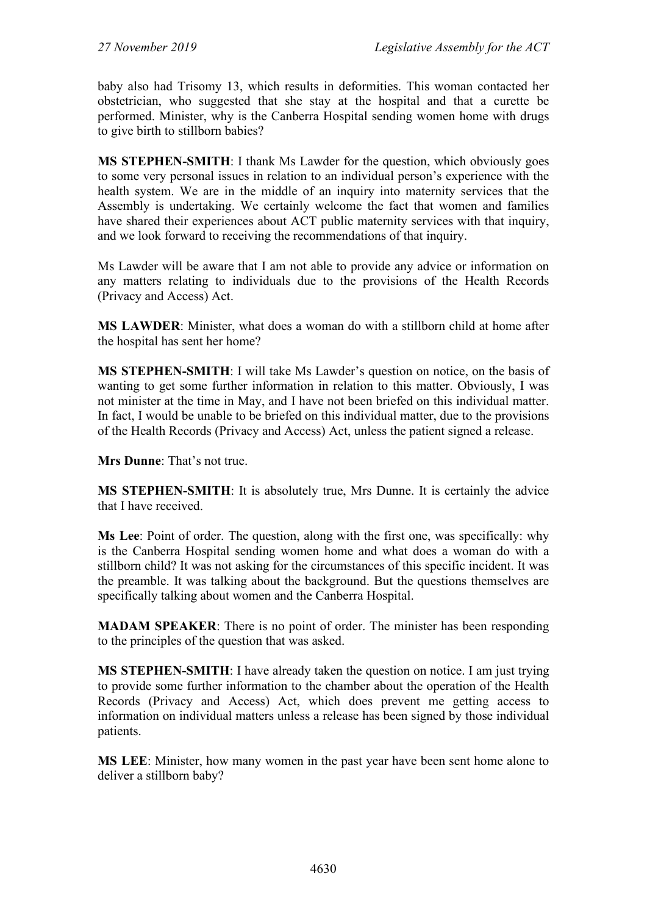baby also had Trisomy 13, which results in deformities. This woman contacted her obstetrician, who suggested that she stay at the hospital and that a curette be performed. Minister, why is the Canberra Hospital sending women home with drugs to give birth to stillborn babies?

**MS STEPHEN-SMITH**: I thank Ms Lawder for the question, which obviously goes to some very personal issues in relation to an individual person's experience with the health system. We are in the middle of an inquiry into maternity services that the Assembly is undertaking. We certainly welcome the fact that women and families have shared their experiences about ACT public maternity services with that inquiry, and we look forward to receiving the recommendations of that inquiry.

Ms Lawder will be aware that I am not able to provide any advice or information on any matters relating to individuals due to the provisions of the Health Records (Privacy and Access) Act.

**MS LAWDER**: Minister, what does a woman do with a stillborn child at home after the hospital has sent her home?

**MS STEPHEN-SMITH**: I will take Ms Lawder's question on notice, on the basis of wanting to get some further information in relation to this matter. Obviously, I was not minister at the time in May, and I have not been briefed on this individual matter. In fact, I would be unable to be briefed on this individual matter, due to the provisions of the Health Records (Privacy and Access) Act, unless the patient signed a release.

**Mrs Dunne**: That's not true.

**MS STEPHEN-SMITH**: It is absolutely true, Mrs Dunne. It is certainly the advice that I have received.

**Ms Lee**: Point of order. The question, along with the first one, was specifically: why is the Canberra Hospital sending women home and what does a woman do with a stillborn child? It was not asking for the circumstances of this specific incident. It was the preamble. It was talking about the background. But the questions themselves are specifically talking about women and the Canberra Hospital.

**MADAM SPEAKER**: There is no point of order. The minister has been responding to the principles of the question that was asked.

**MS STEPHEN-SMITH**: I have already taken the question on notice. I am just trying to provide some further information to the chamber about the operation of the Health Records (Privacy and Access) Act, which does prevent me getting access to information on individual matters unless a release has been signed by those individual patients.

**MS LEE**: Minister, how many women in the past year have been sent home alone to deliver a stillborn baby?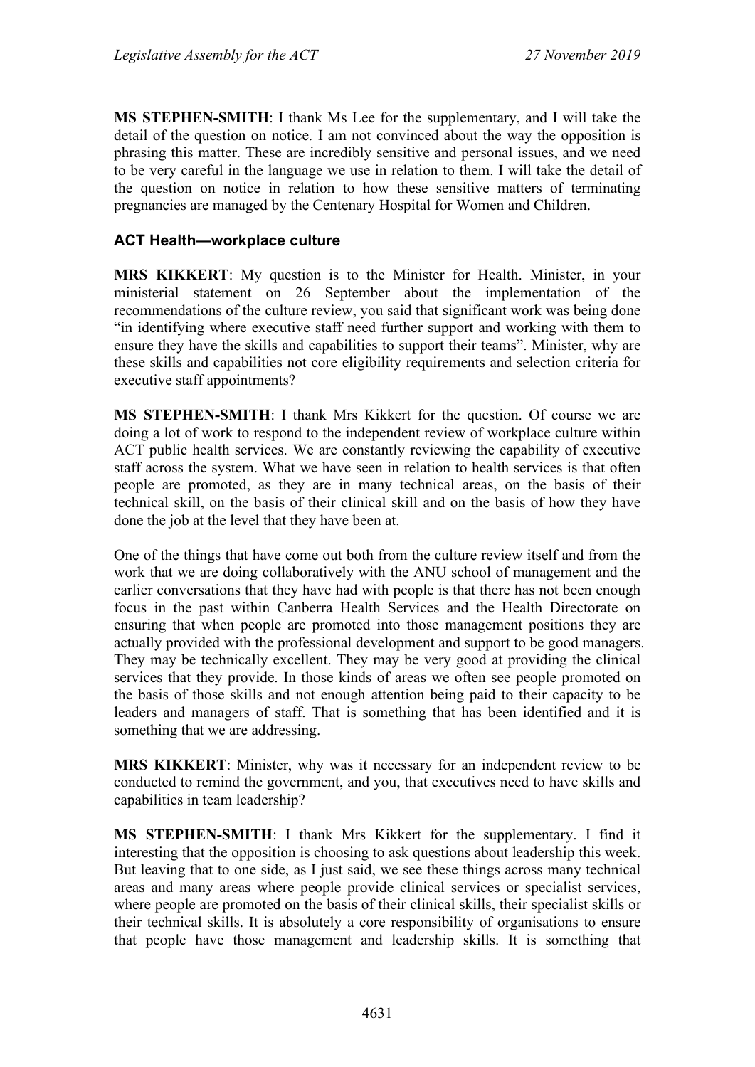**MS STEPHEN-SMITH**: I thank Ms Lee for the supplementary, and I will take the detail of the question on notice. I am not convinced about the way the opposition is phrasing this matter. These are incredibly sensitive and personal issues, and we need to be very careful in the language we use in relation to them. I will take the detail of the question on notice in relation to how these sensitive matters of terminating pregnancies are managed by the Centenary Hospital for Women and Children.

### ACT Health—workplace culture

**MRS KIKKERT**: My question is to the Minister for Health. Minister, in your ministerial statement on 26 September about the implementation of the recommendations of the culture review, you said that significant work was being done "in identifying where executive staff need further support and working with them to ensure they have the skills and capabilities to support their teams". Minister, why are these skills and capabilities not core eligibility requirements and selection criteria for executive staff appointments?

**MS STEPHEN-SMITH**: I thank Mrs Kikkert for the question. Of course we are doing a lot of work to respond to the independent review of workplace culture within ACT public health services. We are constantly reviewing the capability of executive staff across the system. What we have seen in relation to health services is that often people are promoted, as they are in many technical areas, on the basis of their technical skill, on the basis of their clinical skill and on the basis of how they have done the job at the level that they have been at.

One of the things that have come out both from the culture review itself and from the work that we are doing collaboratively with the ANU school of management and the earlier conversations that they have had with people is that there has not been enough focus in the past within Canberra Health Services and the Health Directorate on ensuring that when people are promoted into those management positions they are actually provided with the professional development and support to be good managers. They may be technically excellent. They may be very good at providing the clinical services that they provide. In those kinds of areas we often see people promoted on the basis of those skills and not enough attention being paid to their capacity to be leaders and managers of staff. That is something that has been identified and it is something that we are addressing.

**MRS KIKKERT**: Minister, why was it necessary for an independent review to be conducted to remind the government, and you, that executives need to have skills and capabilities in team leadership?

**MS STEPHEN-SMITH**: I thank Mrs Kikkert for the supplementary. I find it interesting that the opposition is choosing to ask questions about leadership this week. But leaving that to one side, as I just said, we see these things across many technical areas and many areas where people provide clinical services or specialist services, where people are promoted on the basis of their clinical skills, their specialist skills or their technical skills. It is absolutely a core responsibility of organisations to ensure that people have those management and leadership skills. It is something that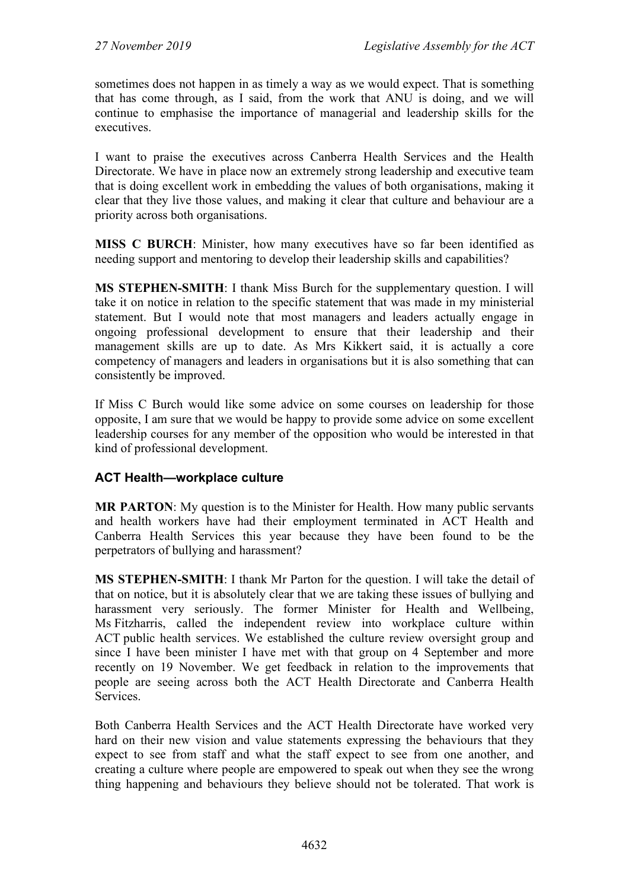sometimes does not happen in as timely a way as we would expect. That is something that has come through, as I said, from the work that ANU is doing, and we will continue to emphasise the importance of managerial and leadership skills for the executives.

I want to praise the executives across Canberra Health Services and the Health Directorate. We have in place now an extremely strong leadership and executive team that is doing excellent work in embedding the values of both organisations, making it clear that they live those values, and making it clear that culture and behaviour are a priority across both organisations.

**MISS C BURCH**: Minister, how many executives have so far been identified as needing support and mentoring to develop their leadership skills and capabilities?

**MS STEPHEN-SMITH**: I thank Miss Burch for the supplementary question. I will take it on notice in relation to the specific statement that was made in my ministerial statement. But I would note that most managers and leaders actually engage in ongoing professional development to ensure that their leadership and their management skills are up to date. As Mrs Kikkert said, it is actually a core competency of managers and leaders in organisations but it is also something that can consistently be improved.

If Miss C Burch would like some advice on some courses on leadership for those opposite, I am sure that we would be happy to provide some advice on some excellent leadership courses for any member of the opposition who would be interested in that kind of professional development.

### ACT Health—workplace culture

**MR PARTON**: My question is to the Minister for Health. How many public servants and health workers have had their employment terminated in ACT Health and Canberra Health Services this year because they have been found to be the perpetrators of bullying and harassment?

**MS STEPHEN-SMITH**: I thank Mr Parton for the question. I will take the detail of that on notice, but it is absolutely clear that we are taking these issues of bullying and harassment very seriously. The former Minister for Health and Wellbeing, Ms Fitzharris, called the independent review into workplace culture within ACT public health services. We established the culture review oversight group and since I have been minister I have met with that group on 4 September and more recently on 19 November. We get feedback in relation to the improvements that people are seeing across both the ACT Health Directorate and Canberra Health Services.

Both Canberra Health Services and the ACT Health Directorate have worked very hard on their new vision and value statements expressing the behaviours that they expect to see from staff and what the staff expect to see from one another, and creating a culture where people are empowered to speak out when they see the wrong thing happening and behaviours they believe should not be tolerated. That work is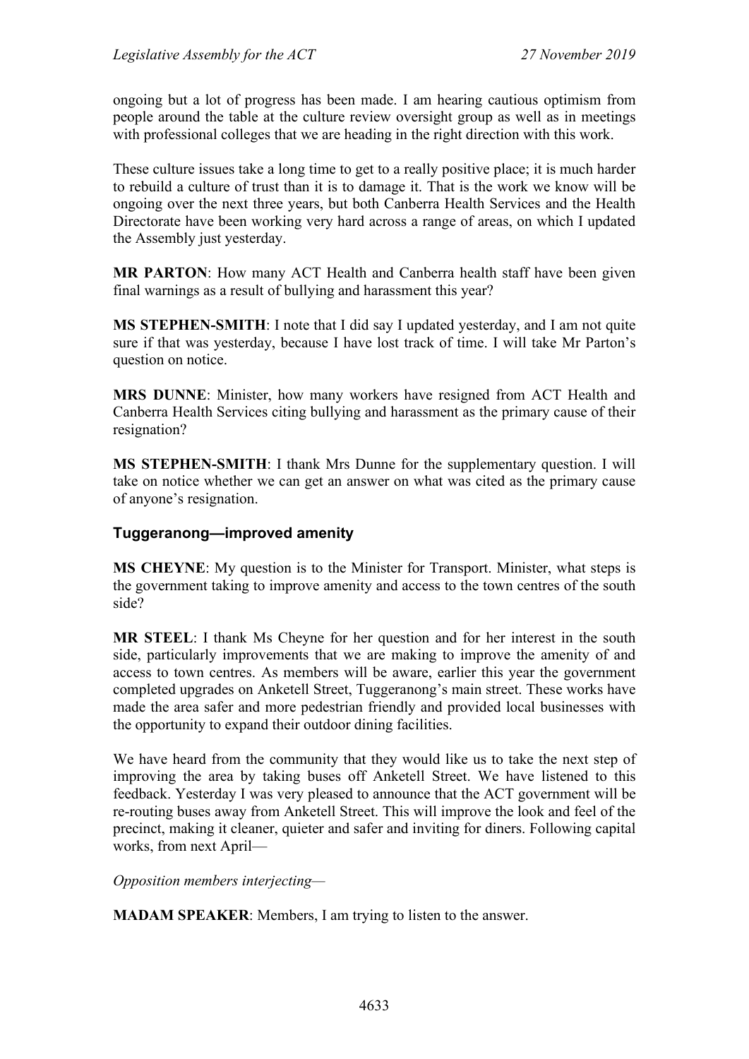ongoing but a lot of progress has been made. I am hearing cautious optimism from people around the table at the culture review oversight group as well as in meetings with professional colleges that we are heading in the right direction with this work.

These culture issues take a long time to get to a really positive place; it is much harder to rebuild a culture of trust than it is to damage it. That is the work we know will be ongoing over the next three years, but both Canberra Health Services and the Health Directorate have been working very hard across a range of areas, on which I updated the Assembly just yesterday.

**MR PARTON**: How many ACT Health and Canberra health staff have been given final warnings as a result of bullying and harassment this year?

**MS STEPHEN-SMITH**: I note that I did say I updated yesterday, and I am not quite sure if that was yesterday, because I have lost track of time. I will take Mr Parton's question on notice.

**MRS DUNNE**: Minister, how many workers have resigned from ACT Health and Canberra Health Services citing bullying and harassment as the primary cause of their resignation?

**MS STEPHEN-SMITH**: I thank Mrs Dunne for the supplementary question. I will take on notice whether we can get an answer on what was cited as the primary cause of anyone's resignation.

### Tuggeranong—improved amenity

**MS CHEYNE**: My question is to the Minister for Transport. Minister, what steps is the government taking to improve amenity and access to the town centres of the south side?

**MR STEEL**: I thank Ms Cheyne for her question and for her interest in the south side, particularly improvements that we are making to improve the amenity of and access to town centres. As members will be aware, earlier this year the government completed upgrades on Anketell Street, Tuggeranong's main street. These works have made the area safer and more pedestrian friendly and provided local businesses with the opportunity to expand their outdoor dining facilities.

We have heard from the community that they would like us to take the next step of improving the area by taking buses off Anketell Street. We have listened to this feedback. Yesterday I was very pleased to announce that the ACT government will be re-routing buses away from Anketell Street. This will improve the look and feel of the precinct, making it cleaner, quieter and safer and inviting for diners. Following capital works, from next April—

*Opposition members interjecting*—

**MADAM SPEAKER**: Members, I am trying to listen to the answer.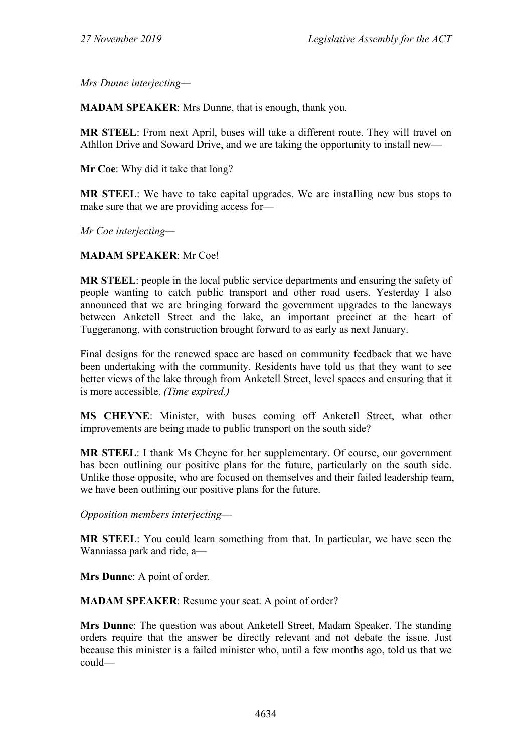*Mrs Dunne interjecting*—

**MADAM SPEAKER**: Mrs Dunne, that is enough, thank you.

**MR STEEL**: From next April, buses will take a different route. They will travel on Athllon Drive and Soward Drive, and we are taking the opportunity to install new—

**Mr Coe**: Why did it take that long?

**MR STEEL**: We have to take capital upgrades. We are installing new bus stops to make sure that we are providing access for—

*Mr Coe interjecting*—

**MADAM SPEAKER**: Mr Coe!

**MR STEEL**: people in the local public service departments and ensuring the safety of people wanting to catch public transport and other road users. Yesterday I also announced that we are bringing forward the government upgrades to the laneways between Anketell Street and the lake, an important precinct at the heart of Tuggeranong, with construction brought forward to as early as next January.

Final designs for the renewed space are based on community feedback that we have been undertaking with the community. Residents have told us that they want to see better views of the lake through from Anketell Street, level spaces and ensuring that it is more accessible. *(Time expired.)*

**MS CHEYNE**: Minister, with buses coming off Anketell Street, what other improvements are being made to public transport on the south side?

**MR STEEL**: I thank Ms Cheyne for her supplementary. Of course, our government has been outlining our positive plans for the future, particularly on the south side. Unlike those opposite, who are focused on themselves and their failed leadership team, we have been outlining our positive plans for the future.

*Opposition members interjecting*—

**MR STEEL**: You could learn something from that. In particular, we have seen the Wanniassa park and ride, a—

**Mrs Dunne**: A point of order.

**MADAM SPEAKER**: Resume your seat. A point of order?

**Mrs Dunne**: The question was about Anketell Street, Madam Speaker. The standing orders require that the answer be directly relevant and not debate the issue. Just because this minister is a failed minister who, until a few months ago, told us that we could—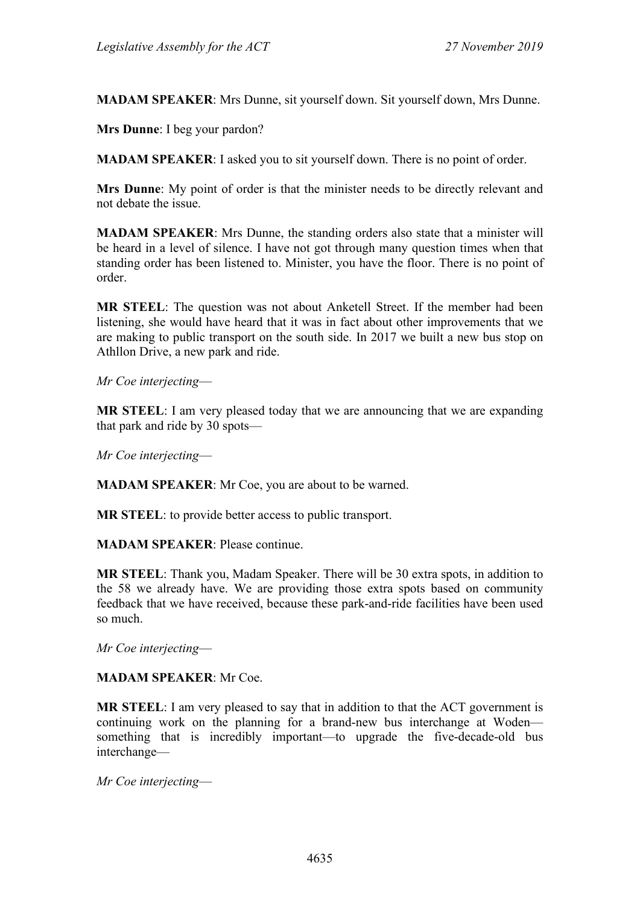**MADAM SPEAKER**: Mrs Dunne, sit yourself down. Sit yourself down, Mrs Dunne.

**Mrs Dunne**: I beg your pardon?

**MADAM SPEAKER**: I asked you to sit yourself down. There is no point of order.

**Mrs Dunne**: My point of order is that the minister needs to be directly relevant and not debate the issue.

**MADAM SPEAKER**: Mrs Dunne, the standing orders also state that a minister will be heard in a level of silence. I have not got through many question times when that standing order has been listened to. Minister, you have the floor. There is no point of order.

**MR STEEL**: The question was not about Anketell Street. If the member had been listening, she would have heard that it was in fact about other improvements that we are making to public transport on the south side. In 2017 we built a new bus stop on Athllon Drive, a new park and ride.

*Mr Coe interjecting*—

**MR STEEL**: I am very pleased today that we are announcing that we are expanding that park and ride by 30 spots—

*Mr Coe interjecting*—

**MADAM SPEAKER**: Mr Coe, you are about to be warned.

**MR STEEL**: to provide better access to public transport.

**MADAM SPEAKER**: Please continue.

**MR STEEL**: Thank you, Madam Speaker. There will be 30 extra spots, in addition to the 58 we already have. We are providing those extra spots based on community feedback that we have received, because these park-and-ride facilities have been used so much.

*Mr Coe interjecting*—

**MADAM SPEAKER**: Mr Coe.

**MR STEEL**: I am very pleased to say that in addition to that the ACT government is continuing work on the planning for a brand-new bus interchange at Woden—something that is incredibly important—to upgrade the five-decade-old bus interchange—

*Mr Coe interjecting*—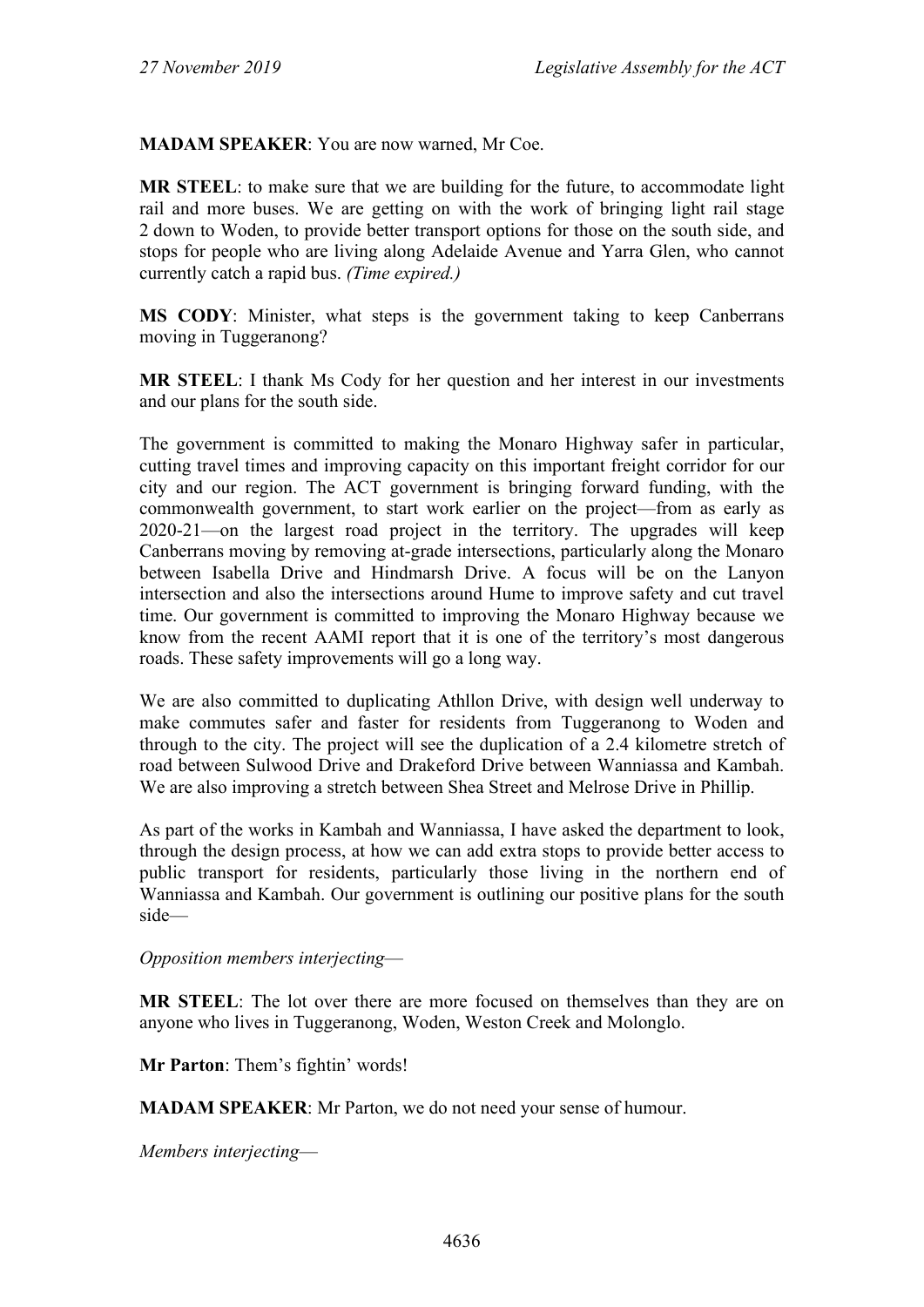**MADAM SPEAKER**: You are now warned, Mr Coe.

**MR STEEL**: to make sure that we are building for the future, to accommodate light rail and more buses. We are getting on with the work of bringing light rail stage 2 down to Woden, to provide better transport options for those on the south side, and stops for people who are living along Adelaide Avenue and Yarra Glen, who cannot currently catch a rapid bus. *(Time expired.)*

**MS CODY**: Minister, what steps is the government taking to keep Canberrans moving in Tuggeranong?

**MR STEEL**: I thank Ms Cody for her question and her interest in our investments and our plans for the south side.

The government is committed to making the Monaro Highway safer in particular, cutting travel times and improving capacity on this important freight corridor for our city and our region. The ACT government is bringing forward funding, with the commonwealth government, to start work earlier on the project—from as early as 2020-21—on the largest road project in the territory. The upgrades will keep Canberrans moving by removing at-grade intersections, particularly along the Monaro between Isabella Drive and Hindmarsh Drive. A focus will be on the Lanyon intersection and also the intersections around Hume to improve safety and cut travel time. Our government is committed to improving the Monaro Highway because we know from the recent AAMI report that it is one of the territory's most dangerous roads. These safety improvements will go a long way.

We are also committed to duplicating Athllon Drive, with design well underway to make commutes safer and faster for residents from Tuggeranong to Woden and through to the city. The project will see the duplication of a 2.4 kilometre stretch of road between Sulwood Drive and Drakeford Drive between Wanniassa and Kambah. We are also improving a stretch between Shea Street and Melrose Drive in Phillip.

As part of the works in Kambah and Wanniassa, I have asked the department to look, through the design process, at how we can add extra stops to provide better access to public transport for residents, particularly those living in the northern end of Wanniassa and Kambah. Our government is outlining our positive plans for the south side—

*Opposition members interjecting*—

**MR STEEL**: The lot over there are more focused on themselves than they are on anyone who lives in Tuggeranong, Woden, Weston Creek and Molonglo.

**Mr Parton**: Them's fightin' words!

**MADAM SPEAKER**: Mr Parton, we do not need your sense of humour.

*Members interjecting*—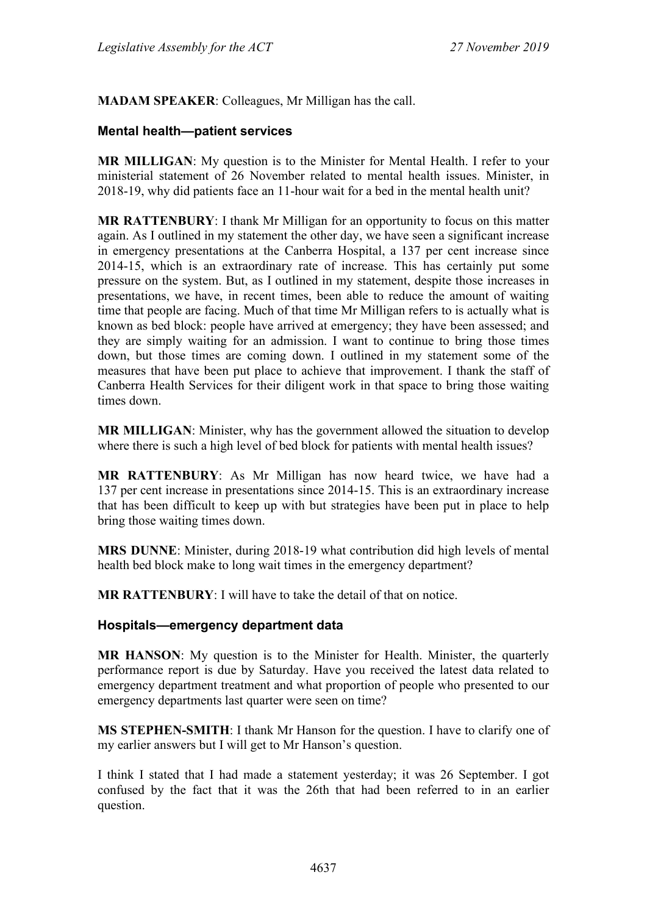**MADAM SPEAKER**: Colleagues, Mr Milligan has the call.

## Mental health—patient services

**MR MILLIGAN**: My question is to the Minister for Mental Health. I refer to your ministerial statement of 26 November related to mental health issues. Minister, in 2018-19, why did patients face an 11-hour wait for a bed in the mental health unit?

**MR RATTENBURY**: I thank Mr Milligan for an opportunity to focus on this matter again. As I outlined in my statement the other day, we have seen a significant increase in emergency presentations at the Canberra Hospital, a 137 per cent increase since 2014-15, which is an extraordinary rate of increase. This has certainly put some pressure on the system. But, as I outlined in my statement, despite those increases in presentations, we have, in recent times, been able to reduce the amount of waiting time that people are facing. Much of that time Mr Milligan refers to is actually what is known as bed block: people have arrived at emergency; they have been assessed; and they are simply waiting for an admission. I want to continue to bring those times down, but those times are coming down. I outlined in my statement some of the measures that have been put place to achieve that improvement. I thank the staff of Canberra Health Services for their diligent work in that space to bring those waiting times down.

**MR MILLIGAN**: Minister, why has the government allowed the situation to develop where there is such a high level of bed block for patients with mental health issues?

**MR RATTENBURY**: As Mr Milligan has now heard twice, we have had a 137 per cent increase in presentations since 2014-15. This is an extraordinary increase that has been difficult to keep up with but strategies have been put in place to help bring those waiting times down.

**MRS DUNNE**: Minister, during 2018-19 what contribution did high levels of mental health bed block make to long wait times in the emergency department?

**MR RATTENBURY**: I will have to take the detail of that on notice.

## Hospitals—emergency department data

**MR HANSON**: My question is to the Minister for Health. Minister, the quarterly performance report is due by Saturday. Have you received the latest data related to emergency department treatment and what proportion of people who presented to our emergency departments last quarter were seen on time?

**MS STEPHEN-SMITH**: I thank Mr Hanson for the question. I have to clarify one of my earlier answers but I will get to Mr Hanson's question.

I think I stated that I had made a statement yesterday; it was 26 September. I got confused by the fact that it was the 26th that had been referred to in an earlier question.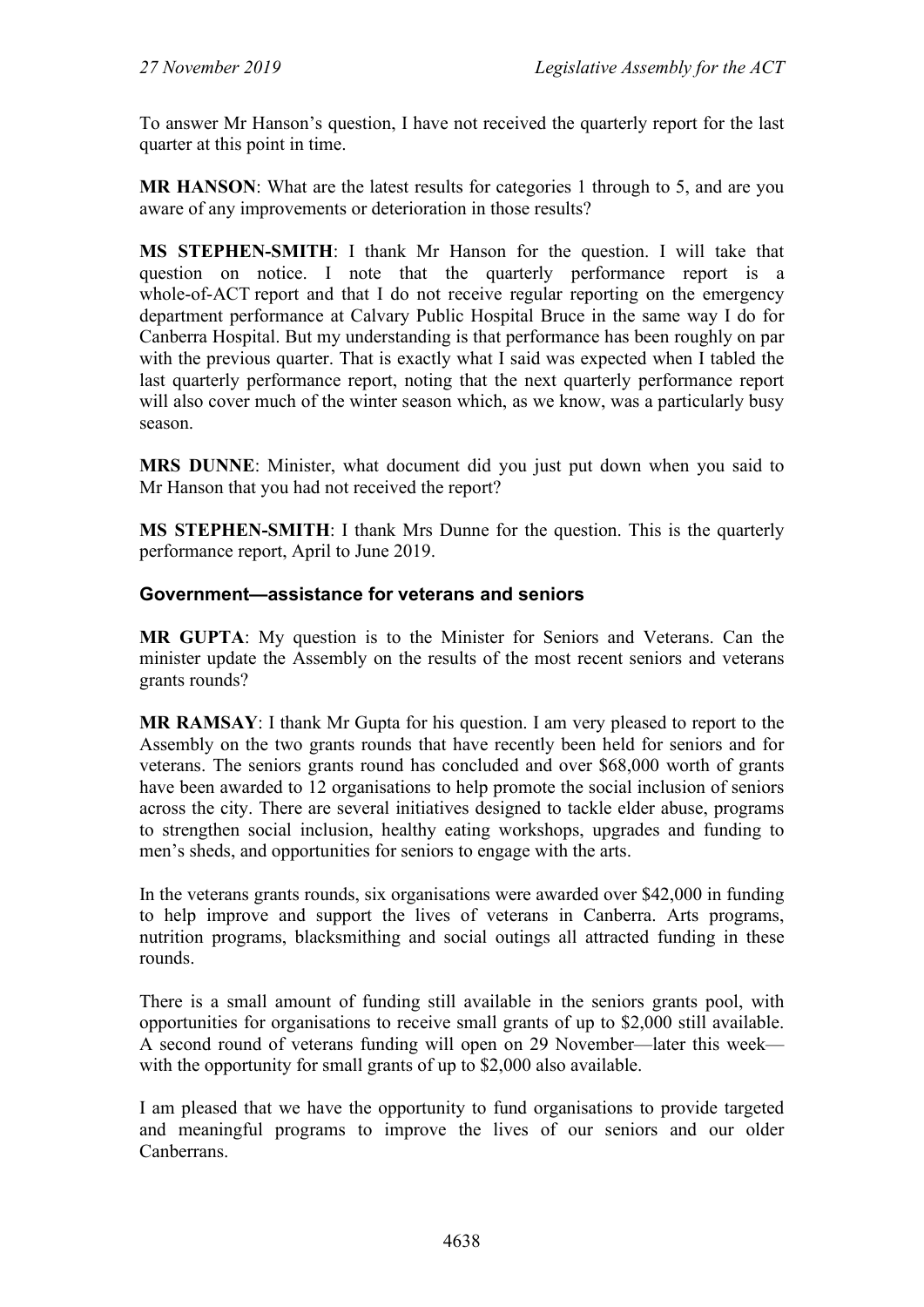To answer Mr Hanson's question, I have not received the quarterly report for the last quarter at this point in time.

**MR HANSON**: What are the latest results for categories 1 through to 5, and are you aware of any improvements or deterioration in those results?

**MS STEPHEN-SMITH**: I thank Mr Hanson for the question. I will take that question on notice. I note that the quarterly performance report is a whole-of-ACT report and that I do not receive regular reporting on the emergency department performance at Calvary Public Hospital Bruce in the same way I do for Canberra Hospital. But my understanding is that performance has been roughly on par with the previous quarter. That is exactly what I said was expected when I tabled the last quarterly performance report, noting that the next quarterly performance report will also cover much of the winter season which, as we know, was a particularly busy season.

**MRS DUNNE**: Minister, what document did you just put down when you said to Mr Hanson that you had not received the report?

**MS STEPHEN-SMITH**: I thank Mrs Dunne for the question. This is the quarterly performance report, April to June 2019.

### Government—assistance for veterans and seniors

**MR GUPTA**: My question is to the Minister for Seniors and Veterans. Can the minister update the Assembly on the results of the most recent seniors and veterans grants rounds?

**MR RAMSAY**: I thank Mr Gupta for his question. I am very pleased to report to the Assembly on the two grants rounds that have recently been held for seniors and for veterans. The seniors grants round has concluded and over $68,000 worth of grants have been awarded to 12 organisations to help promote the social inclusion of seniors across the city. There are several initiatives designed to tackle elder abuse, programs to strengthen social inclusion, healthy eating workshops, upgrades and funding to men's sheds, and opportunities for seniors to engage with the arts.

In the veterans grants rounds, six organisations were awarded over $42,000 in funding to help improve and support the lives of veterans in Canberra. Arts programs, nutrition programs, blacksmithing and social outings all attracted funding in these rounds.

There is a small amount of funding still available in the seniors grants pool, with opportunities for organisations to receive small grants of up to $2,000 still available. A second round of veterans funding will open on 29 November—later this week—with the opportunity for small grants of up to $2,000 also available.

I am pleased that we have the opportunity to fund organisations to provide targeted and meaningful programs to improve the lives of our seniors and our older Canberrans.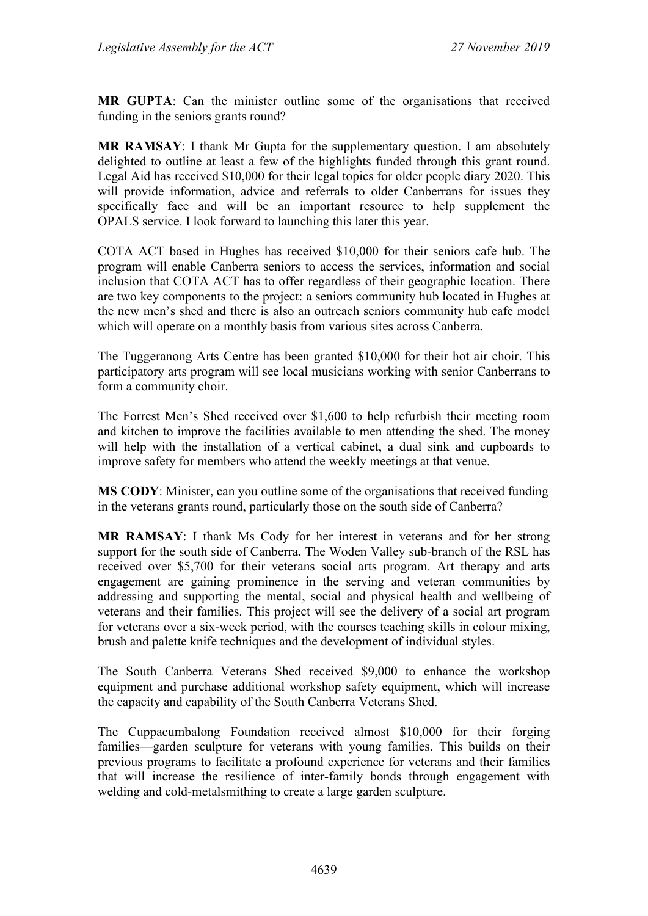**MR GUPTA**: Can the minister outline some of the organisations that received funding in the seniors grants round?

**MR RAMSAY**: I thank Mr Gupta for the supplementary question. I am absolutely delighted to outline at least a few of the highlights funded through this grant round. Legal Aid has received $10,000 for their legal topics for older people diary 2020. This will provide information, advice and referrals to older Canberrans for issues they specifically face and will be an important resource to help supplement the OPALS service. I look forward to launching this later this year.

COTA ACT based in Hughes has received $10,000 for their seniors cafe hub. The program will enable Canberra seniors to access the services, information and social inclusion that COTA ACT has to offer regardless of their geographic location. There are two key components to the project: a seniors community hub located in Hughes at the new men's shed and there is also an outreach seniors community hub cafe model which will operate on a monthly basis from various sites across Canberra.

The Tuggeranong Arts Centre has been granted $10,000 for their hot air choir. This participatory arts program will see local musicians working with senior Canberrans to form a community choir.

The Forrest Men's Shed received over $1,600 to help refurbish their meeting room and kitchen to improve the facilities available to men attending the shed. The money will help with the installation of a vertical cabinet, a dual sink and cupboards to improve safety for members who attend the weekly meetings at that venue.

**MS CODY**: Minister, can you outline some of the organisations that received funding in the veterans grants round, particularly those on the south side of Canberra?

**MR RAMSAY**: I thank Ms Cody for her interest in veterans and for her strong support for the south side of Canberra. The Woden Valley sub-branch of the RSL has received over $5,700 for their veterans social arts program. Art therapy and arts engagement are gaining prominence in the serving and veteran communities by addressing and supporting the mental, social and physical health and wellbeing of veterans and their families. This project will see the delivery of a social art program for veterans over a six-week period, with the courses teaching skills in colour mixing, brush and palette knife techniques and the development of individual styles.

The South Canberra Veterans Shed received $9,000 to enhance the workshop equipment and purchase additional workshop safety equipment, which will increase the capacity and capability of the South Canberra Veterans Shed.

The Cuppacumbalong Foundation received almost $10,000 for their forging families—garden sculpture for veterans with young families. This builds on their previous programs to facilitate a profound experience for veterans and their families that will increase the resilience of inter-family bonds through engagement with welding and cold-metalsmithing to create a large garden sculpture.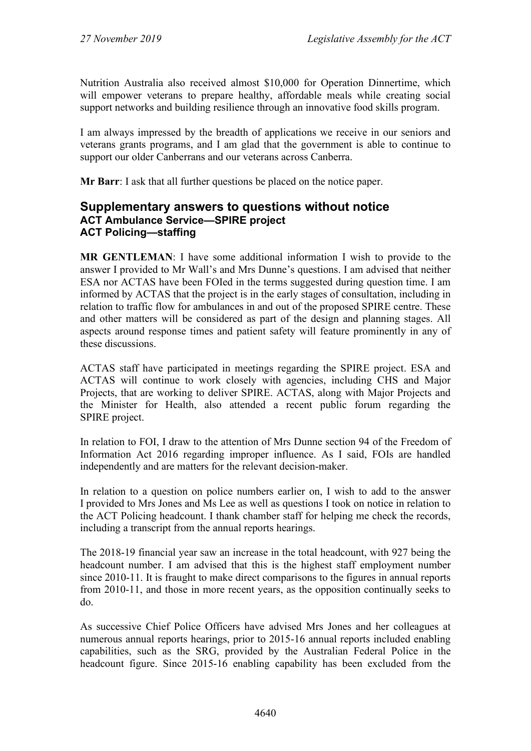Nutrition Australia also received almost $10,000 for Operation Dinnertime, which will empower veterans to prepare healthy, affordable meals while creating social support networks and building resilience through an innovative food skills program.

I am always impressed by the breadth of applications we receive in our seniors and veterans grants programs, and I am glad that the government is able to continue to support our older Canberrans and our veterans across Canberra.

**Mr Barr**: I ask that all further questions be placed on the notice paper.

## Supplementary answers to questions without notice

### ACT Ambulance Service—SPIRE project

### ACT Policing—staffing

**MR GENTLEMAN**: I have some additional information I wish to provide to the answer I provided to Mr Wall's and Mrs Dunne's questions. I am advised that neither ESA nor ACTAS have been FOIed in the terms suggested during question time. I am informed by ACTAS that the project is in the early stages of consultation, including in relation to traffic flow for ambulances in and out of the proposed SPIRE centre. These and other matters will be considered as part of the design and planning stages. All aspects around response times and patient safety will feature prominently in any of these discussions.

ACTAS staff have participated in meetings regarding the SPIRE project. ESA and ACTAS will continue to work closely with agencies, including CHS and Major Projects, that are working to deliver SPIRE. ACTAS, along with Major Projects and the Minister for Health, also attended a recent public forum regarding the SPIRE project.

In relation to FOI, I draw to the attention of Mrs Dunne section 94 of the Freedom of Information Act 2016 regarding improper influence. As I said, FOIs are handled independently and are matters for the relevant decision-maker.

In relation to a question on police numbers earlier on, I wish to add to the answer I provided to Mrs Jones and Ms Lee as well as questions I took on notice in relation to the ACT Policing headcount. I thank chamber staff for helping me check the records, including a transcript from the annual reports hearings.

The 2018-19 financial year saw an increase in the total headcount, with 927 being the headcount number. I am advised that this is the highest staff employment number since 2010-11. It is fraught to make direct comparisons to the figures in annual reports from 2010-11, and those in more recent years, as the opposition continually seeks to do.

As successive Chief Police Officers have advised Mrs Jones and her colleagues at numerous annual reports hearings, prior to 2015-16 annual reports included enabling capabilities, such as the SRG, provided by the Australian Federal Police in the headcount figure. Since 2015-16 enabling capability has been excluded from the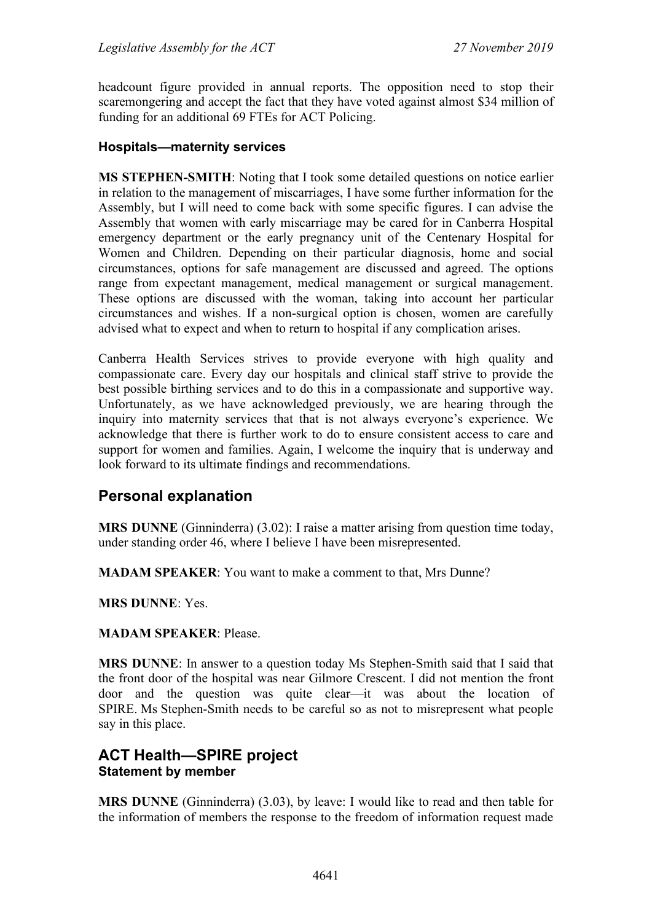headcount figure provided in annual reports. The opposition need to stop their scaremongering and accept the fact that they have voted against almost $34 million of funding for an additional 69 FTEs for ACT Policing.

### Hospitals—maternity services

**MS STEPHEN-SMITH**: Noting that I took some detailed questions on notice earlier in relation to the management of miscarriages, I have some further information for the Assembly, but I will need to come back with some specific figures. I can advise the Assembly that women with early miscarriage may be cared for in Canberra Hospital emergency department or the early pregnancy unit of the Centenary Hospital for Women and Children. Depending on their particular diagnosis, home and social circumstances, options for safe management are discussed and agreed. The options range from expectant management, medical management or surgical management. These options are discussed with the woman, taking into account her particular circumstances and wishes. If a non-surgical option is chosen, women are carefully advised what to expect and when to return to hospital if any complication arises.

Canberra Health Services strives to provide everyone with high quality and compassionate care. Every day our hospitals and clinical staff strive to provide the best possible birthing services and to do this in a compassionate and supportive way. Unfortunately, as we have acknowledged previously, we are hearing through the inquiry into maternity services that that is not always everyone's experience. We acknowledge that there is further work to do to ensure consistent access to care and support for women and families. Again, I welcome the inquiry that is underway and look forward to its ultimate findings and recommendations.

## Personal explanation

**MRS DUNNE** (Ginninderra) (3.02): I raise a matter arising from question time today, under standing order 46, where I believe I have been misrepresented.

**MADAM SPEAKER**: You want to make a comment to that, Mrs Dunne?

**MRS DUNNE**: Yes.

**MADAM SPEAKER**: Please.

**MRS DUNNE**: In answer to a question today Ms Stephen-Smith said that I said that the front door of the hospital was near Gilmore Crescent. I did not mention the front door and the question was quite clear—it was about the location of SPIRE. Ms Stephen-Smith needs to be careful so as not to misrepresent what people say in this place.

## ACT Health—SPIRE project
### Statement by member

**MRS DUNNE** (Ginninderra) (3.03), by leave: I would like to read and then table for the information of members the response to the freedom of information request made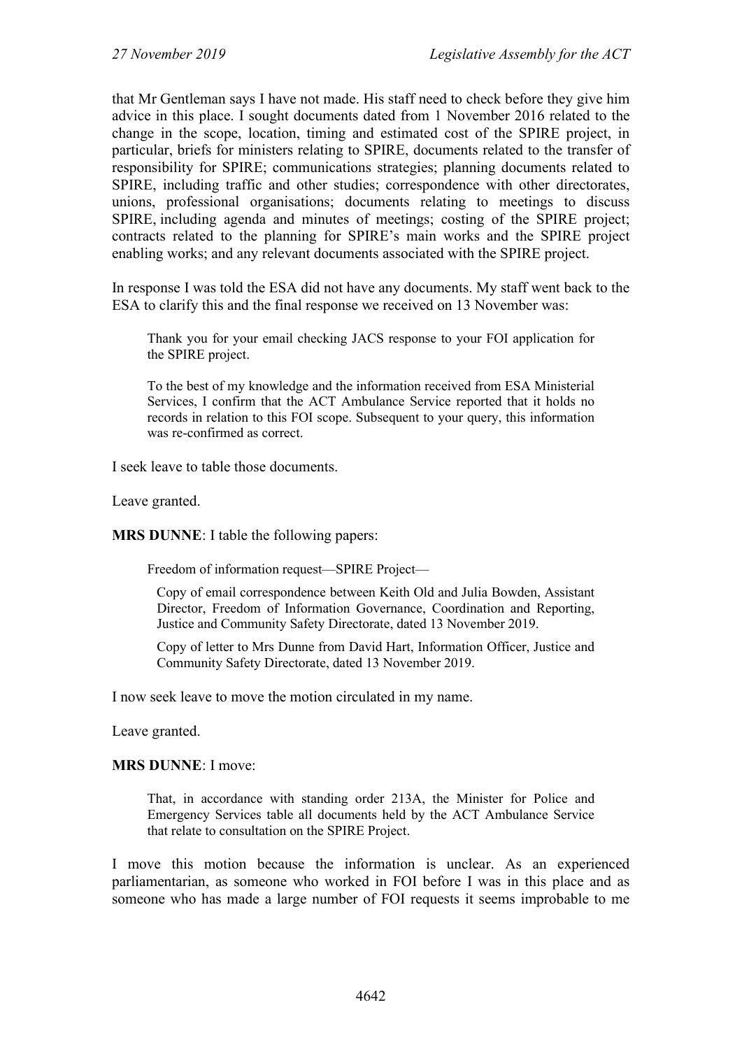that Mr Gentleman says I have not made. His staff need to check before they give him advice in this place. I sought documents dated from 1 November 2016 related to the change in the scope, location, timing and estimated cost of the SPIRE project, in particular, briefs for ministers relating to SPIRE, documents related to the transfer of responsibility for SPIRE; communications strategies; planning documents related to SPIRE, including traffic and other studies; correspondence with other directorates, unions, professional organisations; documents relating to meetings to discuss SPIRE, including agenda and minutes of meetings; costing of the SPIRE project; contracts related to the planning for SPIRE's main works and the SPIRE project enabling works; and any relevant documents associated with the SPIRE project.

In response I was told the ESA did not have any documents. My staff went back to the ESA to clarify this and the final response we received on 13 November was:

> Thank you for your email checking JACS response to your FOI application for the SPIRE project.
>
> To the best of my knowledge and the information received from ESA Ministerial Services, I confirm that the ACT Ambulance Service reported that it holds no records in relation to this FOI scope. Subsequent to your query, this information was re-confirmed as correct.

I seek leave to table those documents.

Leave granted.

**MRS DUNNE**: I table the following papers:

> Freedom of information request—SPIRE Project—
>
> > Copy of email correspondence between Keith Old and Julia Bowden, Assistant Director, Freedom of Information Governance, Coordination and Reporting, Justice and Community Safety Directorate, dated 13 November 2019.
> >
> > Copy of letter to Mrs Dunne from David Hart, Information Officer, Justice and Community Safety Directorate, dated 13 November 2019.

I now seek leave to move the motion circulated in my name.

Leave granted.

**MRS DUNNE**: I move:

> That, in accordance with standing order 213A, the Minister for Police and Emergency Services table all documents held by the ACT Ambulance Service that relate to consultation on the SPIRE Project.

I move this motion because the information is unclear. As an experienced parliamentarian, as someone who worked in FOI before I was in this place and as someone who has made a large number of FOI requests it seems improbable to me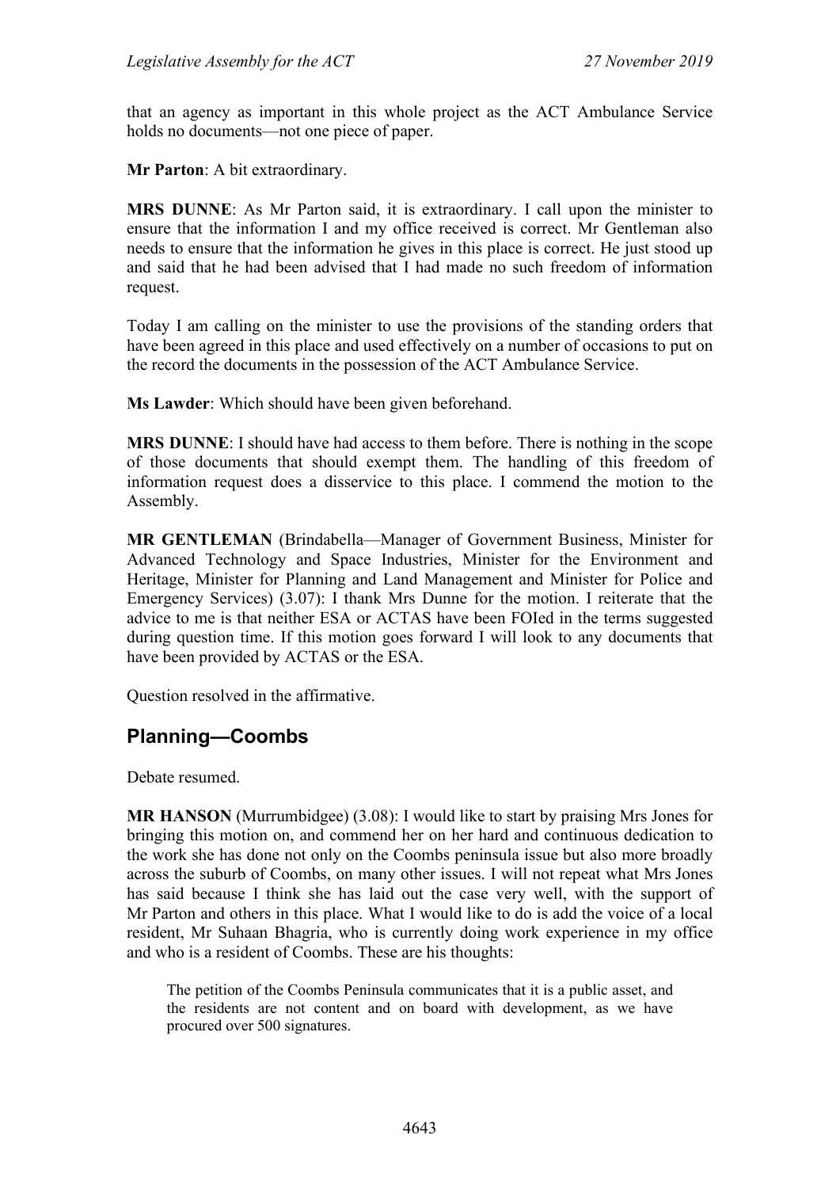that an agency as important in this whole project as the ACT Ambulance Service holds no documents—not one piece of paper.

**Mr Parton**: A bit extraordinary.

**MRS DUNNE**: As Mr Parton said, it is extraordinary. I call upon the minister to ensure that the information I and my office received is correct. Mr Gentleman also needs to ensure that the information he gives in this place is correct. He just stood up and said that he had been advised that I had made no such freedom of information request.

Today I am calling on the minister to use the provisions of the standing orders that have been agreed in this place and used effectively on a number of occasions to put on the record the documents in the possession of the ACT Ambulance Service.

**Ms Lawder**: Which should have been given beforehand.

**MRS DUNNE**: I should have had access to them before. There is nothing in the scope of those documents that should exempt them. The handling of this freedom of information request does a disservice to this place. I commend the motion to the Assembly.

**MR GENTLEMAN** (Brindabella—Manager of Government Business, Minister for Advanced Technology and Space Industries, Minister for the Environment and Heritage, Minister for Planning and Land Management and Minister for Police and Emergency Services) (3.07): I thank Mrs Dunne for the motion. I reiterate that the advice to me is that neither ESA or ACTAS have been FOIed in the terms suggested during question time. If this motion goes forward I will look to any documents that have been provided by ACTAS or the ESA.

Question resolved in the affirmative.

## Planning—Coombs

Debate resumed.

**MR HANSON** (Murrumbidgee) (3.08): I would like to start by praising Mrs Jones for bringing this motion on, and commend her on her hard and continuous dedication to the work she has done not only on the Coombs peninsula issue but also more broadly across the suburb of Coombs, on many other issues. I will not repeat what Mrs Jones has said because I think she has laid out the case very well, with the support of Mr Parton and others in this place. What I would like to do is add the voice of a local resident, Mr Suhaan Bhagria, who is currently doing work experience in my office and who is a resident of Coombs. These are his thoughts:

> The petition of the Coombs Peninsula communicates that it is a public asset, and the residents are not content and on board with development, as we have procured over 500 signatures.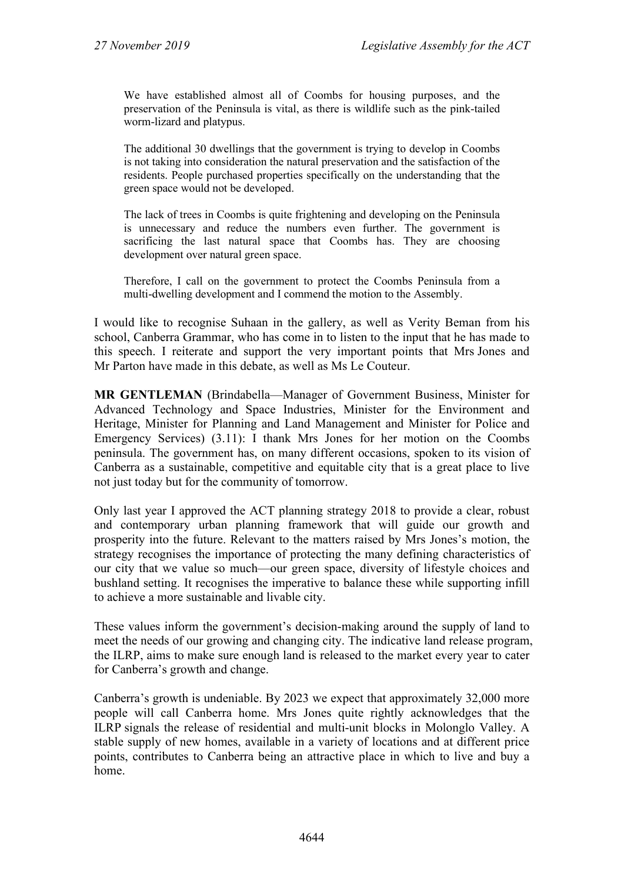> We have established almost all of Coombs for housing purposes, and the preservation of the Peninsula is vital, as there is wildlife such as the pink-tailed worm-lizard and platypus.
>
> The additional 30 dwellings that the government is trying to develop in Coombs is not taking into consideration the natural preservation and the satisfaction of the residents. People purchased properties specifically on the understanding that the green space would not be developed.
>
> The lack of trees in Coombs is quite frightening and developing on the Peninsula is unnecessary and reduce the numbers even further. The government is sacrificing the last natural space that Coombs has. They are choosing development over natural green space.
>
> Therefore, I call on the government to protect the Coombs Peninsula from a multi-dwelling development and I commend the motion to the Assembly.

I would like to recognise Suhaan in the gallery, as well as Verity Beman from his school, Canberra Grammar, who has come in to listen to the input that he has made to this speech. I reiterate and support the very important points that Mrs Jones and Mr Parton have made in this debate, as well as Ms Le Couteur.

**MR GENTLEMAN** (Brindabella—Manager of Government Business, Minister for Advanced Technology and Space Industries, Minister for the Environment and Heritage, Minister for Planning and Land Management and Minister for Police and Emergency Services) (3.11): I thank Mrs Jones for her motion on the Coombs peninsula. The government has, on many different occasions, spoken to its vision of Canberra as a sustainable, competitive and equitable city that is a great place to live not just today but for the community of tomorrow.

Only last year I approved the ACT planning strategy 2018 to provide a clear, robust and contemporary urban planning framework that will guide our growth and prosperity into the future. Relevant to the matters raised by Mrs Jones's motion, the strategy recognises the importance of protecting the many defining characteristics of our city that we value so much—our green space, diversity of lifestyle choices and bushland setting. It recognises the imperative to balance these while supporting infill to achieve a more sustainable and livable city.

These values inform the government's decision-making around the supply of land to meet the needs of our growing and changing city. The indicative land release program, the ILRP, aims to make sure enough land is released to the market every year to cater for Canberra's growth and change.

Canberra's growth is undeniable. By 2023 we expect that approximately 32,000 more people will call Canberra home. Mrs Jones quite rightly acknowledges that the ILRP signals the release of residential and multi-unit blocks in Molonglo Valley. A stable supply of new homes, available in a variety of locations and at different price points, contributes to Canberra being an attractive place in which to live and buy a home.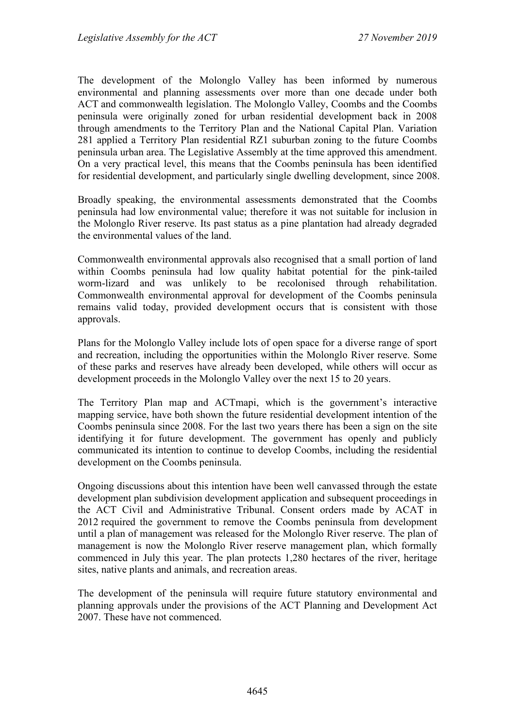The development of the Molonglo Valley has been informed by numerous environmental and planning assessments over more than one decade under both ACT and commonwealth legislation. The Molonglo Valley, Coombs and the Coombs peninsula were originally zoned for urban residential development back in 2008 through amendments to the Territory Plan and the National Capital Plan. Variation 281 applied a Territory Plan residential RZ1 suburban zoning to the future Coombs peninsula urban area. The Legislative Assembly at the time approved this amendment. On a very practical level, this means that the Coombs peninsula has been identified for residential development, and particularly single dwelling development, since 2008.

Broadly speaking, the environmental assessments demonstrated that the Coombs peninsula had low environmental value; therefore it was not suitable for inclusion in the Molonglo River reserve. Its past status as a pine plantation had already degraded the environmental values of the land.

Commonwealth environmental approvals also recognised that a small portion of land within Coombs peninsula had low quality habitat potential for the pink-tailed worm-lizard and was unlikely to be recolonised through rehabilitation. Commonwealth environmental approval for development of the Coombs peninsula remains valid today, provided development occurs that is consistent with those approvals.

Plans for the Molonglo Valley include lots of open space for a diverse range of sport and recreation, including the opportunities within the Molonglo River reserve. Some of these parks and reserves have already been developed, while others will occur as development proceeds in the Molonglo Valley over the next 15 to 20 years.

The Territory Plan map and ACTmapi, which is the government's interactive mapping service, have both shown the future residential development intention of the Coombs peninsula since 2008. For the last two years there has been a sign on the site identifying it for future development. The government has openly and publicly communicated its intention to continue to develop Coombs, including the residential development on the Coombs peninsula.

Ongoing discussions about this intention have been well canvassed through the estate development plan subdivision development application and subsequent proceedings in the ACT Civil and Administrative Tribunal. Consent orders made by ACAT in 2012 required the government to remove the Coombs peninsula from development until a plan of management was released for the Molonglo River reserve. The plan of management is now the Molonglo River reserve management plan, which formally commenced in July this year. The plan protects 1,280 hectares of the river, heritage sites, native plants and animals, and recreation areas.

The development of the peninsula will require future statutory environmental and planning approvals under the provisions of the ACT Planning and Development Act 2007. These have not commenced.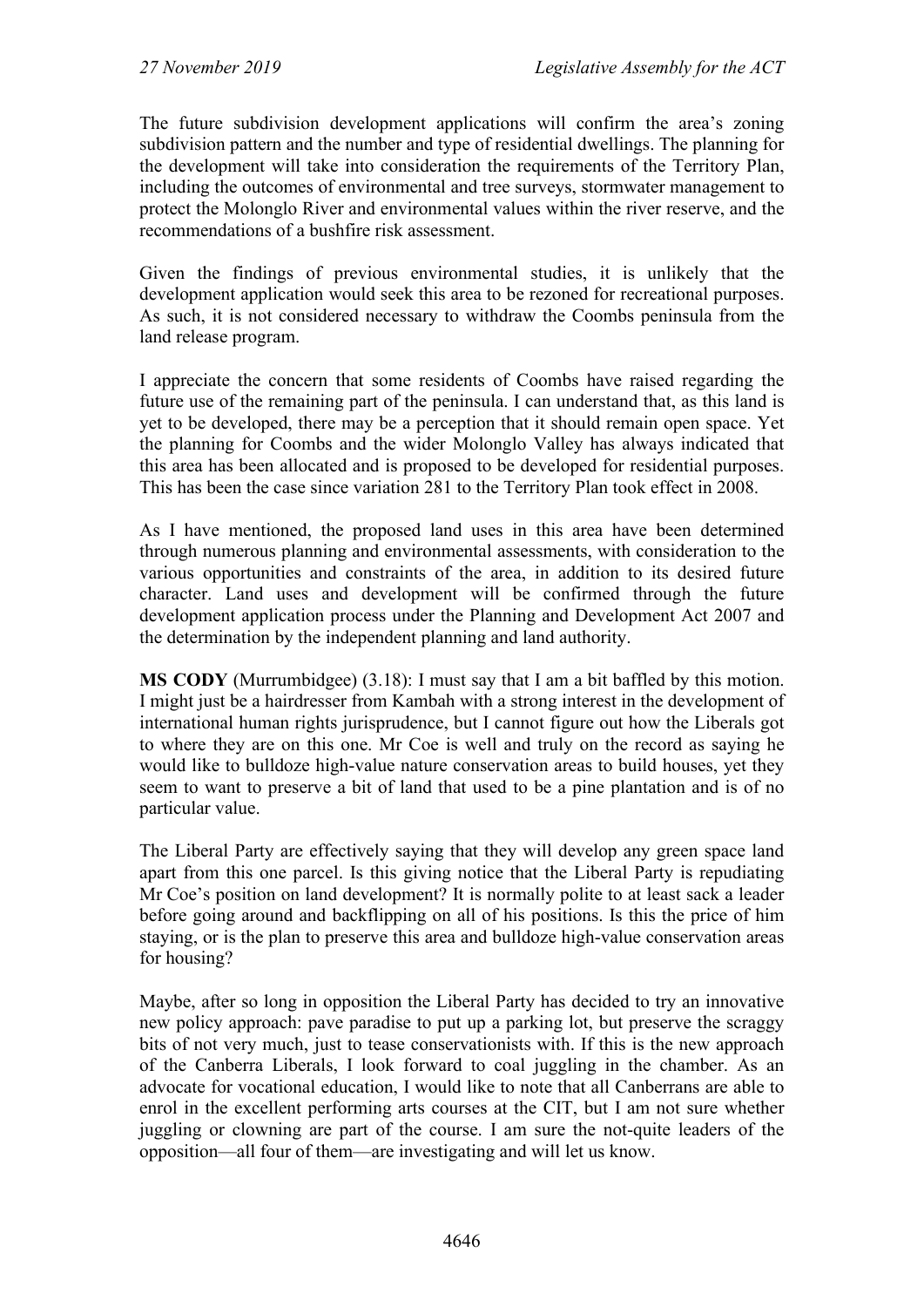The future subdivision development applications will confirm the area's zoning subdivision pattern and the number and type of residential dwellings. The planning for the development will take into consideration the requirements of the Territory Plan, including the outcomes of environmental and tree surveys, stormwater management to protect the Molonglo River and environmental values within the river reserve, and the recommendations of a bushfire risk assessment.

Given the findings of previous environmental studies, it is unlikely that the development application would seek this area to be rezoned for recreational purposes. As such, it is not considered necessary to withdraw the Coombs peninsula from the land release program.

I appreciate the concern that some residents of Coombs have raised regarding the future use of the remaining part of the peninsula. I can understand that, as this land is yet to be developed, there may be a perception that it should remain open space. Yet the planning for Coombs and the wider Molonglo Valley has always indicated that this area has been allocated and is proposed to be developed for residential purposes. This has been the case since variation 281 to the Territory Plan took effect in 2008.

As I have mentioned, the proposed land uses in this area have been determined through numerous planning and environmental assessments, with consideration to the various opportunities and constraints of the area, in addition to its desired future character. Land uses and development will be confirmed through the future development application process under the Planning and Development Act 2007 and the determination by the independent planning and land authority.

**MS CODY** (Murrumbidgee) (3.18): I must say that I am a bit baffled by this motion. I might just be a hairdresser from Kambah with a strong interest in the development of international human rights jurisprudence, but I cannot figure out how the Liberals got to where they are on this one. Mr Coe is well and truly on the record as saying he would like to bulldoze high-value nature conservation areas to build houses, yet they seem to want to preserve a bit of land that used to be a pine plantation and is of no particular value.

The Liberal Party are effectively saying that they will develop any green space land apart from this one parcel. Is this giving notice that the Liberal Party is repudiating Mr Coe's position on land development? It is normally polite to at least sack a leader before going around and backflipping on all of his positions. Is this the price of him staying, or is the plan to preserve this area and bulldoze high-value conservation areas for housing?

Maybe, after so long in opposition the Liberal Party has decided to try an innovative new policy approach: pave paradise to put up a parking lot, but preserve the scraggy bits of not very much, just to tease conservationists with. If this is the new approach of the Canberra Liberals, I look forward to coal juggling in the chamber. As an advocate for vocational education, I would like to note that all Canberrans are able to enrol in the excellent performing arts courses at the CIT, but I am not sure whether juggling or clowning are part of the course. I am sure the not-quite leaders of the opposition—all four of them—are investigating and will let us know.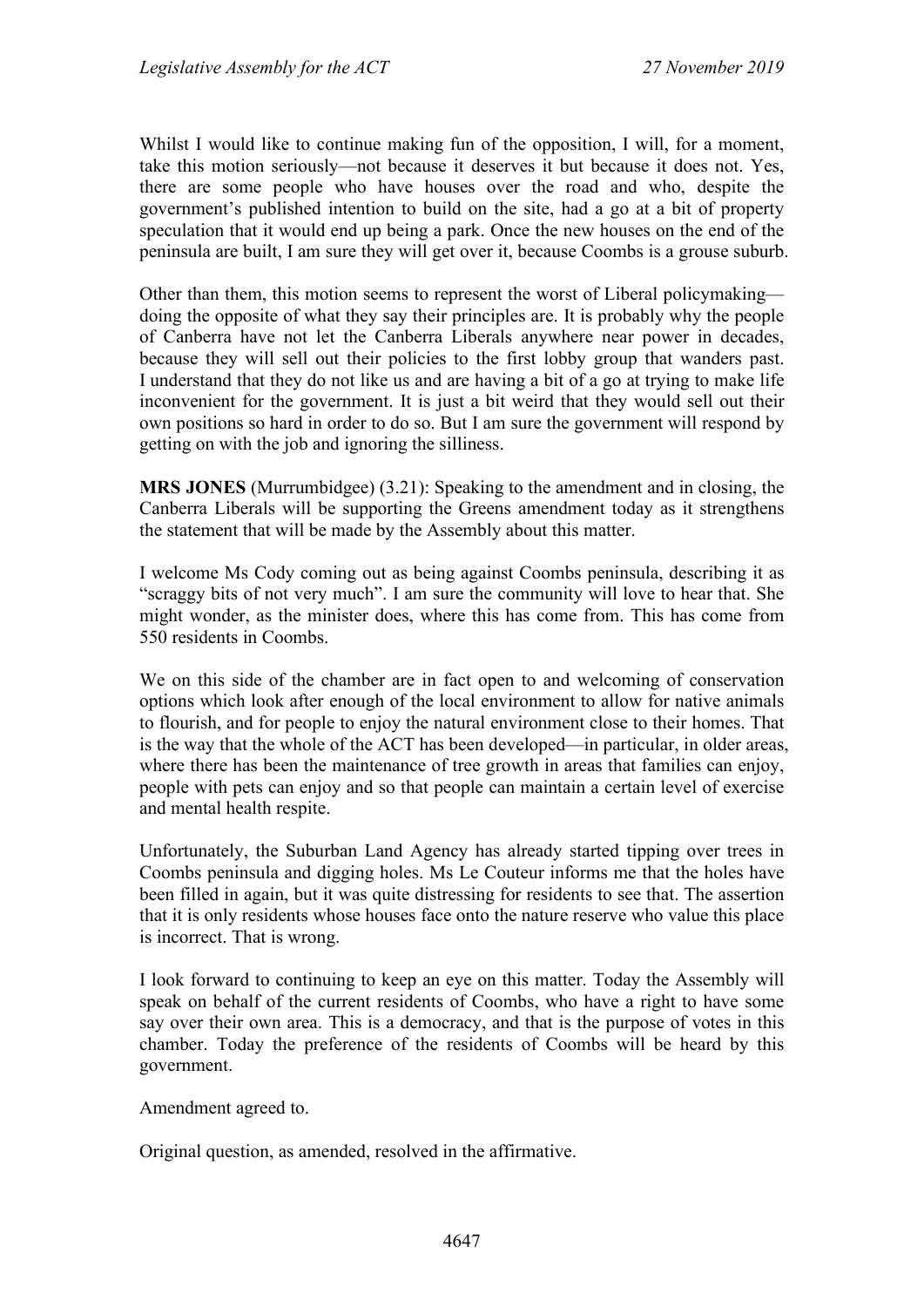Whilst I would like to continue making fun of the opposition, I will, for a moment, take this motion seriously—not because it deserves it but because it does not. Yes, there are some people who have houses over the road and who, despite the government's published intention to build on the site, had a go at a bit of property speculation that it would end up being a park. Once the new houses on the end of the peninsula are built, I am sure they will get over it, because Coombs is a grouse suburb.

Other than them, this motion seems to represent the worst of Liberal policymaking—doing the opposite of what they say their principles are. It is probably why the people of Canberra have not let the Canberra Liberals anywhere near power in decades, because they will sell out their policies to the first lobby group that wanders past. I understand that they do not like us and are having a bit of a go at trying to make life inconvenient for the government. It is just a bit weird that they would sell out their own positions so hard in order to do so. But I am sure the government will respond by getting on with the job and ignoring the silliness.

**MRS JONES** (Murrumbidgee) (3.21): Speaking to the amendment and in closing, the Canberra Liberals will be supporting the Greens amendment today as it strengthens the statement that will be made by the Assembly about this matter.

I welcome Ms Cody coming out as being against Coombs peninsula, describing it as "scraggy bits of not very much". I am sure the community will love to hear that. She might wonder, as the minister does, where this has come from. This has come from 550 residents in Coombs.

We on this side of the chamber are in fact open to and welcoming of conservation options which look after enough of the local environment to allow for native animals to flourish, and for people to enjoy the natural environment close to their homes. That is the way that the whole of the ACT has been developed—in particular, in older areas, where there has been the maintenance of tree growth in areas that families can enjoy, people with pets can enjoy and so that people can maintain a certain level of exercise and mental health respite.

Unfortunately, the Suburban Land Agency has already started tipping over trees in Coombs peninsula and digging holes. Ms Le Couteur informs me that the holes have been filled in again, but it was quite distressing for residents to see that. The assertion that it is only residents whose houses face onto the nature reserve who value this place is incorrect. That is wrong.

I look forward to continuing to keep an eye on this matter. Today the Assembly will speak on behalf of the current residents of Coombs, who have a right to have some say over their own area. This is a democracy, and that is the purpose of votes in this chamber. Today the preference of the residents of Coombs will be heard by this government.

Amendment agreed to.

Original question, as amended, resolved in the affirmative.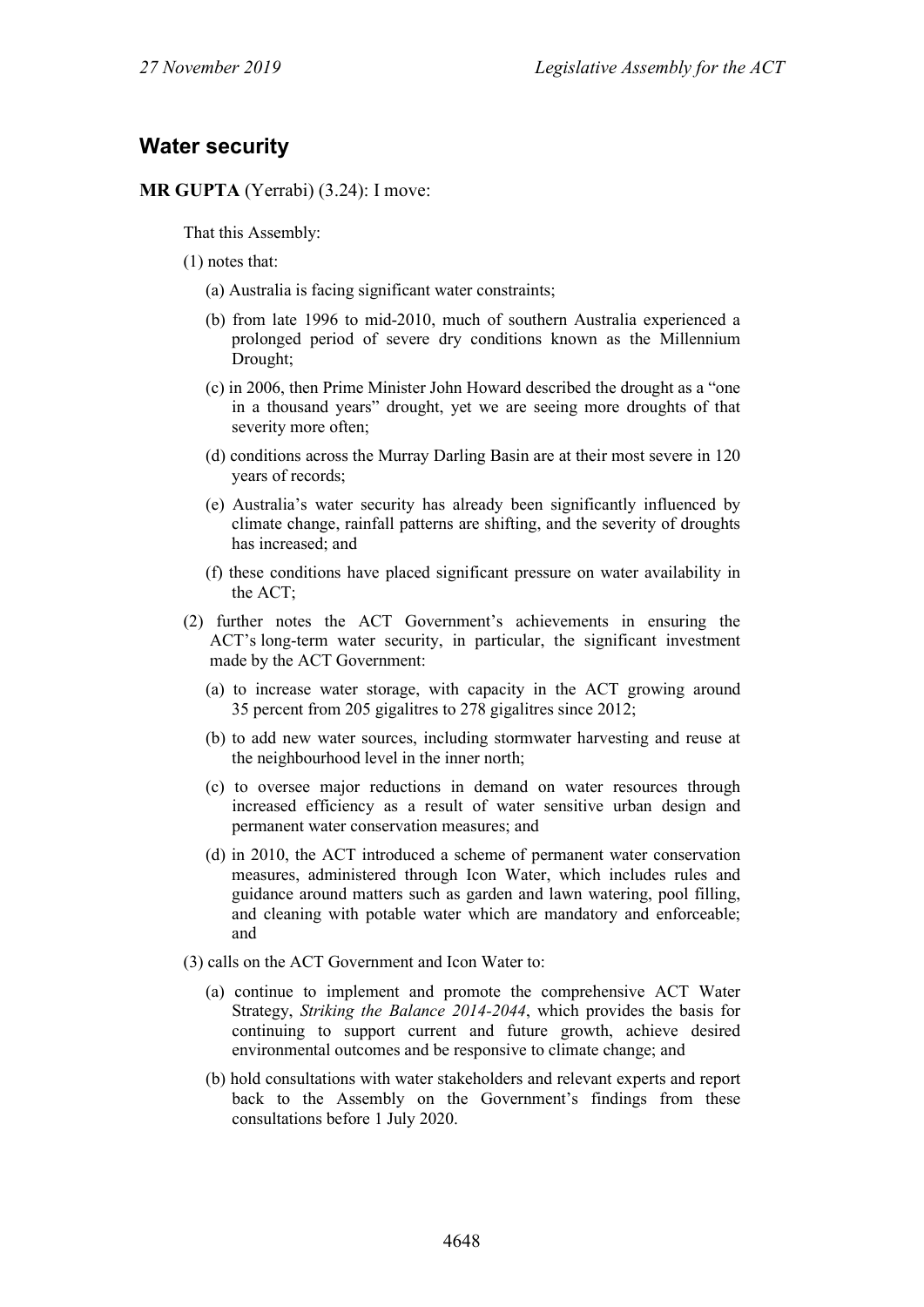## Water security

**MR GUPTA** (Yerrabi) (3.24): I move:

That this Assembly:

(1) notes that:

(a) Australia is facing significant water constraints;

(b) from late 1996 to mid-2010, much of southern Australia experienced a prolonged period of severe dry conditions known as the Millennium Drought;

(c) in 2006, then Prime Minister John Howard described the drought as a "one in a thousand years" drought, yet we are seeing more droughts of that severity more often;

(d) conditions across the Murray Darling Basin are at their most severe in 120 years of records;

(e) Australia's water security has already been significantly influenced by climate change, rainfall patterns are shifting, and the severity of droughts has increased; and

(f) these conditions have placed significant pressure on water availability in the ACT;

(2) further notes the ACT Government's achievements in ensuring the ACT's long-term water security, in particular, the significant investment made by the ACT Government:

(a) to increase water storage, with capacity in the ACT growing around 35 percent from 205 gigalitres to 278 gigalitres since 2012;

(b) to add new water sources, including stormwater harvesting and reuse at the neighbourhood level in the inner north;

(c) to oversee major reductions in demand on water resources through increased efficiency as a result of water sensitive urban design and permanent water conservation measures; and

(d) in 2010, the ACT introduced a scheme of permanent water conservation measures, administered through Icon Water, which includes rules and guidance around matters such as garden and lawn watering, pool filling, and cleaning with potable water which are mandatory and enforceable; and

(3) calls on the ACT Government and Icon Water to:

(a) continue to implement and promote the comprehensive ACT Water Strategy, *Striking the Balance 2014-2044*, which provides the basis for continuing to support current and future growth, achieve desired environmental outcomes and be responsive to climate change; and

(b) hold consultations with water stakeholders and relevant experts and report back to the Assembly on the Government's findings from these consultations before 1 July 2020.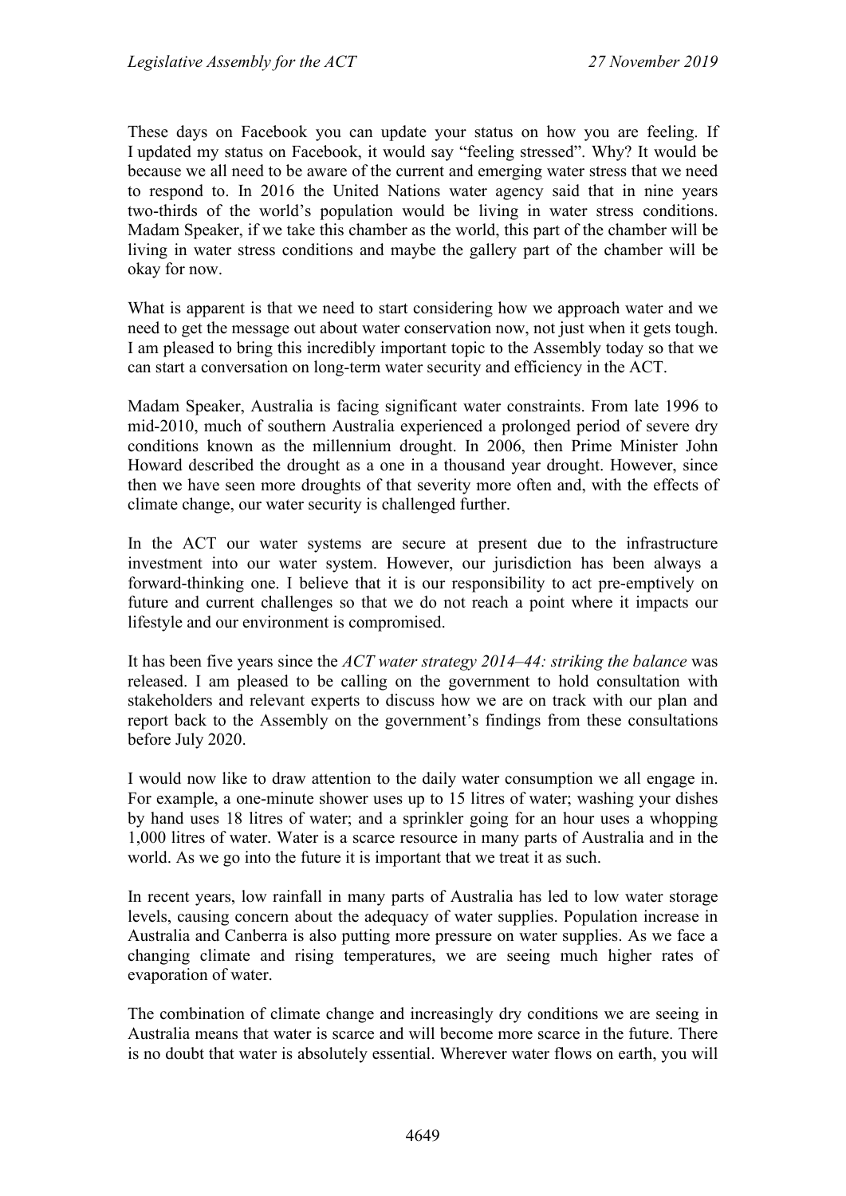These days on Facebook you can update your status on how you are feeling. If I updated my status on Facebook, it would say "feeling stressed". Why? It would be because we all need to be aware of the current and emerging water stress that we need to respond to. In 2016 the United Nations water agency said that in nine years two-thirds of the world's population would be living in water stress conditions. Madam Speaker, if we take this chamber as the world, this part of the chamber will be living in water stress conditions and maybe the gallery part of the chamber will be okay for now.

What is apparent is that we need to start considering how we approach water and we need to get the message out about water conservation now, not just when it gets tough. I am pleased to bring this incredibly important topic to the Assembly today so that we can start a conversation on long-term water security and efficiency in the ACT.

Madam Speaker, Australia is facing significant water constraints. From late 1996 to mid-2010, much of southern Australia experienced a prolonged period of severe dry conditions known as the millennium drought. In 2006, then Prime Minister John Howard described the drought as a one in a thousand year drought. However, since then we have seen more droughts of that severity more often and, with the effects of climate change, our water security is challenged further.

In the ACT our water systems are secure at present due to the infrastructure investment into our water system. However, our jurisdiction has been always a forward-thinking one. I believe that it is our responsibility to act pre-emptively on future and current challenges so that we do not reach a point where it impacts our lifestyle and our environment is compromised.

It has been five years since the *ACT water strategy 2014–44: striking the balance* was released. I am pleased to be calling on the government to hold consultation with stakeholders and relevant experts to discuss how we are on track with our plan and report back to the Assembly on the government's findings from these consultations before July 2020.

I would now like to draw attention to the daily water consumption we all engage in. For example, a one-minute shower uses up to 15 litres of water; washing your dishes by hand uses 18 litres of water; and a sprinkler going for an hour uses a whopping 1,000 litres of water. Water is a scarce resource in many parts of Australia and in the world. As we go into the future it is important that we treat it as such.

In recent years, low rainfall in many parts of Australia has led to low water storage levels, causing concern about the adequacy of water supplies. Population increase in Australia and Canberra is also putting more pressure on water supplies. As we face a changing climate and rising temperatures, we are seeing much higher rates of evaporation of water.

The combination of climate change and increasingly dry conditions we are seeing in Australia means that water is scarce and will become more scarce in the future. There is no doubt that water is absolutely essential. Wherever water flows on earth, you will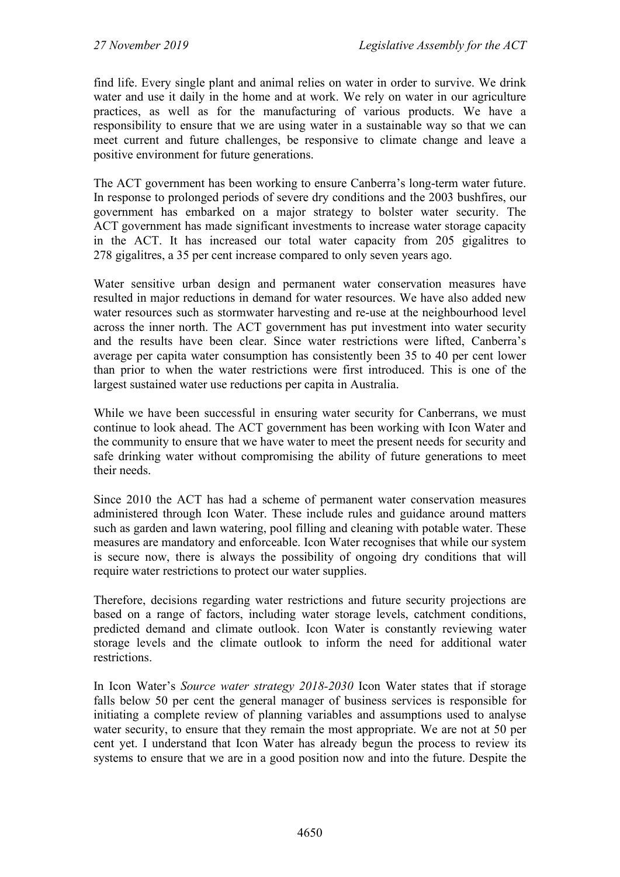find life. Every single plant and animal relies on water in order to survive. We drink water and use it daily in the home and at work. We rely on water in our agriculture practices, as well as for the manufacturing of various products. We have a responsibility to ensure that we are using water in a sustainable way so that we can meet current and future challenges, be responsive to climate change and leave a positive environment for future generations.

The ACT government has been working to ensure Canberra's long-term water future. In response to prolonged periods of severe dry conditions and the 2003 bushfires, our government has embarked on a major strategy to bolster water security. The ACT government has made significant investments to increase water storage capacity in the ACT. It has increased our total water capacity from 205 gigalitres to 278 gigalitres, a 35 per cent increase compared to only seven years ago.

Water sensitive urban design and permanent water conservation measures have resulted in major reductions in demand for water resources. We have also added new water resources such as stormwater harvesting and re-use at the neighbourhood level across the inner north. The ACT government has put investment into water security and the results have been clear. Since water restrictions were lifted, Canberra's average per capita water consumption has consistently been 35 to 40 per cent lower than prior to when the water restrictions were first introduced. This is one of the largest sustained water use reductions per capita in Australia.

While we have been successful in ensuring water security for Canberrans, we must continue to look ahead. The ACT government has been working with Icon Water and the community to ensure that we have water to meet the present needs for security and safe drinking water without compromising the ability of future generations to meet their needs.

Since 2010 the ACT has had a scheme of permanent water conservation measures administered through Icon Water. These include rules and guidance around matters such as garden and lawn watering, pool filling and cleaning with potable water. These measures are mandatory and enforceable. Icon Water recognises that while our system is secure now, there is always the possibility of ongoing dry conditions that will require water restrictions to protect our water supplies.

Therefore, decisions regarding water restrictions and future security projections are based on a range of factors, including water storage levels, catchment conditions, predicted demand and climate outlook. Icon Water is constantly reviewing water storage levels and the climate outlook to inform the need for additional water restrictions.

In Icon Water's *Source water strategy 2018-2030* Icon Water states that if storage falls below 50 per cent the general manager of business services is responsible for initiating a complete review of planning variables and assumptions used to analyse water security, to ensure that they remain the most appropriate. We are not at 50 per cent yet. I understand that Icon Water has already begun the process to review its systems to ensure that we are in a good position now and into the future. Despite the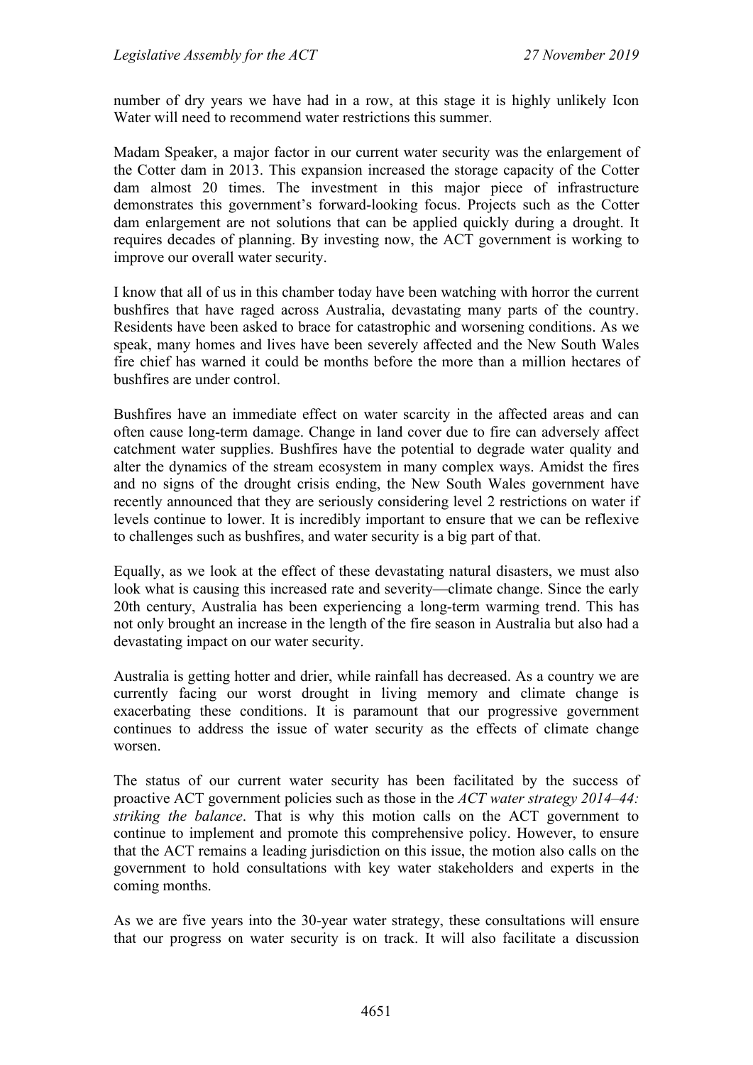number of dry years we have had in a row, at this stage it is highly unlikely Icon Water will need to recommend water restrictions this summer.

Madam Speaker, a major factor in our current water security was the enlargement of the Cotter dam in 2013. This expansion increased the storage capacity of the Cotter dam almost 20 times. The investment in this major piece of infrastructure demonstrates this government's forward-looking focus. Projects such as the Cotter dam enlargement are not solutions that can be applied quickly during a drought. It requires decades of planning. By investing now, the ACT government is working to improve our overall water security.

I know that all of us in this chamber today have been watching with horror the current bushfires that have raged across Australia, devastating many parts of the country. Residents have been asked to brace for catastrophic and worsening conditions. As we speak, many homes and lives have been severely affected and the New South Wales fire chief has warned it could be months before the more than a million hectares of bushfires are under control.

Bushfires have an immediate effect on water scarcity in the affected areas and can often cause long-term damage. Change in land cover due to fire can adversely affect catchment water supplies. Bushfires have the potential to degrade water quality and alter the dynamics of the stream ecosystem in many complex ways. Amidst the fires and no signs of the drought crisis ending, the New South Wales government have recently announced that they are seriously considering level 2 restrictions on water if levels continue to lower. It is incredibly important to ensure that we can be reflexive to challenges such as bushfires, and water security is a big part of that.

Equally, as we look at the effect of these devastating natural disasters, we must also look what is causing this increased rate and severity—climate change. Since the early 20th century, Australia has been experiencing a long-term warming trend. This has not only brought an increase in the length of the fire season in Australia but also had a devastating impact on our water security.

Australia is getting hotter and drier, while rainfall has decreased. As a country we are currently facing our worst drought in living memory and climate change is exacerbating these conditions. It is paramount that our progressive government continues to address the issue of water security as the effects of climate change worsen.

The status of our current water security has been facilitated by the success of proactive ACT government policies such as those in the *ACT water strategy 2014–44: striking the balance*. That is why this motion calls on the ACT government to continue to implement and promote this comprehensive policy. However, to ensure that the ACT remains a leading jurisdiction on this issue, the motion also calls on the government to hold consultations with key water stakeholders and experts in the coming months.

As we are five years into the 30-year water strategy, these consultations will ensure that our progress on water security is on track. It will also facilitate a discussion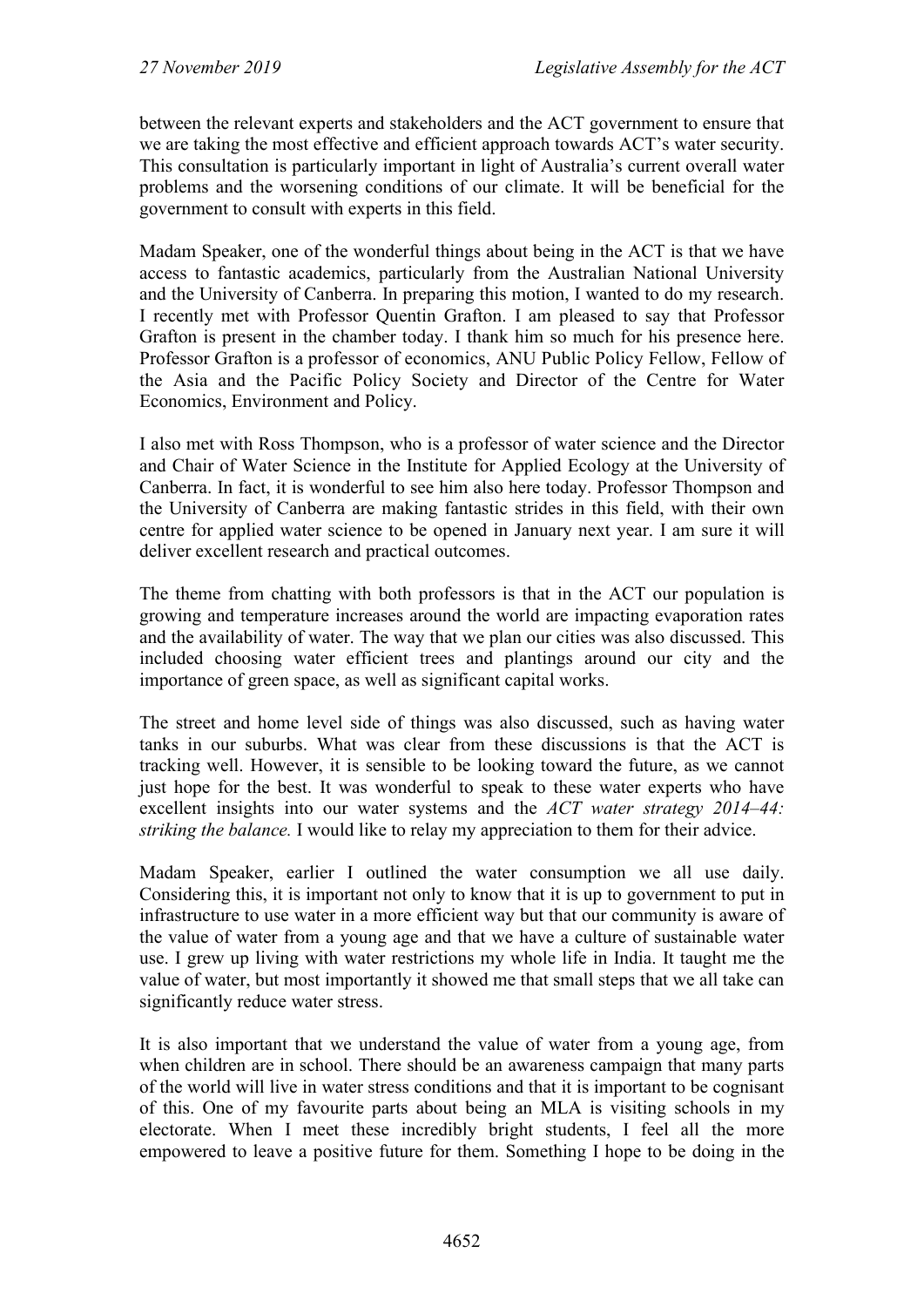between the relevant experts and stakeholders and the ACT government to ensure that we are taking the most effective and efficient approach towards ACT's water security. This consultation is particularly important in light of Australia's current overall water problems and the worsening conditions of our climate. It will be beneficial for the government to consult with experts in this field.

Madam Speaker, one of the wonderful things about being in the ACT is that we have access to fantastic academics, particularly from the Australian National University and the University of Canberra. In preparing this motion, I wanted to do my research. I recently met with Professor Quentin Grafton. I am pleased to say that Professor Grafton is present in the chamber today. I thank him so much for his presence here. Professor Grafton is a professor of economics, ANU Public Policy Fellow, Fellow of the Asia and the Pacific Policy Society and Director of the Centre for Water Economics, Environment and Policy.

I also met with Ross Thompson, who is a professor of water science and the Director and Chair of Water Science in the Institute for Applied Ecology at the University of Canberra. In fact, it is wonderful to see him also here today. Professor Thompson and the University of Canberra are making fantastic strides in this field, with their own centre for applied water science to be opened in January next year. I am sure it will deliver excellent research and practical outcomes.

The theme from chatting with both professors is that in the ACT our population is growing and temperature increases around the world are impacting evaporation rates and the availability of water. The way that we plan our cities was also discussed. This included choosing water efficient trees and plantings around our city and the importance of green space, as well as significant capital works.

The street and home level side of things was also discussed, such as having water tanks in our suburbs. What was clear from these discussions is that the ACT is tracking well. However, it is sensible to be looking toward the future, as we cannot just hope for the best. It was wonderful to speak to these water experts who have excellent insights into our water systems and the *ACT water strategy 2014–44: striking the balance.* I would like to relay my appreciation to them for their advice.

Madam Speaker, earlier I outlined the water consumption we all use daily. Considering this, it is important not only to know that it is up to government to put in infrastructure to use water in a more efficient way but that our community is aware of the value of water from a young age and that we have a culture of sustainable water use. I grew up living with water restrictions my whole life in India. It taught me the value of water, but most importantly it showed me that small steps that we all take can significantly reduce water stress.

It is also important that we understand the value of water from a young age, from when children are in school. There should be an awareness campaign that many parts of the world will live in water stress conditions and that it is important to be cognisant of this. One of my favourite parts about being an MLA is visiting schools in my electorate. When I meet these incredibly bright students, I feel all the more empowered to leave a positive future for them. Something I hope to be doing in the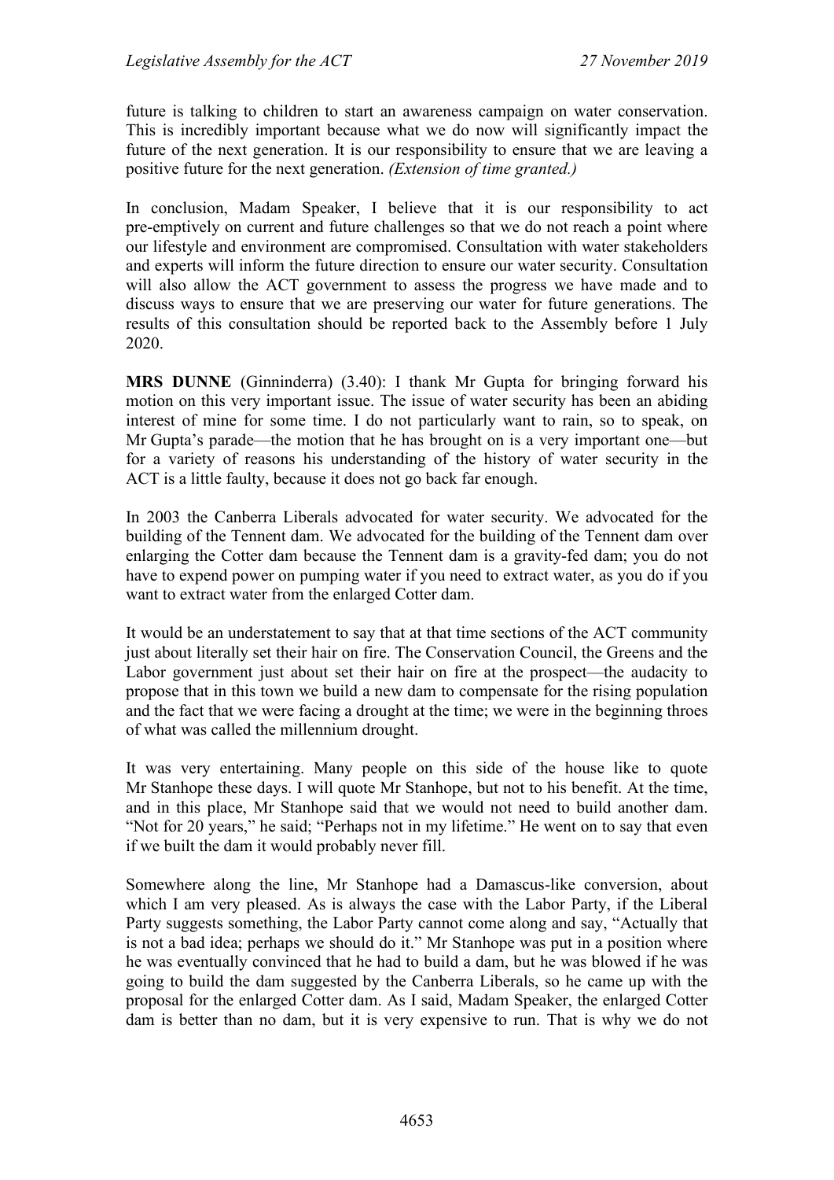future is talking to children to start an awareness campaign on water conservation. This is incredibly important because what we do now will significantly impact the future of the next generation. It is our responsibility to ensure that we are leaving a positive future for the next generation. *(Extension of time granted.)*

In conclusion, Madam Speaker, I believe that it is our responsibility to act pre-emptively on current and future challenges so that we do not reach a point where our lifestyle and environment are compromised. Consultation with water stakeholders and experts will inform the future direction to ensure our water security. Consultation will also allow the ACT government to assess the progress we have made and to discuss ways to ensure that we are preserving our water for future generations. The results of this consultation should be reported back to the Assembly before 1 July 2020.

**MRS DUNNE** (Ginninderra) (3.40): I thank Mr Gupta for bringing forward his motion on this very important issue. The issue of water security has been an abiding interest of mine for some time. I do not particularly want to rain, so to speak, on Mr Gupta's parade—the motion that he has brought on is a very important one—but for a variety of reasons his understanding of the history of water security in the ACT is a little faulty, because it does not go back far enough.

In 2003 the Canberra Liberals advocated for water security. We advocated for the building of the Tennent dam. We advocated for the building of the Tennent dam over enlarging the Cotter dam because the Tennent dam is a gravity-fed dam; you do not have to expend power on pumping water if you need to extract water, as you do if you want to extract water from the enlarged Cotter dam.

It would be an understatement to say that at that time sections of the ACT community just about literally set their hair on fire. The Conservation Council, the Greens and the Labor government just about set their hair on fire at the prospect—the audacity to propose that in this town we build a new dam to compensate for the rising population and the fact that we were facing a drought at the time; we were in the beginning throes of what was called the millennium drought.

It was very entertaining. Many people on this side of the house like to quote Mr Stanhope these days. I will quote Mr Stanhope, but not to his benefit. At the time, and in this place, Mr Stanhope said that we would not need to build another dam. "Not for 20 years," he said; "Perhaps not in my lifetime." He went on to say that even if we built the dam it would probably never fill.

Somewhere along the line, Mr Stanhope had a Damascus-like conversion, about which I am very pleased. As is always the case with the Labor Party, if the Liberal Party suggests something, the Labor Party cannot come along and say, "Actually that is not a bad idea; perhaps we should do it." Mr Stanhope was put in a position where he was eventually convinced that he had to build a dam, but he was blowed if he was going to build the dam suggested by the Canberra Liberals, so he came up with the proposal for the enlarged Cotter dam. As I said, Madam Speaker, the enlarged Cotter dam is better than no dam, but it is very expensive to run. That is why we do not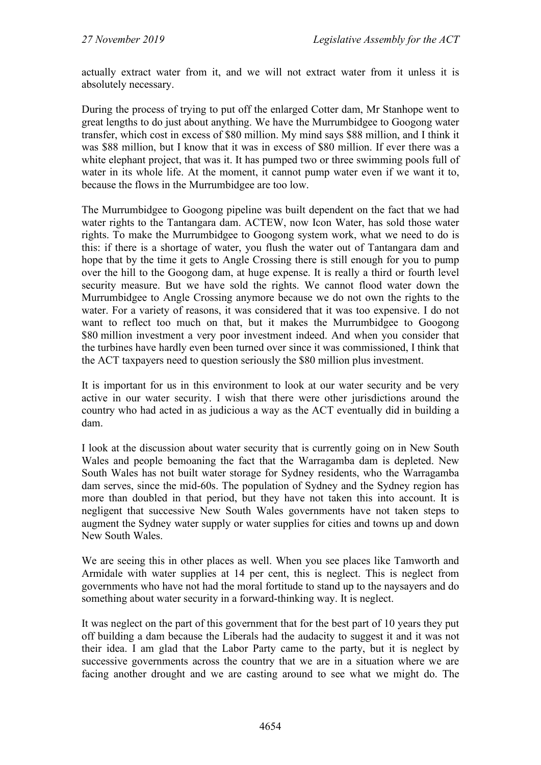actually extract water from it, and we will not extract water from it unless it is absolutely necessary.

During the process of trying to put off the enlarged Cotter dam, Mr Stanhope went to great lengths to do just about anything. We have the Murrumbidgee to Googong water transfer, which cost in excess of $80 million. My mind says $88 million, and I think it was $88 million, but I know that it was in excess of $80 million. If ever there was a white elephant project, that was it. It has pumped two or three swimming pools full of water in its whole life. At the moment, it cannot pump water even if we want it to, because the flows in the Murrumbidgee are too low.

The Murrumbidgee to Googong pipeline was built dependent on the fact that we had water rights to the Tantangara dam. ACTEW, now Icon Water, has sold those water rights. To make the Murrumbidgee to Googong system work, what we need to do is this: if there is a shortage of water, you flush the water out of Tantangara dam and hope that by the time it gets to Angle Crossing there is still enough for you to pump over the hill to the Googong dam, at huge expense. It is really a third or fourth level security measure. But we have sold the rights. We cannot flood water down the Murrumbidgee to Angle Crossing anymore because we do not own the rights to the water. For a variety of reasons, it was considered that it was too expensive. I do not want to reflect too much on that, but it makes the Murrumbidgee to Googong $80 million investment a very poor investment indeed. And when you consider that the turbines have hardly even been turned over since it was commissioned, I think that the ACT taxpayers need to question seriously the $80 million plus investment.

It is important for us in this environment to look at our water security and be very active in our water security. I wish that there were other jurisdictions around the country who had acted in as judicious a way as the ACT eventually did in building a dam.

I look at the discussion about water security that is currently going on in New South Wales and people bemoaning the fact that the Warragamba dam is depleted. New South Wales has not built water storage for Sydney residents, who the Warragamba dam serves, since the mid-60s. The population of Sydney and the Sydney region has more than doubled in that period, but they have not taken this into account. It is negligent that successive New South Wales governments have not taken steps to augment the Sydney water supply or water supplies for cities and towns up and down New South Wales.

We are seeing this in other places as well. When you see places like Tamworth and Armidale with water supplies at 14 per cent, this is neglect. This is neglect from governments who have not had the moral fortitude to stand up to the naysayers and do something about water security in a forward-thinking way. It is neglect.

It was neglect on the part of this government that for the best part of 10 years they put off building a dam because the Liberals had the audacity to suggest it and it was not their idea. I am glad that the Labor Party came to the party, but it is neglect by successive governments across the country that we are in a situation where we are facing another drought and we are casting around to see what we might do. The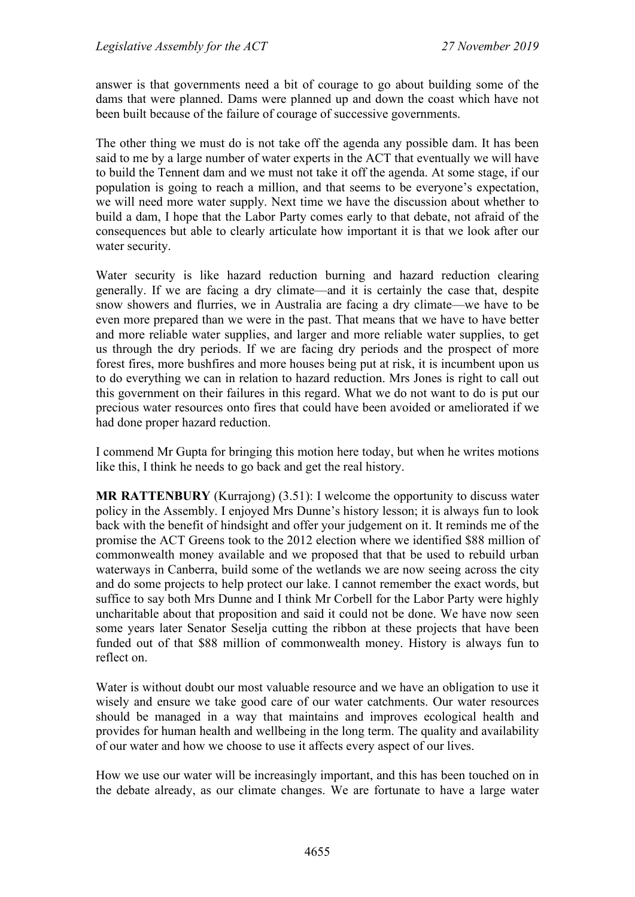answer is that governments need a bit of courage to go about building some of the dams that were planned. Dams were planned up and down the coast which have not been built because of the failure of courage of successive governments.

The other thing we must do is not take off the agenda any possible dam. It has been said to me by a large number of water experts in the ACT that eventually we will have to build the Tennent dam and we must not take it off the agenda. At some stage, if our population is going to reach a million, and that seems to be everyone's expectation, we will need more water supply. Next time we have the discussion about whether to build a dam, I hope that the Labor Party comes early to that debate, not afraid of the consequences but able to clearly articulate how important it is that we look after our water security.

Water security is like hazard reduction burning and hazard reduction clearing generally. If we are facing a dry climate—and it is certainly the case that, despite snow showers and flurries, we in Australia are facing a dry climate—we have to be even more prepared than we were in the past. That means that we have to have better and more reliable water supplies, and larger and more reliable water supplies, to get us through the dry periods. If we are facing dry periods and the prospect of more forest fires, more bushfires and more houses being put at risk, it is incumbent upon us to do everything we can in relation to hazard reduction. Mrs Jones is right to call out this government on their failures in this regard. What we do not want to do is put our precious water resources onto fires that could have been avoided or ameliorated if we had done proper hazard reduction.

I commend Mr Gupta for bringing this motion here today, but when he writes motions like this, I think he needs to go back and get the real history.

**MR RATTENBURY** (Kurrajong) (3.51): I welcome the opportunity to discuss water policy in the Assembly. I enjoyed Mrs Dunne's history lesson; it is always fun to look back with the benefit of hindsight and offer your judgement on it. It reminds me of the promise the ACT Greens took to the 2012 election where we identified $88 million of commonwealth money available and we proposed that that be used to rebuild urban waterways in Canberra, build some of the wetlands we are now seeing across the city and do some projects to help protect our lake. I cannot remember the exact words, but suffice to say both Mrs Dunne and I think Mr Corbell for the Labor Party were highly uncharitable about that proposition and said it could not be done. We have now seen some years later Senator Seselja cutting the ribbon at these projects that have been funded out of that $88 million of commonwealth money. History is always fun to reflect on.

Water is without doubt our most valuable resource and we have an obligation to use it wisely and ensure we take good care of our water catchments. Our water resources should be managed in a way that maintains and improves ecological health and provides for human health and wellbeing in the long term. The quality and availability of our water and how we choose to use it affects every aspect of our lives.

How we use our water will be increasingly important, and this has been touched on in the debate already, as our climate changes. We are fortunate to have a large water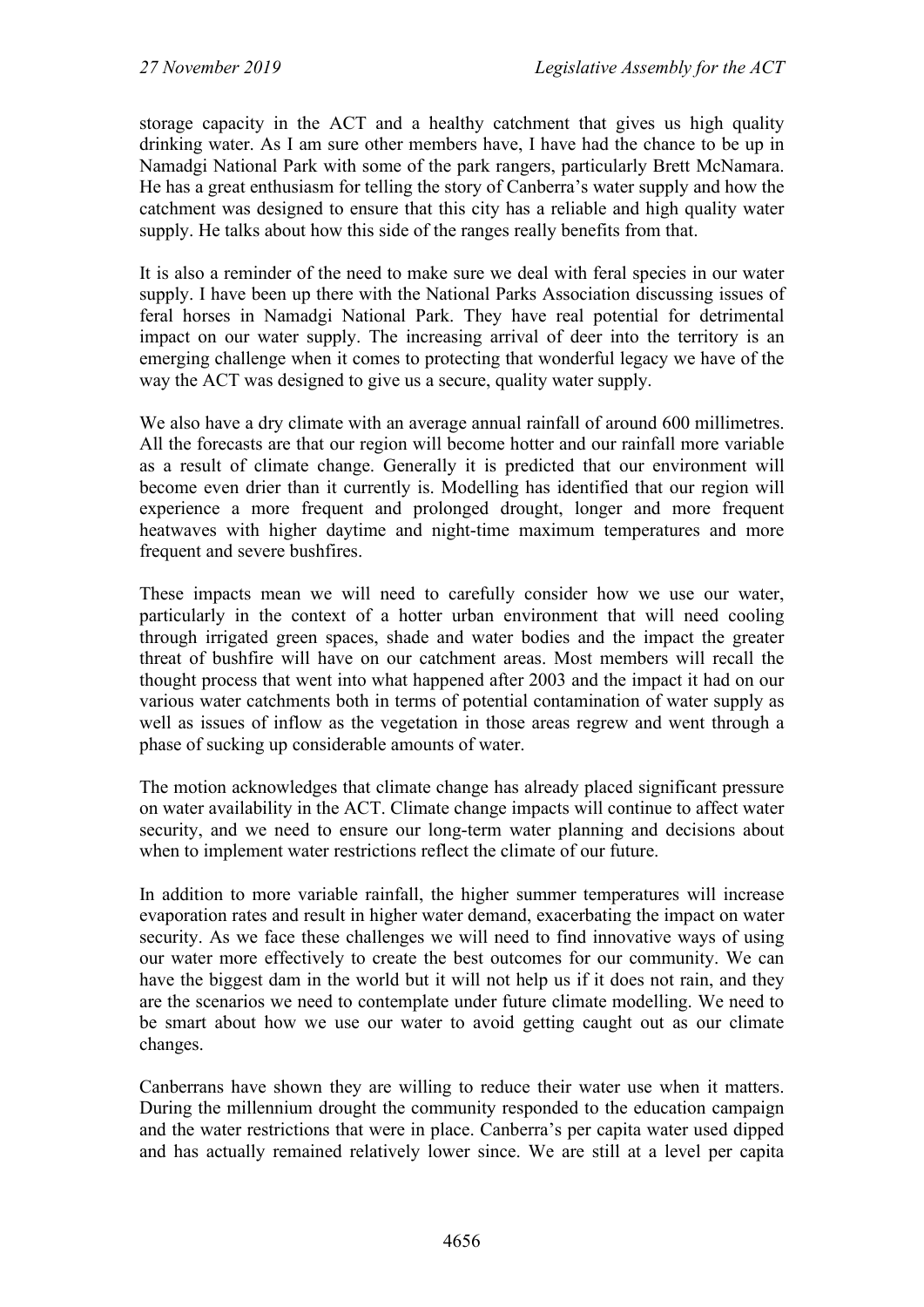storage capacity in the ACT and a healthy catchment that gives us high quality drinking water. As I am sure other members have, I have had the chance to be up in Namadgi National Park with some of the park rangers, particularly Brett McNamara. He has a great enthusiasm for telling the story of Canberra's water supply and how the catchment was designed to ensure that this city has a reliable and high quality water supply. He talks about how this side of the ranges really benefits from that.

It is also a reminder of the need to make sure we deal with feral species in our water supply. I have been up there with the National Parks Association discussing issues of feral horses in Namadgi National Park. They have real potential for detrimental impact on our water supply. The increasing arrival of deer into the territory is an emerging challenge when it comes to protecting that wonderful legacy we have of the way the ACT was designed to give us a secure, quality water supply.

We also have a dry climate with an average annual rainfall of around 600 millimetres. All the forecasts are that our region will become hotter and our rainfall more variable as a result of climate change. Generally it is predicted that our environment will become even drier than it currently is. Modelling has identified that our region will experience a more frequent and prolonged drought, longer and more frequent heatwaves with higher daytime and night-time maximum temperatures and more frequent and severe bushfires.

These impacts mean we will need to carefully consider how we use our water, particularly in the context of a hotter urban environment that will need cooling through irrigated green spaces, shade and water bodies and the impact the greater threat of bushfire will have on our catchment areas. Most members will recall the thought process that went into what happened after 2003 and the impact it had on our various water catchments both in terms of potential contamination of water supply as well as issues of inflow as the vegetation in those areas regrew and went through a phase of sucking up considerable amounts of water.

The motion acknowledges that climate change has already placed significant pressure on water availability in the ACT. Climate change impacts will continue to affect water security, and we need to ensure our long-term water planning and decisions about when to implement water restrictions reflect the climate of our future.

In addition to more variable rainfall, the higher summer temperatures will increase evaporation rates and result in higher water demand, exacerbating the impact on water security. As we face these challenges we will need to find innovative ways of using our water more effectively to create the best outcomes for our community. We can have the biggest dam in the world but it will not help us if it does not rain, and they are the scenarios we need to contemplate under future climate modelling. We need to be smart about how we use our water to avoid getting caught out as our climate changes.

Canberrans have shown they are willing to reduce their water use when it matters. During the millennium drought the community responded to the education campaign and the water restrictions that were in place. Canberra's per capita water used dipped and has actually remained relatively lower since. We are still at a level per capita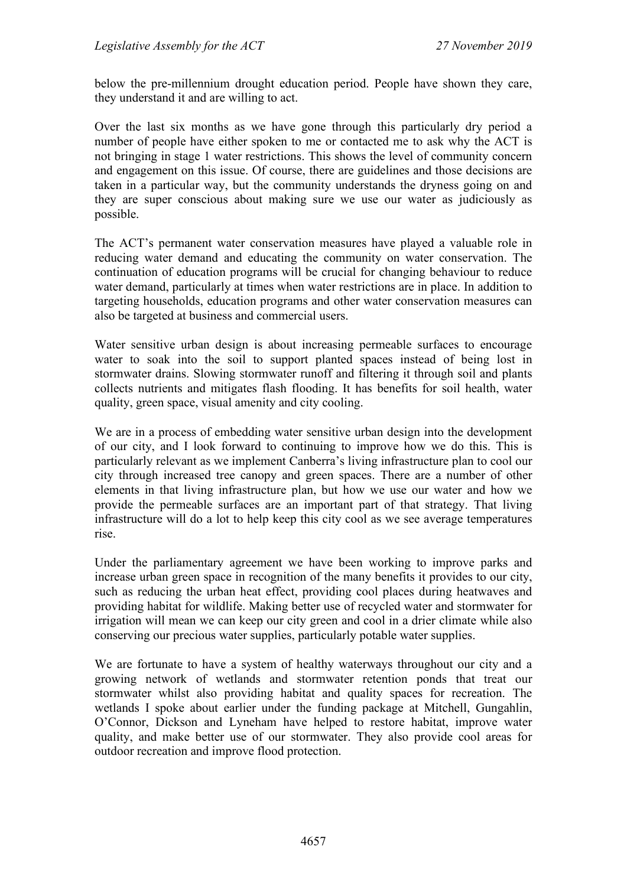below the pre-millennium drought education period. People have shown they care, they understand it and are willing to act.

Over the last six months as we have gone through this particularly dry period a number of people have either spoken to me or contacted me to ask why the ACT is not bringing in stage 1 water restrictions. This shows the level of community concern and engagement on this issue. Of course, there are guidelines and those decisions are taken in a particular way, but the community understands the dryness going on and they are super conscious about making sure we use our water as judiciously as possible.

The ACT's permanent water conservation measures have played a valuable role in reducing water demand and educating the community on water conservation. The continuation of education programs will be crucial for changing behaviour to reduce water demand, particularly at times when water restrictions are in place. In addition to targeting households, education programs and other water conservation measures can also be targeted at business and commercial users.

Water sensitive urban design is about increasing permeable surfaces to encourage water to soak into the soil to support planted spaces instead of being lost in stormwater drains. Slowing stormwater runoff and filtering it through soil and plants collects nutrients and mitigates flash flooding. It has benefits for soil health, water quality, green space, visual amenity and city cooling.

We are in a process of embedding water sensitive urban design into the development of our city, and I look forward to continuing to improve how we do this. This is particularly relevant as we implement Canberra's living infrastructure plan to cool our city through increased tree canopy and green spaces. There are a number of other elements in that living infrastructure plan, but how we use our water and how we provide the permeable surfaces are an important part of that strategy. That living infrastructure will do a lot to help keep this city cool as we see average temperatures rise.

Under the parliamentary agreement we have been working to improve parks and increase urban green space in recognition of the many benefits it provides to our city, such as reducing the urban heat effect, providing cool places during heatwaves and providing habitat for wildlife. Making better use of recycled water and stormwater for irrigation will mean we can keep our city green and cool in a drier climate while also conserving our precious water supplies, particularly potable water supplies.

We are fortunate to have a system of healthy waterways throughout our city and a growing network of wetlands and stormwater retention ponds that treat our stormwater whilst also providing habitat and quality spaces for recreation. The wetlands I spoke about earlier under the funding package at Mitchell, Gungahlin, O'Connor, Dickson and Lyneham have helped to restore habitat, improve water quality, and make better use of our stormwater. They also provide cool areas for outdoor recreation and improve flood protection.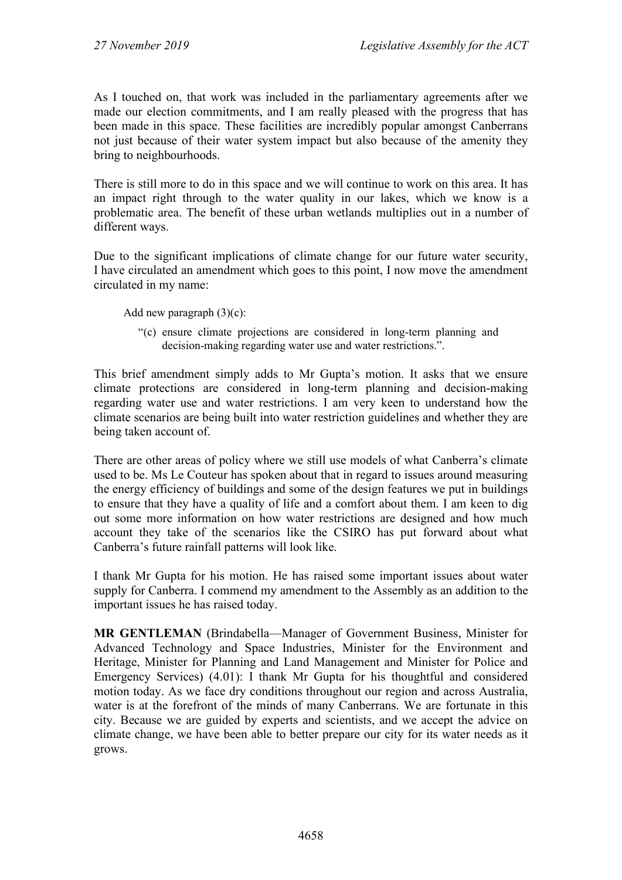As I touched on, that work was included in the parliamentary agreements after we made our election commitments, and I am really pleased with the progress that has been made in this space. These facilities are incredibly popular amongst Canberrans not just because of their water system impact but also because of the amenity they bring to neighbourhoods.

There is still more to do in this space and we will continue to work on this area. It has an impact right through to the water quality in our lakes, which we know is a problematic area. The benefit of these urban wetlands multiplies out in a number of different ways.

Due to the significant implications of climate change for our future water security, I have circulated an amendment which goes to this point, I now move the amendment circulated in my name:

> Add new paragraph (3)(c):
>
> "(c) ensure climate projections are considered in long-term planning and decision-making regarding water use and water restrictions.".

This brief amendment simply adds to Mr Gupta's motion. It asks that we ensure climate protections are considered in long-term planning and decision-making regarding water use and water restrictions. I am very keen to understand how the climate scenarios are being built into water restriction guidelines and whether they are being taken account of.

There are other areas of policy where we still use models of what Canberra's climate used to be. Ms Le Couteur has spoken about that in regard to issues around measuring the energy efficiency of buildings and some of the design features we put in buildings to ensure that they have a quality of life and a comfort about them. I am keen to dig out some more information on how water restrictions are designed and how much account they take of the scenarios like the CSIRO has put forward about what Canberra's future rainfall patterns will look like.

I thank Mr Gupta for his motion. He has raised some important issues about water supply for Canberra. I commend my amendment to the Assembly as an addition to the important issues he has raised today.

**MR GENTLEMAN** (Brindabella—Manager of Government Business, Minister for Advanced Technology and Space Industries, Minister for the Environment and Heritage, Minister for Planning and Land Management and Minister for Police and Emergency Services) (4.01): I thank Mr Gupta for his thoughtful and considered motion today. As we face dry conditions throughout our region and across Australia, water is at the forefront of the minds of many Canberrans. We are fortunate in this city. Because we are guided by experts and scientists, and we accept the advice on climate change, we have been able to better prepare our city for its water needs as it grows.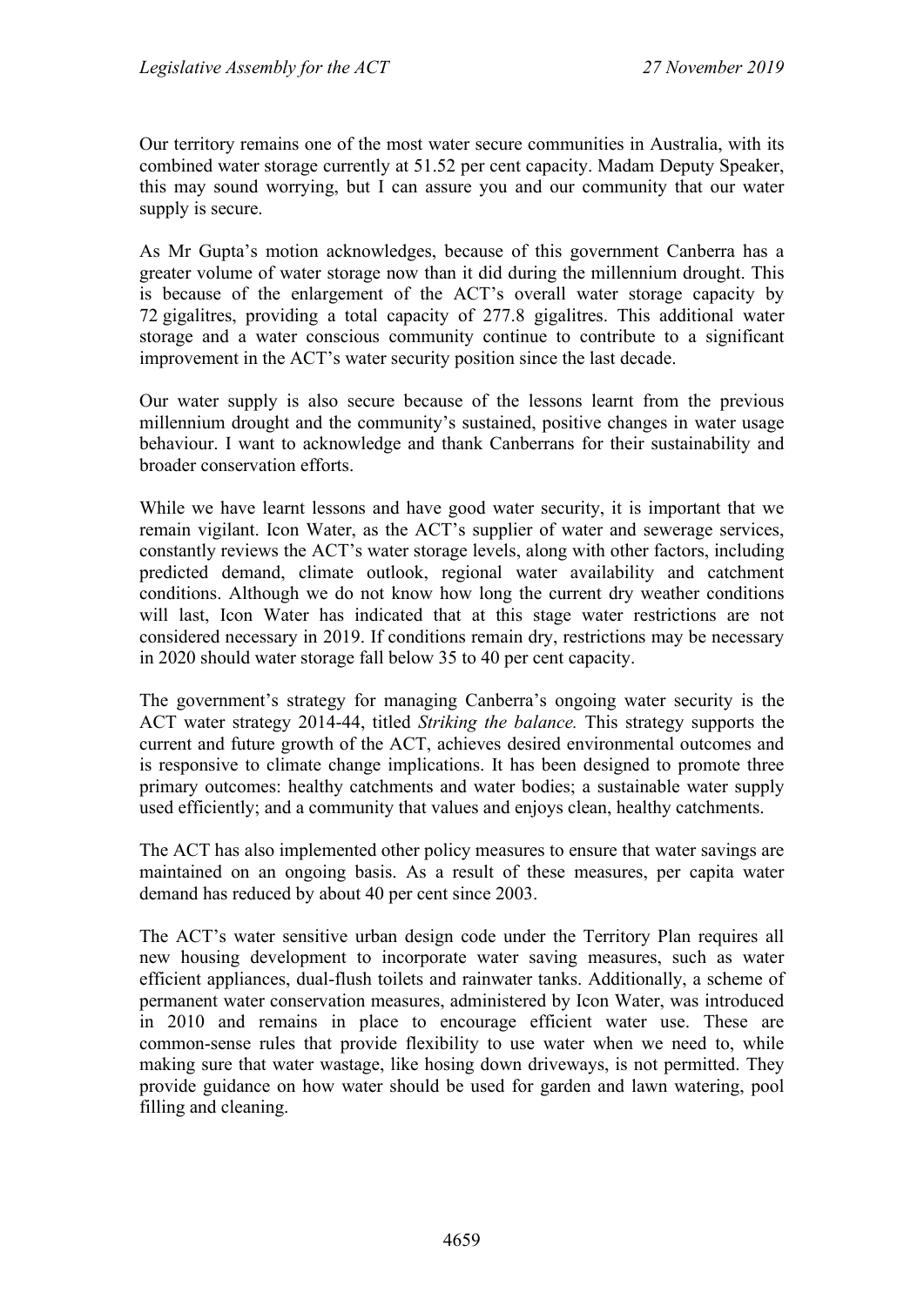Our territory remains one of the most water secure communities in Australia, with its combined water storage currently at 51.52 per cent capacity. Madam Deputy Speaker, this may sound worrying, but I can assure you and our community that our water supply is secure.

As Mr Gupta's motion acknowledges, because of this government Canberra has a greater volume of water storage now than it did during the millennium drought. This is because of the enlargement of the ACT's overall water storage capacity by 72 gigalitres, providing a total capacity of 277.8 gigalitres. This additional water storage and a water conscious community continue to contribute to a significant improvement in the ACT's water security position since the last decade.

Our water supply is also secure because of the lessons learnt from the previous millennium drought and the community's sustained, positive changes in water usage behaviour. I want to acknowledge and thank Canberrans for their sustainability and broader conservation efforts.

While we have learnt lessons and have good water security, it is important that we remain vigilant. Icon Water, as the ACT's supplier of water and sewerage services, constantly reviews the ACT's water storage levels, along with other factors, including predicted demand, climate outlook, regional water availability and catchment conditions. Although we do not know how long the current dry weather conditions will last, Icon Water has indicated that at this stage water restrictions are not considered necessary in 2019. If conditions remain dry, restrictions may be necessary in 2020 should water storage fall below 35 to 40 per cent capacity.

The government's strategy for managing Canberra's ongoing water security is the ACT water strategy 2014-44, titled *Striking the balance.* This strategy supports the current and future growth of the ACT, achieves desired environmental outcomes and is responsive to climate change implications. It has been designed to promote three primary outcomes: healthy catchments and water bodies; a sustainable water supply used efficiently; and a community that values and enjoys clean, healthy catchments.

The ACT has also implemented other policy measures to ensure that water savings are maintained on an ongoing basis. As a result of these measures, per capita water demand has reduced by about 40 per cent since 2003.

The ACT's water sensitive urban design code under the Territory Plan requires all new housing development to incorporate water saving measures, such as water efficient appliances, dual-flush toilets and rainwater tanks. Additionally, a scheme of permanent water conservation measures, administered by Icon Water, was introduced in 2010 and remains in place to encourage efficient water use. These are common-sense rules that provide flexibility to use water when we need to, while making sure that water wastage, like hosing down driveways, is not permitted. They provide guidance on how water should be used for garden and lawn watering, pool filling and cleaning.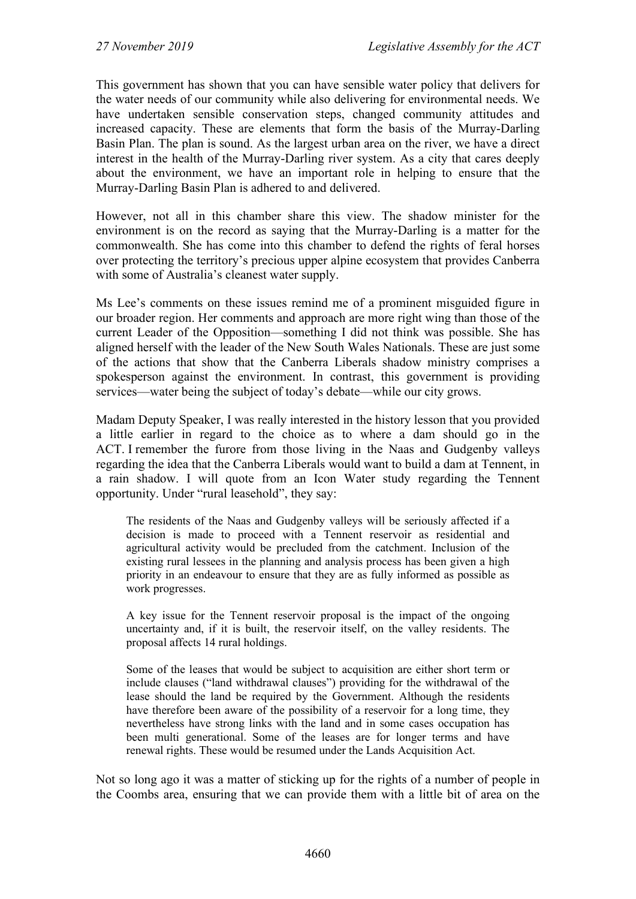This government has shown that you can have sensible water policy that delivers for the water needs of our community while also delivering for environmental needs. We have undertaken sensible conservation steps, changed community attitudes and increased capacity. These are elements that form the basis of the Murray-Darling Basin Plan. The plan is sound. As the largest urban area on the river, we have a direct interest in the health of the Murray-Darling river system. As a city that cares deeply about the environment, we have an important role in helping to ensure that the Murray-Darling Basin Plan is adhered to and delivered.

However, not all in this chamber share this view. The shadow minister for the environment is on the record as saying that the Murray-Darling is a matter for the commonwealth. She has come into this chamber to defend the rights of feral horses over protecting the territory's precious upper alpine ecosystem that provides Canberra with some of Australia's cleanest water supply.

Ms Lee's comments on these issues remind me of a prominent misguided figure in our broader region. Her comments and approach are more right wing than those of the current Leader of the Opposition—something I did not think was possible. She has aligned herself with the leader of the New South Wales Nationals. These are just some of the actions that show that the Canberra Liberals shadow ministry comprises a spokesperson against the environment. In contrast, this government is providing services—water being the subject of today's debate—while our city grows.

Madam Deputy Speaker, I was really interested in the history lesson that you provided a little earlier in regard to the choice as to where a dam should go in the ACT. I remember the furore from those living in the Naas and Gudgenby valleys regarding the idea that the Canberra Liberals would want to build a dam at Tennent, in a rain shadow. I will quote from an Icon Water study regarding the Tennent opportunity. Under "rural leasehold", they say:

> The residents of the Naas and Gudgenby valleys will be seriously affected if a decision is made to proceed with a Tennent reservoir as residential and agricultural activity would be precluded from the catchment. Inclusion of the existing rural lessees in the planning and analysis process has been given a high priority in an endeavour to ensure that they are as fully informed as possible as work progresses.
>
> A key issue for the Tennent reservoir proposal is the impact of the ongoing uncertainty and, if it is built, the reservoir itself, on the valley residents. The proposal affects 14 rural holdings.
>
> Some of the leases that would be subject to acquisition are either short term or include clauses ("land withdrawal clauses") providing for the withdrawal of the lease should the land be required by the Government. Although the residents have therefore been aware of the possibility of a reservoir for a long time, they nevertheless have strong links with the land and in some cases occupation has been multi generational. Some of the leases are for longer terms and have renewal rights. These would be resumed under the Lands Acquisition Act.

Not so long ago it was a matter of sticking up for the rights of a number of people in the Coombs area, ensuring that we can provide them with a little bit of area on the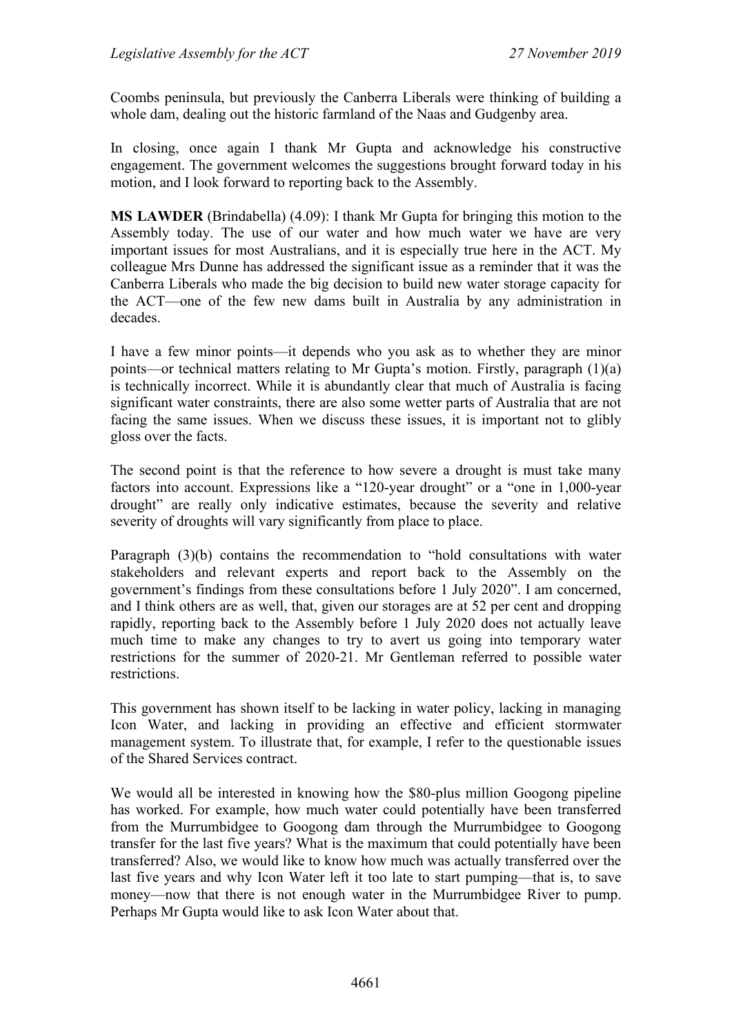Coombs peninsula, but previously the Canberra Liberals were thinking of building a whole dam, dealing out the historic farmland of the Naas and Gudgenby area.

In closing, once again I thank Mr Gupta and acknowledge his constructive engagement. The government welcomes the suggestions brought forward today in his motion, and I look forward to reporting back to the Assembly.

**MS LAWDER** (Brindabella) (4.09): I thank Mr Gupta for bringing this motion to the Assembly today. The use of our water and how much water we have are very important issues for most Australians, and it is especially true here in the ACT. My colleague Mrs Dunne has addressed the significant issue as a reminder that it was the Canberra Liberals who made the big decision to build new water storage capacity for the ACT—one of the few new dams built in Australia by any administration in decades.

I have a few minor points—it depends who you ask as to whether they are minor points—or technical matters relating to Mr Gupta's motion. Firstly, paragraph (1)(a) is technically incorrect. While it is abundantly clear that much of Australia is facing significant water constraints, there are also some wetter parts of Australia that are not facing the same issues. When we discuss these issues, it is important not to glibly gloss over the facts.

The second point is that the reference to how severe a drought is must take many factors into account. Expressions like a "120-year drought" or a "one in 1,000-year drought" are really only indicative estimates, because the severity and relative severity of droughts will vary significantly from place to place.

Paragraph (3)(b) contains the recommendation to "hold consultations with water stakeholders and relevant experts and report back to the Assembly on the government's findings from these consultations before 1 July 2020". I am concerned, and I think others are as well, that, given our storages are at 52 per cent and dropping rapidly, reporting back to the Assembly before 1 July 2020 does not actually leave much time to make any changes to try to avert us going into temporary water restrictions for the summer of 2020-21. Mr Gentleman referred to possible water restrictions.

This government has shown itself to be lacking in water policy, lacking in managing Icon Water, and lacking in providing an effective and efficient stormwater management system. To illustrate that, for example, I refer to the questionable issues of the Shared Services contract.

We would all be interested in knowing how the $80-plus million Googong pipeline has worked. For example, how much water could potentially have been transferred from the Murrumbidgee to Googong dam through the Murrumbidgee to Googong transfer for the last five years? What is the maximum that could potentially have been transferred? Also, we would like to know how much was actually transferred over the last five years and why Icon Water left it too late to start pumping—that is, to save money—now that there is not enough water in the Murrumbidgee River to pump. Perhaps Mr Gupta would like to ask Icon Water about that.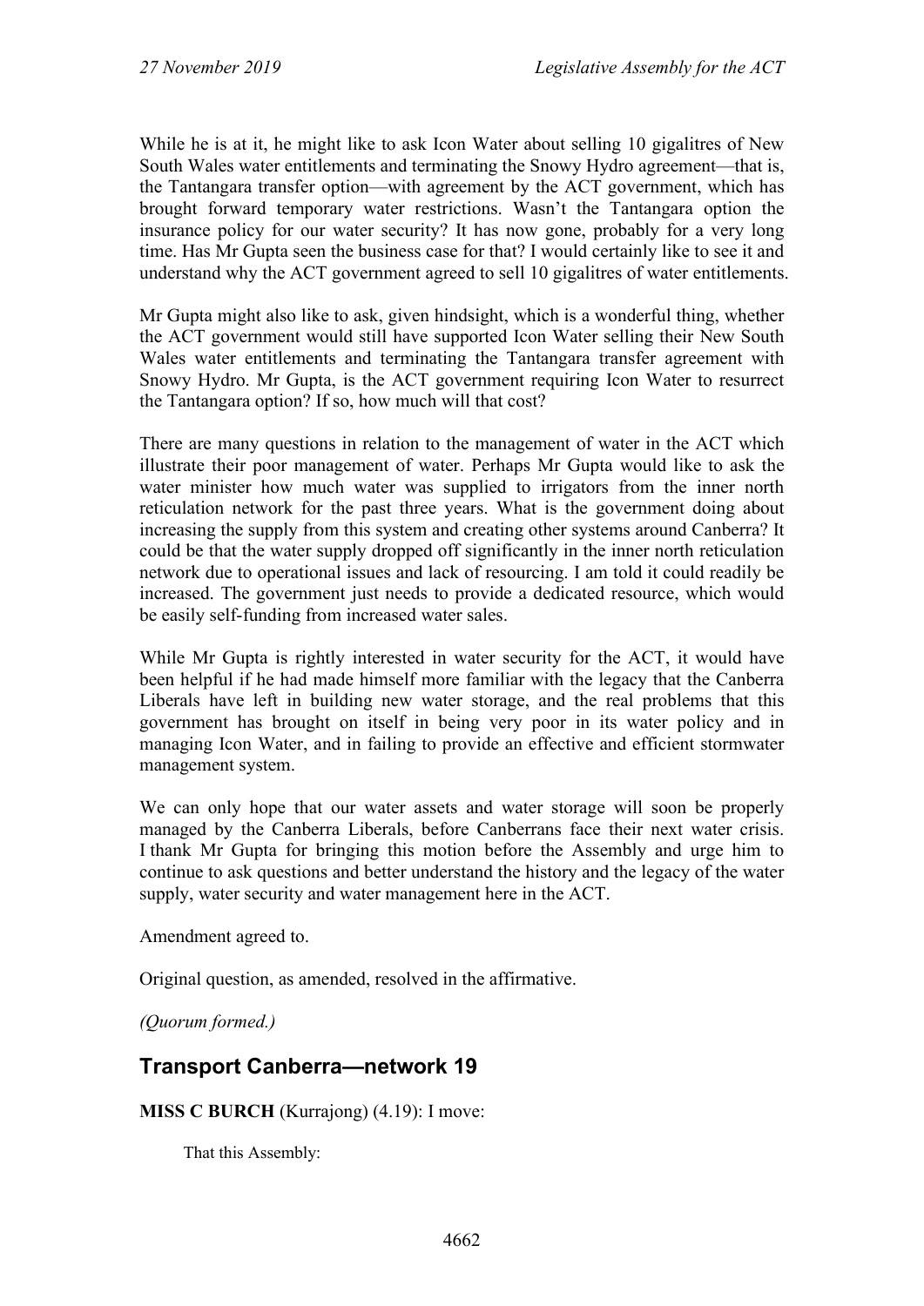While he is at it, he might like to ask Icon Water about selling 10 gigalitres of New South Wales water entitlements and terminating the Snowy Hydro agreement—that is, the Tantangara transfer option—with agreement by the ACT government, which has brought forward temporary water restrictions. Wasn't the Tantangara option the insurance policy for our water security? It has now gone, probably for a very long time. Has Mr Gupta seen the business case for that? I would certainly like to see it and understand why the ACT government agreed to sell 10 gigalitres of water entitlements.

Mr Gupta might also like to ask, given hindsight, which is a wonderful thing, whether the ACT government would still have supported Icon Water selling their New South Wales water entitlements and terminating the Tantangara transfer agreement with Snowy Hydro. Mr Gupta, is the ACT government requiring Icon Water to resurrect the Tantangara option? If so, how much will that cost?

There are many questions in relation to the management of water in the ACT which illustrate their poor management of water. Perhaps Mr Gupta would like to ask the water minister how much water was supplied to irrigators from the inner north reticulation network for the past three years. What is the government doing about increasing the supply from this system and creating other systems around Canberra? It could be that the water supply dropped off significantly in the inner north reticulation network due to operational issues and lack of resourcing. I am told it could readily be increased. The government just needs to provide a dedicated resource, which would be easily self-funding from increased water sales.

While Mr Gupta is rightly interested in water security for the ACT, it would have been helpful if he had made himself more familiar with the legacy that the Canberra Liberals have left in building new water storage, and the real problems that this government has brought on itself in being very poor in its water policy and in managing Icon Water, and in failing to provide an effective and efficient stormwater management system.

We can only hope that our water assets and water storage will soon be properly managed by the Canberra Liberals, before Canberrans face their next water crisis. I thank Mr Gupta for bringing this motion before the Assembly and urge him to continue to ask questions and better understand the history and the legacy of the water supply, water security and water management here in the ACT.

Amendment agreed to.

Original question, as amended, resolved in the affirmative.

*(Quorum formed.)*

## Transport Canberra—network 19

**MISS C BURCH** (Kurrajong) (4.19): I move:

> That this Assembly: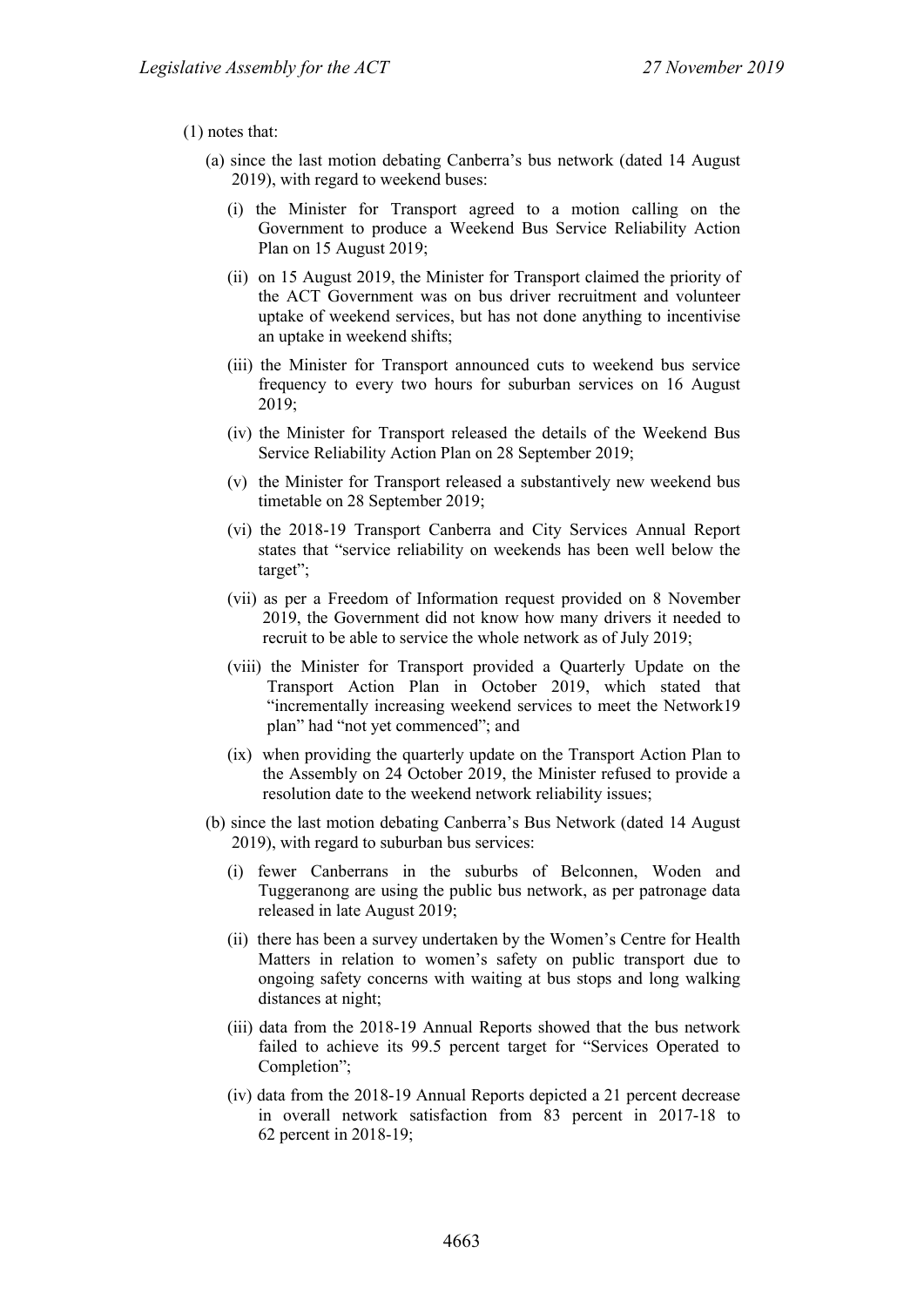(1) notes that:

(a) since the last motion debating Canberra's bus network (dated 14 August 2019), with regard to weekend buses:

(i) the Minister for Transport agreed to a motion calling on the Government to produce a Weekend Bus Service Reliability Action Plan on 15 August 2019;

(ii) on 15 August 2019, the Minister for Transport claimed the priority of the ACT Government was on bus driver recruitment and volunteer uptake of weekend services, but has not done anything to incentivise an uptake in weekend shifts;

(iii) the Minister for Transport announced cuts to weekend bus service frequency to every two hours for suburban services on 16 August 2019;

(iv) the Minister for Transport released the details of the Weekend Bus Service Reliability Action Plan on 28 September 2019;

(v) the Minister for Transport released a substantively new weekend bus timetable on 28 September 2019;

(vi) the 2018-19 Transport Canberra and City Services Annual Report states that "service reliability on weekends has been well below the target";

(vii) as per a Freedom of Information request provided on 8 November 2019, the Government did not know how many drivers it needed to recruit to be able to service the whole network as of July 2019;

(viii) the Minister for Transport provided a Quarterly Update on the Transport Action Plan in October 2019, which stated that "incrementally increasing weekend services to meet the Network19 plan" had "not yet commenced"; and

(ix) when providing the quarterly update on the Transport Action Plan to the Assembly on 24 October 2019, the Minister refused to provide a resolution date to the weekend network reliability issues;

(b) since the last motion debating Canberra's Bus Network (dated 14 August 2019), with regard to suburban bus services:

(i) fewer Canberrans in the suburbs of Belconnen, Woden and Tuggeranong are using the public bus network, as per patronage data released in late August 2019;

(ii) there has been a survey undertaken by the Women's Centre for Health Matters in relation to women's safety on public transport due to ongoing safety concerns with waiting at bus stops and long walking distances at night;

(iii) data from the 2018-19 Annual Reports showed that the bus network failed to achieve its 99.5 percent target for "Services Operated to Completion";

(iv) data from the 2018-19 Annual Reports depicted a 21 percent decrease in overall network satisfaction from 83 percent in 2017-18 to 62 percent in 2018-19;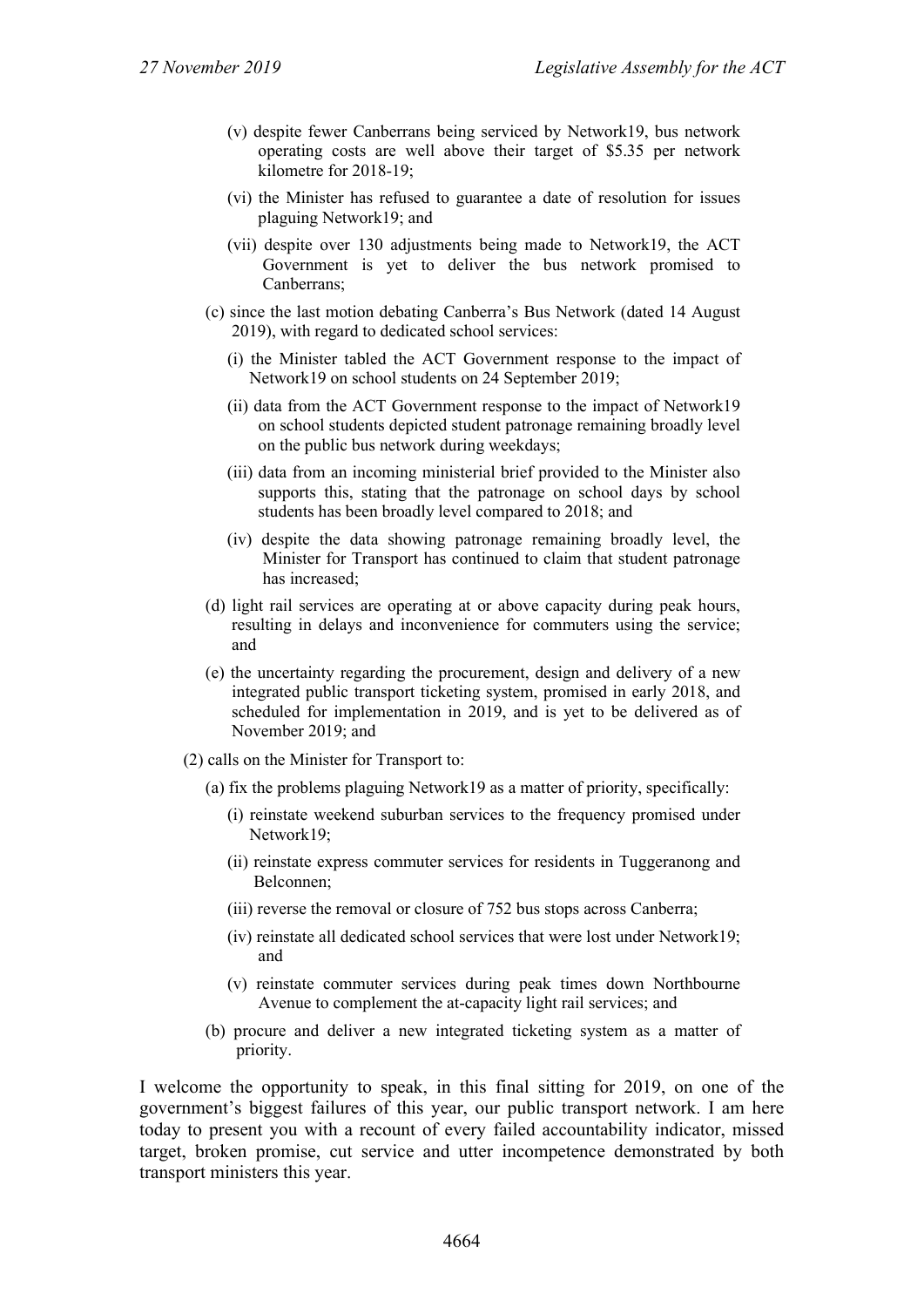(v) despite fewer Canberrans being serviced by Network19, bus network operating costs are well above their target of $5.35 per network kilometre for 2018-19;

(vi) the Minister has refused to guarantee a date of resolution for issues plaguing Network19; and

(vii) despite over 130 adjustments being made to Network19, the ACT Government is yet to deliver the bus network promised to Canberrans;

(c) since the last motion debating Canberra's Bus Network (dated 14 August 2019), with regard to dedicated school services:

(i) the Minister tabled the ACT Government response to the impact of Network19 on school students on 24 September 2019;

(ii) data from the ACT Government response to the impact of Network19 on school students depicted student patronage remaining broadly level on the public bus network during weekdays;

(iii) data from an incoming ministerial brief provided to the Minister also supports this, stating that the patronage on school days by school students has been broadly level compared to 2018; and

(iv) despite the data showing patronage remaining broadly level, the Minister for Transport has continued to claim that student patronage has increased;

(d) light rail services are operating at or above capacity during peak hours, resulting in delays and inconvenience for commuters using the service; and

(e) the uncertainty regarding the procurement, design and delivery of a new integrated public transport ticketing system, promised in early 2018, and scheduled for implementation in 2019, and is yet to be delivered as of November 2019; and

(2) calls on the Minister for Transport to:

(a) fix the problems plaguing Network19 as a matter of priority, specifically:

(i) reinstate weekend suburban services to the frequency promised under Network19;

(ii) reinstate express commuter services for residents in Tuggeranong and Belconnen;

(iii) reverse the removal or closure of 752 bus stops across Canberra;

(iv) reinstate all dedicated school services that were lost under Network19; and

(v) reinstate commuter services during peak times down Northbourne Avenue to complement the at-capacity light rail services; and

(b) procure and deliver a new integrated ticketing system as a matter of priority.

I welcome the opportunity to speak, in this final sitting for 2019, on one of the government's biggest failures of this year, our public transport network. I am here today to present you with a recount of every failed accountability indicator, missed target, broken promise, cut service and utter incompetence demonstrated by both transport ministers this year.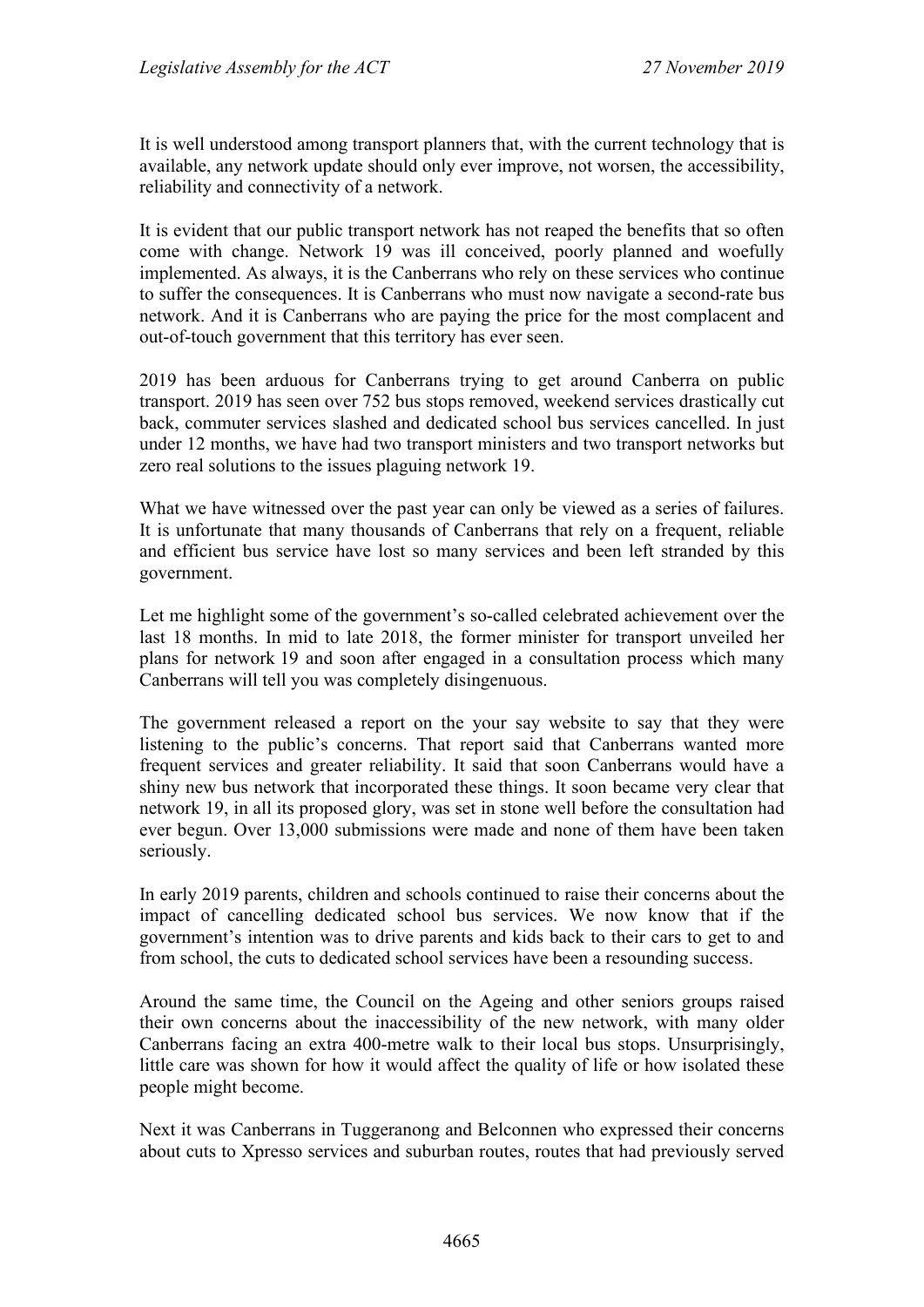It is well understood among transport planners that, with the current technology that is available, any network update should only ever improve, not worsen, the accessibility, reliability and connectivity of a network.

It is evident that our public transport network has not reaped the benefits that so often come with change. Network 19 was ill conceived, poorly planned and woefully implemented. As always, it is the Canberrans who rely on these services who continue to suffer the consequences. It is Canberrans who must now navigate a second-rate bus network. And it is Canberrans who are paying the price for the most complacent and out-of-touch government that this territory has ever seen.

2019 has been arduous for Canberrans trying to get around Canberra on public transport. 2019 has seen over 752 bus stops removed, weekend services drastically cut back, commuter services slashed and dedicated school bus services cancelled. In just under 12 months, we have had two transport ministers and two transport networks but zero real solutions to the issues plaguing network 19.

What we have witnessed over the past year can only be viewed as a series of failures. It is unfortunate that many thousands of Canberrans that rely on a frequent, reliable and efficient bus service have lost so many services and been left stranded by this government.

Let me highlight some of the government's so-called celebrated achievement over the last 18 months. In mid to late 2018, the former minister for transport unveiled her plans for network 19 and soon after engaged in a consultation process which many Canberrans will tell you was completely disingenuous.

The government released a report on the your say website to say that they were listening to the public's concerns. That report said that Canberrans wanted more frequent services and greater reliability. It said that soon Canberrans would have a shiny new bus network that incorporated these things. It soon became very clear that network 19, in all its proposed glory, was set in stone well before the consultation had ever begun. Over 13,000 submissions were made and none of them have been taken seriously.

In early 2019 parents, children and schools continued to raise their concerns about the impact of cancelling dedicated school bus services. We now know that if the government's intention was to drive parents and kids back to their cars to get to and from school, the cuts to dedicated school services have been a resounding success.

Around the same time, the Council on the Ageing and other seniors groups raised their own concerns about the inaccessibility of the new network, with many older Canberrans facing an extra 400-metre walk to their local bus stops. Unsurprisingly, little care was shown for how it would affect the quality of life or how isolated these people might become.

Next it was Canberrans in Tuggeranong and Belconnen who expressed their concerns about cuts to Xpresso services and suburban routes, routes that had previously served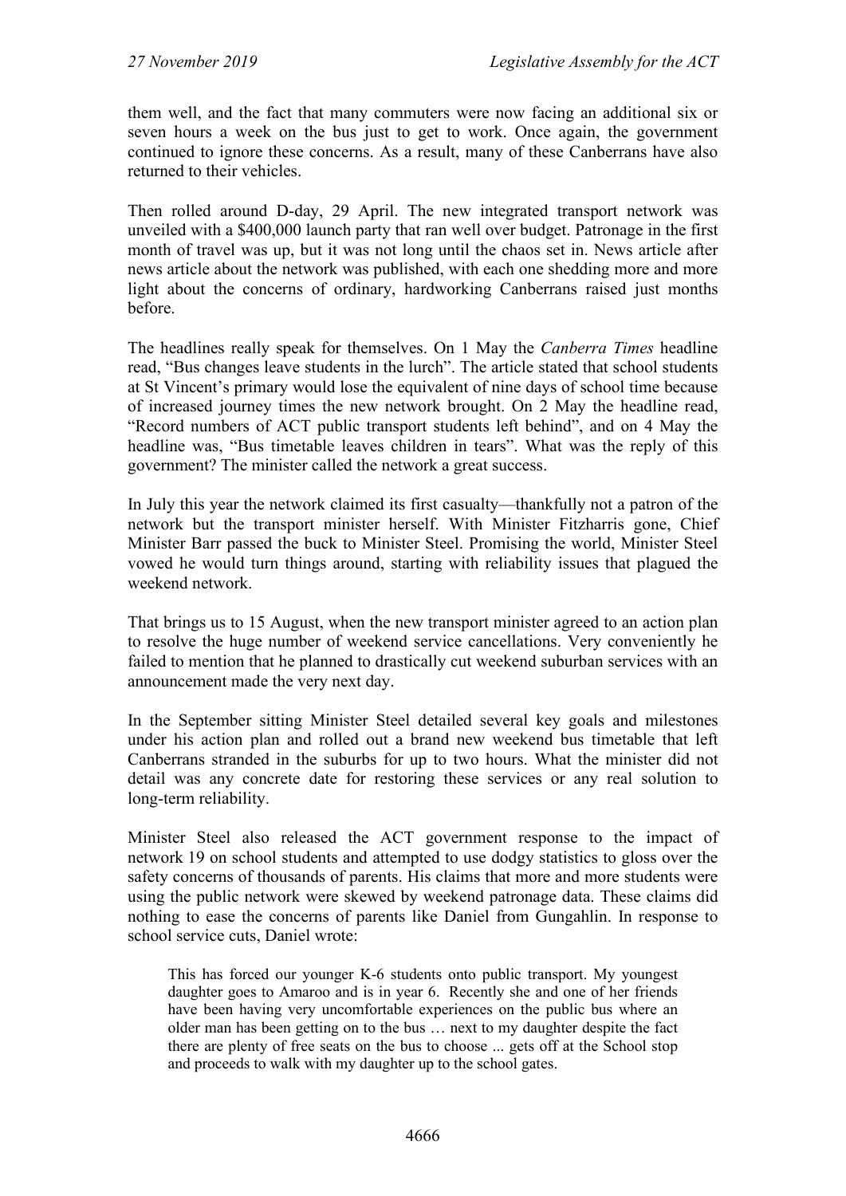them well, and the fact that many commuters were now facing an additional six or seven hours a week on the bus just to get to work. Once again, the government continued to ignore these concerns. As a result, many of these Canberrans have also returned to their vehicles.

Then rolled around D-day, 29 April. The new integrated transport network was unveiled with a $400,000 launch party that ran well over budget. Patronage in the first month of travel was up, but it was not long until the chaos set in. News article after news article about the network was published, with each one shedding more and more light about the concerns of ordinary, hardworking Canberrans raised just months before.

The headlines really speak for themselves. On 1 May the *Canberra Times* headline read, "Bus changes leave students in the lurch". The article stated that school students at St Vincent's primary would lose the equivalent of nine days of school time because of increased journey times the new network brought. On 2 May the headline read, "Record numbers of ACT public transport students left behind", and on 4 May the headline was, "Bus timetable leaves children in tears". What was the reply of this government? The minister called the network a great success.

In July this year the network claimed its first casualty—thankfully not a patron of the network but the transport minister herself. With Minister Fitzharris gone, Chief Minister Barr passed the buck to Minister Steel. Promising the world, Minister Steel vowed he would turn things around, starting with reliability issues that plagued the weekend network.

That brings us to 15 August, when the new transport minister agreed to an action plan to resolve the huge number of weekend service cancellations. Very conveniently he failed to mention that he planned to drastically cut weekend suburban services with an announcement made the very next day.

In the September sitting Minister Steel detailed several key goals and milestones under his action plan and rolled out a brand new weekend bus timetable that left Canberrans stranded in the suburbs for up to two hours. What the minister did not detail was any concrete date for restoring these services or any real solution to long-term reliability.

Minister Steel also released the ACT government response to the impact of network 19 on school students and attempted to use dodgy statistics to gloss over the safety concerns of thousands of parents. His claims that more and more students were using the public network were skewed by weekend patronage data. These claims did nothing to ease the concerns of parents like Daniel from Gungahlin. In response to school service cuts, Daniel wrote:

> This has forced our younger K-6 students onto public transport. My youngest daughter goes to Amaroo and is in year 6. Recently she and one of her friends have been having very uncomfortable experiences on the public bus where an older man has been getting on to the bus … next to my daughter despite the fact there are plenty of free seats on the bus to choose ... gets off at the School stop and proceeds to walk with my daughter up to the school gates.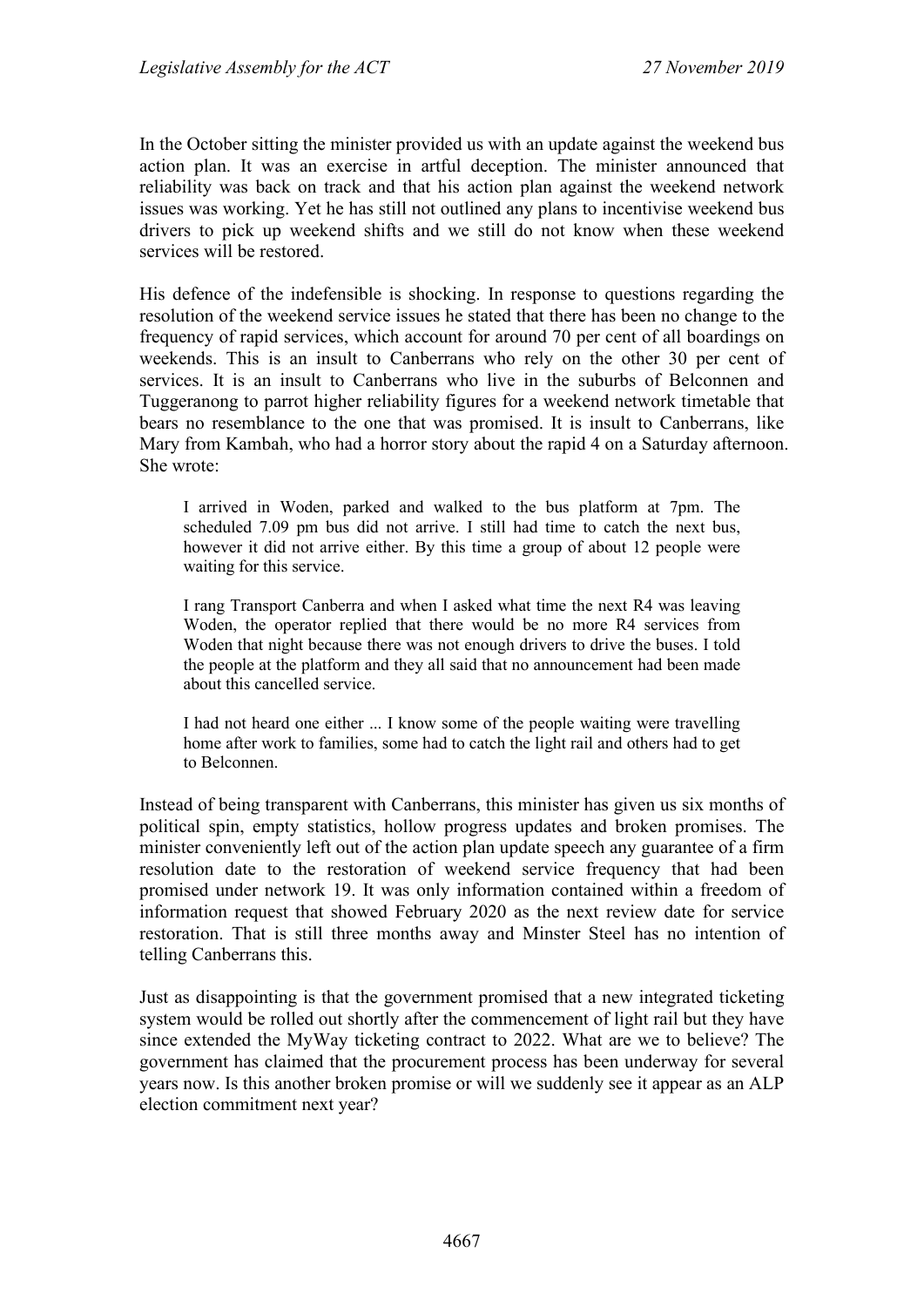In the October sitting the minister provided us with an update against the weekend bus action plan. It was an exercise in artful deception. The minister announced that reliability was back on track and that his action plan against the weekend network issues was working. Yet he has still not outlined any plans to incentivise weekend bus drivers to pick up weekend shifts and we still do not know when these weekend services will be restored.

His defence of the indefensible is shocking. In response to questions regarding the resolution of the weekend service issues he stated that there has been no change to the frequency of rapid services, which account for around 70 per cent of all boardings on weekends. This is an insult to Canberrans who rely on the other 30 per cent of services. It is an insult to Canberrans who live in the suburbs of Belconnen and Tuggeranong to parrot higher reliability figures for a weekend network timetable that bears no resemblance to the one that was promised. It is insult to Canberrans, like Mary from Kambah, who had a horror story about the rapid 4 on a Saturday afternoon. She wrote:

> I arrived in Woden, parked and walked to the bus platform at 7pm. The scheduled 7.09 pm bus did not arrive. I still had time to catch the next bus, however it did not arrive either. By this time a group of about 12 people were waiting for this service.
>
> I rang Transport Canberra and when I asked what time the next R4 was leaving Woden, the operator replied that there would be no more R4 services from Woden that night because there was not enough drivers to drive the buses. I told the people at the platform and they all said that no announcement had been made about this cancelled service.
>
> I had not heard one either ... I know some of the people waiting were travelling home after work to families, some had to catch the light rail and others had to get to Belconnen.

Instead of being transparent with Canberrans, this minister has given us six months of political spin, empty statistics, hollow progress updates and broken promises. The minister conveniently left out of the action plan update speech any guarantee of a firm resolution date to the restoration of weekend service frequency that had been promised under network 19. It was only information contained within a freedom of information request that showed February 2020 as the next review date for service restoration. That is still three months away and Minster Steel has no intention of telling Canberrans this.

Just as disappointing is that the government promised that a new integrated ticketing system would be rolled out shortly after the commencement of light rail but they have since extended the MyWay ticketing contract to 2022. What are we to believe? The government has claimed that the procurement process has been underway for several years now. Is this another broken promise or will we suddenly see it appear as an ALP election commitment next year?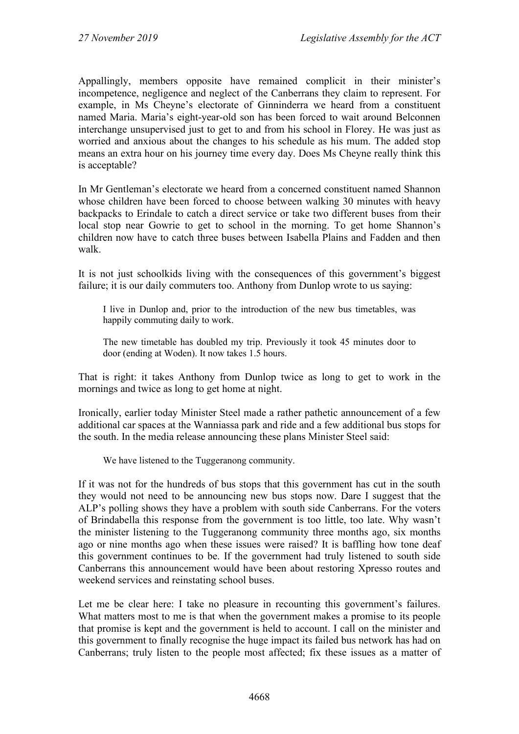Appallingly, members opposite have remained complicit in their minister's incompetence, negligence and neglect of the Canberrans they claim to represent. For example, in Ms Cheyne's electorate of Ginninderra we heard from a constituent named Maria. Maria's eight-year-old son has been forced to wait around Belconnen interchange unsupervised just to get to and from his school in Florey. He was just as worried and anxious about the changes to his schedule as his mum. The added stop means an extra hour on his journey time every day. Does Ms Cheyne really think this is acceptable?

In Mr Gentleman's electorate we heard from a concerned constituent named Shannon whose children have been forced to choose between walking 30 minutes with heavy backpacks to Erindale to catch a direct service or take two different buses from their local stop near Gowrie to get to school in the morning. To get home Shannon's children now have to catch three buses between Isabella Plains and Fadden and then walk.

It is not just schoolkids living with the consequences of this government's biggest failure; it is our daily commuters too. Anthony from Dunlop wrote to us saying:

> I live in Dunlop and, prior to the introduction of the new bus timetables, was happily commuting daily to work.
>
> The new timetable has doubled my trip. Previously it took 45 minutes door to door (ending at Woden). It now takes 1.5 hours.

That is right: it takes Anthony from Dunlop twice as long to get to work in the mornings and twice as long to get home at night.

Ironically, earlier today Minister Steel made a rather pathetic announcement of a few additional car spaces at the Wanniassa park and ride and a few additional bus stops for the south. In the media release announcing these plans Minister Steel said:

> We have listened to the Tuggeranong community.

If it was not for the hundreds of bus stops that this government has cut in the south they would not need to be announcing new bus stops now. Dare I suggest that the ALP's polling shows they have a problem with south side Canberrans. For the voters of Brindabella this response from the government is too little, too late. Why wasn't the minister listening to the Tuggeranong community three months ago, six months ago or nine months ago when these issues were raised? It is baffling how tone deaf this government continues to be. If the government had truly listened to south side Canberrans this announcement would have been about restoring Xpresso routes and weekend services and reinstating school buses.

Let me be clear here: I take no pleasure in recounting this government's failures. What matters most to me is that when the government makes a promise to its people that promise is kept and the government is held to account. I call on the minister and this government to finally recognise the huge impact its failed bus network has had on Canberrans; truly listen to the people most affected; fix these issues as a matter of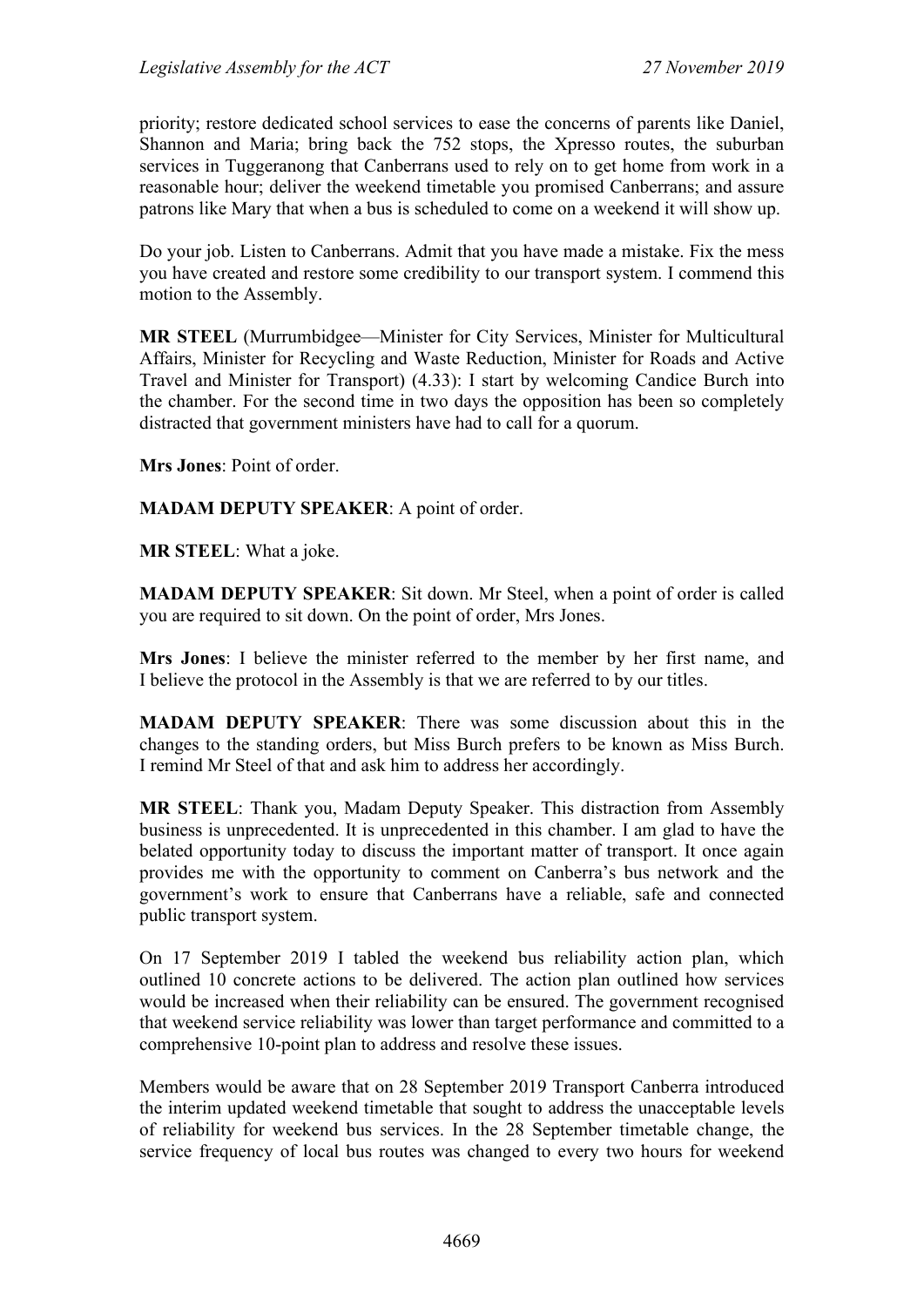priority; restore dedicated school services to ease the concerns of parents like Daniel, Shannon and Maria; bring back the 752 stops, the Xpresso routes, the suburban services in Tuggeranong that Canberrans used to rely on to get home from work in a reasonable hour; deliver the weekend timetable you promised Canberrans; and assure patrons like Mary that when a bus is scheduled to come on a weekend it will show up.

Do your job. Listen to Canberrans. Admit that you have made a mistake. Fix the mess you have created and restore some credibility to our transport system. I commend this motion to the Assembly.

**MR STEEL** (Murrumbidgee—Minister for City Services, Minister for Multicultural Affairs, Minister for Recycling and Waste Reduction, Minister for Roads and Active Travel and Minister for Transport) (4.33): I start by welcoming Candice Burch into the chamber. For the second time in two days the opposition has been so completely distracted that government ministers have had to call for a quorum.

**Mrs Jones**: Point of order.

**MADAM DEPUTY SPEAKER**: A point of order.

**MR STEEL**: What a joke.

**MADAM DEPUTY SPEAKER**: Sit down. Mr Steel, when a point of order is called you are required to sit down. On the point of order, Mrs Jones.

**Mrs Jones**: I believe the minister referred to the member by her first name, and I believe the protocol in the Assembly is that we are referred to by our titles.

**MADAM DEPUTY SPEAKER**: There was some discussion about this in the changes to the standing orders, but Miss Burch prefers to be known as Miss Burch. I remind Mr Steel of that and ask him to address her accordingly.

**MR STEEL**: Thank you, Madam Deputy Speaker. This distraction from Assembly business is unprecedented. It is unprecedented in this chamber. I am glad to have the belated opportunity today to discuss the important matter of transport. It once again provides me with the opportunity to comment on Canberra's bus network and the government's work to ensure that Canberrans have a reliable, safe and connected public transport system.

On 17 September 2019 I tabled the weekend bus reliability action plan, which outlined 10 concrete actions to be delivered. The action plan outlined how services would be increased when their reliability can be ensured. The government recognised that weekend service reliability was lower than target performance and committed to a comprehensive 10-point plan to address and resolve these issues.

Members would be aware that on 28 September 2019 Transport Canberra introduced the interim updated weekend timetable that sought to address the unacceptable levels of reliability for weekend bus services. In the 28 September timetable change, the service frequency of local bus routes was changed to every two hours for weekend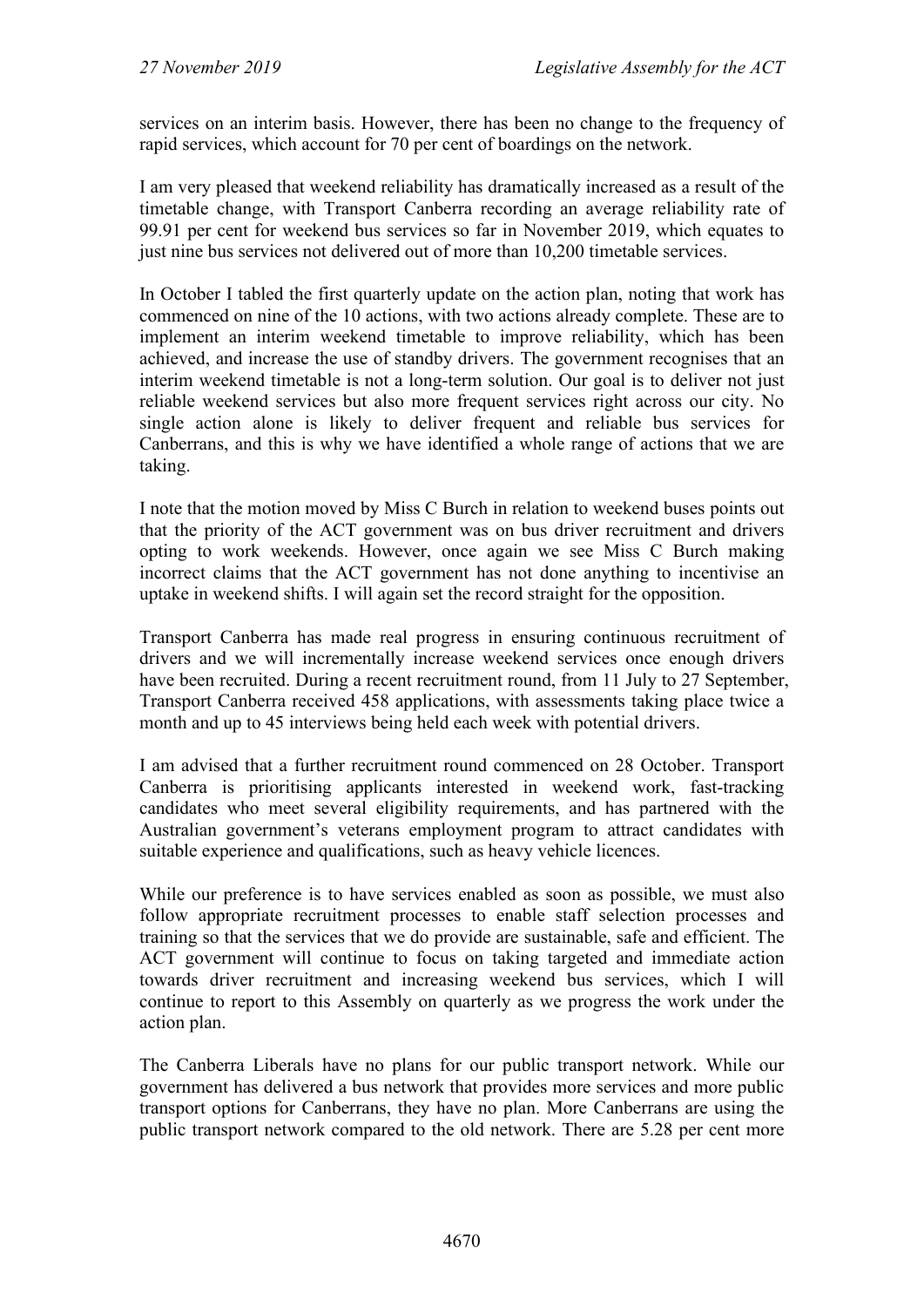services on an interim basis. However, there has been no change to the frequency of rapid services, which account for 70 per cent of boardings on the network.

I am very pleased that weekend reliability has dramatically increased as a result of the timetable change, with Transport Canberra recording an average reliability rate of 99.91 per cent for weekend bus services so far in November 2019, which equates to just nine bus services not delivered out of more than 10,200 timetable services.

In October I tabled the first quarterly update on the action plan, noting that work has commenced on nine of the 10 actions, with two actions already complete. These are to implement an interim weekend timetable to improve reliability, which has been achieved, and increase the use of standby drivers. The government recognises that an interim weekend timetable is not a long-term solution. Our goal is to deliver not just reliable weekend services but also more frequent services right across our city. No single action alone is likely to deliver frequent and reliable bus services for Canberrans, and this is why we have identified a whole range of actions that we are taking.

I note that the motion moved by Miss C Burch in relation to weekend buses points out that the priority of the ACT government was on bus driver recruitment and drivers opting to work weekends. However, once again we see Miss C Burch making incorrect claims that the ACT government has not done anything to incentivise an uptake in weekend shifts. I will again set the record straight for the opposition.

Transport Canberra has made real progress in ensuring continuous recruitment of drivers and we will incrementally increase weekend services once enough drivers have been recruited. During a recent recruitment round, from 11 July to 27 September, Transport Canberra received 458 applications, with assessments taking place twice a month and up to 45 interviews being held each week with potential drivers.

I am advised that a further recruitment round commenced on 28 October. Transport Canberra is prioritising applicants interested in weekend work, fast-tracking candidates who meet several eligibility requirements, and has partnered with the Australian government's veterans employment program to attract candidates with suitable experience and qualifications, such as heavy vehicle licences.

While our preference is to have services enabled as soon as possible, we must also follow appropriate recruitment processes to enable staff selection processes and training so that the services that we do provide are sustainable, safe and efficient. The ACT government will continue to focus on taking targeted and immediate action towards driver recruitment and increasing weekend bus services, which I will continue to report to this Assembly on quarterly as we progress the work under the action plan.

The Canberra Liberals have no plans for our public transport network. While our government has delivered a bus network that provides more services and more public transport options for Canberrans, they have no plan. More Canberrans are using the public transport network compared to the old network. There are 5.28 per cent more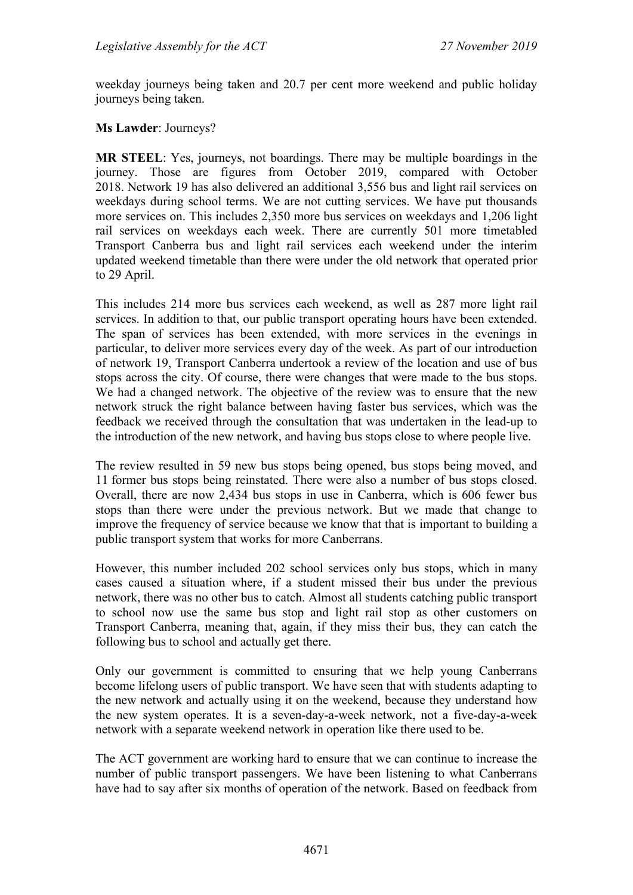weekday journeys being taken and 20.7 per cent more weekend and public holiday journeys being taken.

**Ms Lawder**: Journeys?

**MR STEEL**: Yes, journeys, not boardings. There may be multiple boardings in the journey. Those are figures from October 2019, compared with October 2018. Network 19 has also delivered an additional 3,556 bus and light rail services on weekdays during school terms. We are not cutting services. We have put thousands more services on. This includes 2,350 more bus services on weekdays and 1,206 light rail services on weekdays each week. There are currently 501 more timetabled Transport Canberra bus and light rail services each weekend under the interim updated weekend timetable than there were under the old network that operated prior to 29 April.

This includes 214 more bus services each weekend, as well as 287 more light rail services. In addition to that, our public transport operating hours have been extended. The span of services has been extended, with more services in the evenings in particular, to deliver more services every day of the week. As part of our introduction of network 19, Transport Canberra undertook a review of the location and use of bus stops across the city. Of course, there were changes that were made to the bus stops. We had a changed network. The objective of the review was to ensure that the new network struck the right balance between having faster bus services, which was the feedback we received through the consultation that was undertaken in the lead-up to the introduction of the new network, and having bus stops close to where people live.

The review resulted in 59 new bus stops being opened, bus stops being moved, and 11 former bus stops being reinstated. There were also a number of bus stops closed. Overall, there are now 2,434 bus stops in use in Canberra, which is 606 fewer bus stops than there were under the previous network. But we made that change to improve the frequency of service because we know that that is important to building a public transport system that works for more Canberrans.

However, this number included 202 school services only bus stops, which in many cases caused a situation where, if a student missed their bus under the previous network, there was no other bus to catch. Almost all students catching public transport to school now use the same bus stop and light rail stop as other customers on Transport Canberra, meaning that, again, if they miss their bus, they can catch the following bus to school and actually get there.

Only our government is committed to ensuring that we help young Canberrans become lifelong users of public transport. We have seen that with students adapting to the new network and actually using it on the weekend, because they understand how the new system operates. It is a seven-day-a-week network, not a five-day-a-week network with a separate weekend network in operation like there used to be.

The ACT government are working hard to ensure that we can continue to increase the number of public transport passengers. We have been listening to what Canberrans have had to say after six months of operation of the network. Based on feedback from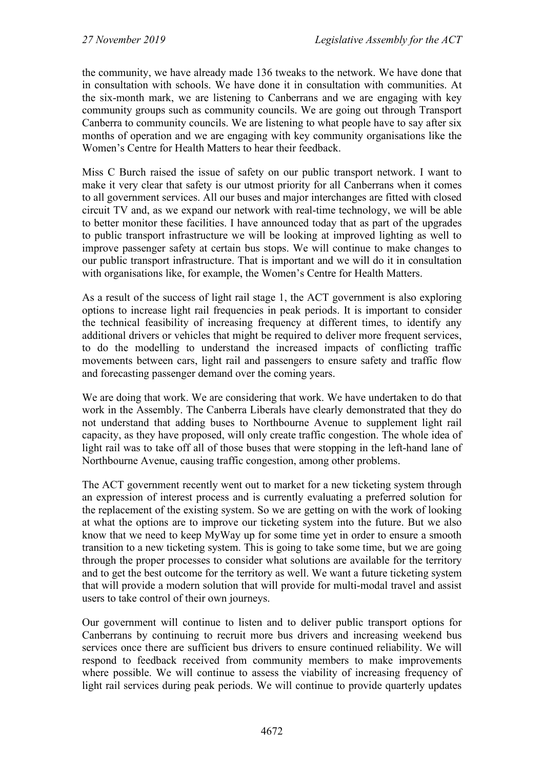the community, we have already made 136 tweaks to the network. We have done that in consultation with schools. We have done it in consultation with communities. At the six-month mark, we are listening to Canberrans and we are engaging with key community groups such as community councils. We are going out through Transport Canberra to community councils. We are listening to what people have to say after six months of operation and we are engaging with key community organisations like the Women's Centre for Health Matters to hear their feedback.

Miss C Burch raised the issue of safety on our public transport network. I want to make it very clear that safety is our utmost priority for all Canberrans when it comes to all government services. All our buses and major interchanges are fitted with closed circuit TV and, as we expand our network with real-time technology, we will be able to better monitor these facilities. I have announced today that as part of the upgrades to public transport infrastructure we will be looking at improved lighting as well to improve passenger safety at certain bus stops. We will continue to make changes to our public transport infrastructure. That is important and we will do it in consultation with organisations like, for example, the Women's Centre for Health Matters.

As a result of the success of light rail stage 1, the ACT government is also exploring options to increase light rail frequencies in peak periods. It is important to consider the technical feasibility of increasing frequency at different times, to identify any additional drivers or vehicles that might be required to deliver more frequent services, to do the modelling to understand the increased impacts of conflicting traffic movements between cars, light rail and passengers to ensure safety and traffic flow and forecasting passenger demand over the coming years.

We are doing that work. We are considering that work. We have undertaken to do that work in the Assembly. The Canberra Liberals have clearly demonstrated that they do not understand that adding buses to Northbourne Avenue to supplement light rail capacity, as they have proposed, will only create traffic congestion. The whole idea of light rail was to take off all of those buses that were stopping in the left-hand lane of Northbourne Avenue, causing traffic congestion, among other problems.

The ACT government recently went out to market for a new ticketing system through an expression of interest process and is currently evaluating a preferred solution for the replacement of the existing system. So we are getting on with the work of looking at what the options are to improve our ticketing system into the future. But we also know that we need to keep MyWay up for some time yet in order to ensure a smooth transition to a new ticketing system. This is going to take some time, but we are going through the proper processes to consider what solutions are available for the territory and to get the best outcome for the territory as well. We want a future ticketing system that will provide a modern solution that will provide for multi-modal travel and assist users to take control of their own journeys.

Our government will continue to listen and to deliver public transport options for Canberrans by continuing to recruit more bus drivers and increasing weekend bus services once there are sufficient bus drivers to ensure continued reliability. We will respond to feedback received from community members to make improvements where possible. We will continue to assess the viability of increasing frequency of light rail services during peak periods. We will continue to provide quarterly updates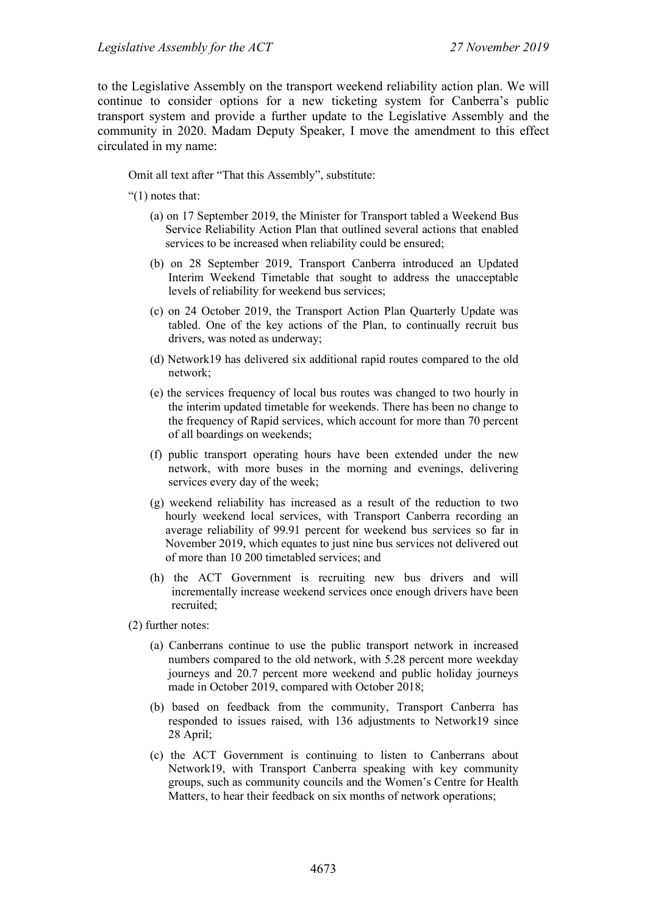to the Legislative Assembly on the transport weekend reliability action plan. We will continue to consider options for a new ticketing system for Canberra's public transport system and provide a further update to the Legislative Assembly and the community in 2020. Madam Deputy Speaker, I move the amendment to this effect circulated in my name:

> Omit all text after "That this Assembly", substitute:
>
> "(1) notes that:
>
> (a) on 17 September 2019, the Minister for Transport tabled a Weekend Bus Service Reliability Action Plan that outlined several actions that enabled services to be increased when reliability could be ensured;
>
> (b) on 28 September 2019, Transport Canberra introduced an Updated Interim Weekend Timetable that sought to address the unacceptable levels of reliability for weekend bus services;
>
> (c) on 24 October 2019, the Transport Action Plan Quarterly Update was tabled. One of the key actions of the Plan, to continually recruit bus drivers, was noted as underway;
>
> (d) Network19 has delivered six additional rapid routes compared to the old network;
>
> (e) the services frequency of local bus routes was changed to two hourly in the interim updated timetable for weekends. There has been no change to the frequency of Rapid services, which account for more than 70 percent of all boardings on weekends;
>
> (f) public transport operating hours have been extended under the new network, with more buses in the morning and evenings, delivering services every day of the week;
>
> (g) weekend reliability has increased as a result of the reduction to two hourly weekend local services, with Transport Canberra recording an average reliability of 99.91 percent for weekend bus services so far in November 2019, which equates to just nine bus services not delivered out of more than 10 200 timetabled services; and
>
> (h) the ACT Government is recruiting new bus drivers and will incrementally increase weekend services once enough drivers have been recruited;
>
> (2) further notes:
>
> (a) Canberrans continue to use the public transport network in increased numbers compared to the old network, with 5.28 percent more weekday journeys and 20.7 percent more weekend and public holiday journeys made in October 2019, compared with October 2018;
>
> (b) based on feedback from the community, Transport Canberra has responded to issues raised, with 136 adjustments to Network19 since 28 April;
>
> (c) the ACT Government is continuing to listen to Canberrans about Network19, with Transport Canberra speaking with key community groups, such as community councils and the Women's Centre for Health Matters, to hear their feedback on six months of network operations;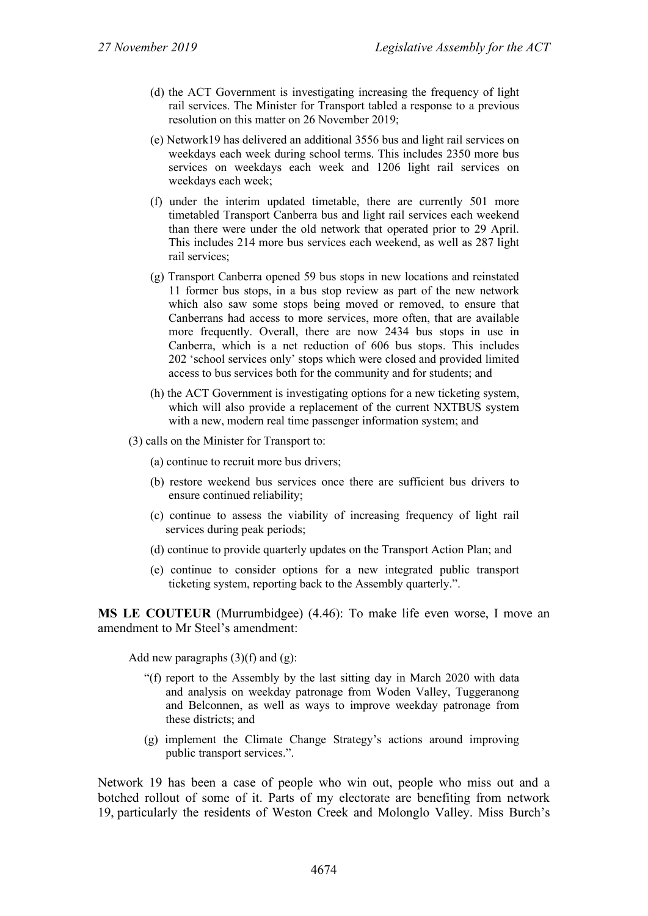(d) the ACT Government is investigating increasing the frequency of light rail services. The Minister for Transport tabled a response to a previous resolution on this matter on 26 November 2019;

(e) Network19 has delivered an additional 3556 bus and light rail services on weekdays each week during school terms. This includes 2350 more bus services on weekdays each week and 1206 light rail services on weekdays each week;

(f) under the interim updated timetable, there are currently 501 more timetabled Transport Canberra bus and light rail services each weekend than there were under the old network that operated prior to 29 April. This includes 214 more bus services each weekend, as well as 287 light rail services;

(g) Transport Canberra opened 59 bus stops in new locations and reinstated 11 former bus stops, in a bus stop review as part of the new network which also saw some stops being moved or removed, to ensure that Canberrans had access to more services, more often, that are available more frequently. Overall, there are now 2434 bus stops in use in Canberra, which is a net reduction of 606 bus stops. This includes 202 'school services only' stops which were closed and provided limited access to bus services both for the community and for students; and

(h) the ACT Government is investigating options for a new ticketing system, which will also provide a replacement of the current NXTBUS system with a new, modern real time passenger information system; and

(3) calls on the Minister for Transport to:

(a) continue to recruit more bus drivers;

(b) restore weekend bus services once there are sufficient bus drivers to ensure continued reliability;

(c) continue to assess the viability of increasing frequency of light rail services during peak periods;

(d) continue to provide quarterly updates on the Transport Action Plan; and

(e) continue to consider options for a new integrated public transport ticketing system, reporting back to the Assembly quarterly.".

**MS LE COUTEUR** (Murrumbidgee) (4.46): To make life even worse, I move an amendment to Mr Steel's amendment:

Add new paragraphs (3)(f) and (g):

"(f) report to the Assembly by the last sitting day in March 2020 with data and analysis on weekday patronage from Woden Valley, Tuggeranong and Belconnen, as well as ways to improve weekday patronage from these districts; and

(g) implement the Climate Change Strategy's actions around improving public transport services.".

Network 19 has been a case of people who win out, people who miss out and a botched rollout of some of it. Parts of my electorate are benefiting from network 19, particularly the residents of Weston Creek and Molonglo Valley. Miss Burch's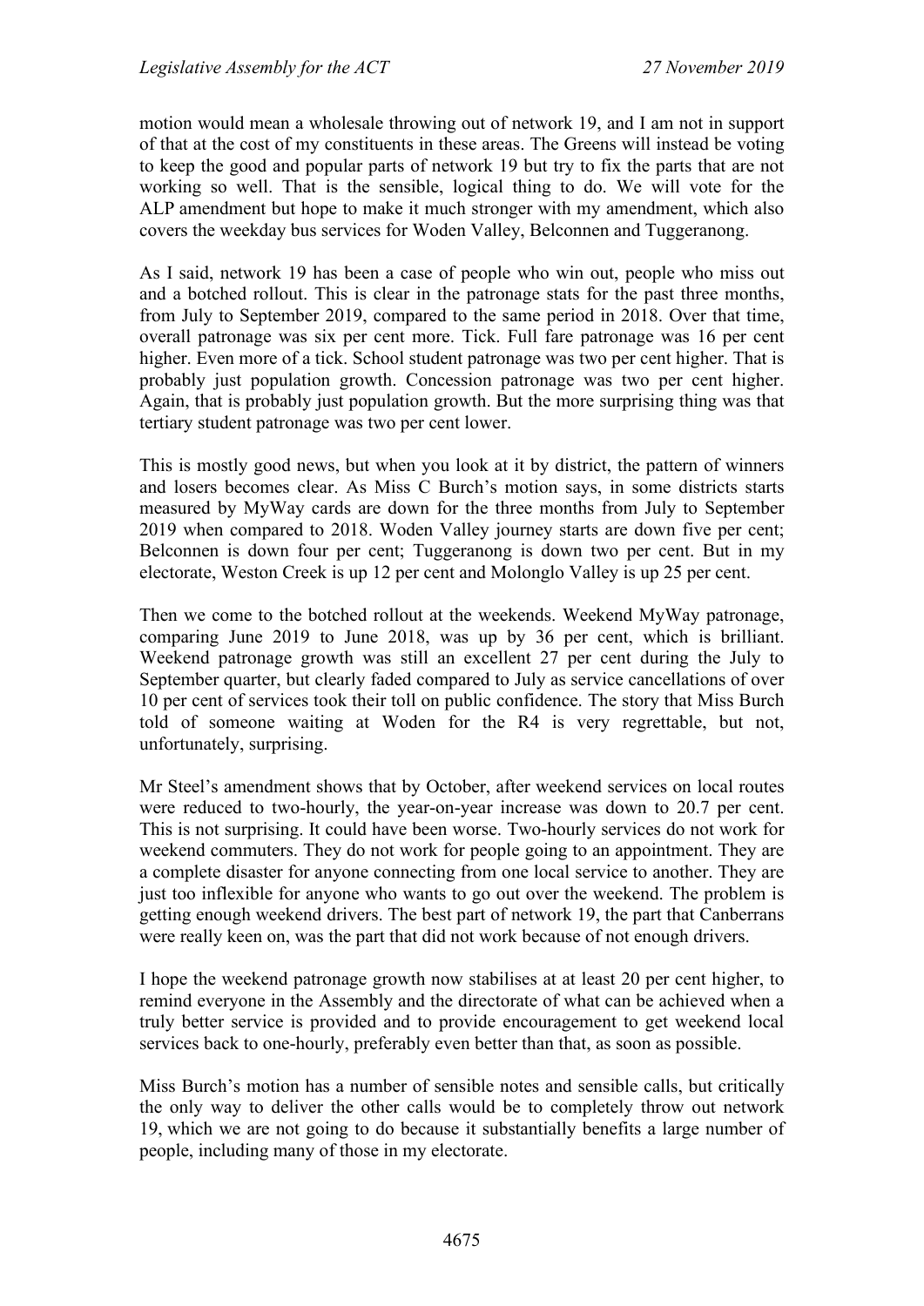motion would mean a wholesale throwing out of network 19, and I am not in support of that at the cost of my constituents in these areas. The Greens will instead be voting to keep the good and popular parts of network 19 but try to fix the parts that are not working so well. That is the sensible, logical thing to do. We will vote for the ALP amendment but hope to make it much stronger with my amendment, which also covers the weekday bus services for Woden Valley, Belconnen and Tuggeranong.

As I said, network 19 has been a case of people who win out, people who miss out and a botched rollout. This is clear in the patronage stats for the past three months, from July to September 2019, compared to the same period in 2018. Over that time, overall patronage was six per cent more. Tick. Full fare patronage was 16 per cent higher. Even more of a tick. School student patronage was two per cent higher. That is probably just population growth. Concession patronage was two per cent higher. Again, that is probably just population growth. But the more surprising thing was that tertiary student patronage was two per cent lower.

This is mostly good news, but when you look at it by district, the pattern of winners and losers becomes clear. As Miss C Burch's motion says, in some districts starts measured by MyWay cards are down for the three months from July to September 2019 when compared to 2018. Woden Valley journey starts are down five per cent; Belconnen is down four per cent; Tuggeranong is down two per cent. But in my electorate, Weston Creek is up 12 per cent and Molonglo Valley is up 25 per cent.

Then we come to the botched rollout at the weekends. Weekend MyWay patronage, comparing June 2019 to June 2018, was up by 36 per cent, which is brilliant. Weekend patronage growth was still an excellent 27 per cent during the July to September quarter, but clearly faded compared to July as service cancellations of over 10 per cent of services took their toll on public confidence. The story that Miss Burch told of someone waiting at Woden for the R4 is very regrettable, but not, unfortunately, surprising.

Mr Steel's amendment shows that by October, after weekend services on local routes were reduced to two-hourly, the year-on-year increase was down to 20.7 per cent. This is not surprising. It could have been worse. Two-hourly services do not work for weekend commuters. They do not work for people going to an appointment. They are a complete disaster for anyone connecting from one local service to another. They are just too inflexible for anyone who wants to go out over the weekend. The problem is getting enough weekend drivers. The best part of network 19, the part that Canberrans were really keen on, was the part that did not work because of not enough drivers.

I hope the weekend patronage growth now stabilises at at least 20 per cent higher, to remind everyone in the Assembly and the directorate of what can be achieved when a truly better service is provided and to provide encouragement to get weekend local services back to one-hourly, preferably even better than that, as soon as possible.

Miss Burch's motion has a number of sensible notes and sensible calls, but critically the only way to deliver the other calls would be to completely throw out network 19, which we are not going to do because it substantially benefits a large number of people, including many of those in my electorate.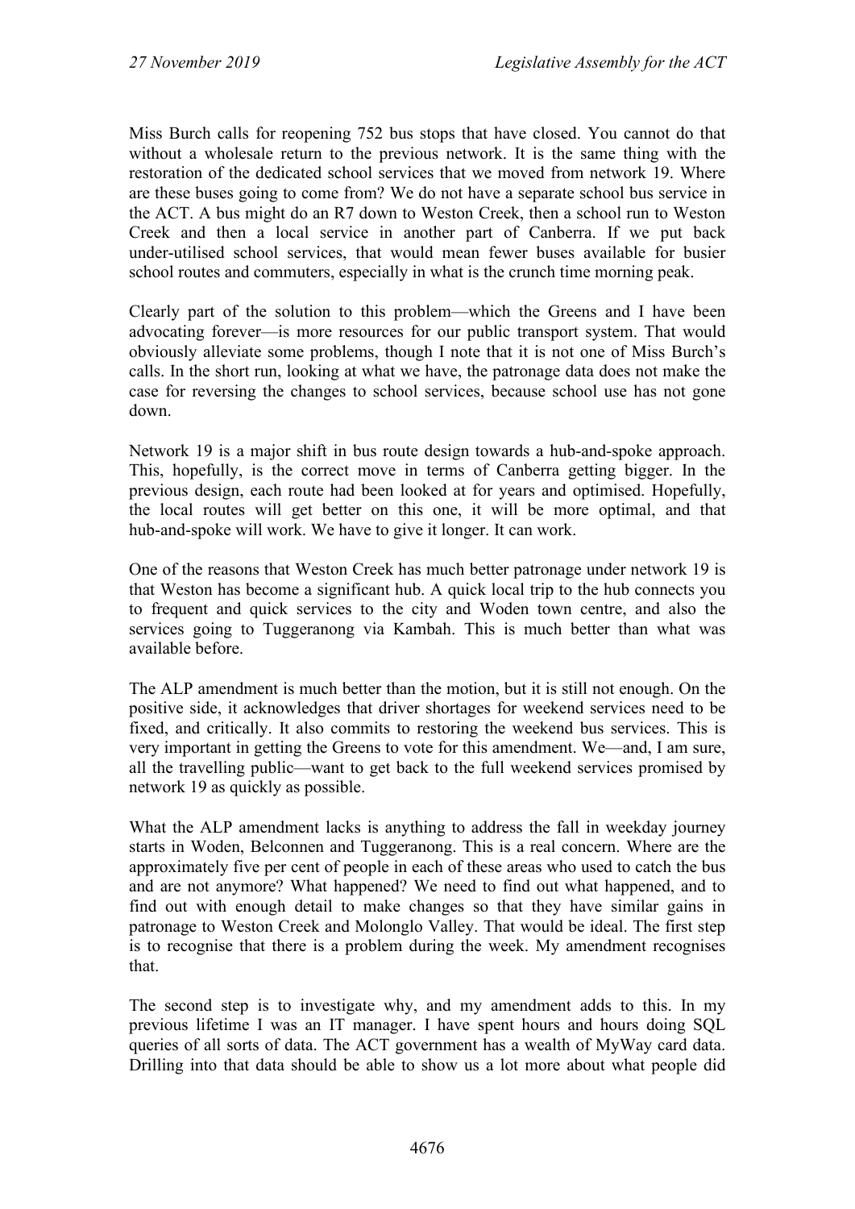Miss Burch calls for reopening 752 bus stops that have closed. You cannot do that without a wholesale return to the previous network. It is the same thing with the restoration of the dedicated school services that we moved from network 19. Where are these buses going to come from? We do not have a separate school bus service in the ACT. A bus might do an R7 down to Weston Creek, then a school run to Weston Creek and then a local service in another part of Canberra. If we put back under-utilised school services, that would mean fewer buses available for busier school routes and commuters, especially in what is the crunch time morning peak.

Clearly part of the solution to this problem—which the Greens and I have been advocating forever—is more resources for our public transport system. That would obviously alleviate some problems, though I note that it is not one of Miss Burch's calls. In the short run, looking at what we have, the patronage data does not make the case for reversing the changes to school services, because school use has not gone down.

Network 19 is a major shift in bus route design towards a hub-and-spoke approach. This, hopefully, is the correct move in terms of Canberra getting bigger. In the previous design, each route had been looked at for years and optimised. Hopefully, the local routes will get better on this one, it will be more optimal, and that hub-and-spoke will work. We have to give it longer. It can work.

One of the reasons that Weston Creek has much better patronage under network 19 is that Weston has become a significant hub. A quick local trip to the hub connects you to frequent and quick services to the city and Woden town centre, and also the services going to Tuggeranong via Kambah. This is much better than what was available before.

The ALP amendment is much better than the motion, but it is still not enough. On the positive side, it acknowledges that driver shortages for weekend services need to be fixed, and critically. It also commits to restoring the weekend bus services. This is very important in getting the Greens to vote for this amendment. We—and, I am sure, all the travelling public—want to get back to the full weekend services promised by network 19 as quickly as possible.

What the ALP amendment lacks is anything to address the fall in weekday journey starts in Woden, Belconnen and Tuggeranong. This is a real concern. Where are the approximately five per cent of people in each of these areas who used to catch the bus and are not anymore? What happened? We need to find out what happened, and to find out with enough detail to make changes so that they have similar gains in patronage to Weston Creek and Molonglo Valley. That would be ideal. The first step is to recognise that there is a problem during the week. My amendment recognises that.

The second step is to investigate why, and my amendment adds to this. In my previous lifetime I was an IT manager. I have spent hours and hours doing SQL queries of all sorts of data. The ACT government has a wealth of MyWay card data. Drilling into that data should be able to show us a lot more about what people did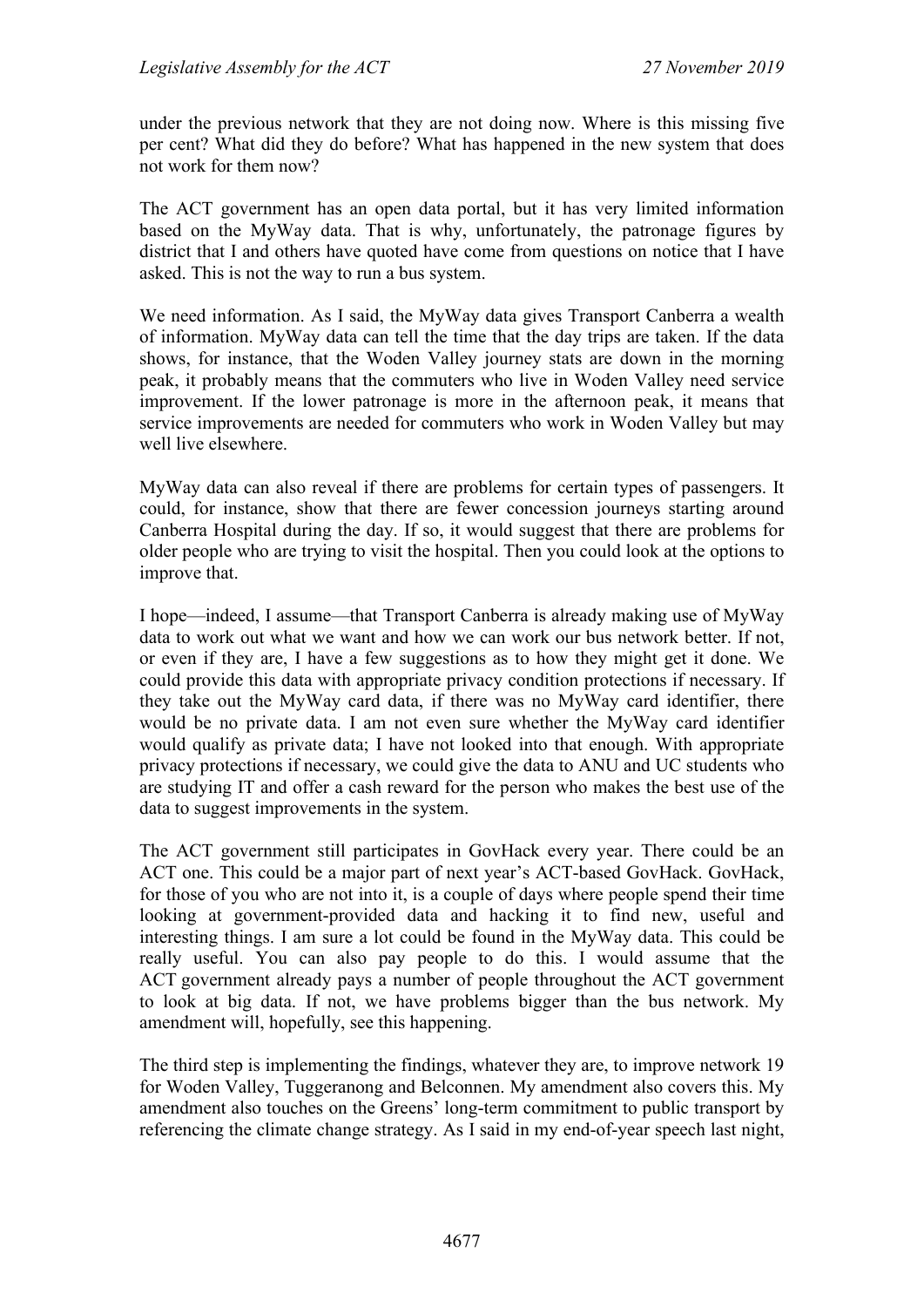under the previous network that they are not doing now. Where is this missing five per cent? What did they do before? What has happened in the new system that does not work for them now?

The ACT government has an open data portal, but it has very limited information based on the MyWay data. That is why, unfortunately, the patronage figures by district that I and others have quoted have come from questions on notice that I have asked. This is not the way to run a bus system.

We need information. As I said, the MyWay data gives Transport Canberra a wealth of information. MyWay data can tell the time that the day trips are taken. If the data shows, for instance, that the Woden Valley journey stats are down in the morning peak, it probably means that the commuters who live in Woden Valley need service improvement. If the lower patronage is more in the afternoon peak, it means that service improvements are needed for commuters who work in Woden Valley but may well live elsewhere.

MyWay data can also reveal if there are problems for certain types of passengers. It could, for instance, show that there are fewer concession journeys starting around Canberra Hospital during the day. If so, it would suggest that there are problems for older people who are trying to visit the hospital. Then you could look at the options to improve that.

I hope—indeed, I assume—that Transport Canberra is already making use of MyWay data to work out what we want and how we can work our bus network better. If not, or even if they are, I have a few suggestions as to how they might get it done. We could provide this data with appropriate privacy condition protections if necessary. If they take out the MyWay card data, if there was no MyWay card identifier, there would be no private data. I am not even sure whether the MyWay card identifier would qualify as private data; I have not looked into that enough. With appropriate privacy protections if necessary, we could give the data to ANU and UC students who are studying IT and offer a cash reward for the person who makes the best use of the data to suggest improvements in the system.

The ACT government still participates in GovHack every year. There could be an ACT one. This could be a major part of next year's ACT-based GovHack. GovHack, for those of you who are not into it, is a couple of days where people spend their time looking at government-provided data and hacking it to find new, useful and interesting things. I am sure a lot could be found in the MyWay data. This could be really useful. You can also pay people to do this. I would assume that the ACT government already pays a number of people throughout the ACT government to look at big data. If not, we have problems bigger than the bus network. My amendment will, hopefully, see this happening.

The third step is implementing the findings, whatever they are, to improve network 19 for Woden Valley, Tuggeranong and Belconnen. My amendment also covers this. My amendment also touches on the Greens' long-term commitment to public transport by referencing the climate change strategy. As I said in my end-of-year speech last night,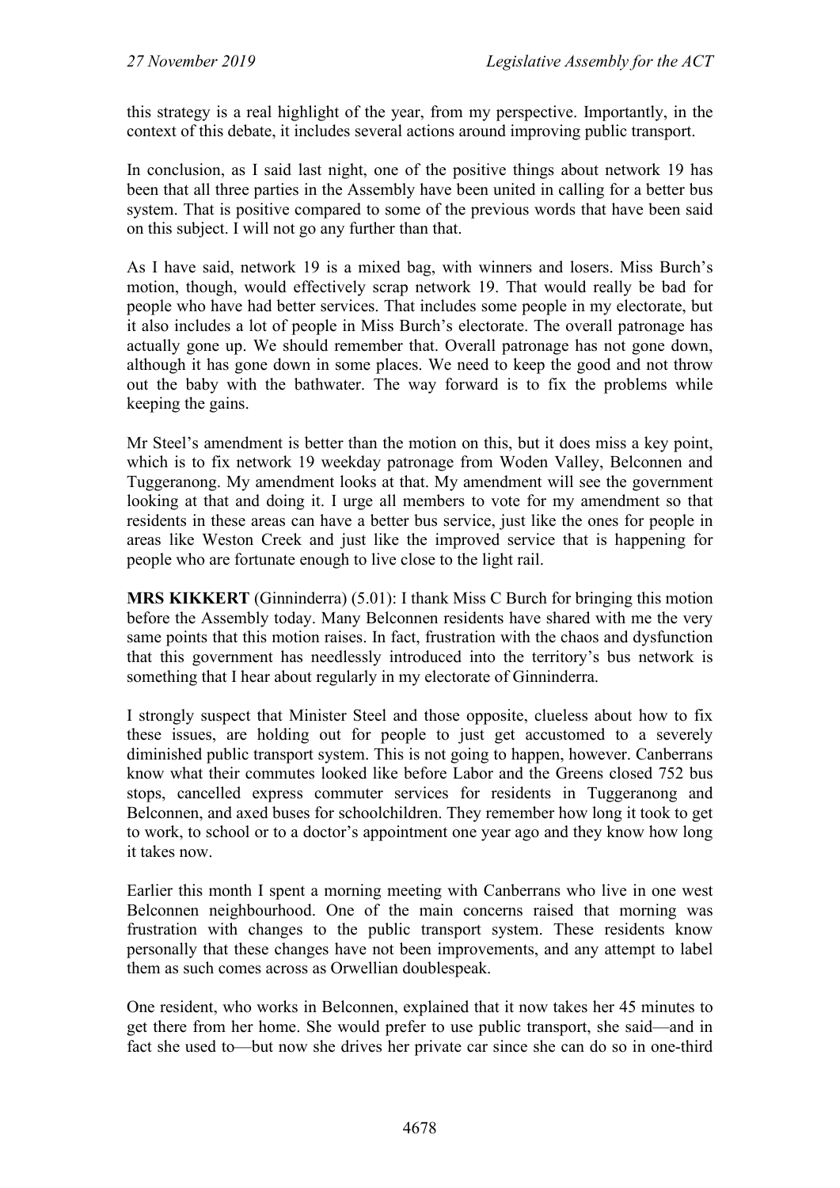this strategy is a real highlight of the year, from my perspective. Importantly, in the context of this debate, it includes several actions around improving public transport.

In conclusion, as I said last night, one of the positive things about network 19 has been that all three parties in the Assembly have been united in calling for a better bus system. That is positive compared to some of the previous words that have been said on this subject. I will not go any further than that.

As I have said, network 19 is a mixed bag, with winners and losers. Miss Burch's motion, though, would effectively scrap network 19. That would really be bad for people who have had better services. That includes some people in my electorate, but it also includes a lot of people in Miss Burch's electorate. The overall patronage has actually gone up. We should remember that. Overall patronage has not gone down, although it has gone down in some places. We need to keep the good and not throw out the baby with the bathwater. The way forward is to fix the problems while keeping the gains.

Mr Steel's amendment is better than the motion on this, but it does miss a key point, which is to fix network 19 weekday patronage from Woden Valley, Belconnen and Tuggeranong. My amendment looks at that. My amendment will see the government looking at that and doing it. I urge all members to vote for my amendment so that residents in these areas can have a better bus service, just like the ones for people in areas like Weston Creek and just like the improved service that is happening for people who are fortunate enough to live close to the light rail.

**MRS KIKKERT** (Ginninderra) (5.01): I thank Miss C Burch for bringing this motion before the Assembly today. Many Belconnen residents have shared with me the very same points that this motion raises. In fact, frustration with the chaos and dysfunction that this government has needlessly introduced into the territory's bus network is something that I hear about regularly in my electorate of Ginninderra.

I strongly suspect that Minister Steel and those opposite, clueless about how to fix these issues, are holding out for people to just get accustomed to a severely diminished public transport system. This is not going to happen, however. Canberrans know what their commutes looked like before Labor and the Greens closed 752 bus stops, cancelled express commuter services for residents in Tuggeranong and Belconnen, and axed buses for schoolchildren. They remember how long it took to get to work, to school or to a doctor's appointment one year ago and they know how long it takes now.

Earlier this month I spent a morning meeting with Canberrans who live in one west Belconnen neighbourhood. One of the main concerns raised that morning was frustration with changes to the public transport system. These residents know personally that these changes have not been improvements, and any attempt to label them as such comes across as Orwellian doublespeak.

One resident, who works in Belconnen, explained that it now takes her 45 minutes to get there from her home. She would prefer to use public transport, she said—and in fact she used to—but now she drives her private car since she can do so in one-third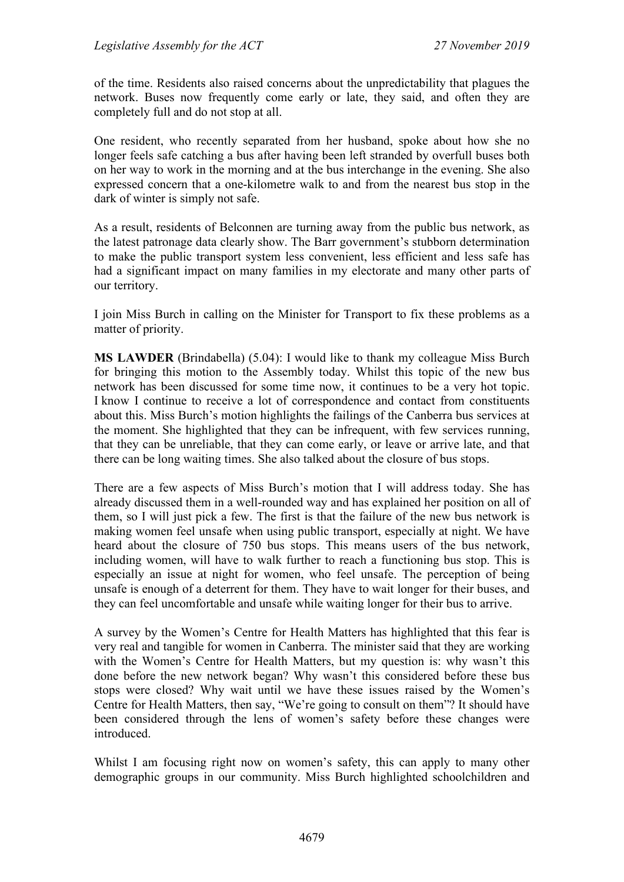of the time. Residents also raised concerns about the unpredictability that plagues the network. Buses now frequently come early or late, they said, and often they are completely full and do not stop at all.

One resident, who recently separated from her husband, spoke about how she no longer feels safe catching a bus after having been left stranded by overfull buses both on her way to work in the morning and at the bus interchange in the evening. She also expressed concern that a one-kilometre walk to and from the nearest bus stop in the dark of winter is simply not safe.

As a result, residents of Belconnen are turning away from the public bus network, as the latest patronage data clearly show. The Barr government's stubborn determination to make the public transport system less convenient, less efficient and less safe has had a significant impact on many families in my electorate and many other parts of our territory.

I join Miss Burch in calling on the Minister for Transport to fix these problems as a matter of priority.

**MS LAWDER** (Brindabella) (5.04): I would like to thank my colleague Miss Burch for bringing this motion to the Assembly today. Whilst this topic of the new bus network has been discussed for some time now, it continues to be a very hot topic. I know I continue to receive a lot of correspondence and contact from constituents about this. Miss Burch's motion highlights the failings of the Canberra bus services at the moment. She highlighted that they can be infrequent, with few services running, that they can be unreliable, that they can come early, or leave or arrive late, and that there can be long waiting times. She also talked about the closure of bus stops.

There are a few aspects of Miss Burch's motion that I will address today. She has already discussed them in a well-rounded way and has explained her position on all of them, so I will just pick a few. The first is that the failure of the new bus network is making women feel unsafe when using public transport, especially at night. We have heard about the closure of 750 bus stops. This means users of the bus network, including women, will have to walk further to reach a functioning bus stop. This is especially an issue at night for women, who feel unsafe. The perception of being unsafe is enough of a deterrent for them. They have to wait longer for their buses, and they can feel uncomfortable and unsafe while waiting longer for their bus to arrive.

A survey by the Women's Centre for Health Matters has highlighted that this fear is very real and tangible for women in Canberra. The minister said that they are working with the Women's Centre for Health Matters, but my question is: why wasn't this done before the new network began? Why wasn't this considered before these bus stops were closed? Why wait until we have these issues raised by the Women's Centre for Health Matters, then say, "We're going to consult on them"? It should have been considered through the lens of women's safety before these changes were introduced.

Whilst I am focusing right now on women's safety, this can apply to many other demographic groups in our community. Miss Burch highlighted schoolchildren and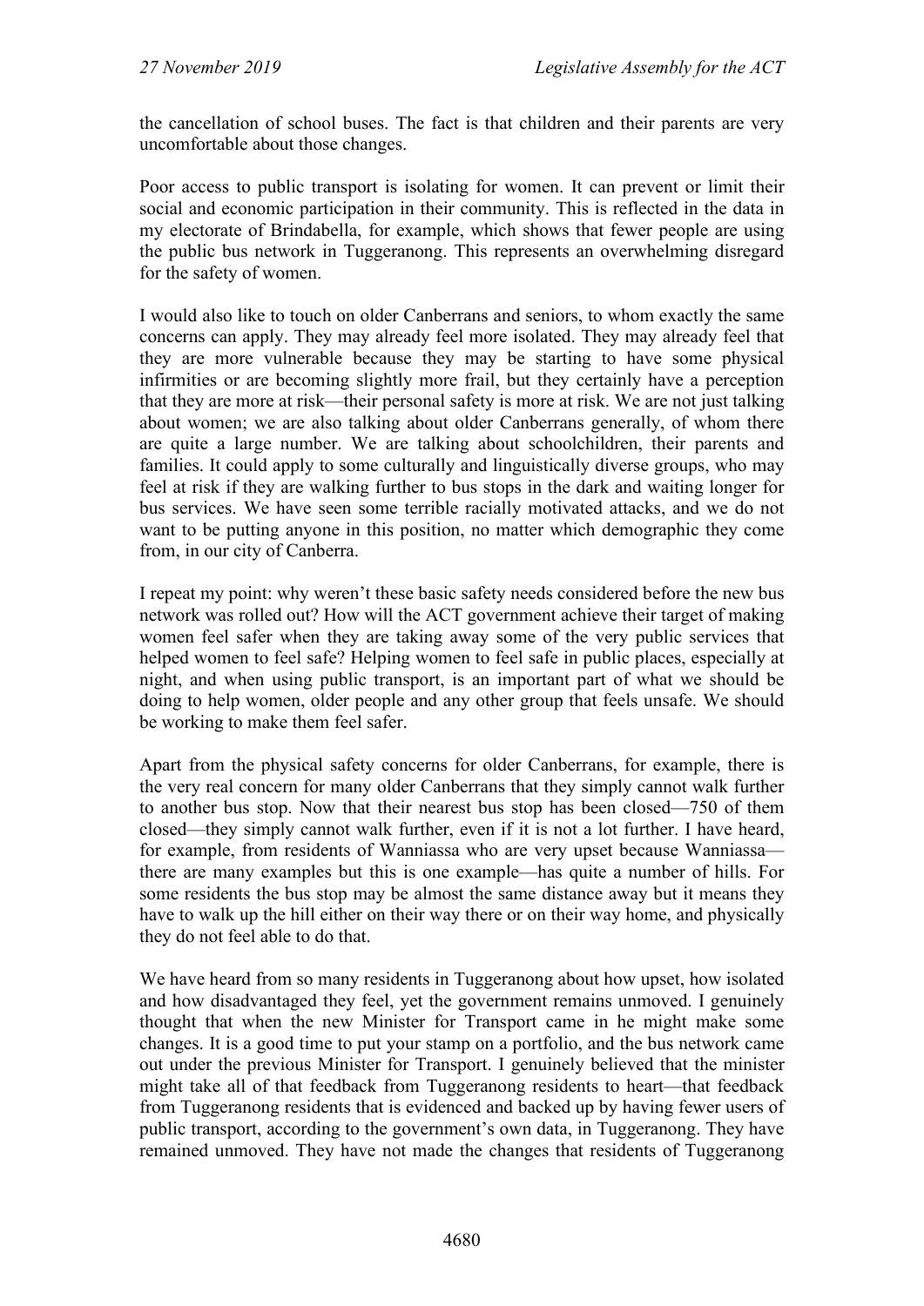the cancellation of school buses. The fact is that children and their parents are very uncomfortable about those changes.

Poor access to public transport is isolating for women. It can prevent or limit their social and economic participation in their community. This is reflected in the data in my electorate of Brindabella, for example, which shows that fewer people are using the public bus network in Tuggeranong. This represents an overwhelming disregard for the safety of women.

I would also like to touch on older Canberrans and seniors, to whom exactly the same concerns can apply. They may already feel more isolated. They may already feel that they are more vulnerable because they may be starting to have some physical infirmities or are becoming slightly more frail, but they certainly have a perception that they are more at risk—their personal safety is more at risk. We are not just talking about women; we are also talking about older Canberrans generally, of whom there are quite a large number. We are talking about schoolchildren, their parents and families. It could apply to some culturally and linguistically diverse groups, who may feel at risk if they are walking further to bus stops in the dark and waiting longer for bus services. We have seen some terrible racially motivated attacks, and we do not want to be putting anyone in this position, no matter which demographic they come from, in our city of Canberra.

I repeat my point: why weren't these basic safety needs considered before the new bus network was rolled out? How will the ACT government achieve their target of making women feel safer when they are taking away some of the very public services that helped women to feel safe? Helping women to feel safe in public places, especially at night, and when using public transport, is an important part of what we should be doing to help women, older people and any other group that feels unsafe. We should be working to make them feel safer.

Apart from the physical safety concerns for older Canberrans, for example, there is the very real concern for many older Canberrans that they simply cannot walk further to another bus stop. Now that their nearest bus stop has been closed—750 of them closed—they simply cannot walk further, even if it is not a lot further. I have heard, for example, from residents of Wanniassa who are very upset because Wanniassa—there are many examples but this is one example—has quite a number of hills. For some residents the bus stop may be almost the same distance away but it means they have to walk up the hill either on their way there or on their way home, and physically they do not feel able to do that.

We have heard from so many residents in Tuggeranong about how upset, how isolated and how disadvantaged they feel, yet the government remains unmoved. I genuinely thought that when the new Minister for Transport came in he might make some changes. It is a good time to put your stamp on a portfolio, and the bus network came out under the previous Minister for Transport. I genuinely believed that the minister might take all of that feedback from Tuggeranong residents to heart—that feedback from Tuggeranong residents that is evidenced and backed up by having fewer users of public transport, according to the government's own data, in Tuggeranong. They have remained unmoved. They have not made the changes that residents of Tuggeranong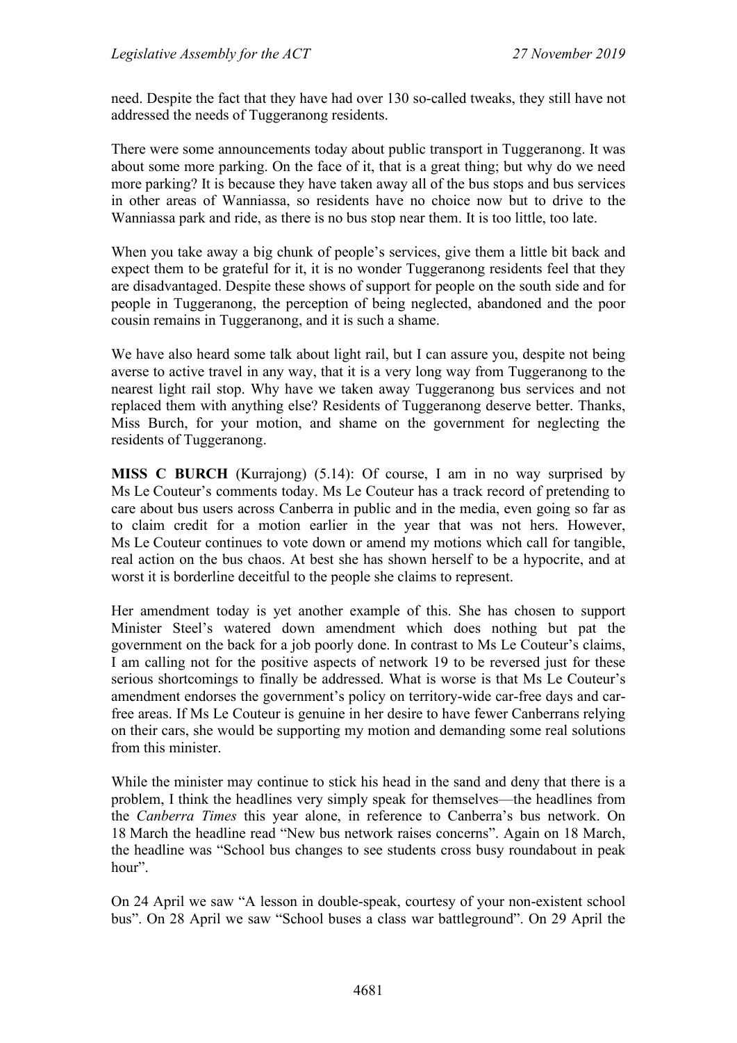need. Despite the fact that they have had over 130 so-called tweaks, they still have not addressed the needs of Tuggeranong residents.

There were some announcements today about public transport in Tuggeranong. It was about some more parking. On the face of it, that is a great thing; but why do we need more parking? It is because they have taken away all of the bus stops and bus services in other areas of Wanniassa, so residents have no choice now but to drive to the Wanniassa park and ride, as there is no bus stop near them. It is too little, too late.

When you take away a big chunk of people's services, give them a little bit back and expect them to be grateful for it, it is no wonder Tuggeranong residents feel that they are disadvantaged. Despite these shows of support for people on the south side and for people in Tuggeranong, the perception of being neglected, abandoned and the poor cousin remains in Tuggeranong, and it is such a shame.

We have also heard some talk about light rail, but I can assure you, despite not being averse to active travel in any way, that it is a very long way from Tuggeranong to the nearest light rail stop. Why have we taken away Tuggeranong bus services and not replaced them with anything else? Residents of Tuggeranong deserve better. Thanks, Miss Burch, for your motion, and shame on the government for neglecting the residents of Tuggeranong.

**MISS C BURCH** (Kurrajong) (5.14): Of course, I am in no way surprised by Ms Le Couteur's comments today. Ms Le Couteur has a track record of pretending to care about bus users across Canberra in public and in the media, even going so far as to claim credit for a motion earlier in the year that was not hers. However, Ms Le Couteur continues to vote down or amend my motions which call for tangible, real action on the bus chaos. At best she has shown herself to be a hypocrite, and at worst it is borderline deceitful to the people she claims to represent.

Her amendment today is yet another example of this. She has chosen to support Minister Steel's watered down amendment which does nothing but pat the government on the back for a job poorly done. In contrast to Ms Le Couteur's claims, I am calling not for the positive aspects of network 19 to be reversed just for these serious shortcomings to finally be addressed. What is worse is that Ms Le Couteur's amendment endorses the government's policy on territory-wide car-free days and car-free areas. If Ms Le Couteur is genuine in her desire to have fewer Canberrans relying on their cars, she would be supporting my motion and demanding some real solutions from this minister.

While the minister may continue to stick his head in the sand and deny that there is a problem, I think the headlines very simply speak for themselves—the headlines from the *Canberra Times* this year alone, in reference to Canberra's bus network. On 18 March the headline read "New bus network raises concerns". Again on 18 March, the headline was "School bus changes to see students cross busy roundabout in peak hour".

On 24 April we saw "A lesson in double-speak, courtesy of your non-existent school bus". On 28 April we saw "School buses a class war battleground". On 29 April the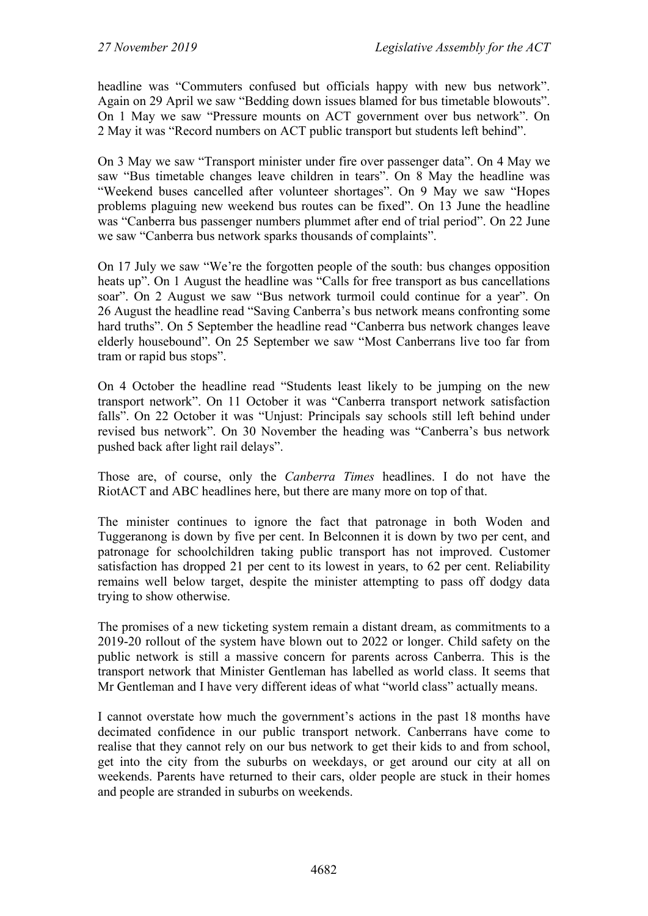headline was "Commuters confused but officials happy with new bus network". Again on 29 April we saw "Bedding down issues blamed for bus timetable blowouts". On 1 May we saw "Pressure mounts on ACT government over bus network". On 2 May it was "Record numbers on ACT public transport but students left behind".

On 3 May we saw "Transport minister under fire over passenger data". On 4 May we saw "Bus timetable changes leave children in tears". On 8 May the headline was "Weekend buses cancelled after volunteer shortages". On 9 May we saw "Hopes problems plaguing new weekend bus routes can be fixed". On 13 June the headline was "Canberra bus passenger numbers plummet after end of trial period". On 22 June we saw "Canberra bus network sparks thousands of complaints".

On 17 July we saw "We're the forgotten people of the south: bus changes opposition heats up". On 1 August the headline was "Calls for free transport as bus cancellations soar". On 2 August we saw "Bus network turmoil could continue for a year". On 26 August the headline read "Saving Canberra's bus network means confronting some hard truths". On 5 September the headline read "Canberra bus network changes leave elderly housebound". On 25 September we saw "Most Canberrans live too far from tram or rapid bus stops".

On 4 October the headline read "Students least likely to be jumping on the new transport network". On 11 October it was "Canberra transport network satisfaction falls". On 22 October it was "Unjust: Principals say schools still left behind under revised bus network". On 30 November the heading was "Canberra's bus network pushed back after light rail delays".

Those are, of course, only the *Canberra Times* headlines. I do not have the RiotACT and ABC headlines here, but there are many more on top of that.

The minister continues to ignore the fact that patronage in both Woden and Tuggeranong is down by five per cent. In Belconnen it is down by two per cent, and patronage for schoolchildren taking public transport has not improved. Customer satisfaction has dropped 21 per cent to its lowest in years, to 62 per cent. Reliability remains well below target, despite the minister attempting to pass off dodgy data trying to show otherwise.

The promises of a new ticketing system remain a distant dream, as commitments to a 2019-20 rollout of the system have blown out to 2022 or longer. Child safety on the public network is still a massive concern for parents across Canberra. This is the transport network that Minister Gentleman has labelled as world class. It seems that Mr Gentleman and I have very different ideas of what "world class" actually means.

I cannot overstate how much the government's actions in the past 18 months have decimated confidence in our public transport network. Canberrans have come to realise that they cannot rely on our bus network to get their kids to and from school, get into the city from the suburbs on weekdays, or get around our city at all on weekends. Parents have returned to their cars, older people are stuck in their homes and people are stranded in suburbs on weekends.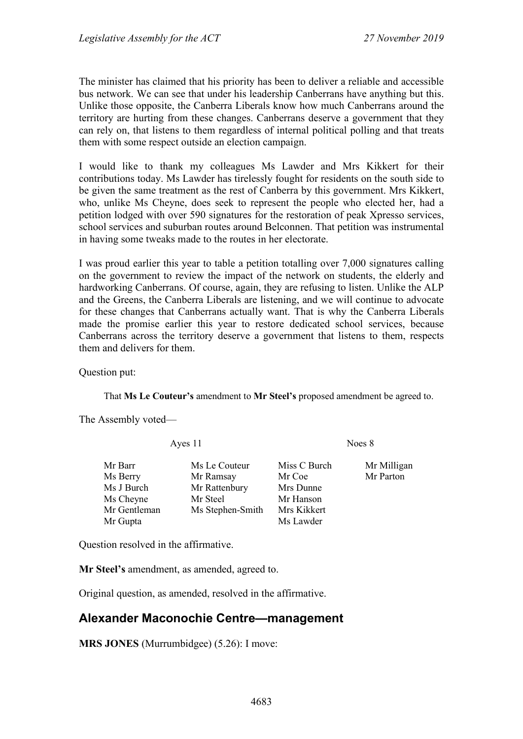The minister has claimed that his priority has been to deliver a reliable and accessible bus network. We can see that under his leadership Canberrans have anything but this. Unlike those opposite, the Canberra Liberals know how much Canberrans around the territory are hurting from these changes. Canberrans deserve a government that they can rely on, that listens to them regardless of internal political polling and that treats them with some respect outside an election campaign.

I would like to thank my colleagues Ms Lawder and Mrs Kikkert for their contributions today. Ms Lawder has tirelessly fought for residents on the south side to be given the same treatment as the rest of Canberra by this government. Mrs Kikkert, who, unlike Ms Cheyne, does seek to represent the people who elected her, had a petition lodged with over 590 signatures for the restoration of peak Xpresso services, school services and suburban routes around Belconnen. That petition was instrumental in having some tweaks made to the routes in her electorate.

I was proud earlier this year to table a petition totalling over 7,000 signatures calling on the government to review the impact of the network on students, the elderly and hardworking Canberrans. Of course, again, they are refusing to listen. Unlike the ALP and the Greens, the Canberra Liberals are listening, and we will continue to advocate for these changes that Canberrans actually want. That is why the Canberra Liberals made the promise earlier this year to restore dedicated school services, because Canberrans across the territory deserve a government that listens to them, respects them and delivers for them.

Question put:

> That **Ms Le Couteur's** amendment to **Mr Steel's** proposed amendment be agreed to.

The Assembly voted—

| Ayes 11 | | Noes 8 | |
|---|---|---|---|
| Mr Barr | Ms Le Couteur | Miss C Burch | Mr Milligan |
| Ms Berry | Mr Ramsay | Mr Coe | Mr Parton |
| Ms J Burch | Mr Rattenbury | Mrs Dunne | |
| Ms Cheyne | Mr Steel | Mr Hanson | |
| Mr Gentleman | Ms Stephen-Smith | Mrs Kikkert | |
| Mr Gupta | | Ms Lawder | |

Question resolved in the affirmative.

**Mr Steel's** amendment, as amended, agreed to.

Original question, as amended, resolved in the affirmative.

## Alexander Maconochie Centre—management

**MRS JONES** (Murrumbidgee) (5.26): I move: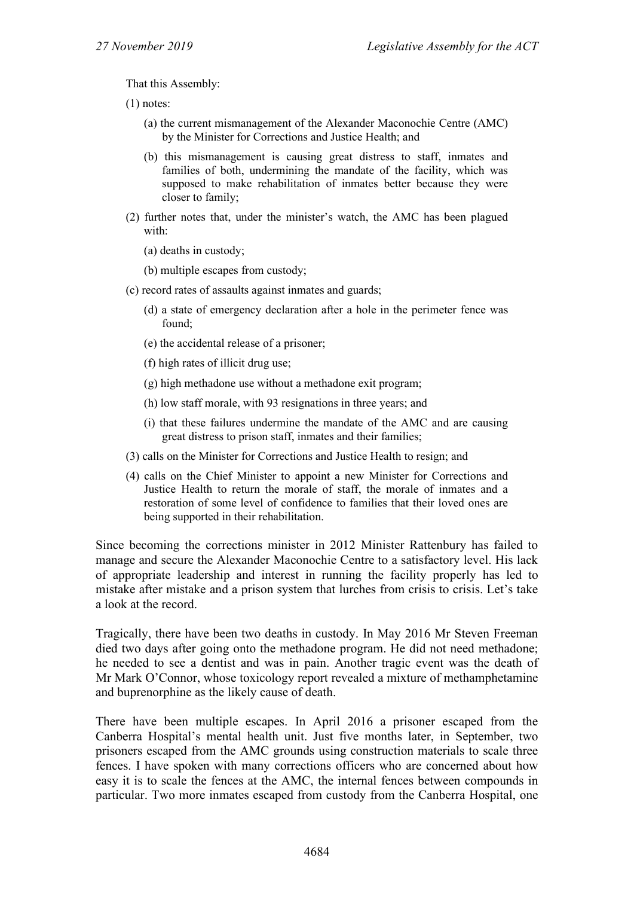That this Assembly:

(1) notes:

(a) the current mismanagement of the Alexander Maconochie Centre (AMC) by the Minister for Corrections and Justice Health; and

(b) this mismanagement is causing great distress to staff, inmates and families of both, undermining the mandate of the facility, which was supposed to make rehabilitation of inmates better because they were closer to family;

(2) further notes that, under the minister's watch, the AMC has been plagued with:

(a) deaths in custody;

(b) multiple escapes from custody;

(c) record rates of assaults against inmates and guards;

(d) a state of emergency declaration after a hole in the perimeter fence was found;

(e) the accidental release of a prisoner;

(f) high rates of illicit drug use;

(g) high methadone use without a methadone exit program;

(h) low staff morale, with 93 resignations in three years; and

(i) that these failures undermine the mandate of the AMC and are causing great distress to prison staff, inmates and their families;

(3) calls on the Minister for Corrections and Justice Health to resign; and

(4) calls on the Chief Minister to appoint a new Minister for Corrections and Justice Health to return the morale of staff, the morale of inmates and a restoration of some level of confidence to families that their loved ones are being supported in their rehabilitation.

Since becoming the corrections minister in 2012 Minister Rattenbury has failed to manage and secure the Alexander Maconochie Centre to a satisfactory level. His lack of appropriate leadership and interest in running the facility properly has led to mistake after mistake and a prison system that lurches from crisis to crisis. Let's take a look at the record.

Tragically, there have been two deaths in custody. In May 2016 Mr Steven Freeman died two days after going onto the methadone program. He did not need methadone; he needed to see a dentist and was in pain. Another tragic event was the death of Mr Mark O'Connor, whose toxicology report revealed a mixture of methamphetamine and buprenorphine as the likely cause of death.

There have been multiple escapes. In April 2016 a prisoner escaped from the Canberra Hospital's mental health unit. Just five months later, in September, two prisoners escaped from the AMC grounds using construction materials to scale three fences. I have spoken with many corrections officers who are concerned about how easy it is to scale the fences at the AMC, the internal fences between compounds in particular. Two more inmates escaped from custody from the Canberra Hospital, one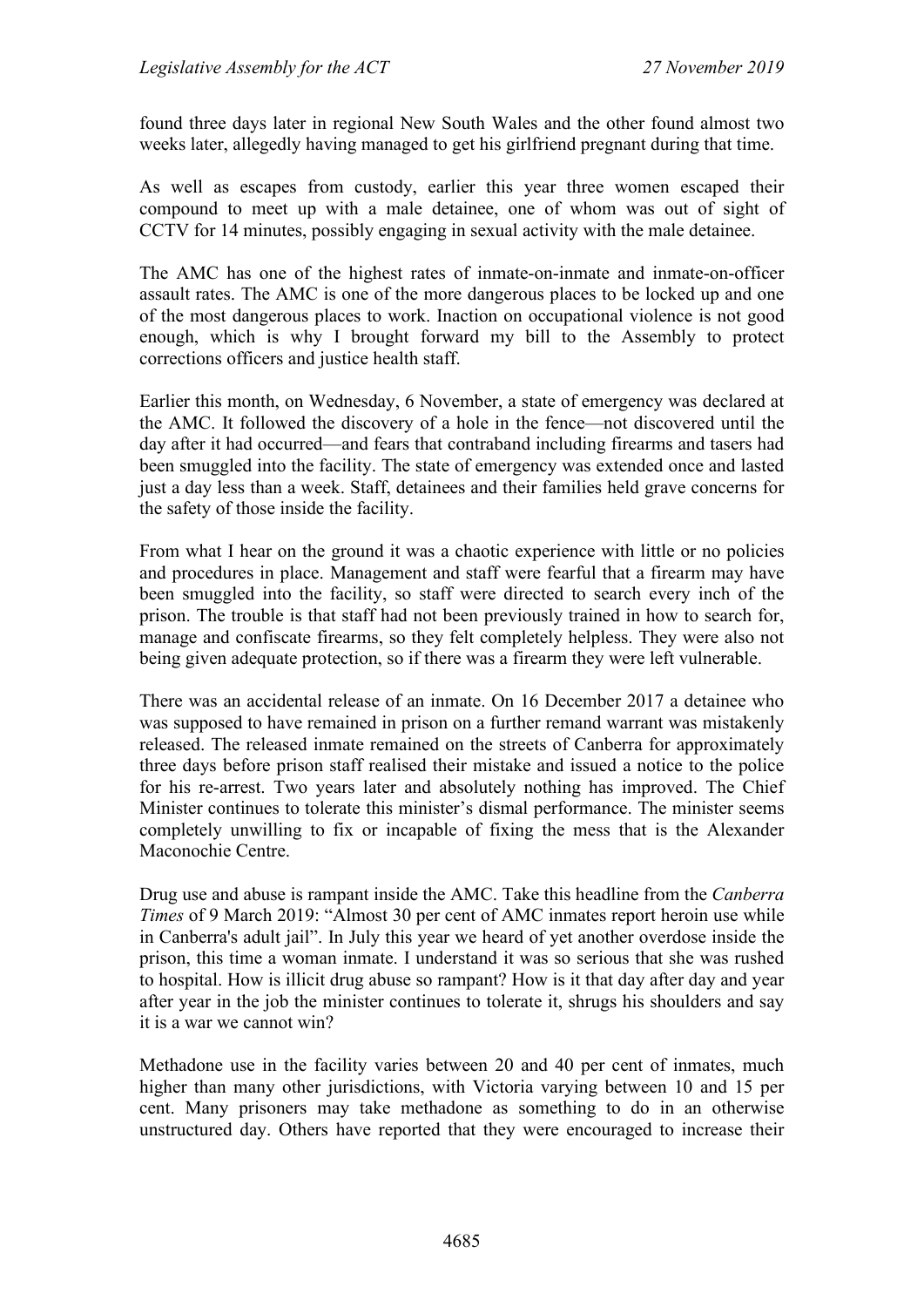found three days later in regional New South Wales and the other found almost two weeks later, allegedly having managed to get his girlfriend pregnant during that time.

As well as escapes from custody, earlier this year three women escaped their compound to meet up with a male detainee, one of whom was out of sight of CCTV for 14 minutes, possibly engaging in sexual activity with the male detainee.

The AMC has one of the highest rates of inmate-on-inmate and inmate-on-officer assault rates. The AMC is one of the more dangerous places to be locked up and one of the most dangerous places to work. Inaction on occupational violence is not good enough, which is why I brought forward my bill to the Assembly to protect corrections officers and justice health staff.

Earlier this month, on Wednesday, 6 November, a state of emergency was declared at the AMC. It followed the discovery of a hole in the fence—not discovered until the day after it had occurred—and fears that contraband including firearms and tasers had been smuggled into the facility. The state of emergency was extended once and lasted just a day less than a week. Staff, detainees and their families held grave concerns for the safety of those inside the facility.

From what I hear on the ground it was a chaotic experience with little or no policies and procedures in place. Management and staff were fearful that a firearm may have been smuggled into the facility, so staff were directed to search every inch of the prison. The trouble is that staff had not been previously trained in how to search for, manage and confiscate firearms, so they felt completely helpless. They were also not being given adequate protection, so if there was a firearm they were left vulnerable.

There was an accidental release of an inmate. On 16 December 2017 a detainee who was supposed to have remained in prison on a further remand warrant was mistakenly released. The released inmate remained on the streets of Canberra for approximately three days before prison staff realised their mistake and issued a notice to the police for his re-arrest. Two years later and absolutely nothing has improved. The Chief Minister continues to tolerate this minister's dismal performance. The minister seems completely unwilling to fix or incapable of fixing the mess that is the Alexander Maconochie Centre.

Drug use and abuse is rampant inside the AMC. Take this headline from the *Canberra Times* of 9 March 2019: "Almost 30 per cent of AMC inmates report heroin use while in Canberra's adult jail". In July this year we heard of yet another overdose inside the prison, this time a woman inmate. I understand it was so serious that she was rushed to hospital. How is illicit drug abuse so rampant? How is it that day after day and year after year in the job the minister continues to tolerate it, shrugs his shoulders and say it is a war we cannot win?

Methadone use in the facility varies between 20 and 40 per cent of inmates, much higher than many other jurisdictions, with Victoria varying between 10 and 15 per cent. Many prisoners may take methadone as something to do in an otherwise unstructured day. Others have reported that they were encouraged to increase their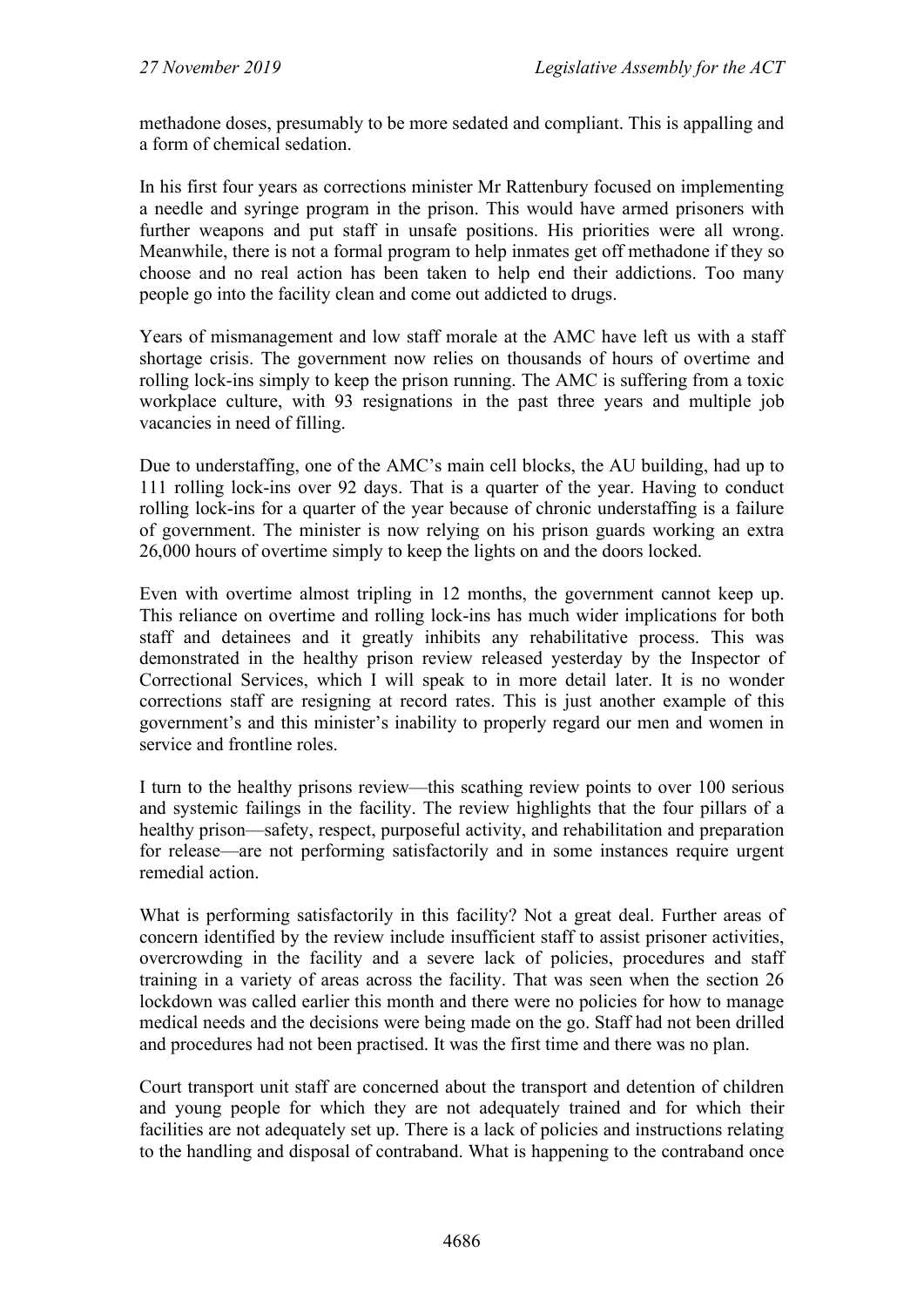methadone doses, presumably to be more sedated and compliant. This is appalling and a form of chemical sedation.

In his first four years as corrections minister Mr Rattenbury focused on implementing a needle and syringe program in the prison. This would have armed prisoners with further weapons and put staff in unsafe positions. His priorities were all wrong. Meanwhile, there is not a formal program to help inmates get off methadone if they so choose and no real action has been taken to help end their addictions. Too many people go into the facility clean and come out addicted to drugs.

Years of mismanagement and low staff morale at the AMC have left us with a staff shortage crisis. The government now relies on thousands of hours of overtime and rolling lock-ins simply to keep the prison running. The AMC is suffering from a toxic workplace culture, with 93 resignations in the past three years and multiple job vacancies in need of filling.

Due to understaffing, one of the AMC's main cell blocks, the AU building, had up to 111 rolling lock-ins over 92 days. That is a quarter of the year. Having to conduct rolling lock-ins for a quarter of the year because of chronic understaffing is a failure of government. The minister is now relying on his prison guards working an extra 26,000 hours of overtime simply to keep the lights on and the doors locked.

Even with overtime almost tripling in 12 months, the government cannot keep up. This reliance on overtime and rolling lock-ins has much wider implications for both staff and detainees and it greatly inhibits any rehabilitative process. This was demonstrated in the healthy prison review released yesterday by the Inspector of Correctional Services, which I will speak to in more detail later. It is no wonder corrections staff are resigning at record rates. This is just another example of this government's and this minister's inability to properly regard our men and women in service and frontline roles.

I turn to the healthy prisons review—this scathing review points to over 100 serious and systemic failings in the facility. The review highlights that the four pillars of a healthy prison—safety, respect, purposeful activity, and rehabilitation and preparation for release—are not performing satisfactorily and in some instances require urgent remedial action.

What is performing satisfactorily in this facility? Not a great deal. Further areas of concern identified by the review include insufficient staff to assist prisoner activities, overcrowding in the facility and a severe lack of policies, procedures and staff training in a variety of areas across the facility. That was seen when the section 26 lockdown was called earlier this month and there were no policies for how to manage medical needs and the decisions were being made on the go. Staff had not been drilled and procedures had not been practised. It was the first time and there was no plan.

Court transport unit staff are concerned about the transport and detention of children and young people for which they are not adequately trained and for which their facilities are not adequately set up. There is a lack of policies and instructions relating to the handling and disposal of contraband. What is happening to the contraband once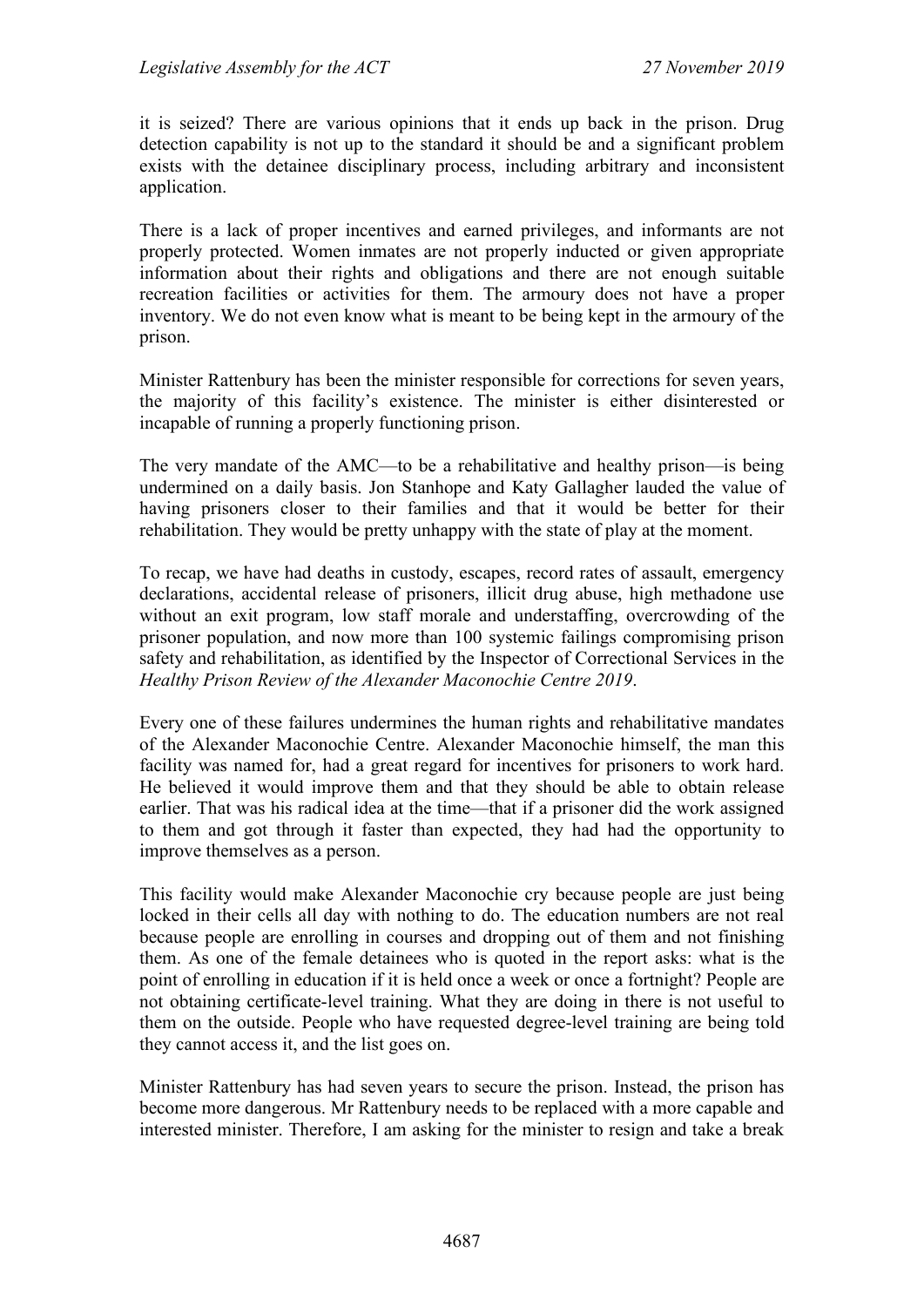it is seized? There are various opinions that it ends up back in the prison. Drug detection capability is not up to the standard it should be and a significant problem exists with the detainee disciplinary process, including arbitrary and inconsistent application.

There is a lack of proper incentives and earned privileges, and informants are not properly protected. Women inmates are not properly inducted or given appropriate information about their rights and obligations and there are not enough suitable recreation facilities or activities for them. The armoury does not have a proper inventory. We do not even know what is meant to be being kept in the armoury of the prison.

Minister Rattenbury has been the minister responsible for corrections for seven years, the majority of this facility's existence. The minister is either disinterested or incapable of running a properly functioning prison.

The very mandate of the AMC—to be a rehabilitative and healthy prison—is being undermined on a daily basis. Jon Stanhope and Katy Gallagher lauded the value of having prisoners closer to their families and that it would be better for their rehabilitation. They would be pretty unhappy with the state of play at the moment.

To recap, we have had deaths in custody, escapes, record rates of assault, emergency declarations, accidental release of prisoners, illicit drug abuse, high methadone use without an exit program, low staff morale and understaffing, overcrowding of the prisoner population, and now more than 100 systemic failings compromising prison safety and rehabilitation, as identified by the Inspector of Correctional Services in the *Healthy Prison Review of the Alexander Maconochie Centre 2019*.

Every one of these failures undermines the human rights and rehabilitative mandates of the Alexander Maconochie Centre. Alexander Maconochie himself, the man this facility was named for, had a great regard for incentives for prisoners to work hard. He believed it would improve them and that they should be able to obtain release earlier. That was his radical idea at the time—that if a prisoner did the work assigned to them and got through it faster than expected, they had had the opportunity to improve themselves as a person.

This facility would make Alexander Maconochie cry because people are just being locked in their cells all day with nothing to do. The education numbers are not real because people are enrolling in courses and dropping out of them and not finishing them. As one of the female detainees who is quoted in the report asks: what is the point of enrolling in education if it is held once a week or once a fortnight? People are not obtaining certificate-level training. What they are doing in there is not useful to them on the outside. People who have requested degree-level training are being told they cannot access it, and the list goes on.

Minister Rattenbury has had seven years to secure the prison. Instead, the prison has become more dangerous. Mr Rattenbury needs to be replaced with a more capable and interested minister. Therefore, I am asking for the minister to resign and take a break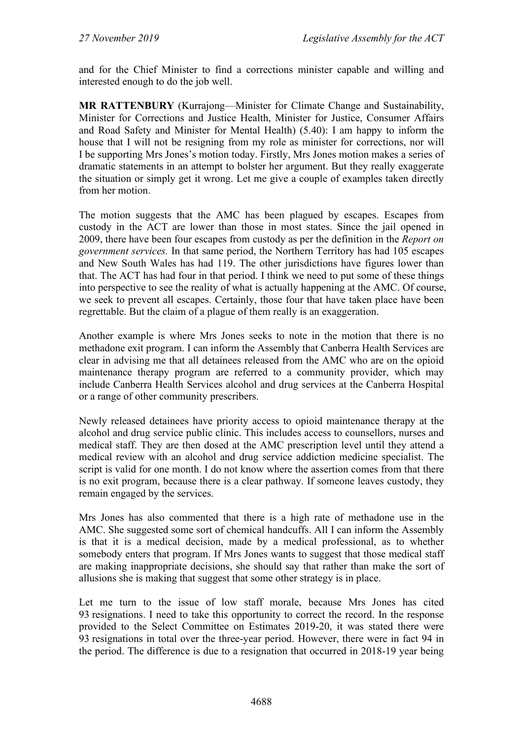and for the Chief Minister to find a corrections minister capable and willing and interested enough to do the job well.

**MR RATTENBURY** (Kurrajong—Minister for Climate Change and Sustainability, Minister for Corrections and Justice Health, Minister for Justice, Consumer Affairs and Road Safety and Minister for Mental Health) (5.40): I am happy to inform the house that I will not be resigning from my role as minister for corrections, nor will I be supporting Mrs Jones's motion today. Firstly, Mrs Jones motion makes a series of dramatic statements in an attempt to bolster her argument. But they really exaggerate the situation or simply get it wrong. Let me give a couple of examples taken directly from her motion.

The motion suggests that the AMC has been plagued by escapes. Escapes from custody in the ACT are lower than those in most states. Since the jail opened in 2009, there have been four escapes from custody as per the definition in the *Report on government services.* In that same period, the Northern Territory has had 105 escapes and New South Wales has had 119. The other jurisdictions have figures lower than that. The ACT has had four in that period. I think we need to put some of these things into perspective to see the reality of what is actually happening at the AMC. Of course, we seek to prevent all escapes. Certainly, those four that have taken place have been regrettable. But the claim of a plague of them really is an exaggeration.

Another example is where Mrs Jones seeks to note in the motion that there is no methadone exit program. I can inform the Assembly that Canberra Health Services are clear in advising me that all detainees released from the AMC who are on the opioid maintenance therapy program are referred to a community provider, which may include Canberra Health Services alcohol and drug services at the Canberra Hospital or a range of other community prescribers.

Newly released detainees have priority access to opioid maintenance therapy at the alcohol and drug service public clinic. This includes access to counsellors, nurses and medical staff. They are then dosed at the AMC prescription level until they attend a medical review with an alcohol and drug service addiction medicine specialist. The script is valid for one month. I do not know where the assertion comes from that there is no exit program, because there is a clear pathway. If someone leaves custody, they remain engaged by the services.

Mrs Jones has also commented that there is a high rate of methadone use in the AMC. She suggested some sort of chemical handcuffs. All I can inform the Assembly is that it is a medical decision, made by a medical professional, as to whether somebody enters that program. If Mrs Jones wants to suggest that those medical staff are making inappropriate decisions, she should say that rather than make the sort of allusions she is making that suggest that some other strategy is in place.

Let me turn to the issue of low staff morale, because Mrs Jones has cited 93 resignations. I need to take this opportunity to correct the record. In the response provided to the Select Committee on Estimates 2019-20, it was stated there were 93 resignations in total over the three-year period. However, there were in fact 94 in the period. The difference is due to a resignation that occurred in 2018-19 year being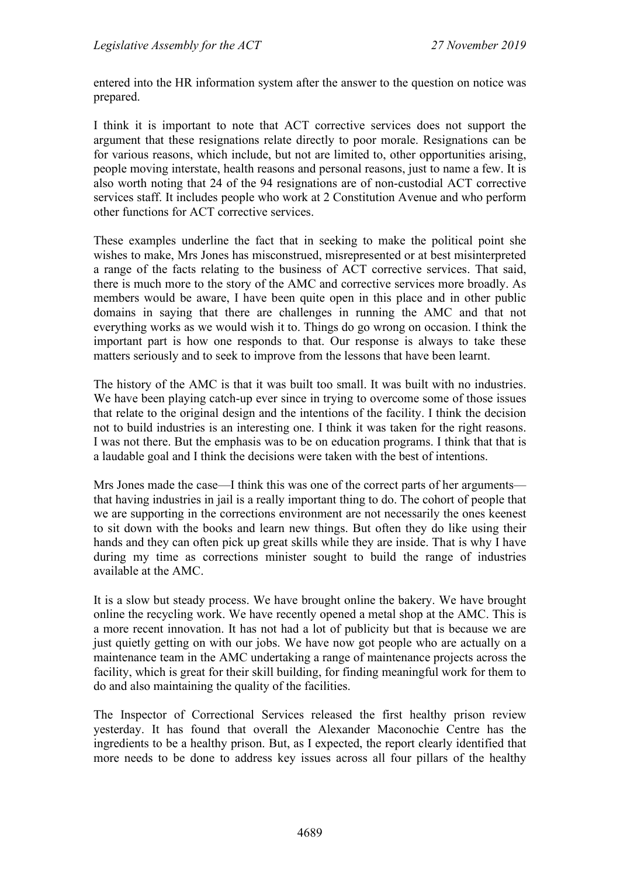entered into the HR information system after the answer to the question on notice was prepared.

I think it is important to note that ACT corrective services does not support the argument that these resignations relate directly to poor morale. Resignations can be for various reasons, which include, but not are limited to, other opportunities arising, people moving interstate, health reasons and personal reasons, just to name a few. It is also worth noting that 24 of the 94 resignations are of non-custodial ACT corrective services staff. It includes people who work at 2 Constitution Avenue and who perform other functions for ACT corrective services.

These examples underline the fact that in seeking to make the political point she wishes to make, Mrs Jones has misconstrued, misrepresented or at best misinterpreted a range of the facts relating to the business of ACT corrective services. That said, there is much more to the story of the AMC and corrective services more broadly. As members would be aware, I have been quite open in this place and in other public domains in saying that there are challenges in running the AMC and that not everything works as we would wish it to. Things do go wrong on occasion. I think the important part is how one responds to that. Our response is always to take these matters seriously and to seek to improve from the lessons that have been learnt.

The history of the AMC is that it was built too small. It was built with no industries. We have been playing catch-up ever since in trying to overcome some of those issues that relate to the original design and the intentions of the facility. I think the decision not to build industries is an interesting one. I think it was taken for the right reasons. I was not there. But the emphasis was to be on education programs. I think that that is a laudable goal and I think the decisions were taken with the best of intentions.

Mrs Jones made the case—I think this was one of the correct parts of her arguments—that having industries in jail is a really important thing to do. The cohort of people that we are supporting in the corrections environment are not necessarily the ones keenest to sit down with the books and learn new things. But often they do like using their hands and they can often pick up great skills while they are inside. That is why I have during my time as corrections minister sought to build the range of industries available at the AMC.

It is a slow but steady process. We have brought online the bakery. We have brought online the recycling work. We have recently opened a metal shop at the AMC. This is a more recent innovation. It has not had a lot of publicity but that is because we are just quietly getting on with our jobs. We have now got people who are actually on a maintenance team in the AMC undertaking a range of maintenance projects across the facility, which is great for their skill building, for finding meaningful work for them to do and also maintaining the quality of the facilities.

The Inspector of Correctional Services released the first healthy prison review yesterday. It has found that overall the Alexander Maconochie Centre has the ingredients to be a healthy prison. But, as I expected, the report clearly identified that more needs to be done to address key issues across all four pillars of the healthy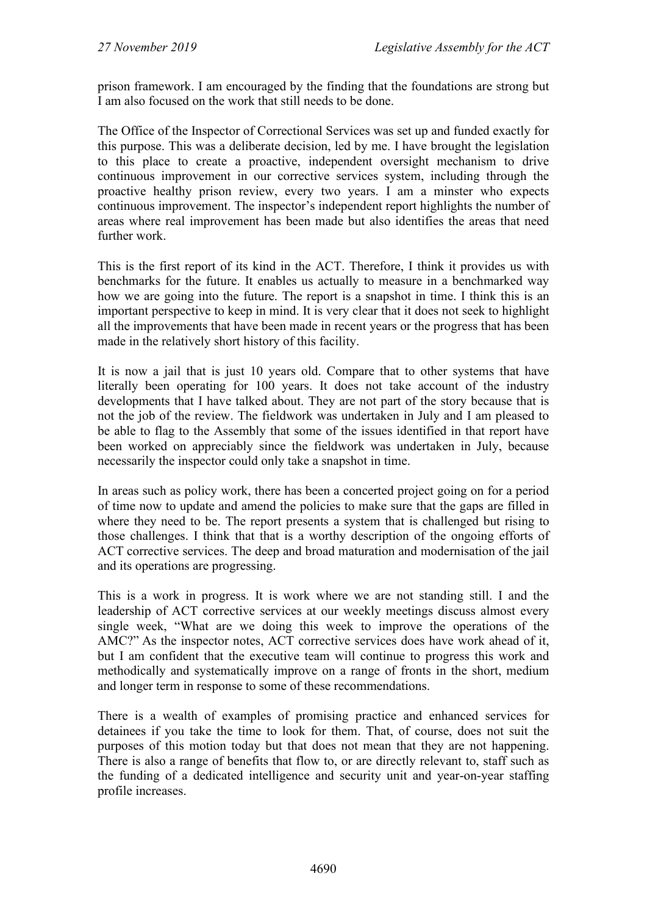prison framework. I am encouraged by the finding that the foundations are strong but I am also focused on the work that still needs to be done.

The Office of the Inspector of Correctional Services was set up and funded exactly for this purpose. This was a deliberate decision, led by me. I have brought the legislation to this place to create a proactive, independent oversight mechanism to drive continuous improvement in our corrective services system, including through the proactive healthy prison review, every two years. I am a minster who expects continuous improvement. The inspector's independent report highlights the number of areas where real improvement has been made but also identifies the areas that need further work.

This is the first report of its kind in the ACT. Therefore, I think it provides us with benchmarks for the future. It enables us actually to measure in a benchmarked way how we are going into the future. The report is a snapshot in time. I think this is an important perspective to keep in mind. It is very clear that it does not seek to highlight all the improvements that have been made in recent years or the progress that has been made in the relatively short history of this facility.

It is now a jail that is just 10 years old. Compare that to other systems that have literally been operating for 100 years. It does not take account of the industry developments that I have talked about. They are not part of the story because that is not the job of the review. The fieldwork was undertaken in July and I am pleased to be able to flag to the Assembly that some of the issues identified in that report have been worked on appreciably since the fieldwork was undertaken in July, because necessarily the inspector could only take a snapshot in time.

In areas such as policy work, there has been a concerted project going on for a period of time now to update and amend the policies to make sure that the gaps are filled in where they need to be. The report presents a system that is challenged but rising to those challenges. I think that that is a worthy description of the ongoing efforts of ACT corrective services. The deep and broad maturation and modernisation of the jail and its operations are progressing.

This is a work in progress. It is work where we are not standing still. I and the leadership of ACT corrective services at our weekly meetings discuss almost every single week, "What are we doing this week to improve the operations of the AMC?" As the inspector notes, ACT corrective services does have work ahead of it, but I am confident that the executive team will continue to progress this work and methodically and systematically improve on a range of fronts in the short, medium and longer term in response to some of these recommendations.

There is a wealth of examples of promising practice and enhanced services for detainees if you take the time to look for them. That, of course, does not suit the purposes of this motion today but that does not mean that they are not happening. There is also a range of benefits that flow to, or are directly relevant to, staff such as the funding of a dedicated intelligence and security unit and year-on-year staffing profile increases.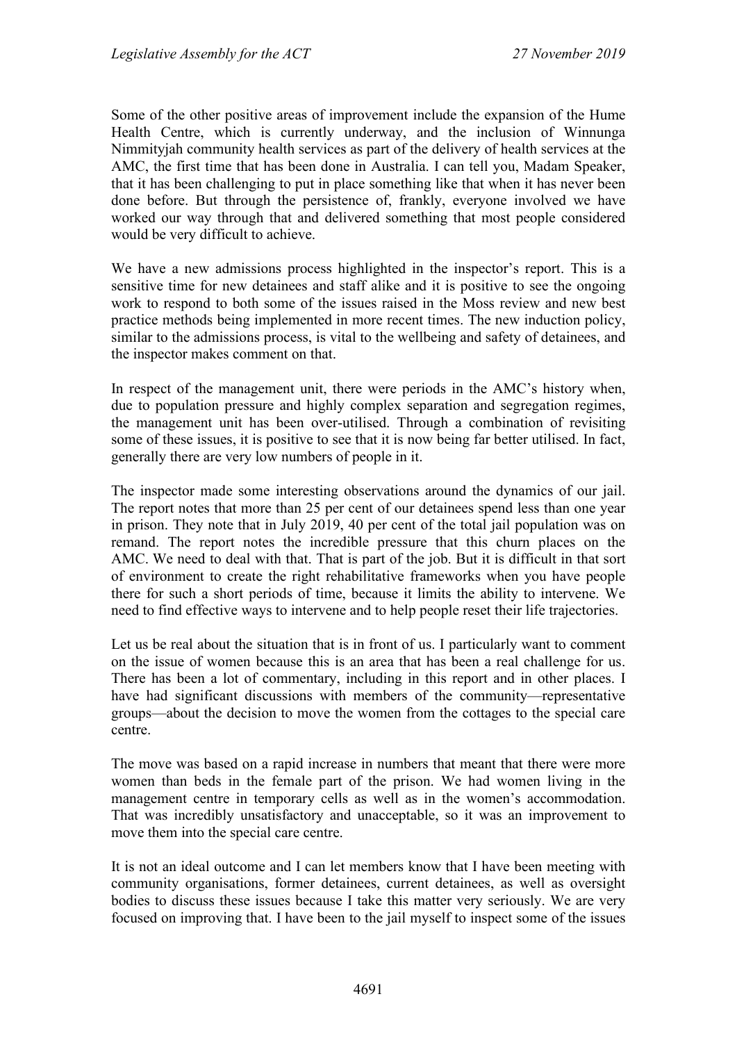Some of the other positive areas of improvement include the expansion of the Hume Health Centre, which is currently underway, and the inclusion of Winnunga Nimmityjah community health services as part of the delivery of health services at the AMC, the first time that has been done in Australia. I can tell you, Madam Speaker, that it has been challenging to put in place something like that when it has never been done before. But through the persistence of, frankly, everyone involved we have worked our way through that and delivered something that most people considered would be very difficult to achieve.

We have a new admissions process highlighted in the inspector's report. This is a sensitive time for new detainees and staff alike and it is positive to see the ongoing work to respond to both some of the issues raised in the Moss review and new best practice methods being implemented in more recent times. The new induction policy, similar to the admissions process, is vital to the wellbeing and safety of detainees, and the inspector makes comment on that.

In respect of the management unit, there were periods in the AMC's history when, due to population pressure and highly complex separation and segregation regimes, the management unit has been over-utilised. Through a combination of revisiting some of these issues, it is positive to see that it is now being far better utilised. In fact, generally there are very low numbers of people in it.

The inspector made some interesting observations around the dynamics of our jail. The report notes that more than 25 per cent of our detainees spend less than one year in prison. They note that in July 2019, 40 per cent of the total jail population was on remand. The report notes the incredible pressure that this churn places on the AMC. We need to deal with that. That is part of the job. But it is difficult in that sort of environment to create the right rehabilitative frameworks when you have people there for such a short periods of time, because it limits the ability to intervene. We need to find effective ways to intervene and to help people reset their life trajectories.

Let us be real about the situation that is in front of us. I particularly want to comment on the issue of women because this is an area that has been a real challenge for us. There has been a lot of commentary, including in this report and in other places. I have had significant discussions with members of the community—representative groups—about the decision to move the women from the cottages to the special care centre.

The move was based on a rapid increase in numbers that meant that there were more women than beds in the female part of the prison. We had women living in the management centre in temporary cells as well as in the women's accommodation. That was incredibly unsatisfactory and unacceptable, so it was an improvement to move them into the special care centre.

It is not an ideal outcome and I can let members know that I have been meeting with community organisations, former detainees, current detainees, as well as oversight bodies to discuss these issues because I take this matter very seriously. We are very focused on improving that. I have been to the jail myself to inspect some of the issues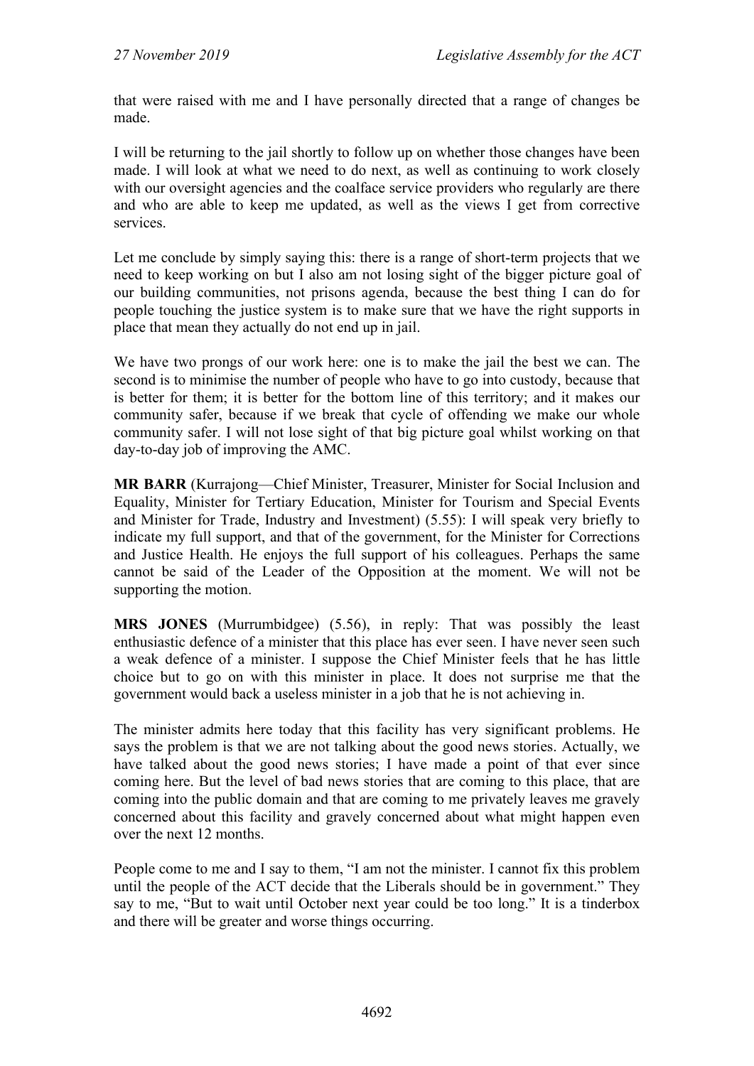that were raised with me and I have personally directed that a range of changes be made.

I will be returning to the jail shortly to follow up on whether those changes have been made. I will look at what we need to do next, as well as continuing to work closely with our oversight agencies and the coalface service providers who regularly are there and who are able to keep me updated, as well as the views I get from corrective services.

Let me conclude by simply saying this: there is a range of short-term projects that we need to keep working on but I also am not losing sight of the bigger picture goal of our building communities, not prisons agenda, because the best thing I can do for people touching the justice system is to make sure that we have the right supports in place that mean they actually do not end up in jail.

We have two prongs of our work here: one is to make the jail the best we can. The second is to minimise the number of people who have to go into custody, because that is better for them; it is better for the bottom line of this territory; and it makes our community safer, because if we break that cycle of offending we make our whole community safer. I will not lose sight of that big picture goal whilst working on that day-to-day job of improving the AMC.

**MR BARR** (Kurrajong—Chief Minister, Treasurer, Minister for Social Inclusion and Equality, Minister for Tertiary Education, Minister for Tourism and Special Events and Minister for Trade, Industry and Investment) (5.55): I will speak very briefly to indicate my full support, and that of the government, for the Minister for Corrections and Justice Health. He enjoys the full support of his colleagues. Perhaps the same cannot be said of the Leader of the Opposition at the moment. We will not be supporting the motion.

**MRS JONES** (Murrumbidgee) (5.56), in reply: That was possibly the least enthusiastic defence of a minister that this place has ever seen. I have never seen such a weak defence of a minister. I suppose the Chief Minister feels that he has little choice but to go on with this minister in place. It does not surprise me that the government would back a useless minister in a job that he is not achieving in.

The minister admits here today that this facility has very significant problems. He says the problem is that we are not talking about the good news stories. Actually, we have talked about the good news stories; I have made a point of that ever since coming here. But the level of bad news stories that are coming to this place, that are coming into the public domain and that are coming to me privately leaves me gravely concerned about this facility and gravely concerned about what might happen even over the next 12 months.

People come to me and I say to them, "I am not the minister. I cannot fix this problem until the people of the ACT decide that the Liberals should be in government." They say to me, "But to wait until October next year could be too long." It is a tinderbox and there will be greater and worse things occurring.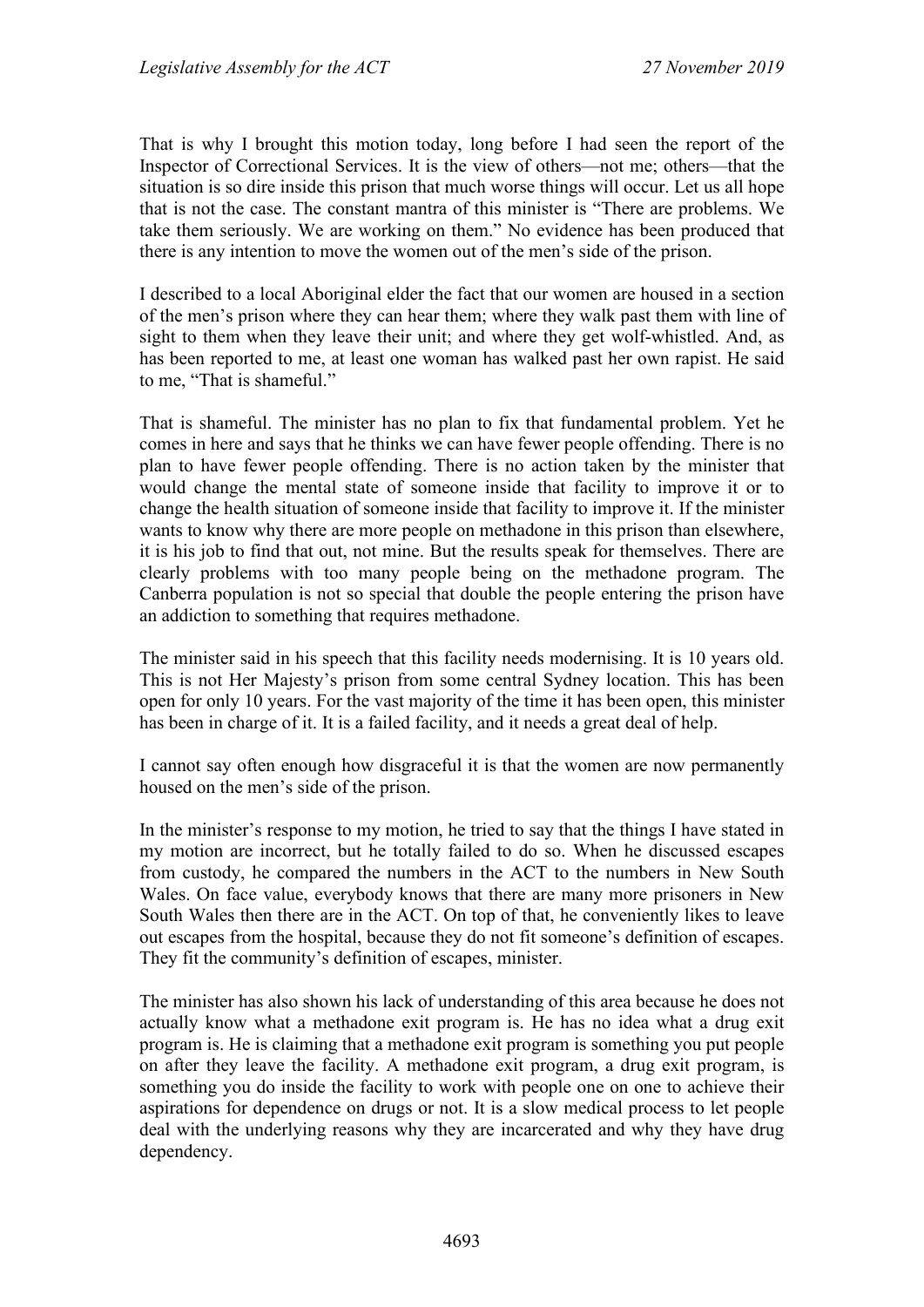That is why I brought this motion today, long before I had seen the report of the Inspector of Correctional Services. It is the view of others—not me; others—that the situation is so dire inside this prison that much worse things will occur. Let us all hope that is not the case. The constant mantra of this minister is "There are problems. We take them seriously. We are working on them." No evidence has been produced that there is any intention to move the women out of the men's side of the prison.

I described to a local Aboriginal elder the fact that our women are housed in a section of the men's prison where they can hear them; where they walk past them with line of sight to them when they leave their unit; and where they get wolf-whistled. And, as has been reported to me, at least one woman has walked past her own rapist. He said to me, "That is shameful."

That is shameful. The minister has no plan to fix that fundamental problem. Yet he comes in here and says that he thinks we can have fewer people offending. There is no plan to have fewer people offending. There is no action taken by the minister that would change the mental state of someone inside that facility to improve it or to change the health situation of someone inside that facility to improve it. If the minister wants to know why there are more people on methadone in this prison than elsewhere, it is his job to find that out, not mine. But the results speak for themselves. There are clearly problems with too many people being on the methadone program. The Canberra population is not so special that double the people entering the prison have an addiction to something that requires methadone.

The minister said in his speech that this facility needs modernising. It is 10 years old. This is not Her Majesty's prison from some central Sydney location. This has been open for only 10 years. For the vast majority of the time it has been open, this minister has been in charge of it. It is a failed facility, and it needs a great deal of help.

I cannot say often enough how disgraceful it is that the women are now permanently housed on the men's side of the prison.

In the minister's response to my motion, he tried to say that the things I have stated in my motion are incorrect, but he totally failed to do so. When he discussed escapes from custody, he compared the numbers in the ACT to the numbers in New South Wales. On face value, everybody knows that there are many more prisoners in New South Wales then there are in the ACT. On top of that, he conveniently likes to leave out escapes from the hospital, because they do not fit someone's definition of escapes. They fit the community's definition of escapes, minister.

The minister has also shown his lack of understanding of this area because he does not actually know what a methadone exit program is. He has no idea what a drug exit program is. He is claiming that a methadone exit program is something you put people on after they leave the facility. A methadone exit program, a drug exit program, is something you do inside the facility to work with people one on one to achieve their aspirations for dependence on drugs or not. It is a slow medical process to let people deal with the underlying reasons why they are incarcerated and why they have drug dependency.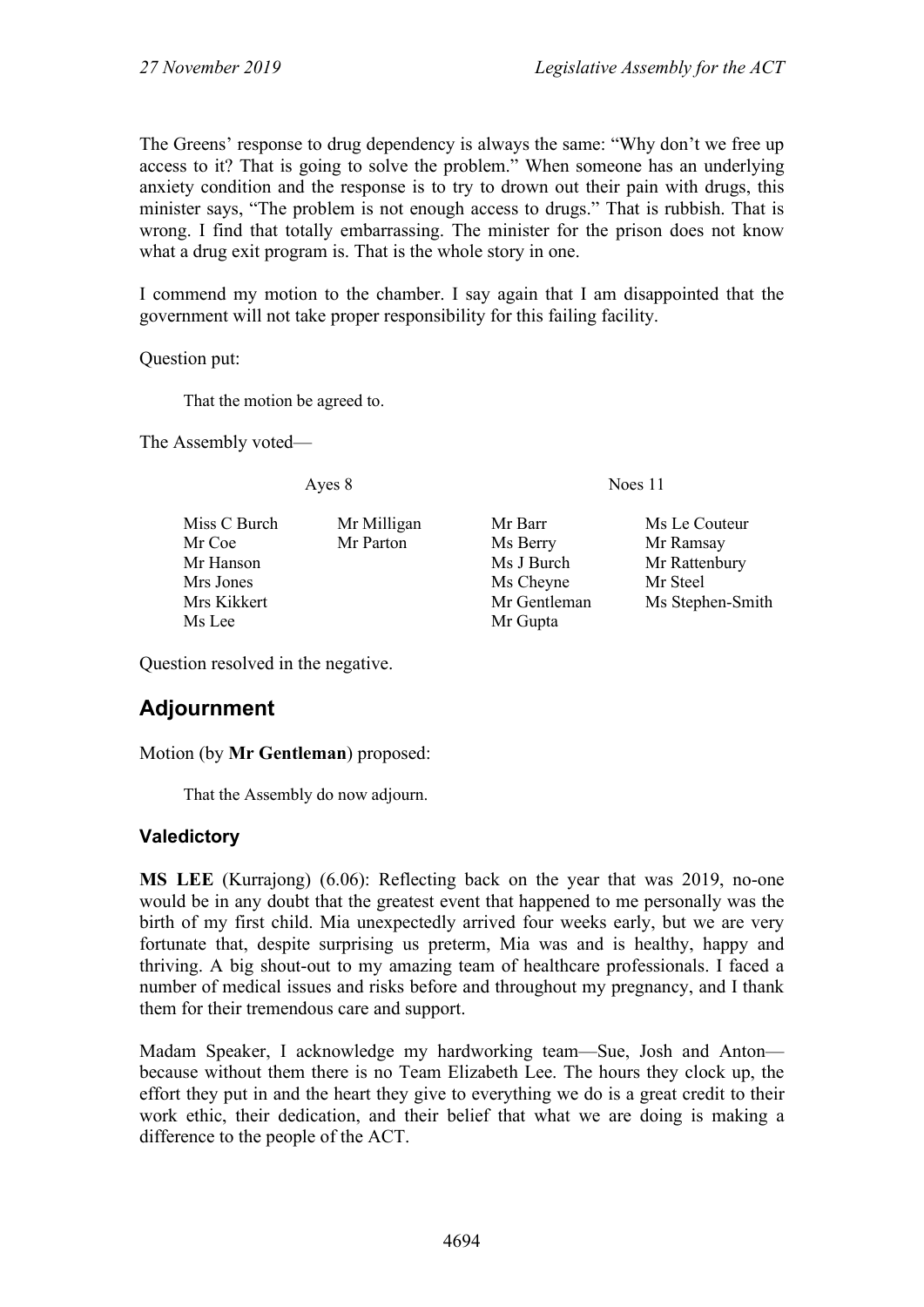The Greens' response to drug dependency is always the same: "Why don't we free up access to it? That is going to solve the problem." When someone has an underlying anxiety condition and the response is to try to drown out their pain with drugs, this minister says, "The problem is not enough access to drugs." That is rubbish. That is wrong. I find that totally embarrassing. The minister for the prison does not know what a drug exit program is. That is the whole story in one.

I commend my motion to the chamber. I say again that I am disappointed that the government will not take proper responsibility for this failing facility.

Question put:

> That the motion be agreed to.

The Assembly voted—

| Ayes 8 | | Noes 11 | |
|---|---|---|---|
| Miss C Burch | Mr Milligan | Mr Barr | Ms Le Couteur |
| Mr Coe | Mr Parton | Ms Berry | Mr Ramsay |
| Mr Hanson | | Ms J Burch | Mr Rattenbury |
| Mrs Jones | | Ms Cheyne | Mr Steel |
| Mrs Kikkert | | Mr Gentleman | Ms Stephen-Smith |
| Ms Lee | | Mr Gupta | |

Question resolved in the negative.

## Adjournment

Motion (by **Mr Gentleman**) proposed:

> That the Assembly do now adjourn.

### Valedictory

**MS LEE** (Kurrajong) (6.06): Reflecting back on the year that was 2019, no-one would be in any doubt that the greatest event that happened to me personally was the birth of my first child. Mia unexpectedly arrived four weeks early, but we are very fortunate that, despite surprising us preterm, Mia was and is healthy, happy and thriving. A big shout-out to my amazing team of healthcare professionals. I faced a number of medical issues and risks before and throughout my pregnancy, and I thank them for their tremendous care and support.

Madam Speaker, I acknowledge my hardworking team—Sue, Josh and Anton—because without them there is no Team Elizabeth Lee. The hours they clock up, the effort they put in and the heart they give to everything we do is a great credit to their work ethic, their dedication, and their belief that what we are doing is making a difference to the people of the ACT.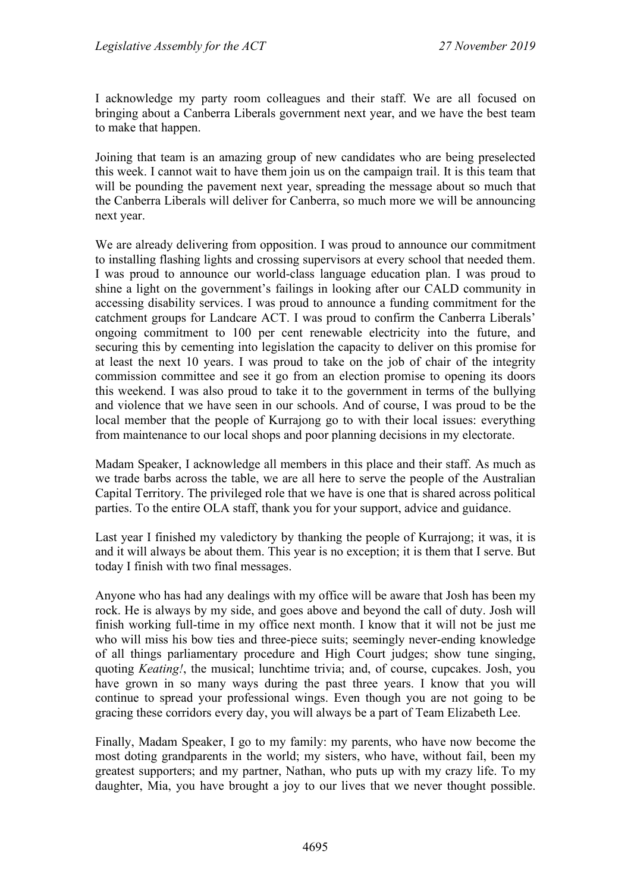I acknowledge my party room colleagues and their staff. We are all focused on bringing about a Canberra Liberals government next year, and we have the best team to make that happen.

Joining that team is an amazing group of new candidates who are being preselected this week. I cannot wait to have them join us on the campaign trail. It is this team that will be pounding the pavement next year, spreading the message about so much that the Canberra Liberals will deliver for Canberra, so much more we will be announcing next year.

We are already delivering from opposition. I was proud to announce our commitment to installing flashing lights and crossing supervisors at every school that needed them. I was proud to announce our world-class language education plan. I was proud to shine a light on the government's failings in looking after our CALD community in accessing disability services. I was proud to announce a funding commitment for the catchment groups for Landcare ACT. I was proud to confirm the Canberra Liberals' ongoing commitment to 100 per cent renewable electricity into the future, and securing this by cementing into legislation the capacity to deliver on this promise for at least the next 10 years. I was proud to take on the job of chair of the integrity commission committee and see it go from an election promise to opening its doors this weekend. I was also proud to take it to the government in terms of the bullying and violence that we have seen in our schools. And of course, I was proud to be the local member that the people of Kurrajong go to with their local issues: everything from maintenance to our local shops and poor planning decisions in my electorate.

Madam Speaker, I acknowledge all members in this place and their staff. As much as we trade barbs across the table, we are all here to serve the people of the Australian Capital Territory. The privileged role that we have is one that is shared across political parties. To the entire OLA staff, thank you for your support, advice and guidance.

Last year I finished my valedictory by thanking the people of Kurrajong; it was, it is and it will always be about them. This year is no exception; it is them that I serve. But today I finish with two final messages.

Anyone who has had any dealings with my office will be aware that Josh has been my rock. He is always by my side, and goes above and beyond the call of duty. Josh will finish working full-time in my office next month. I know that it will not be just me who will miss his bow ties and three-piece suits; seemingly never-ending knowledge of all things parliamentary procedure and High Court judges; show tune singing, quoting *Keating!*, the musical; lunchtime trivia; and, of course, cupcakes. Josh, you have grown in so many ways during the past three years. I know that you will continue to spread your professional wings. Even though you are not going to be gracing these corridors every day, you will always be a part of Team Elizabeth Lee.

Finally, Madam Speaker, I go to my family: my parents, who have now become the most doting grandparents in the world; my sisters, who have, without fail, been my greatest supporters; and my partner, Nathan, who puts up with my crazy life. To my daughter, Mia, you have brought a joy to our lives that we never thought possible.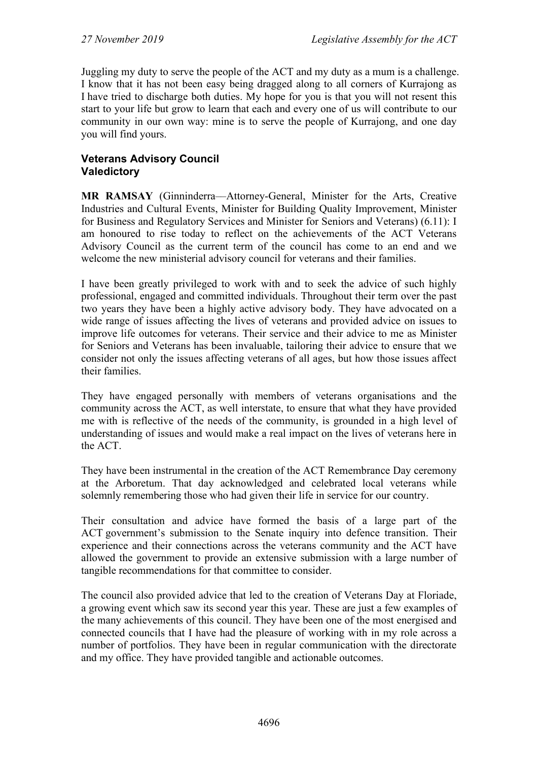Juggling my duty to serve the people of the ACT and my duty as a mum is a challenge. I know that it has not been easy being dragged along to all corners of Kurrajong as I have tried to discharge both duties. My hope for you is that you will not resent this start to your life but grow to learn that each and every one of us will contribute to our community in our own way: mine is to serve the people of Kurrajong, and one day you will find yours.

### Veterans Advisory Council
### Valedictory

**MR RAMSAY** (Ginninderra—Attorney-General, Minister for the Arts, Creative Industries and Cultural Events, Minister for Building Quality Improvement, Minister for Business and Regulatory Services and Minister for Seniors and Veterans) (6.11): I am honoured to rise today to reflect on the achievements of the ACT Veterans Advisory Council as the current term of the council has come to an end and we welcome the new ministerial advisory council for veterans and their families.

I have been greatly privileged to work with and to seek the advice of such highly professional, engaged and committed individuals. Throughout their term over the past two years they have been a highly active advisory body. They have advocated on a wide range of issues affecting the lives of veterans and provided advice on issues to improve life outcomes for veterans. Their service and their advice to me as Minister for Seniors and Veterans has been invaluable, tailoring their advice to ensure that we consider not only the issues affecting veterans of all ages, but how those issues affect their families.

They have engaged personally with members of veterans organisations and the community across the ACT, as well interstate, to ensure that what they have provided me with is reflective of the needs of the community, is grounded in a high level of understanding of issues and would make a real impact on the lives of veterans here in the ACT.

They have been instrumental in the creation of the ACT Remembrance Day ceremony at the Arboretum. That day acknowledged and celebrated local veterans while solemnly remembering those who had given their life in service for our country.

Their consultation and advice have formed the basis of a large part of the ACT government's submission to the Senate inquiry into defence transition. Their experience and their connections across the veterans community and the ACT have allowed the government to provide an extensive submission with a large number of tangible recommendations for that committee to consider.

The council also provided advice that led to the creation of Veterans Day at Floriade, a growing event which saw its second year this year. These are just a few examples of the many achievements of this council. They have been one of the most energised and connected councils that I have had the pleasure of working with in my role across a number of portfolios. They have been in regular communication with the directorate and my office. They have provided tangible and actionable outcomes.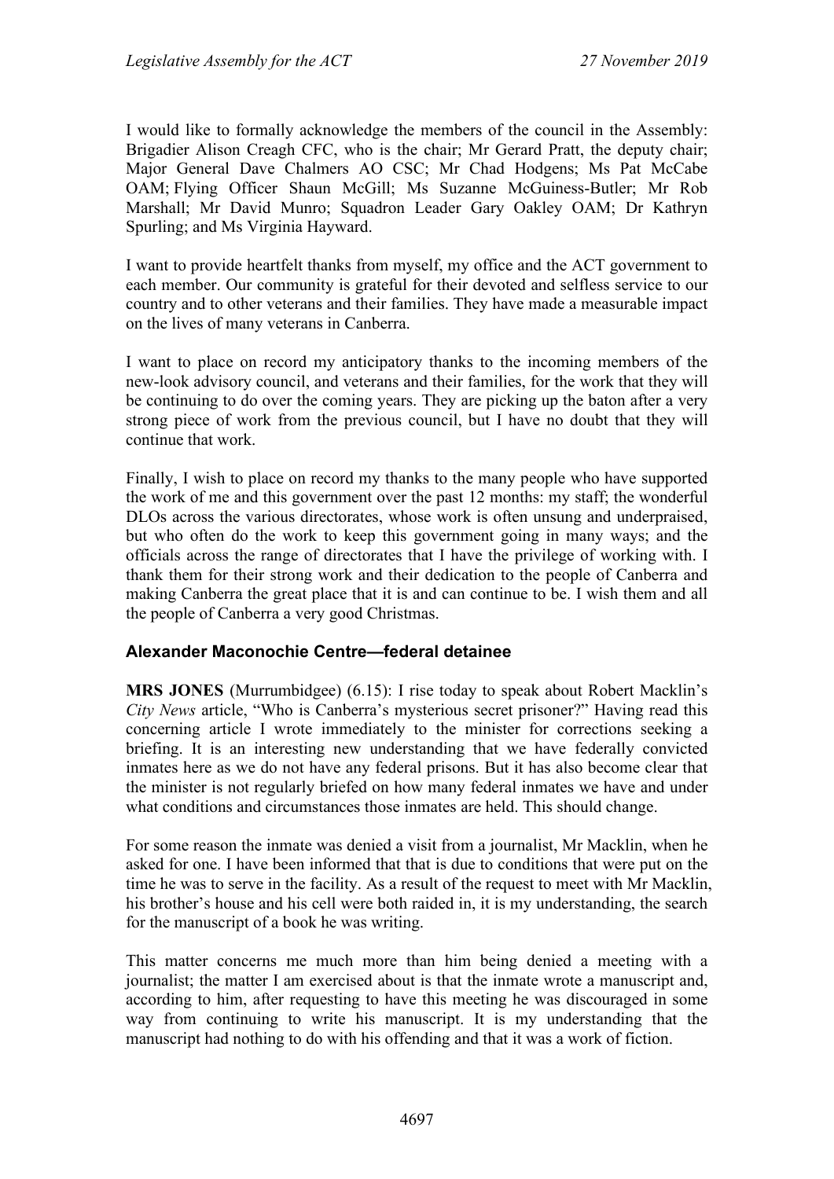I would like to formally acknowledge the members of the council in the Assembly: Brigadier Alison Creagh CFC, who is the chair; Mr Gerard Pratt, the deputy chair; Major General Dave Chalmers AO CSC; Mr Chad Hodgens; Ms Pat McCabe OAM; Flying Officer Shaun McGill; Ms Suzanne McGuiness-Butler; Mr Rob Marshall; Mr David Munro; Squadron Leader Gary Oakley OAM; Dr Kathryn Spurling; and Ms Virginia Hayward.

I want to provide heartfelt thanks from myself, my office and the ACT government to each member. Our community is grateful for their devoted and selfless service to our country and to other veterans and their families. They have made a measurable impact on the lives of many veterans in Canberra.

I want to place on record my anticipatory thanks to the incoming members of the new-look advisory council, and veterans and their families, for the work that they will be continuing to do over the coming years. They are picking up the baton after a very strong piece of work from the previous council, but I have no doubt that they will continue that work.

Finally, I wish to place on record my thanks to the many people who have supported the work of me and this government over the past 12 months: my staff; the wonderful DLOs across the various directorates, whose work is often unsung and underpraised, but who often do the work to keep this government going in many ways; and the officials across the range of directorates that I have the privilege of working with. I thank them for their strong work and their dedication to the people of Canberra and making Canberra the great place that it is and can continue to be. I wish them and all the people of Canberra a very good Christmas.

### Alexander Maconochie Centre—federal detainee

**MRS JONES** (Murrumbidgee) (6.15): I rise today to speak about Robert Macklin's *City News* article, "Who is Canberra's mysterious secret prisoner?" Having read this concerning article I wrote immediately to the minister for corrections seeking a briefing. It is an interesting new understanding that we have federally convicted inmates here as we do not have any federal prisons. But it has also become clear that the minister is not regularly briefed on how many federal inmates we have and under what conditions and circumstances those inmates are held. This should change.

For some reason the inmate was denied a visit from a journalist, Mr Macklin, when he asked for one. I have been informed that that is due to conditions that were put on the time he was to serve in the facility. As a result of the request to meet with Mr Macklin, his brother's house and his cell were both raided in, it is my understanding, the search for the manuscript of a book he was writing.

This matter concerns me much more than him being denied a meeting with a journalist; the matter I am exercised about is that the inmate wrote a manuscript and, according to him, after requesting to have this meeting he was discouraged in some way from continuing to write his manuscript. It is my understanding that the manuscript had nothing to do with his offending and that it was a work of fiction.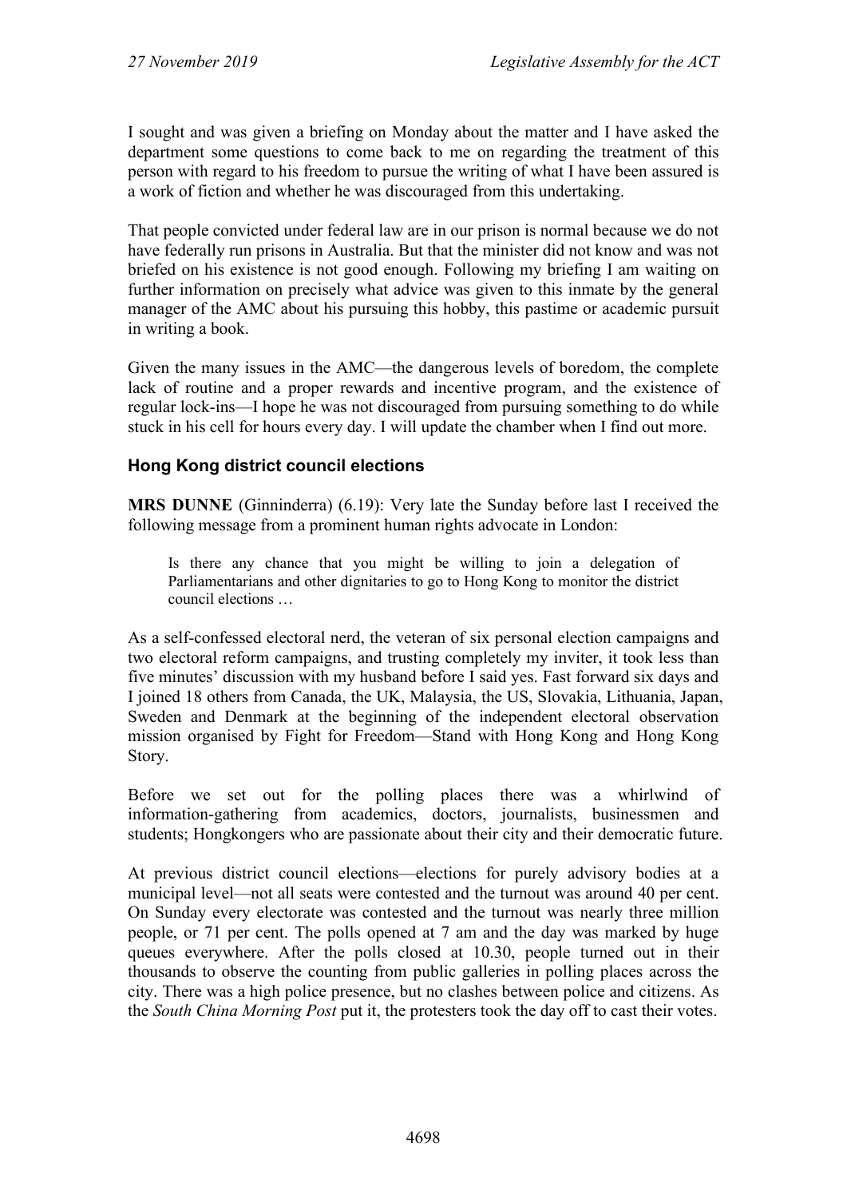I sought and was given a briefing on Monday about the matter and I have asked the department some questions to come back to me on regarding the treatment of this person with regard to his freedom to pursue the writing of what I have been assured is a work of fiction and whether he was discouraged from this undertaking.

That people convicted under federal law are in our prison is normal because we do not have federally run prisons in Australia. But that the minister did not know and was not briefed on his existence is not good enough. Following my briefing I am waiting on further information on precisely what advice was given to this inmate by the general manager of the AMC about his pursuing this hobby, this pastime or academic pursuit in writing a book.

Given the many issues in the AMC—the dangerous levels of boredom, the complete lack of routine and a proper rewards and incentive program, and the existence of regular lock-ins—I hope he was not discouraged from pursuing something to do while stuck in his cell for hours every day. I will update the chamber when I find out more.

### Hong Kong district council elections

**MRS DUNNE** (Ginninderra) (6.19): Very late the Sunday before last I received the following message from a prominent human rights advocate in London:

> Is there any chance that you might be willing to join a delegation of Parliamentarians and other dignitaries to go to Hong Kong to monitor the district council elections …

As a self-confessed electoral nerd, the veteran of six personal election campaigns and two electoral reform campaigns, and trusting completely my inviter, it took less than five minutes' discussion with my husband before I said yes. Fast forward six days and I joined 18 others from Canada, the UK, Malaysia, the US, Slovakia, Lithuania, Japan, Sweden and Denmark at the beginning of the independent electoral observation mission organised by Fight for Freedom—Stand with Hong Kong and Hong Kong Story.

Before we set out for the polling places there was a whirlwind of information-gathering from academics, doctors, journalists, businessmen and students; Hongkongers who are passionate about their city and their democratic future.

At previous district council elections—elections for purely advisory bodies at a municipal level—not all seats were contested and the turnout was around 40 per cent. On Sunday every electorate was contested and the turnout was nearly three million people, or 71 per cent. The polls opened at 7 am and the day was marked by huge queues everywhere. After the polls closed at 10.30, people turned out in their thousands to observe the counting from public galleries in polling places across the city. There was a high police presence, but no clashes between police and citizens. As the *South China Morning Post* put it, the protesters took the day off to cast their votes.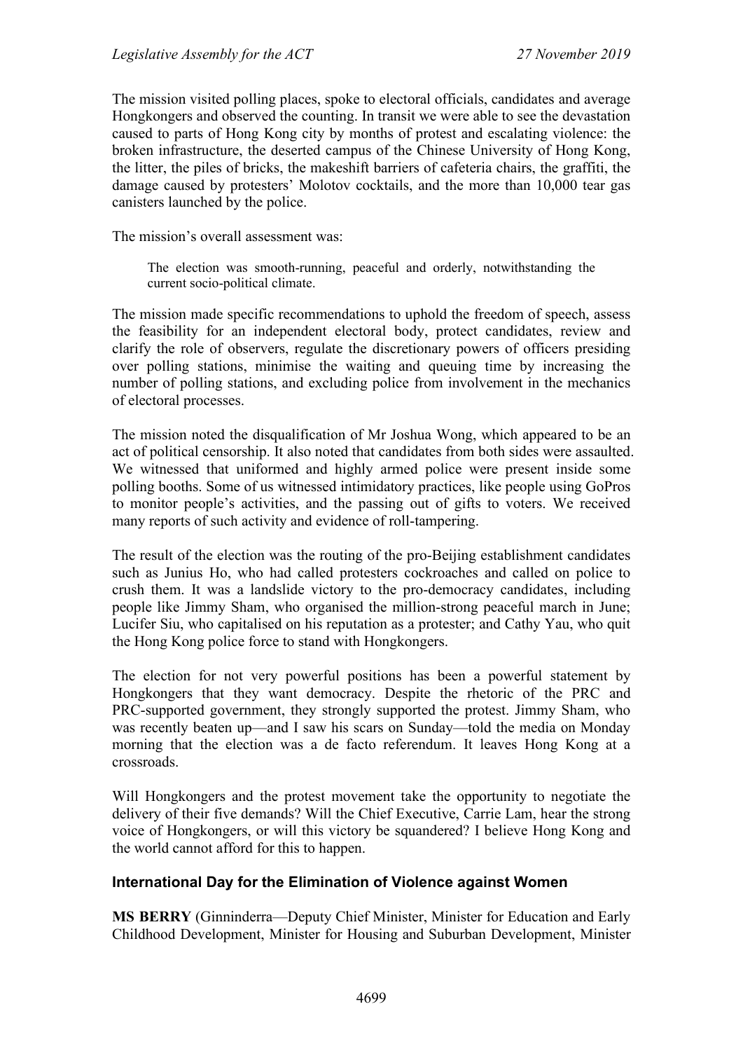The mission visited polling places, spoke to electoral officials, candidates and average Hongkongers and observed the counting. In transit we were able to see the devastation caused to parts of Hong Kong city by months of protest and escalating violence: the broken infrastructure, the deserted campus of the Chinese University of Hong Kong, the litter, the piles of bricks, the makeshift barriers of cafeteria chairs, the graffiti, the damage caused by protesters' Molotov cocktails, and the more than 10,000 tear gas canisters launched by the police.

The mission's overall assessment was:

> The election was smooth-running, peaceful and orderly, notwithstanding the current socio-political climate.

The mission made specific recommendations to uphold the freedom of speech, assess the feasibility for an independent electoral body, protect candidates, review and clarify the role of observers, regulate the discretionary powers of officers presiding over polling stations, minimise the waiting and queuing time by increasing the number of polling stations, and excluding police from involvement in the mechanics of electoral processes.

The mission noted the disqualification of Mr Joshua Wong, which appeared to be an act of political censorship. It also noted that candidates from both sides were assaulted. We witnessed that uniformed and highly armed police were present inside some polling booths. Some of us witnessed intimidatory practices, like people using GoPros to monitor people's activities, and the passing out of gifts to voters. We received many reports of such activity and evidence of roll-tampering.

The result of the election was the routing of the pro-Beijing establishment candidates such as Junius Ho, who had called protesters cockroaches and called on police to crush them. It was a landslide victory to the pro-democracy candidates, including people like Jimmy Sham, who organised the million-strong peaceful march in June; Lucifer Siu, who capitalised on his reputation as a protester; and Cathy Yau, who quit the Hong Kong police force to stand with Hongkongers.

The election for not very powerful positions has been a powerful statement by Hongkongers that they want democracy. Despite the rhetoric of the PRC and PRC-supported government, they strongly supported the protest. Jimmy Sham, who was recently beaten up—and I saw his scars on Sunday—told the media on Monday morning that the election was a de facto referendum. It leaves Hong Kong at a crossroads.

Will Hongkongers and the protest movement take the opportunity to negotiate the delivery of their five demands? Will the Chief Executive, Carrie Lam, hear the strong voice of Hongkongers, or will this victory be squandered? I believe Hong Kong and the world cannot afford for this to happen.

## International Day for the Elimination of Violence against Women

**MS BERRY** (Ginninderra—Deputy Chief Minister, Minister for Education and Early Childhood Development, Minister for Housing and Suburban Development, Minister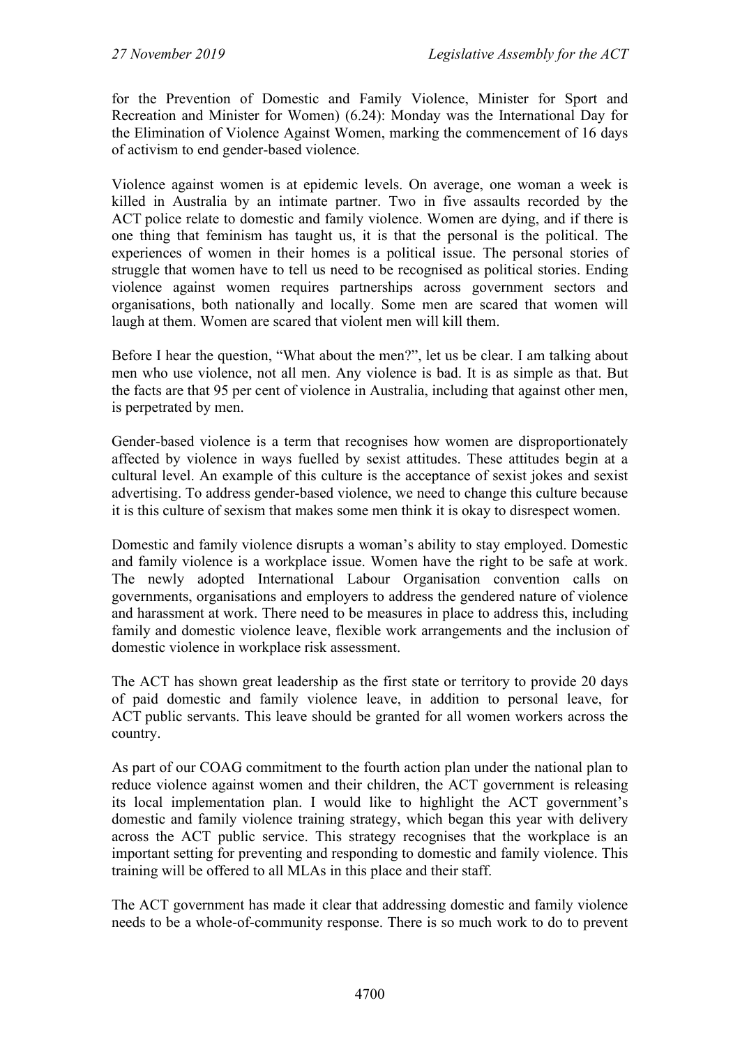for the Prevention of Domestic and Family Violence, Minister for Sport and Recreation and Minister for Women) (6.24): Monday was the International Day for the Elimination of Violence Against Women, marking the commencement of 16 days of activism to end gender-based violence.

Violence against women is at epidemic levels. On average, one woman a week is killed in Australia by an intimate partner. Two in five assaults recorded by the ACT police relate to domestic and family violence. Women are dying, and if there is one thing that feminism has taught us, it is that the personal is the political. The experiences of women in their homes is a political issue. The personal stories of struggle that women have to tell us need to be recognised as political stories. Ending violence against women requires partnerships across government sectors and organisations, both nationally and locally. Some men are scared that women will laugh at them. Women are scared that violent men will kill them.

Before I hear the question, "What about the men?", let us be clear. I am talking about men who use violence, not all men. Any violence is bad. It is as simple as that. But the facts are that 95 per cent of violence in Australia, including that against other men, is perpetrated by men.

Gender-based violence is a term that recognises how women are disproportionately affected by violence in ways fuelled by sexist attitudes. These attitudes begin at a cultural level. An example of this culture is the acceptance of sexist jokes and sexist advertising. To address gender-based violence, we need to change this culture because it is this culture of sexism that makes some men think it is okay to disrespect women.

Domestic and family violence disrupts a woman's ability to stay employed. Domestic and family violence is a workplace issue. Women have the right to be safe at work. The newly adopted International Labour Organisation convention calls on governments, organisations and employers to address the gendered nature of violence and harassment at work. There need to be measures in place to address this, including family and domestic violence leave, flexible work arrangements and the inclusion of domestic violence in workplace risk assessment.

The ACT has shown great leadership as the first state or territory to provide 20 days of paid domestic and family violence leave, in addition to personal leave, for ACT public servants. This leave should be granted for all women workers across the country.

As part of our COAG commitment to the fourth action plan under the national plan to reduce violence against women and their children, the ACT government is releasing its local implementation plan. I would like to highlight the ACT government's domestic and family violence training strategy, which began this year with delivery across the ACT public service. This strategy recognises that the workplace is an important setting for preventing and responding to domestic and family violence. This training will be offered to all MLAs in this place and their staff.

The ACT government has made it clear that addressing domestic and family violence needs to be a whole-of-community response. There is so much work to do to prevent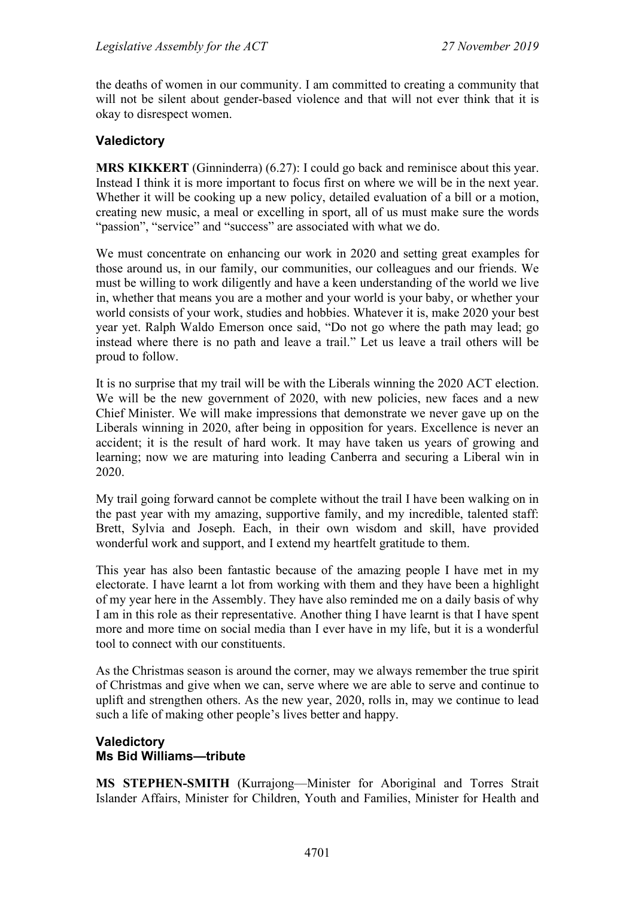the deaths of women in our community. I am committed to creating a community that will not be silent about gender-based violence and that will not ever think that it is okay to disrespect women.

## Valedictory

**MRS KIKKERT** (Ginninderra) (6.27): I could go back and reminisce about this year. Instead I think it is more important to focus first on where we will be in the next year. Whether it will be cooking up a new policy, detailed evaluation of a bill or a motion, creating new music, a meal or excelling in sport, all of us must make sure the words "passion", "service" and "success" are associated with what we do.

We must concentrate on enhancing our work in 2020 and setting great examples for those around us, in our family, our communities, our colleagues and our friends. We must be willing to work diligently and have a keen understanding of the world we live in, whether that means you are a mother and your world is your baby, or whether your world consists of your work, studies and hobbies. Whatever it is, make 2020 your best year yet. Ralph Waldo Emerson once said, "Do not go where the path may lead; go instead where there is no path and leave a trail." Let us leave a trail others will be proud to follow.

It is no surprise that my trail will be with the Liberals winning the 2020 ACT election. We will be the new government of 2020, with new policies, new faces and a new Chief Minister. We will make impressions that demonstrate we never gave up on the Liberals winning in 2020, after being in opposition for years. Excellence is never an accident; it is the result of hard work. It may have taken us years of growing and learning; now we are maturing into leading Canberra and securing a Liberal win in 2020.

My trail going forward cannot be complete without the trail I have been walking on in the past year with my amazing, supportive family, and my incredible, talented staff: Brett, Sylvia and Joseph. Each, in their own wisdom and skill, have provided wonderful work and support, and I extend my heartfelt gratitude to them.

This year has also been fantastic because of the amazing people I have met in my electorate. I have learnt a lot from working with them and they have been a highlight of my year here in the Assembly. They have also reminded me on a daily basis of why I am in this role as their representative. Another thing I have learnt is that I have spent more and more time on social media than I ever have in my life, but it is a wonderful tool to connect with our constituents.

As the Christmas season is around the corner, may we always remember the true spirit of Christmas and give when we can, serve where we are able to serve and continue to uplift and strengthen others. As the new year, 2020, rolls in, may we continue to lead such a life of making other people's lives better and happy.

## Valedictory
## Ms Bid Williams—tribute

**MS STEPHEN-SMITH** (Kurrajong—Minister for Aboriginal and Torres Strait Islander Affairs, Minister for Children, Youth and Families, Minister for Health and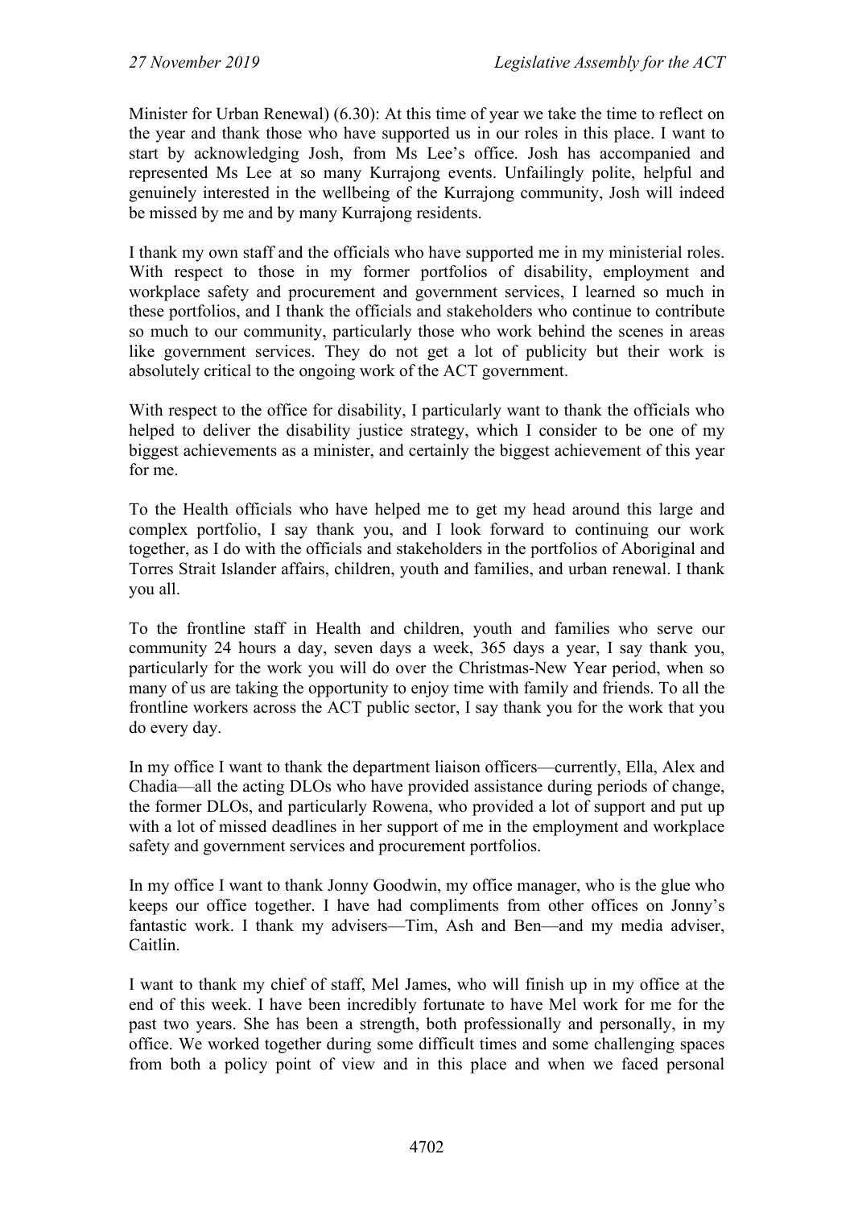Minister for Urban Renewal) (6.30): At this time of year we take the time to reflect on the year and thank those who have supported us in our roles in this place. I want to start by acknowledging Josh, from Ms Lee's office. Josh has accompanied and represented Ms Lee at so many Kurrajong events. Unfailingly polite, helpful and genuinely interested in the wellbeing of the Kurrajong community, Josh will indeed be missed by me and by many Kurrajong residents.

I thank my own staff and the officials who have supported me in my ministerial roles. With respect to those in my former portfolios of disability, employment and workplace safety and procurement and government services, I learned so much in these portfolios, and I thank the officials and stakeholders who continue to contribute so much to our community, particularly those who work behind the scenes in areas like government services. They do not get a lot of publicity but their work is absolutely critical to the ongoing work of the ACT government.

With respect to the office for disability, I particularly want to thank the officials who helped to deliver the disability justice strategy, which I consider to be one of my biggest achievements as a minister, and certainly the biggest achievement of this year for me.

To the Health officials who have helped me to get my head around this large and complex portfolio, I say thank you, and I look forward to continuing our work together, as I do with the officials and stakeholders in the portfolios of Aboriginal and Torres Strait Islander affairs, children, youth and families, and urban renewal. I thank you all.

To the frontline staff in Health and children, youth and families who serve our community 24 hours a day, seven days a week, 365 days a year, I say thank you, particularly for the work you will do over the Christmas-New Year period, when so many of us are taking the opportunity to enjoy time with family and friends. To all the frontline workers across the ACT public sector, I say thank you for the work that you do every day.

In my office I want to thank the department liaison officers—currently, Ella, Alex and Chadia—all the acting DLOs who have provided assistance during periods of change, the former DLOs, and particularly Rowena, who provided a lot of support and put up with a lot of missed deadlines in her support of me in the employment and workplace safety and government services and procurement portfolios.

In my office I want to thank Jonny Goodwin, my office manager, who is the glue who keeps our office together. I have had compliments from other offices on Jonny's fantastic work. I thank my advisers—Tim, Ash and Ben—and my media adviser, Caitlin.

I want to thank my chief of staff, Mel James, who will finish up in my office at the end of this week. I have been incredibly fortunate to have Mel work for me for the past two years. She has been a strength, both professionally and personally, in my office. We worked together during some difficult times and some challenging spaces from both a policy point of view and in this place and when we faced personal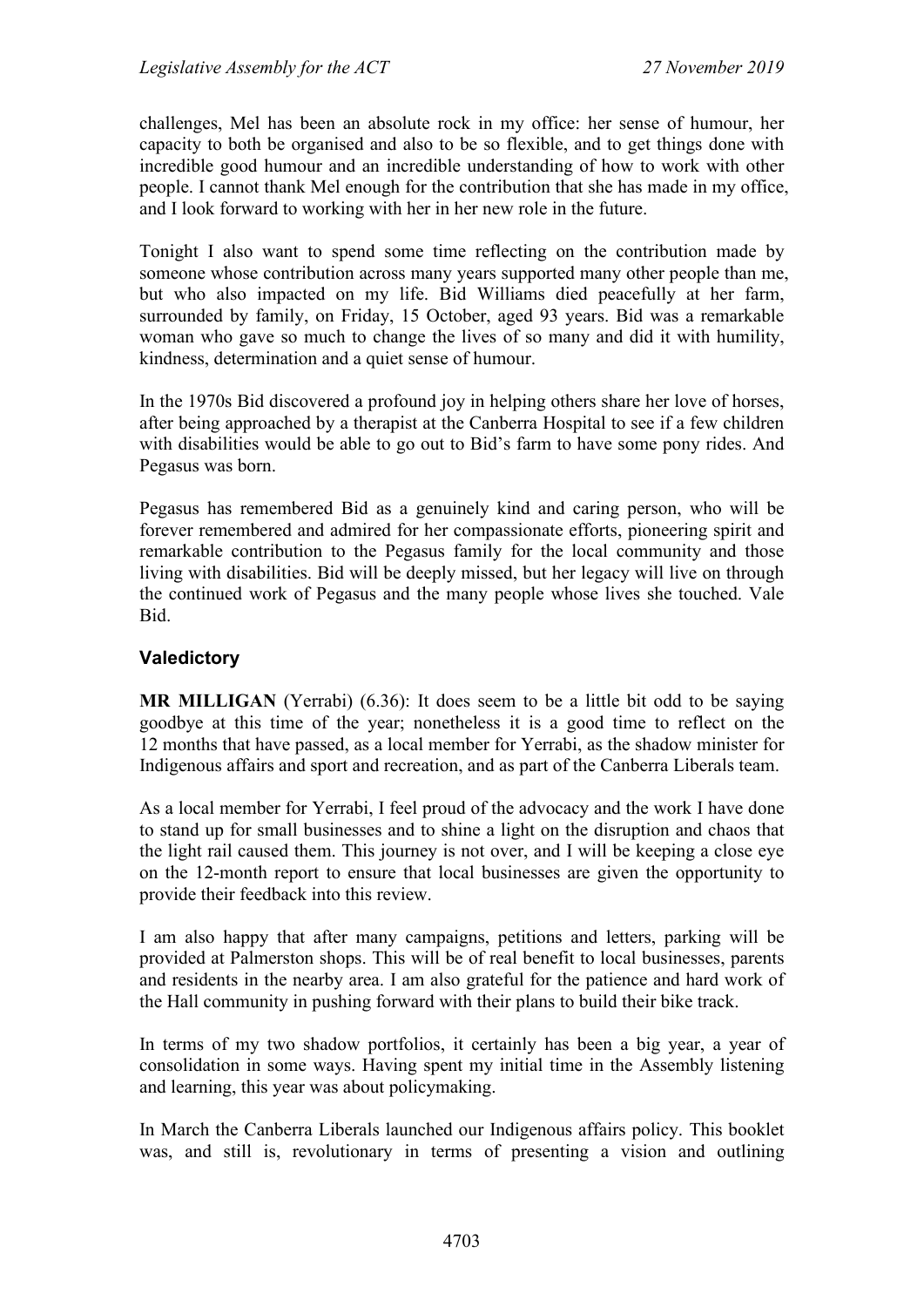challenges, Mel has been an absolute rock in my office: her sense of humour, her capacity to both be organised and also to be so flexible, and to get things done with incredible good humour and an incredible understanding of how to work with other people. I cannot thank Mel enough for the contribution that she has made in my office, and I look forward to working with her in her new role in the future.

Tonight I also want to spend some time reflecting on the contribution made by someone whose contribution across many years supported many other people than me, but who also impacted on my life. Bid Williams died peacefully at her farm, surrounded by family, on Friday, 15 October, aged 93 years. Bid was a remarkable woman who gave so much to change the lives of so many and did it with humility, kindness, determination and a quiet sense of humour.

In the 1970s Bid discovered a profound joy in helping others share her love of horses, after being approached by a therapist at the Canberra Hospital to see if a few children with disabilities would be able to go out to Bid's farm to have some pony rides. And Pegasus was born.

Pegasus has remembered Bid as a genuinely kind and caring person, who will be forever remembered and admired for her compassionate efforts, pioneering spirit and remarkable contribution to the Pegasus family for the local community and those living with disabilities. Bid will be deeply missed, but her legacy will live on through the continued work of Pegasus and the many people whose lives she touched. Vale Bid.

## Valedictory

**MR MILLIGAN** (Yerrabi) (6.36): It does seem to be a little bit odd to be saying goodbye at this time of the year; nonetheless it is a good time to reflect on the 12 months that have passed, as a local member for Yerrabi, as the shadow minister for Indigenous affairs and sport and recreation, and as part of the Canberra Liberals team.

As a local member for Yerrabi, I feel proud of the advocacy and the work I have done to stand up for small businesses and to shine a light on the disruption and chaos that the light rail caused them. This journey is not over, and I will be keeping a close eye on the 12-month report to ensure that local businesses are given the opportunity to provide their feedback into this review.

I am also happy that after many campaigns, petitions and letters, parking will be provided at Palmerston shops. This will be of real benefit to local businesses, parents and residents in the nearby area. I am also grateful for the patience and hard work of the Hall community in pushing forward with their plans to build their bike track.

In terms of my two shadow portfolios, it certainly has been a big year, a year of consolidation in some ways. Having spent my initial time in the Assembly listening and learning, this year was about policymaking.

In March the Canberra Liberals launched our Indigenous affairs policy. This booklet was, and still is, revolutionary in terms of presenting a vision and outlining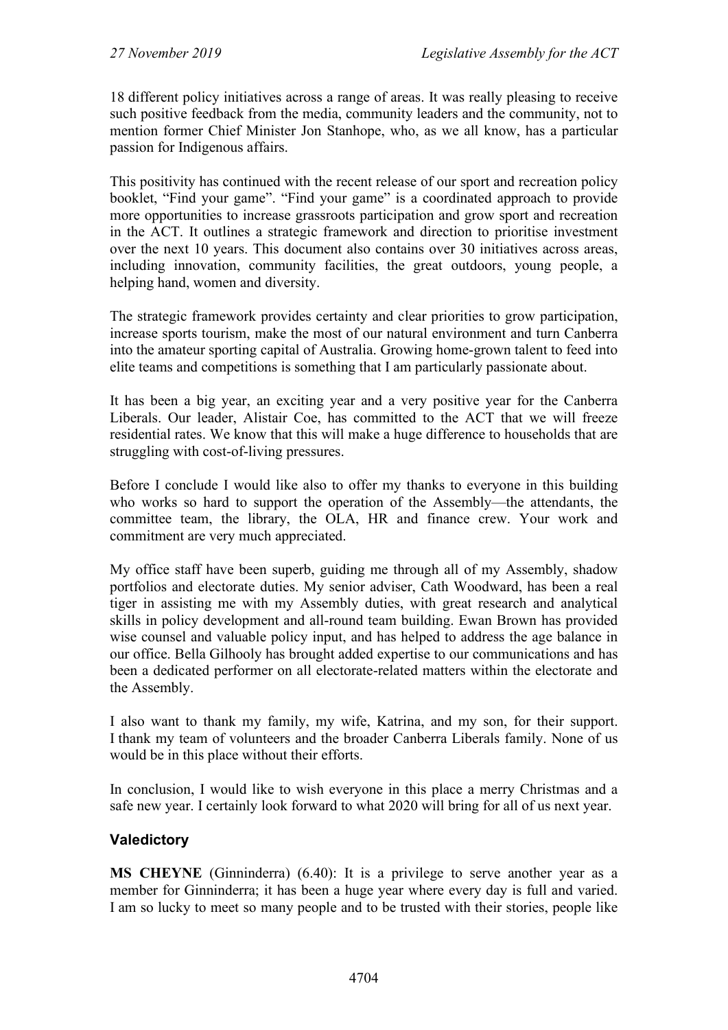18 different policy initiatives across a range of areas. It was really pleasing to receive such positive feedback from the media, community leaders and the community, not to mention former Chief Minister Jon Stanhope, who, as we all know, has a particular passion for Indigenous affairs.

This positivity has continued with the recent release of our sport and recreation policy booklet, "Find your game". "Find your game" is a coordinated approach to provide more opportunities to increase grassroots participation and grow sport and recreation in the ACT. It outlines a strategic framework and direction to prioritise investment over the next 10 years. This document also contains over 30 initiatives across areas, including innovation, community facilities, the great outdoors, young people, a helping hand, women and diversity.

The strategic framework provides certainty and clear priorities to grow participation, increase sports tourism, make the most of our natural environment and turn Canberra into the amateur sporting capital of Australia. Growing home-grown talent to feed into elite teams and competitions is something that I am particularly passionate about.

It has been a big year, an exciting year and a very positive year for the Canberra Liberals. Our leader, Alistair Coe, has committed to the ACT that we will freeze residential rates. We know that this will make a huge difference to households that are struggling with cost-of-living pressures.

Before I conclude I would like also to offer my thanks to everyone in this building who works so hard to support the operation of the Assembly—the attendants, the committee team, the library, the OLA, HR and finance crew. Your work and commitment are very much appreciated.

My office staff have been superb, guiding me through all of my Assembly, shadow portfolios and electorate duties. My senior adviser, Cath Woodward, has been a real tiger in assisting me with my Assembly duties, with great research and analytical skills in policy development and all-round team building. Ewan Brown has provided wise counsel and valuable policy input, and has helped to address the age balance in our office. Bella Gilhooly has brought added expertise to our communications and has been a dedicated performer on all electorate-related matters within the electorate and the Assembly.

I also want to thank my family, my wife, Katrina, and my son, for their support. I thank my team of volunteers and the broader Canberra Liberals family. None of us would be in this place without their efforts.

In conclusion, I would like to wish everyone in this place a merry Christmas and a safe new year. I certainly look forward to what 2020 will bring for all of us next year.

## Valedictory

**MS CHEYNE** (Ginninderra) (6.40): It is a privilege to serve another year as a member for Ginninderra; it has been a huge year where every day is full and varied. I am so lucky to meet so many people and to be trusted with their stories, people like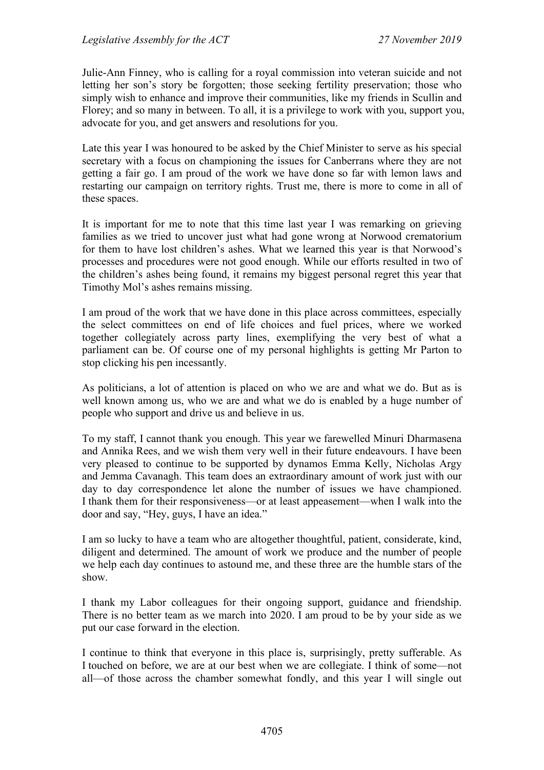Julie-Ann Finney, who is calling for a royal commission into veteran suicide and not letting her son's story be forgotten; those seeking fertility preservation; those who simply wish to enhance and improve their communities, like my friends in Scullin and Florey; and so many in between. To all, it is a privilege to work with you, support you, advocate for you, and get answers and resolutions for you.

Late this year I was honoured to be asked by the Chief Minister to serve as his special secretary with a focus on championing the issues for Canberrans where they are not getting a fair go. I am proud of the work we have done so far with lemon laws and restarting our campaign on territory rights. Trust me, there is more to come in all of these spaces.

It is important for me to note that this time last year I was remarking on grieving families as we tried to uncover just what had gone wrong at Norwood crematorium for them to have lost children's ashes. What we learned this year is that Norwood's processes and procedures were not good enough. While our efforts resulted in two of the children's ashes being found, it remains my biggest personal regret this year that Timothy Mol's ashes remains missing.

I am proud of the work that we have done in this place across committees, especially the select committees on end of life choices and fuel prices, where we worked together collegiately across party lines, exemplifying the very best of what a parliament can be. Of course one of my personal highlights is getting Mr Parton to stop clicking his pen incessantly.

As politicians, a lot of attention is placed on who we are and what we do. But as is well known among us, who we are and what we do is enabled by a huge number of people who support and drive us and believe in us.

To my staff, I cannot thank you enough. This year we farewelled Minuri Dharmasena and Annika Rees, and we wish them very well in their future endeavours. I have been very pleased to continue to be supported by dynamos Emma Kelly, Nicholas Argy and Jemma Cavanagh. This team does an extraordinary amount of work just with our day to day correspondence let alone the number of issues we have championed. I thank them for their responsiveness—or at least appeasement—when I walk into the door and say, "Hey, guys, I have an idea."

I am so lucky to have a team who are altogether thoughtful, patient, considerate, kind, diligent and determined. The amount of work we produce and the number of people we help each day continues to astound me, and these three are the humble stars of the show.

I thank my Labor colleagues for their ongoing support, guidance and friendship. There is no better team as we march into 2020. I am proud to be by your side as we put our case forward in the election.

I continue to think that everyone in this place is, surprisingly, pretty sufferable. As I touched on before, we are at our best when we are collegiate. I think of some—not all—of those across the chamber somewhat fondly, and this year I will single out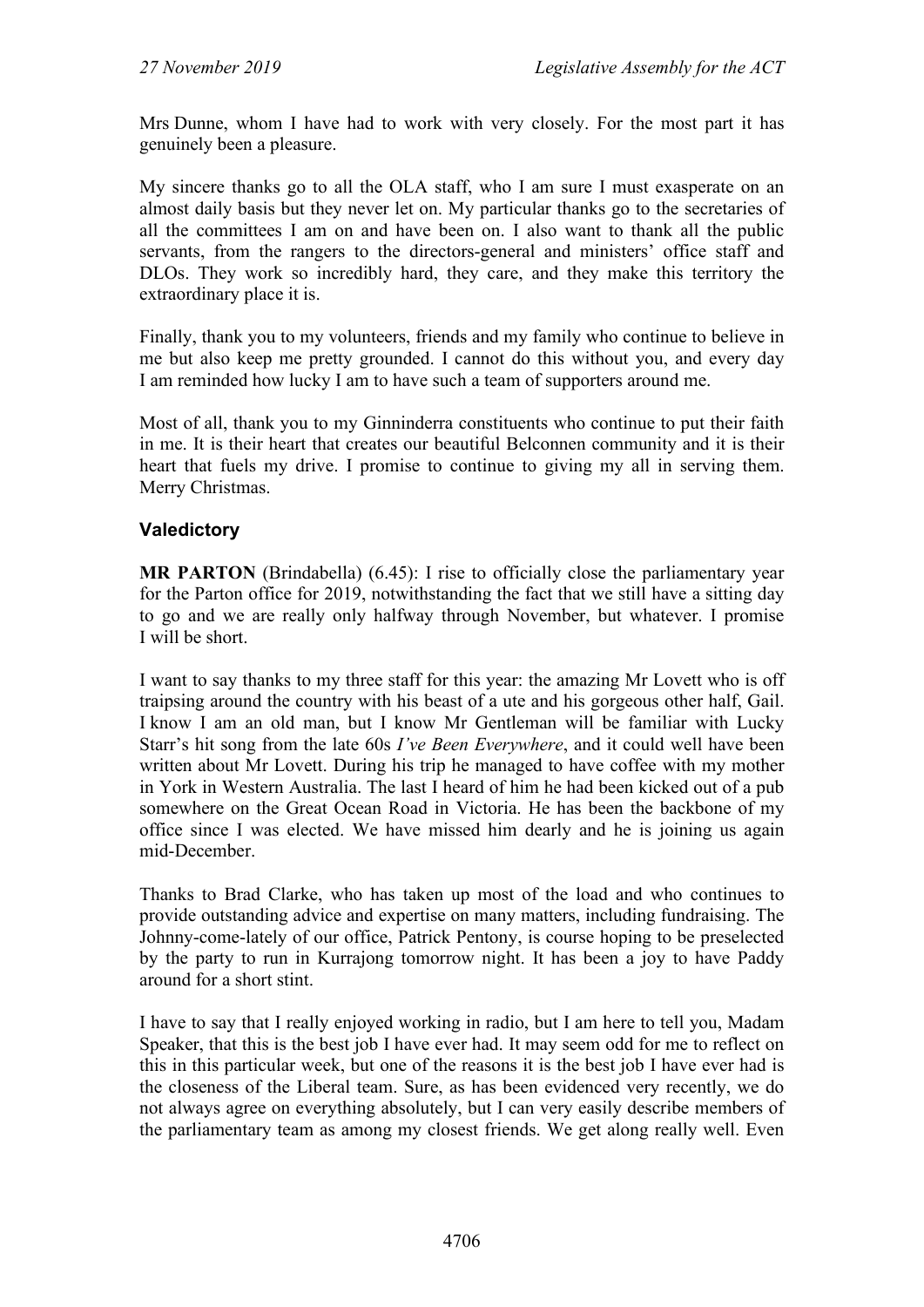Mrs Dunne, whom I have had to work with very closely. For the most part it has genuinely been a pleasure.

My sincere thanks go to all the OLA staff, who I am sure I must exasperate on an almost daily basis but they never let on. My particular thanks go to the secretaries of all the committees I am on and have been on. I also want to thank all the public servants, from the rangers to the directors-general and ministers' office staff and DLOs. They work so incredibly hard, they care, and they make this territory the extraordinary place it is.

Finally, thank you to my volunteers, friends and my family who continue to believe in me but also keep me pretty grounded. I cannot do this without you, and every day I am reminded how lucky I am to have such a team of supporters around me.

Most of all, thank you to my Ginninderra constituents who continue to put their faith in me. It is their heart that creates our beautiful Belconnen community and it is their heart that fuels my drive. I promise to continue to giving my all in serving them. Merry Christmas.

## Valedictory

**MR PARTON** (Brindabella) (6.45): I rise to officially close the parliamentary year for the Parton office for 2019, notwithstanding the fact that we still have a sitting day to go and we are really only halfway through November, but whatever. I promise I will be short.

I want to say thanks to my three staff for this year: the amazing Mr Lovett who is off traipsing around the country with his beast of a ute and his gorgeous other half, Gail. I know I am an old man, but I know Mr Gentleman will be familiar with Lucky Starr's hit song from the late 60s *I've Been Everywhere*, and it could well have been written about Mr Lovett. During his trip he managed to have coffee with my mother in York in Western Australia. The last I heard of him he had been kicked out of a pub somewhere on the Great Ocean Road in Victoria. He has been the backbone of my office since I was elected. We have missed him dearly and he is joining us again mid-December.

Thanks to Brad Clarke, who has taken up most of the load and who continues to provide outstanding advice and expertise on many matters, including fundraising. The Johnny-come-lately of our office, Patrick Pentony, is course hoping to be preselected by the party to run in Kurrajong tomorrow night. It has been a joy to have Paddy around for a short stint.

I have to say that I really enjoyed working in radio, but I am here to tell you, Madam Speaker, that this is the best job I have ever had. It may seem odd for me to reflect on this in this particular week, but one of the reasons it is the best job I have ever had is the closeness of the Liberal team. Sure, as has been evidenced very recently, we do not always agree on everything absolutely, but I can very easily describe members of the parliamentary team as among my closest friends. We get along really well. Even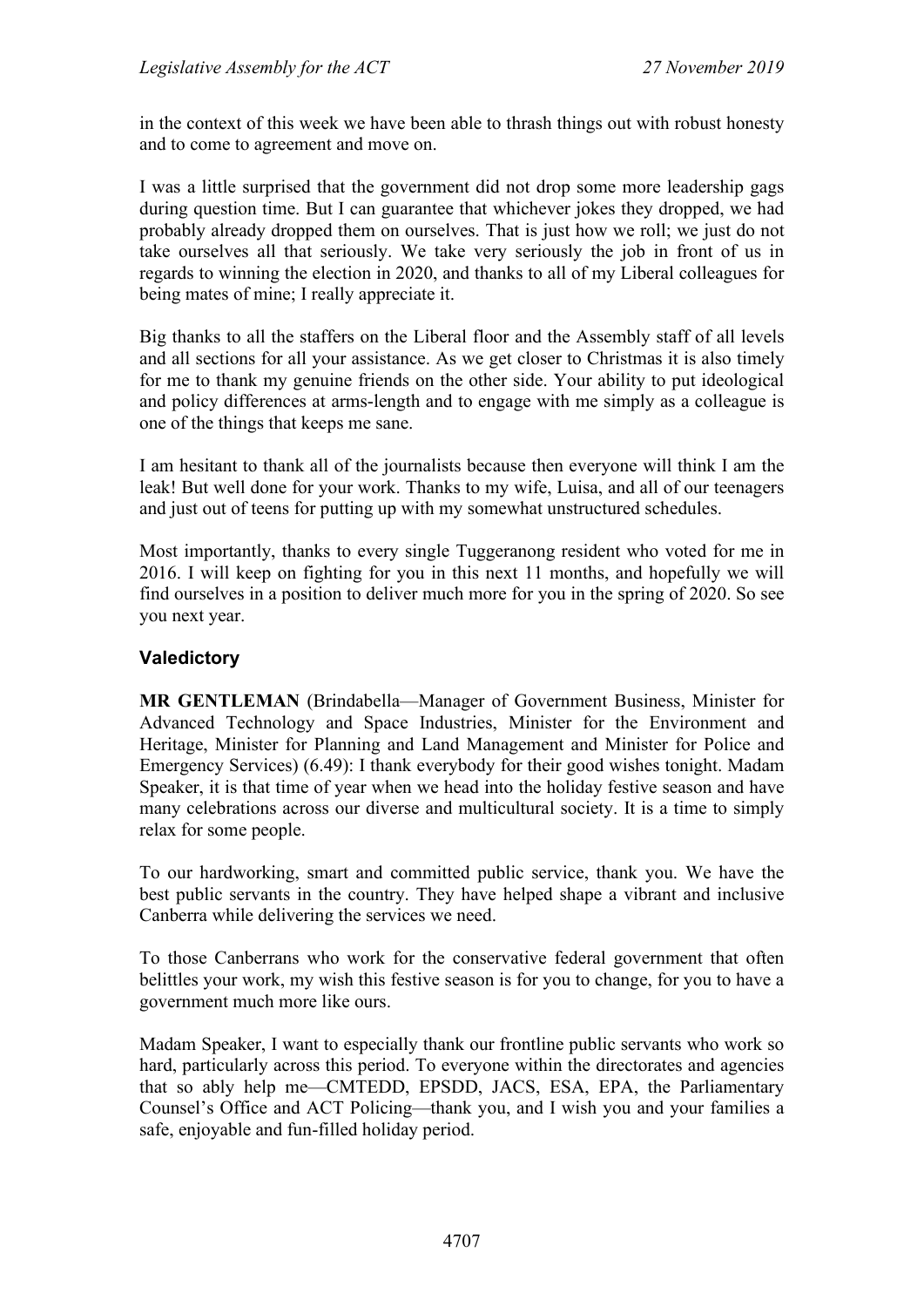in the context of this week we have been able to thrash things out with robust honesty and to come to agreement and move on.

I was a little surprised that the government did not drop some more leadership gags during question time. But I can guarantee that whichever jokes they dropped, we had probably already dropped them on ourselves. That is just how we roll; we just do not take ourselves all that seriously. We take very seriously the job in front of us in regards to winning the election in 2020, and thanks to all of my Liberal colleagues for being mates of mine; I really appreciate it.

Big thanks to all the staffers on the Liberal floor and the Assembly staff of all levels and all sections for all your assistance. As we get closer to Christmas it is also timely for me to thank my genuine friends on the other side. Your ability to put ideological and policy differences at arms-length and to engage with me simply as a colleague is one of the things that keeps me sane.

I am hesitant to thank all of the journalists because then everyone will think I am the leak! But well done for your work. Thanks to my wife, Luisa, and all of our teenagers and just out of teens for putting up with my somewhat unstructured schedules.

Most importantly, thanks to every single Tuggeranong resident who voted for me in 2016. I will keep on fighting for you in this next 11 months, and hopefully we will find ourselves in a position to deliver much more for you in the spring of 2020. So see you next year.

### Valedictory

**MR GENTLEMAN** (Brindabella—Manager of Government Business, Minister for Advanced Technology and Space Industries, Minister for the Environment and Heritage, Minister for Planning and Land Management and Minister for Police and Emergency Services) (6.49): I thank everybody for their good wishes tonight. Madam Speaker, it is that time of year when we head into the holiday festive season and have many celebrations across our diverse and multicultural society. It is a time to simply relax for some people.

To our hardworking, smart and committed public service, thank you. We have the best public servants in the country. They have helped shape a vibrant and inclusive Canberra while delivering the services we need.

To those Canberrans who work for the conservative federal government that often belittles your work, my wish this festive season is for you to change, for you to have a government much more like ours.

Madam Speaker, I want to especially thank our frontline public servants who work so hard, particularly across this period. To everyone within the directorates and agencies that so ably help me—CMTEDD, EPSDD, JACS, ESA, EPA, the Parliamentary Counsel's Office and ACT Policing—thank you, and I wish you and your families a safe, enjoyable and fun-filled holiday period.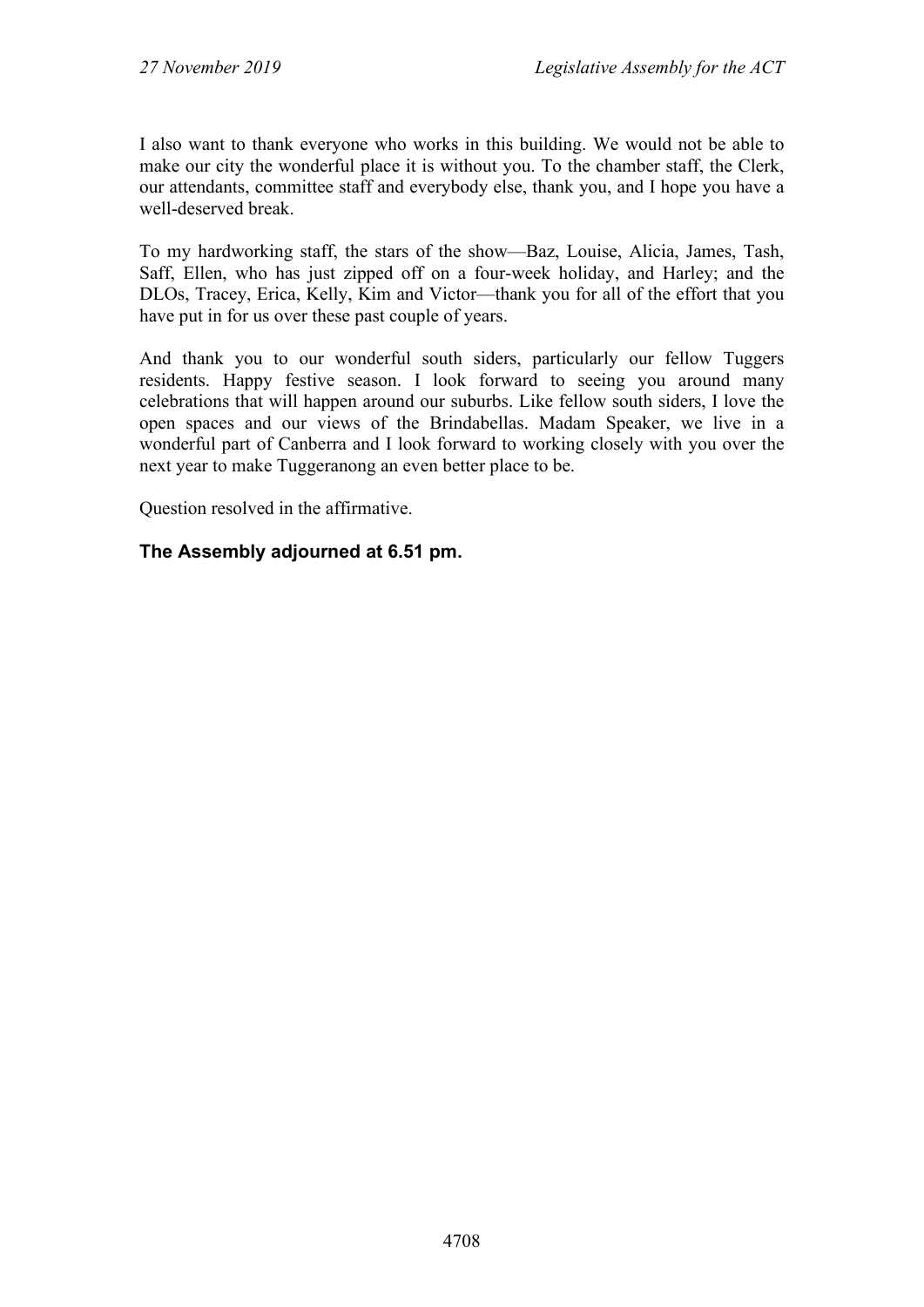I also want to thank everyone who works in this building. We would not be able to make our city the wonderful place it is without you. To the chamber staff, the Clerk, our attendants, committee staff and everybody else, thank you, and I hope you have a well-deserved break.

To my hardworking staff, the stars of the show—Baz, Louise, Alicia, James, Tash, Saff, Ellen, who has just zipped off on a four-week holiday, and Harley; and the DLOs, Tracey, Erica, Kelly, Kim and Victor—thank you for all of the effort that you have put in for us over these past couple of years.

And thank you to our wonderful south siders, particularly our fellow Tuggers residents. Happy festive season. I look forward to seeing you around many celebrations that will happen around our suburbs. Like fellow south siders, I love the open spaces and our views of the Brindabellas. Madam Speaker, we live in a wonderful part of Canberra and I look forward to working closely with you over the next year to make Tuggeranong an even better place to be.

Question resolved in the affirmative.

**The Assembly adjourned at 6.51 pm.**